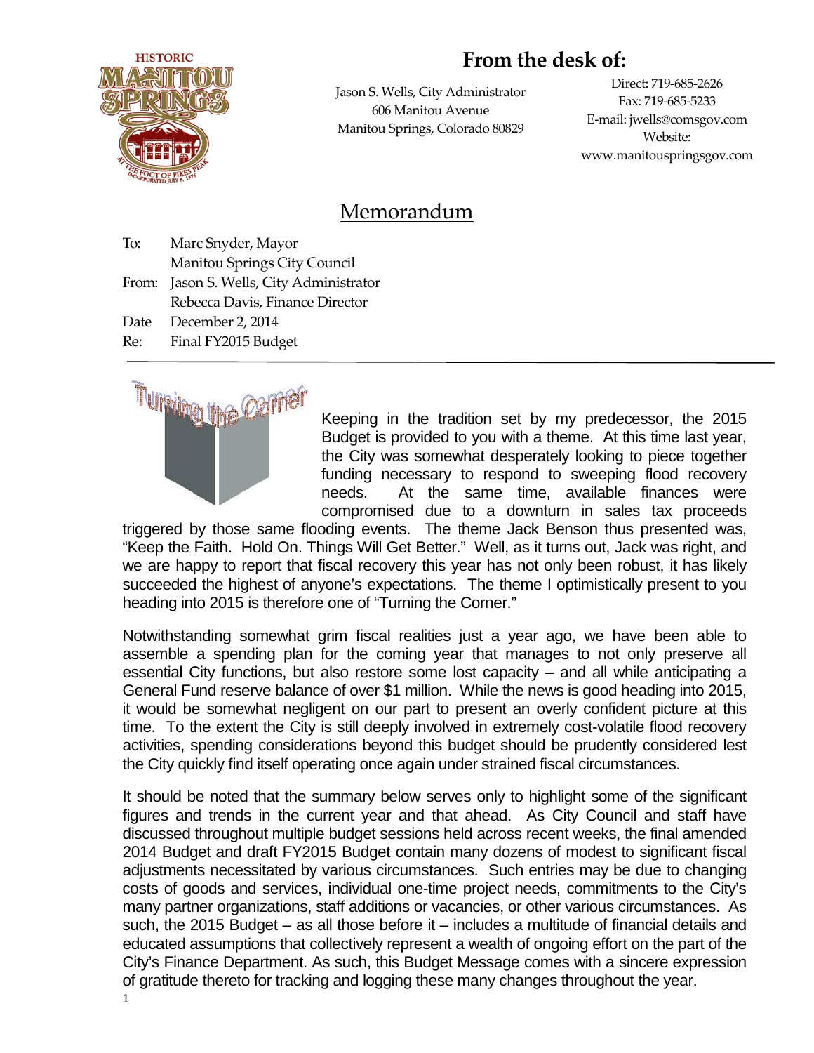**HISTORIC MANITOU SPRINGS**

# From the desk of:

Jason S. Wells, City Administrator
606 Manitou Avenue
Manitou Springs, Colorado 80829

Direct: 719-685-2626
Fax: 719-685-5233
E-mail: jwells@comsgov.com
Website:
www.manitouspringsgov.com

## Memorandum

To: Marc Snyder, Mayor
Manitou Springs City Council

From: Jason S. Wells, City Administrator
Rebecca Davis, Finance Director

Date December 2, 2014

Re: Final FY2015 Budget

---

Turning the Corner

Keeping in the tradition set by my predecessor, the 2015 Budget is provided to you with a theme. At this time last year, the City was somewhat desperately looking to piece together funding necessary to respond to sweeping flood recovery needs. At the same time, available finances were compromised due to a downturn in sales tax proceeds triggered by those same flooding events. The theme Jack Benson thus presented was, "Keep the Faith. Hold On. Things Will Get Better." Well, as it turns out, Jack was right, and we are happy to report that fiscal recovery this year has not only been robust, it has likely succeeded the highest of anyone's expectations. The theme I optimistically present to you heading into 2015 is therefore one of "Turning the Corner."

Notwithstanding somewhat grim fiscal realities just a year ago, we have been able to assemble a spending plan for the coming year that manages to not only preserve all essential City functions, but also restore some lost capacity – and all while anticipating a General Fund reserve balance of over $1 million. While the news is good heading into 2015, it would be somewhat negligent on our part to present an overly confident picture at this time. To the extent the City is still deeply involved in extremely cost-volatile flood recovery activities, spending considerations beyond this budget should be prudently considered lest the City quickly find itself operating once again under strained fiscal circumstances.

It should be noted that the summary below serves only to highlight some of the significant figures and trends in the current year and that ahead. As City Council and staff have discussed throughout multiple budget sessions held across recent weeks, the final amended 2014 Budget and draft FY2015 Budget contain many dozens of modest to significant fiscal adjustments necessitated by various circumstances. Such entries may be due to changing costs of goods and services, individual one-time project needs, commitments to the City's many partner organizations, staff additions or vacancies, or other various circumstances. As such, the 2015 Budget – as all those before it – includes a multitude of financial details and educated assumptions that collectively represent a wealth of ongoing effort on the part of the City's Finance Department. As such, this Budget Message comes with a sincere expression of gratitude thereto for tracking and logging these many changes throughout the year.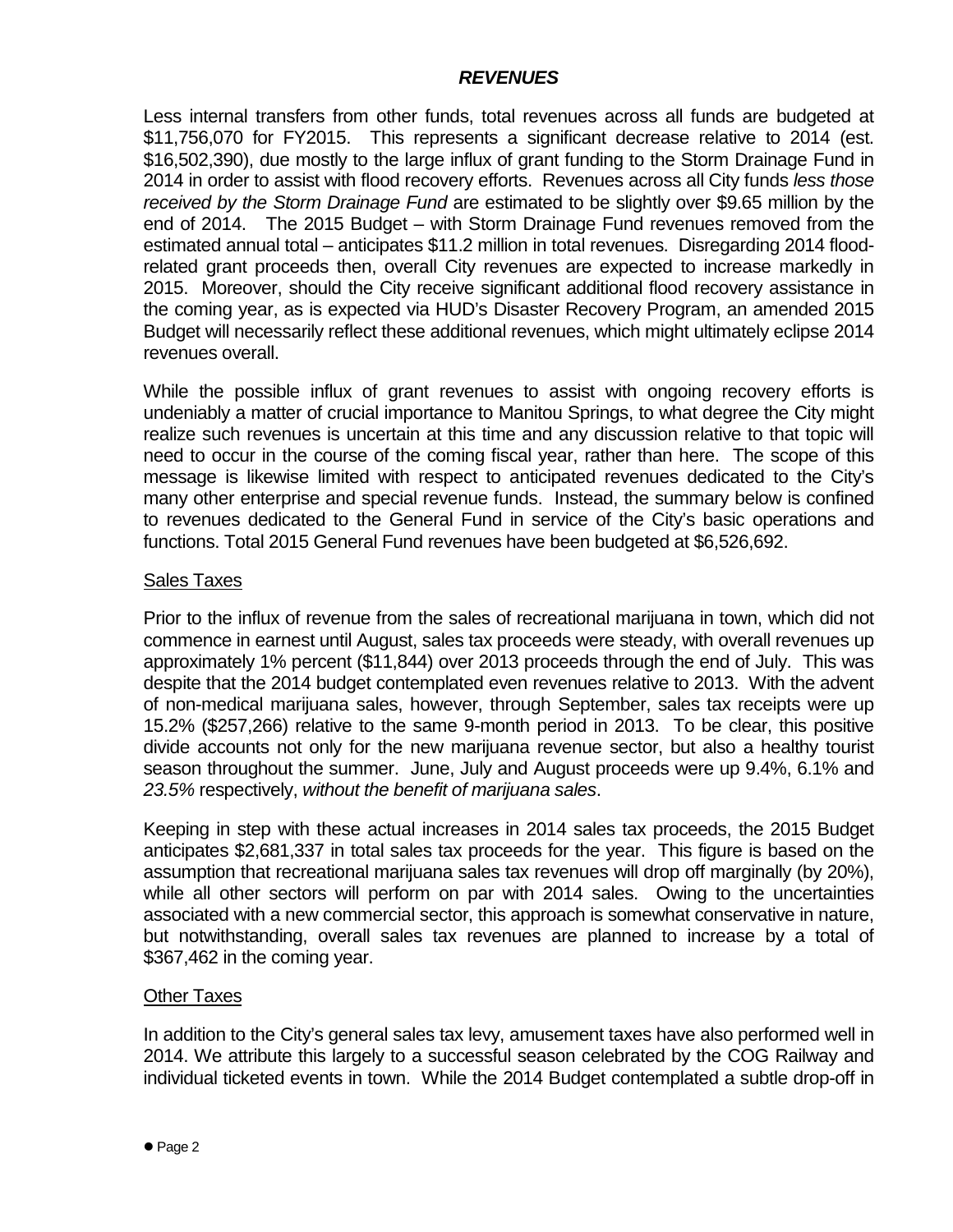## *REVENUES*

Less internal transfers from other funds, total revenues across all funds are budgeted at $11,756,070 for FY2015. This represents a significant decrease relative to 2014 (est. $16,502,390), due mostly to the large influx of grant funding to the Storm Drainage Fund in 2014 in order to assist with flood recovery efforts. Revenues across all City funds *less those received by the Storm Drainage Fund* are estimated to be slightly over $9.65 million by the end of 2014. The 2015 Budget – with Storm Drainage Fund revenues removed from the estimated annual total – anticipates $11.2 million in total revenues. Disregarding 2014 flood-related grant proceeds then, overall City revenues are expected to increase markedly in 2015. Moreover, should the City receive significant additional flood recovery assistance in the coming year, as is expected via HUD's Disaster Recovery Program, an amended 2015 Budget will necessarily reflect these additional revenues, which might ultimately eclipse 2014 revenues overall.

While the possible influx of grant revenues to assist with ongoing recovery efforts is undeniably a matter of crucial importance to Manitou Springs, to what degree the City might realize such revenues is uncertain at this time and any discussion relative to that topic will need to occur in the course of the coming fiscal year, rather than here. The scope of this message is likewise limited with respect to anticipated revenues dedicated to the City's many other enterprise and special revenue funds. Instead, the summary below is confined to revenues dedicated to the General Fund in service of the City's basic operations and functions. Total 2015 General Fund revenues have been budgeted at $6,526,692.

### Sales Taxes

Prior to the influx of revenue from the sales of recreational marijuana in town, which did not commence in earnest until August, sales tax proceeds were steady, with overall revenues up approximately 1% percent ($11,844) over 2013 proceeds through the end of July. This was despite that the 2014 budget contemplated even revenues relative to 2013. With the advent of non-medical marijuana sales, however, through September, sales tax receipts were up 15.2% ($257,266) relative to the same 9-month period in 2013. To be clear, this positive divide accounts not only for the new marijuana revenue sector, but also a healthy tourist season throughout the summer. June, July and August proceeds were up 9.4%, 6.1% and *23.5%* respectively, *without the benefit of marijuana sales*.

Keeping in step with these actual increases in 2014 sales tax proceeds, the 2015 Budget anticipates $2,681,337 in total sales tax proceeds for the year. This figure is based on the assumption that recreational marijuana sales tax revenues will drop off marginally (by 20%), while all other sectors will perform on par with 2014 sales. Owing to the uncertainties associated with a new commercial sector, this approach is somewhat conservative in nature, but notwithstanding, overall sales tax revenues are planned to increase by a total of $367,462 in the coming year.

### Other Taxes

In addition to the City's general sales tax levy, amusement taxes have also performed well in 2014. We attribute this largely to a successful season celebrated by the COG Railway and individual ticketed events in town. While the 2014 Budget contemplated a subtle drop-off in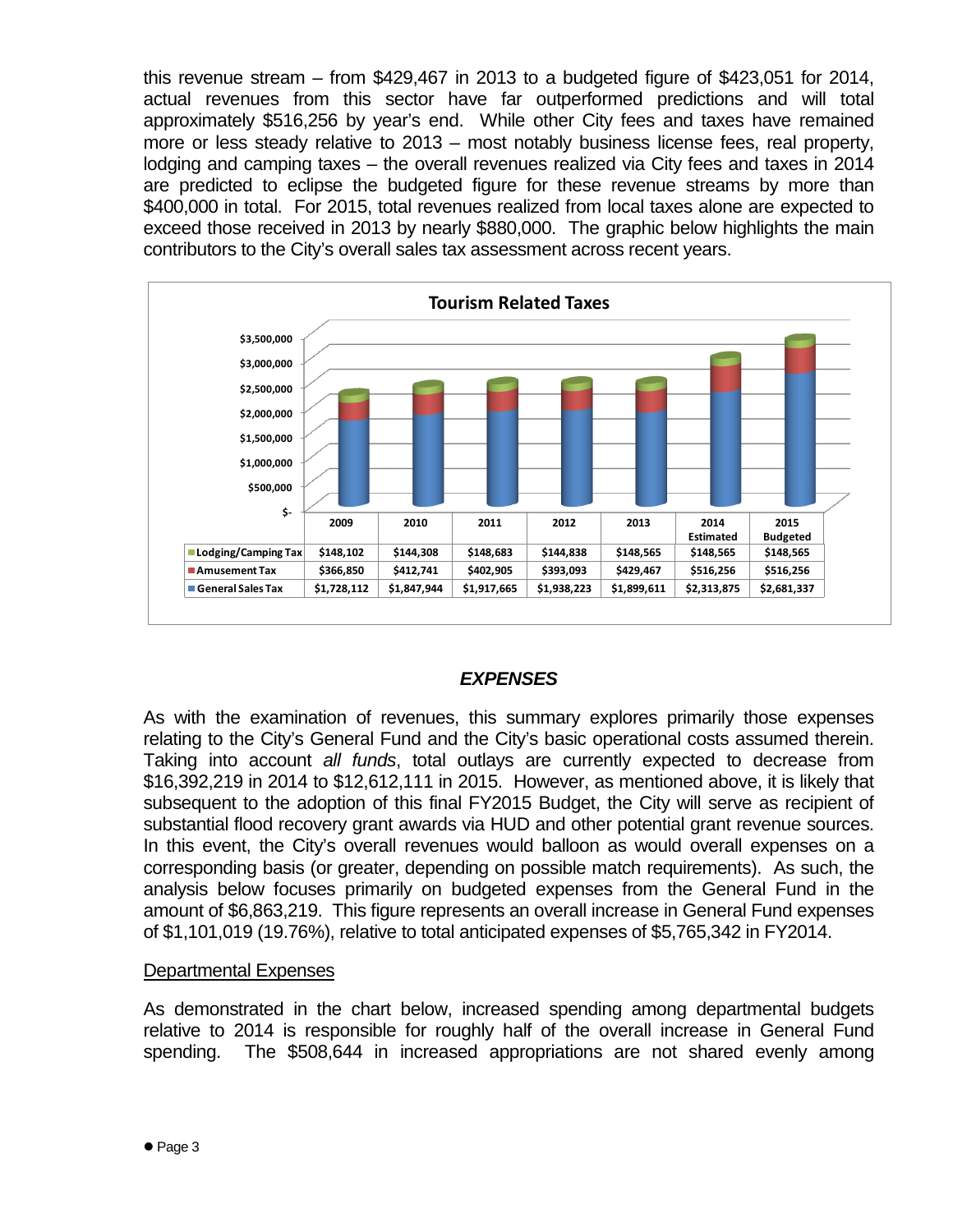this revenue stream – from $429,467 in 2013 to a budgeted figure of $423,051 for 2014, actual revenues from this sector have far outperformed predictions and will total approximately $516,256 by year's end. While other City fees and taxes have remained more or less steady relative to 2013 – most notably business license fees, real property, lodging and camping taxes – the overall revenues realized via City fees and taxes in 2014 are predicted to eclipse the budgeted figure for these revenue streams by more than $400,000 in total. For 2015, total revenues realized from local taxes alone are expected to exceed those received in 2013 by nearly $880,000. The graphic below highlights the main contributors to the City's overall sales tax assessment across recent years.

**Tourism Related Taxes**

| | 2009 | 2010 | 2011 | 2012 | 2013 | 2014 Estimated | 2015 Budgeted |
|---|---|---|---|---|---|---|---|
| Lodging/Camping Tax | $148,102 | $144,308 | $148,683 | $144,838 | $148,565 | $148,565 | $148,565 |
| Amusement Tax | $366,850 | $412,741 | $402,905 | $393,093 | $429,467 | $516,256 | $516,256 |
| General Sales Tax | $1,728,112 | $1,847,944 | $1,917,665 | $1,938,223 | $1,899,611 | $2,313,875 | $2,681,337 |

## *EXPENSES*

As with the examination of revenues, this summary explores primarily those expenses relating to the City's General Fund and the City's basic operational costs assumed therein. Taking into account *all funds*, total outlays are currently expected to decrease from $16,392,219 in 2014 to $12,612,111 in 2015. However, as mentioned above, it is likely that subsequent to the adoption of this final FY2015 Budget, the City will serve as recipient of substantial flood recovery grant awards via HUD and other potential grant revenue sources. In this event, the City's overall revenues would balloon as would overall expenses on a corresponding basis (or greater, depending on possible match requirements). As such, the analysis below focuses primarily on budgeted expenses from the General Fund in the amount of $6,863,219. This figure represents an overall increase in General Fund expenses of $1,101,019 (19.76%), relative to total anticipated expenses of $5,765,342 in FY2014.

### Departmental Expenses

As demonstrated in the chart below, increased spending among departmental budgets relative to 2014 is responsible for roughly half of the overall increase in General Fund spending. The $508,644 in increased appropriations are not shared evenly among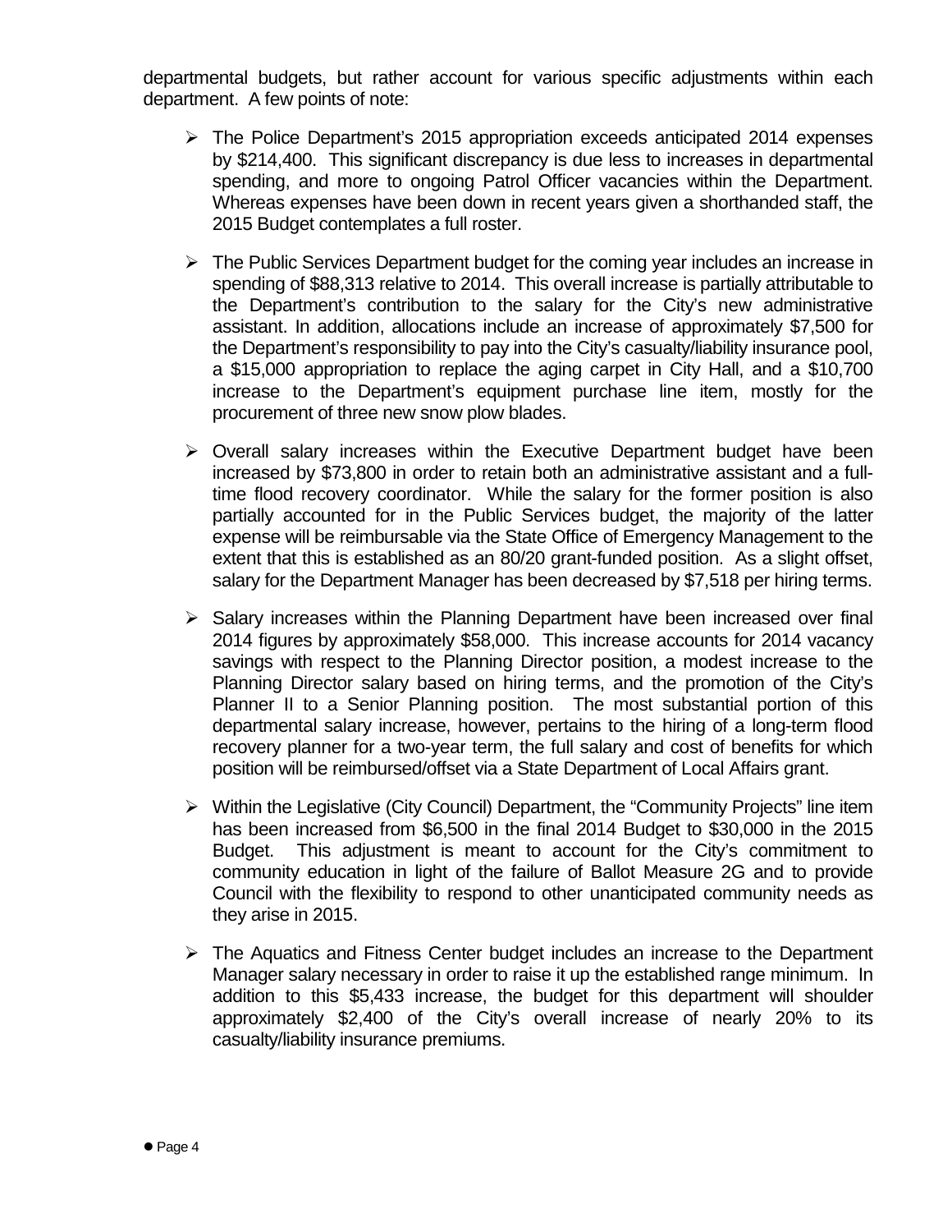departmental budgets, but rather account for various specific adjustments within each department. A few points of note:

- The Police Department's 2015 appropriation exceeds anticipated 2014 expenses by $214,400. This significant discrepancy is due less to increases in departmental spending, and more to ongoing Patrol Officer vacancies within the Department. Whereas expenses have been down in recent years given a shorthanded staff, the 2015 Budget contemplates a full roster.

- The Public Services Department budget for the coming year includes an increase in spending of $88,313 relative to 2014. This overall increase is partially attributable to the Department's contribution to the salary for the City's new administrative assistant. In addition, allocations include an increase of approximately $7,500 for the Department's responsibility to pay into the City's casualty/liability insurance pool, a $15,000 appropriation to replace the aging carpet in City Hall, and a $10,700 increase to the Department's equipment purchase line item, mostly for the procurement of three new snow plow blades.

- Overall salary increases within the Executive Department budget have been increased by $73,800 in order to retain both an administrative assistant and a full-time flood recovery coordinator. While the salary for the former position is also partially accounted for in the Public Services budget, the majority of the latter expense will be reimbursable via the State Office of Emergency Management to the extent that this is established as an 80/20 grant-funded position. As a slight offset, salary for the Department Manager has been decreased by $7,518 per hiring terms.

- Salary increases within the Planning Department have been increased over final 2014 figures by approximately $58,000. This increase accounts for 2014 vacancy savings with respect to the Planning Director position, a modest increase to the Planning Director salary based on hiring terms, and the promotion of the City's Planner II to a Senior Planning position. The most substantial portion of this departmental salary increase, however, pertains to the hiring of a long-term flood recovery planner for a two-year term, the full salary and cost of benefits for which position will be reimbursed/offset via a State Department of Local Affairs grant.

- Within the Legislative (City Council) Department, the "Community Projects" line item has been increased from $6,500 in the final 2014 Budget to $30,000 in the 2015 Budget. This adjustment is meant to account for the City's commitment to community education in light of the failure of Ballot Measure 2G and to provide Council with the flexibility to respond to other unanticipated community needs as they arise in 2015.

- The Aquatics and Fitness Center budget includes an increase to the Department Manager salary necessary in order to raise it up the established range minimum. In addition to this $5,433 increase, the budget for this department will shoulder approximately $2,400 of the City's overall increase of nearly 20% to its casualty/liability insurance premiums.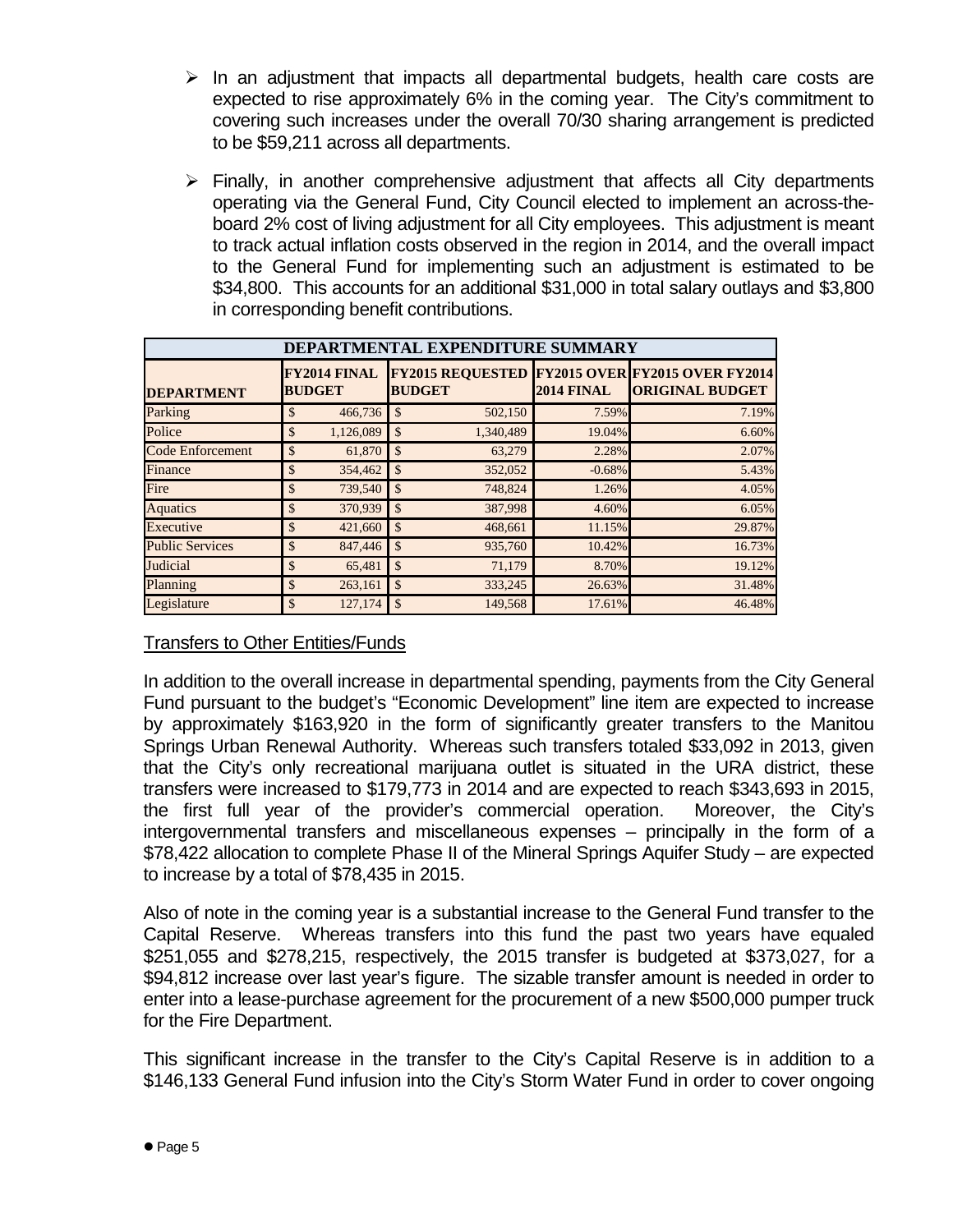- In an adjustment that impacts all departmental budgets, health care costs are expected to rise approximately 6% in the coming year. The City's commitment to covering such increases under the overall 70/30 sharing arrangement is predicted to be $59,211 across all departments.
- Finally, in another comprehensive adjustment that affects all City departments operating via the General Fund, City Council elected to implement an across-the-board 2% cost of living adjustment for all City employees. This adjustment is meant to track actual inflation costs observed in the region in 2014, and the overall impact to the General Fund for implementing such an adjustment is estimated to be $34,800. This accounts for an additional $31,000 in total salary outlays and $3,800 in corresponding benefit contributions.

| DEPARTMENTAL EXPENDITURE SUMMARY | | | | |
|---|---|---|---|---|
| DEPARTMENT | FY2014 FINAL BUDGET | FY2015 REQUESTED BUDGET | FY2015 OVER 2014 FINAL | FY2015 OVER FY2014 ORIGINAL BUDGET |
| Parking | $ 466,736 | $ 502,150 | 7.59% | 7.19% |
| Police | $ 1,126,089 | $ 1,340,489 | 19.04% | 6.60% |
| Code Enforcement | $ 61,870 | $ 63,279 | 2.28% | 2.07% |
| Finance | $ 354,462 | $ 352,052 | -0.68% | 5.43% |
| Fire | $ 739,540 | $ 748,824 | 1.26% | 4.05% |
| Aquatics | $ 370,939 | $ 387,998 | 4.60% | 6.05% |
| Executive | $ 421,660 | $ 468,661 | 11.15% | 29.87% |
| Public Services | $ 847,446 | $ 935,760 | 10.42% | 16.73% |
| Judicial | $ 65,481 | $ 71,179 | 8.70% | 19.12% |
| Planning | $ 263,161 | $ 333,245 | 26.63% | 31.48% |
| Legislature | $ 127,174 | $ 149,568 | 17.61% | 46.48% |

<u>Transfers to Other Entities/Funds</u>

In addition to the overall increase in departmental spending, payments from the City General Fund pursuant to the budget's "Economic Development" line item are expected to increase by approximately $163,920 in the form of significantly greater transfers to the Manitou Springs Urban Renewal Authority. Whereas such transfers totaled $33,092 in 2013, given that the City's only recreational marijuana outlet is situated in the URA district, these transfers were increased to $179,773 in 2014 and are expected to reach $343,693 in 2015, the first full year of the provider's commercial operation. Moreover, the City's intergovernmental transfers and miscellaneous expenses – principally in the form of a $78,422 allocation to complete Phase II of the Mineral Springs Aquifer Study – are expected to increase by a total of $78,435 in 2015.

Also of note in the coming year is a substantial increase to the General Fund transfer to the Capital Reserve. Whereas transfers into this fund the past two years have equaled $251,055 and $278,215, respectively, the 2015 transfer is budgeted at $373,027, for a $94,812 increase over last year's figure. The sizable transfer amount is needed in order to enter into a lease-purchase agreement for the procurement of a new $500,000 pumper truck for the Fire Department.

This significant increase in the transfer to the City's Capital Reserve is in addition to a $146,133 General Fund infusion into the City's Storm Water Fund in order to cover ongoing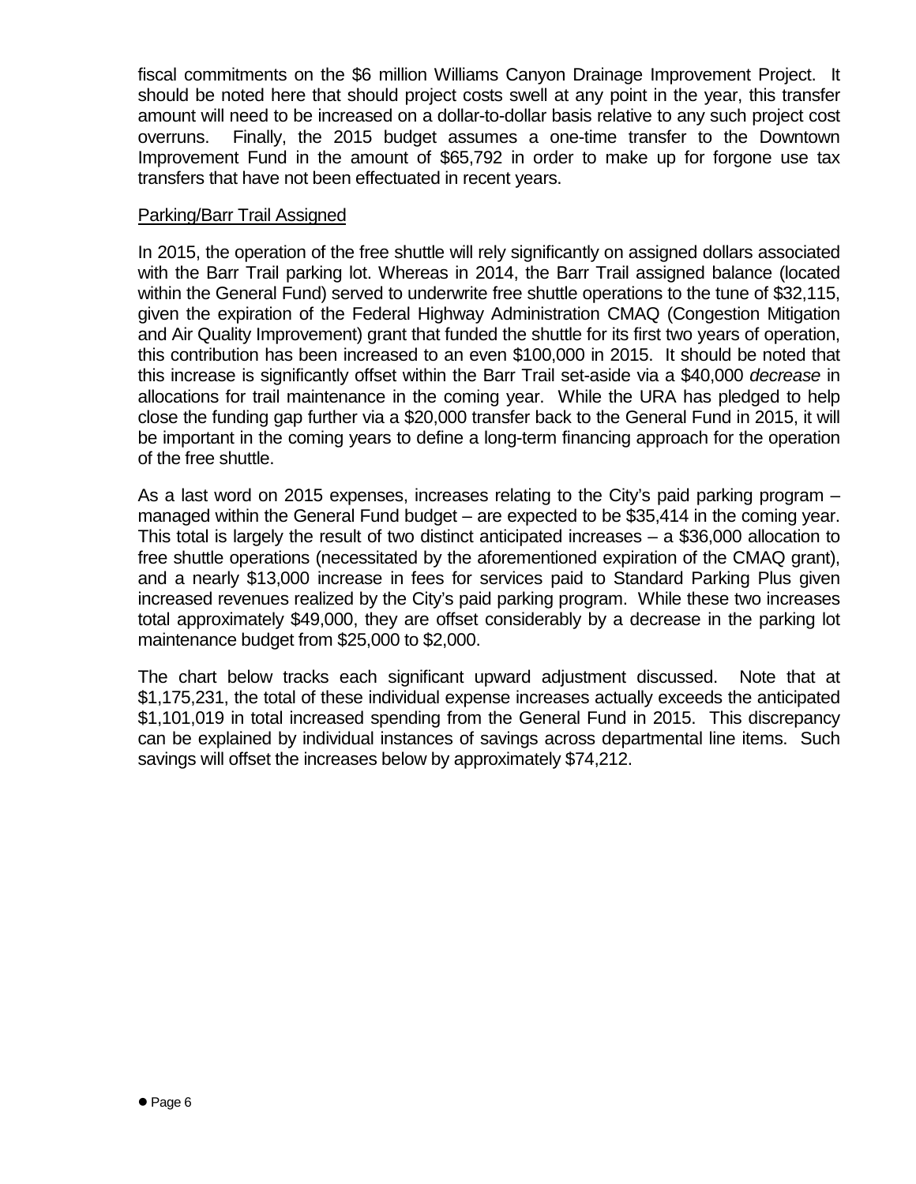fiscal commitments on the $6 million Williams Canyon Drainage Improvement Project. It should be noted here that should project costs swell at any point in the year, this transfer amount will need to be increased on a dollar-to-dollar basis relative to any such project cost overruns. Finally, the 2015 budget assumes a one-time transfer to the Downtown Improvement Fund in the amount of $65,792 in order to make up for forgone use tax transfers that have not been effectuated in recent years.

Parking/Barr Trail Assigned

In 2015, the operation of the free shuttle will rely significantly on assigned dollars associated with the Barr Trail parking lot. Whereas in 2014, the Barr Trail assigned balance (located within the General Fund) served to underwrite free shuttle operations to the tune of $32,115, given the expiration of the Federal Highway Administration CMAQ (Congestion Mitigation and Air Quality Improvement) grant that funded the shuttle for its first two years of operation, this contribution has been increased to an even $100,000 in 2015. It should be noted that this increase is significantly offset within the Barr Trail set-aside via a $40,000 *decrease* in allocations for trail maintenance in the coming year. While the URA has pledged to help close the funding gap further via a $20,000 transfer back to the General Fund in 2015, it will be important in the coming years to define a long-term financing approach for the operation of the free shuttle.

As a last word on 2015 expenses, increases relating to the City's paid parking program – managed within the General Fund budget – are expected to be $35,414 in the coming year. This total is largely the result of two distinct anticipated increases – a $36,000 allocation to free shuttle operations (necessitated by the aforementioned expiration of the CMAQ grant), and a nearly $13,000 increase in fees for services paid to Standard Parking Plus given increased revenues realized by the City's paid parking program. While these two increases total approximately $49,000, they are offset considerably by a decrease in the parking lot maintenance budget from $25,000 to $2,000.

The chart below tracks each significant upward adjustment discussed. Note that at $1,175,231, the total of these individual expense increases actually exceeds the anticipated $1,101,019 in total increased spending from the General Fund in 2015. This discrepancy can be explained by individual instances of savings across departmental line items. Such savings will offset the increases below by approximately $74,212.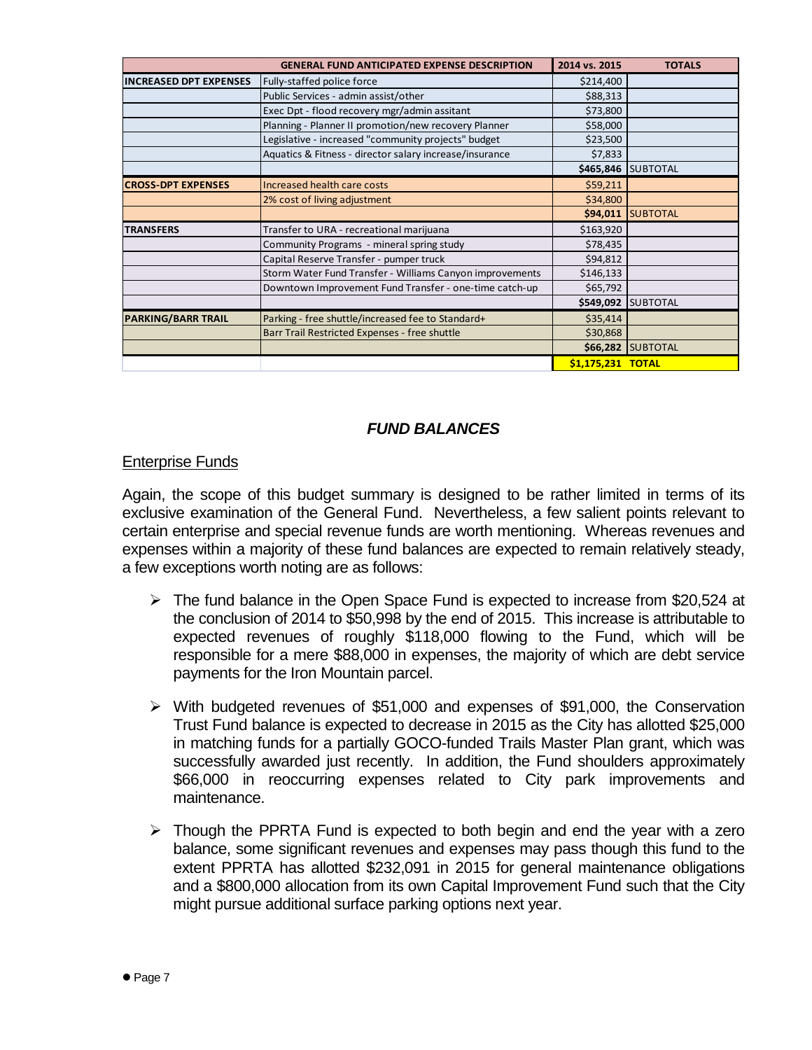| | GENERAL FUND ANTICIPATED EXPENSE DESCRIPTION | 2014 vs. 2015 | TOTALS |
|---|---|---|---|
| INCREASED DPT EXPENSES | Fully-staffed police force | $214,400 | |
| | Public Services - admin assist/other | $88,313 | |
| | Exec Dpt - flood recovery mgr/admin assitant | $73,800 | |
| | Planning - Planner II promotion/new recovery Planner | $58,000 | |
| | Legislative - increased "community projects" budget | $23,500 | |
| | Aquatics & Fitness - director salary increase/insurance | $7,833 | |
| | | **$465,846** | SUBTOTAL |
| CROSS-DPT EXPENSES | Increased health care costs | $59,211 | |
| | 2% cost of living adjustment | $34,800 | |
| | | **$94,011** | SUBTOTAL |
| TRANSFERS | Transfer to URA - recreational marijuana | $163,920 | |
| | Community Programs - mineral spring study | $78,435 | |
| | Capital Reserve Transfer - pumper truck | $94,812 | |
| | Storm Water Fund Transfer - Williams Canyon improvements | $146,133 | |
| | Downtown Improvement Fund Transfer - one-time catch-up | $65,792 | |
| | | **$549,092** | SUBTOTAL |
| PARKING/BARR TRAIL | Parking - free shuttle/increased fee to Standard+ | $35,414 | |
| | Barr Trail Restricted Expenses - free shuttle | $30,868 | |
| | | **$66,282** | SUBTOTAL |
| | | **$1,175,231** | **TOTAL** |

## *FUND BALANCES*

### Enterprise Funds

Again, the scope of this budget summary is designed to be rather limited in terms of its exclusive examination of the General Fund. Nevertheless, a few salient points relevant to certain enterprise and special revenue funds are worth mentioning. Whereas revenues and expenses within a majority of these fund balances are expected to remain relatively steady, a few exceptions worth noting are as follows:

- The fund balance in the Open Space Fund is expected to increase from $20,524 at the conclusion of 2014 to $50,998 by the end of 2015. This increase is attributable to expected revenues of roughly $118,000 flowing to the Fund, which will be responsible for a mere $88,000 in expenses, the majority of which are debt service payments for the Iron Mountain parcel.

- With budgeted revenues of $51,000 and expenses of $91,000, the Conservation Trust Fund balance is expected to decrease in 2015 as the City has allotted $25,000 in matching funds for a partially GOCO-funded Trails Master Plan grant, which was successfully awarded just recently. In addition, the Fund shoulders approximately $66,000 in reoccurring expenses related to City park improvements and maintenance.

- Though the PPRTA Fund is expected to both begin and end the year with a zero balance, some significant revenues and expenses may pass though this fund to the extent PPRTA has allotted $232,091 in 2015 for general maintenance obligations and a $800,000 allocation from its own Capital Improvement Fund such that the City might pursue additional surface parking options next year.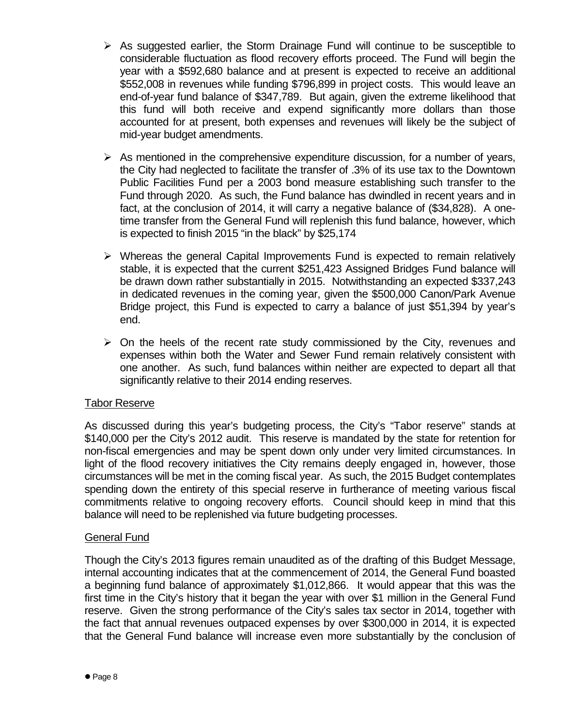- As suggested earlier, the Storm Drainage Fund will continue to be susceptible to considerable fluctuation as flood recovery efforts proceed. The Fund will begin the year with a $592,680 balance and at present is expected to receive an additional $552,008 in revenues while funding $796,899 in project costs. This would leave an end-of-year fund balance of $347,789. But again, given the extreme likelihood that this fund will both receive and expend significantly more dollars than those accounted for at present, both expenses and revenues will likely be the subject of mid-year budget amendments.

- As mentioned in the comprehensive expenditure discussion, for a number of years, the City had neglected to facilitate the transfer of .3% of its use tax to the Downtown Public Facilities Fund per a 2003 bond measure establishing such transfer to the Fund through 2020. As such, the Fund balance has dwindled in recent years and in fact, at the conclusion of 2014, it will carry a negative balance of ($34,828). A one-time transfer from the General Fund will replenish this fund balance, however, which is expected to finish 2015 "in the black" by $25,174

- Whereas the general Capital Improvements Fund is expected to remain relatively stable, it is expected that the current $251,423 Assigned Bridges Fund balance will be drawn down rather substantially in 2015. Notwithstanding an expected $337,243 in dedicated revenues in the coming year, given the $500,000 Canon/Park Avenue Bridge project, this Fund is expected to carry a balance of just $51,394 by year's end.

- On the heels of the recent rate study commissioned by the City, revenues and expenses within both the Water and Sewer Fund remain relatively consistent with one another. As such, fund balances within neither are expected to depart all that significantly relative to their 2014 ending reserves.

## Tabor Reserve

As discussed during this year's budgeting process, the City's "Tabor reserve" stands at $140,000 per the City's 2012 audit. This reserve is mandated by the state for retention for non-fiscal emergencies and may be spent down only under very limited circumstances. In light of the flood recovery initiatives the City remains deeply engaged in, however, those circumstances will be met in the coming fiscal year. As such, the 2015 Budget contemplates spending down the entirety of this special reserve in furtherance of meeting various fiscal commitments relative to ongoing recovery efforts. Council should keep in mind that this balance will need to be replenished via future budgeting processes.

## General Fund

Though the City's 2013 figures remain unaudited as of the drafting of this Budget Message, internal accounting indicates that at the commencement of 2014, the General Fund boasted a beginning fund balance of approximately $1,012,866. It would appear that this was the first time in the City's history that it began the year with over $1 million in the General Fund reserve. Given the strong performance of the City's sales tax sector in 2014, together with the fact that annual revenues outpaced expenses by over $300,000 in 2014, it is expected that the General Fund balance will increase even more substantially by the conclusion of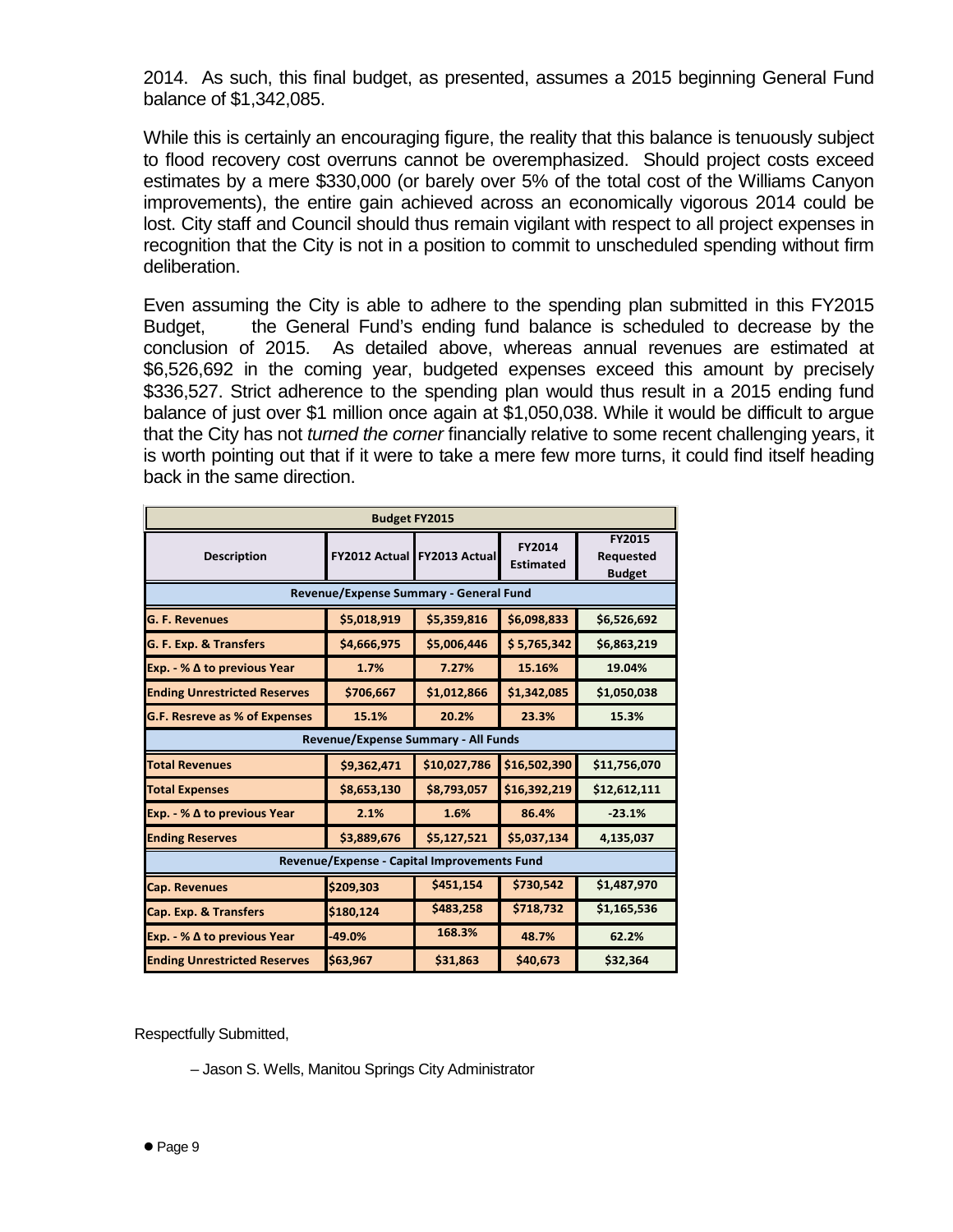2014. As such, this final budget, as presented, assumes a 2015 beginning General Fund balance of $1,342,085.

While this is certainly an encouraging figure, the reality that this balance is tenuously subject to flood recovery cost overruns cannot be overemphasized. Should project costs exceed estimates by a mere $330,000 (or barely over 5% of the total cost of the Williams Canyon improvements), the entire gain achieved across an economically vigorous 2014 could be lost. City staff and Council should thus remain vigilant with respect to all project expenses in recognition that the City is not in a position to commit to unscheduled spending without firm deliberation.

Even assuming the City is able to adhere to the spending plan submitted in this FY2015 Budget, the General Fund's ending fund balance is scheduled to decrease by the conclusion of 2015. As detailed above, whereas annual revenues are estimated at $6,526,692 in the coming year, budgeted expenses exceed this amount by precisely $336,527. Strict adherence to the spending plan would thus result in a 2015 ending fund balance of just over $1 million once again at $1,050,038. While it would be difficult to argue that the City has not *turned the corner* financially relative to some recent challenging years, it is worth pointing out that if it were to take a mere few more turns, it could find itself heading back in the same direction.

| Budget FY2015 | | | | |
|---|---|---|---|---|
| **Description** | **FY2012 Actual** | **FY2013 Actual** | **FY2014 Estimated** | **FY2015 Requested Budget** |
| **Revenue/Expense Summary - General Fund** | | | | |
| **G. F. Revenues** | $5,018,919 | $5,359,816 | $6,098,833 | $6,526,692 |
| **G. F. Exp. & Transfers** | $4,666,975 | $5,006,446 | $ 5,765,342 | $6,863,219 |
| **Exp. - % Δ to previous Year** | 1.7% | 7.27% | 15.16% | 19.04% |
| **Ending Unrestricted Reserves** | $706,667 | $1,012,866 | $1,342,085 | $1,050,038 |
| **G.F. Resreve as % of Expenses** | 15.1% | 20.2% | 23.3% | 15.3% |
| **Revenue/Expense Summary - All Funds** | | | | |
| **Total Revenues** | $9,362,471 | $10,027,786 | $16,502,390 | $11,756,070 |
| **Total Expenses** | $8,653,130 | $8,793,057 | $16,392,219 | $12,612,111 |
| **Exp. - % Δ to previous Year** | 2.1% | 1.6% | 86.4% | -23.1% |
| **Ending Reserves** | $3,889,676 | $5,127,521 | $5,037,134 | 4,135,037 |
| **Revenue/Expense - Capital Improvements Fund** | | | | |
| **Cap. Revenues** | $209,303 | $451,154 | $730,542 | $1,487,970 |
| **Cap. Exp. & Transfers** | $180,124 | $483,258 | $718,732 | $1,165,536 |
| **Exp. - % Δ to previous Year** | -49.0% | 168.3% | 48.7% | 62.2% |
| **Ending Unrestricted Reserves** | $63,967 | $31,863 | $40,673 | $32,364 |

Respectfully Submitted,

– Jason S. Wells, Manitou Springs City Administrator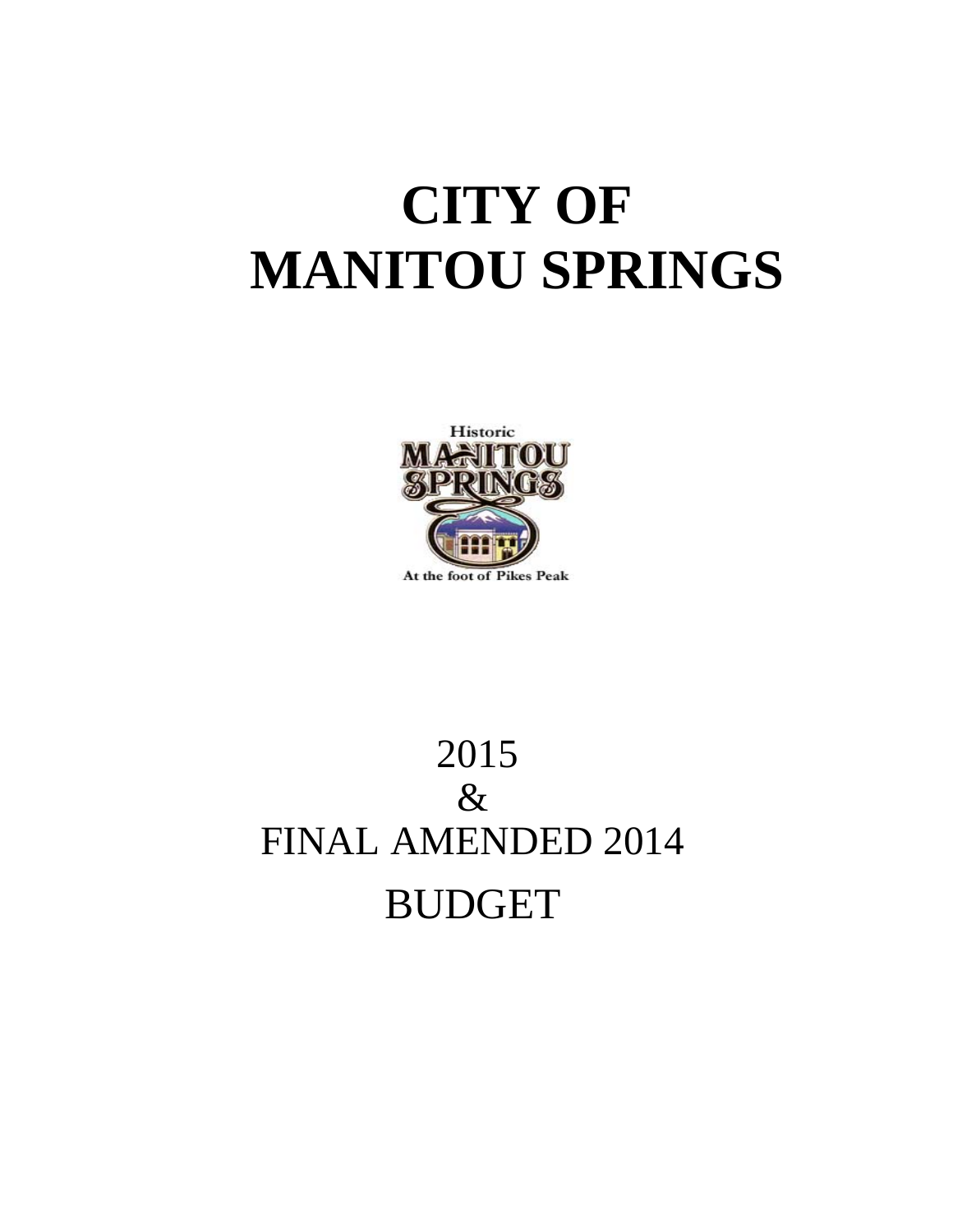# CITY OF MANITOU SPRINGS

2015

&

FINAL AMENDED 2014

BUDGET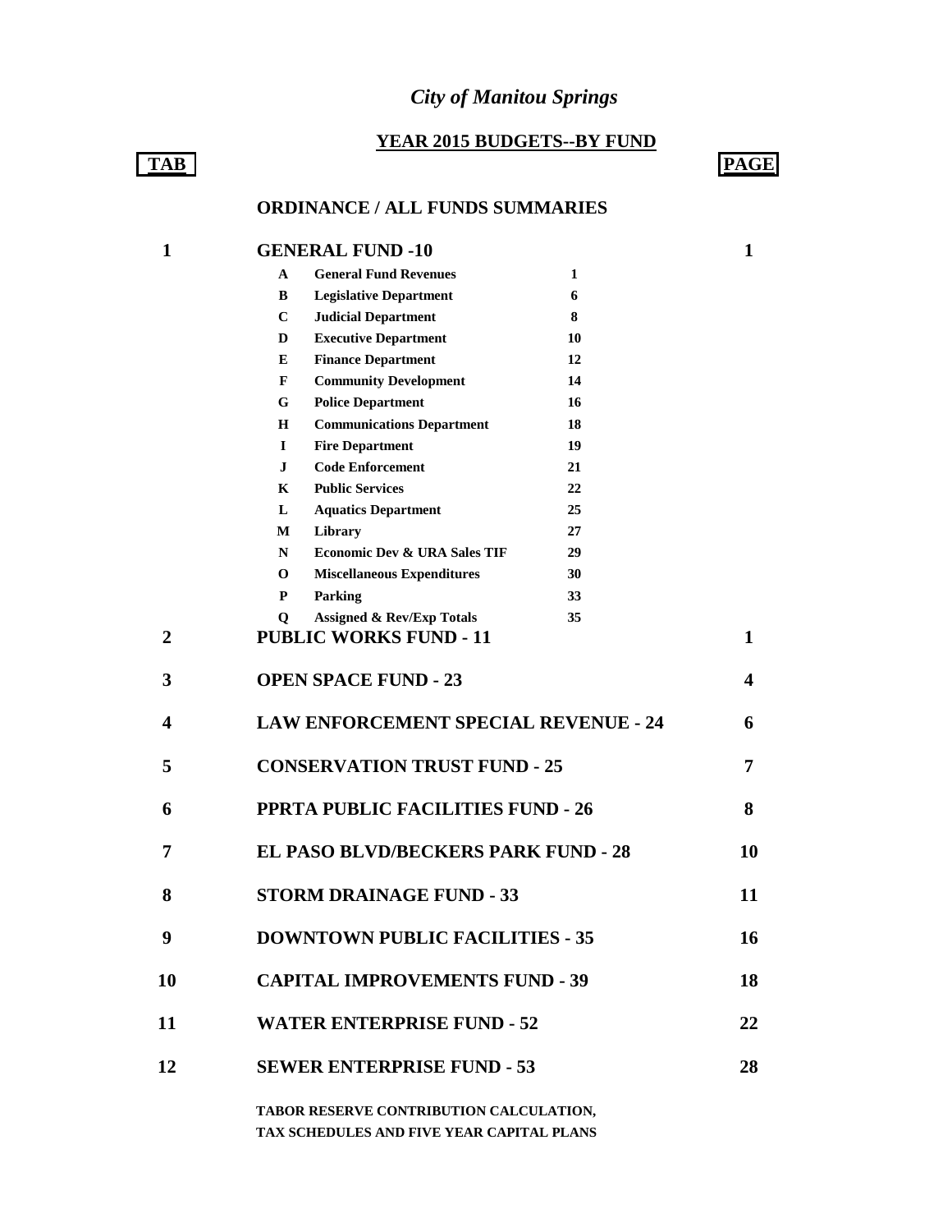# *City of Manitou Springs*

## YEAR 2015 BUDGETS--BY FUND

| TAB | | | PAGE |
|---|---|---|---|
| | **ORDINANCE / ALL FUNDS SUMMARIES** | | |
| 1 | **GENERAL FUND -10** | | 1 |
| | A | General Fund Revenues | 1 |
| | B | Legislative Department | 6 |
| | C | Judicial Department | 8 |
| | D | Executive Department | 10 |
| | E | Finance Department | 12 |
| | F | Community Development | 14 |
| | G | Police Department | 16 |
| | H | Communications Department | 18 |
| | I | Fire Department | 19 |
| | J | Code Enforcement | 21 |
| | K | Public Services | 22 |
| | L | Aquatics Department | 25 |
| | M | Library | 27 |
| | N | Economic Dev & URA Sales TIF | 29 |
| | O | Miscellaneous Expenditures | 30 |
| | P | Parking | 33 |
| | Q | Assigned & Rev/Exp Totals | 35 |
| 2 | **PUBLIC WORKS FUND - 11** | | 1 |
| 3 | **OPEN SPACE FUND - 23** | | 4 |
| 4 | **LAW ENFORCEMENT SPECIAL REVENUE - 24** | | 6 |
| 5 | **CONSERVATION TRUST FUND - 25** | | 7 |
| 6 | **PPRTA PUBLIC FACILITIES FUND - 26** | | 8 |
| 7 | **EL PASO BLVD/BECKERS PARK FUND - 28** | | 10 |
| 8 | **STORM DRAINAGE FUND - 33** | | 11 |
| 9 | **DOWNTOWN PUBLIC FACILITIES - 35** | | 16 |
| 10 | **CAPITAL IMPROVEMENTS FUND - 39** | | 18 |
| 11 | **WATER ENTERPRISE FUND - 52** | | 22 |
| 12 | **SEWER ENTERPRISE FUND - 53** | | 28 |

**TABOR RESERVE CONTRIBUTION CALCULATION,**
**TAX SCHEDULES AND FIVE YEAR CAPITAL PLANS**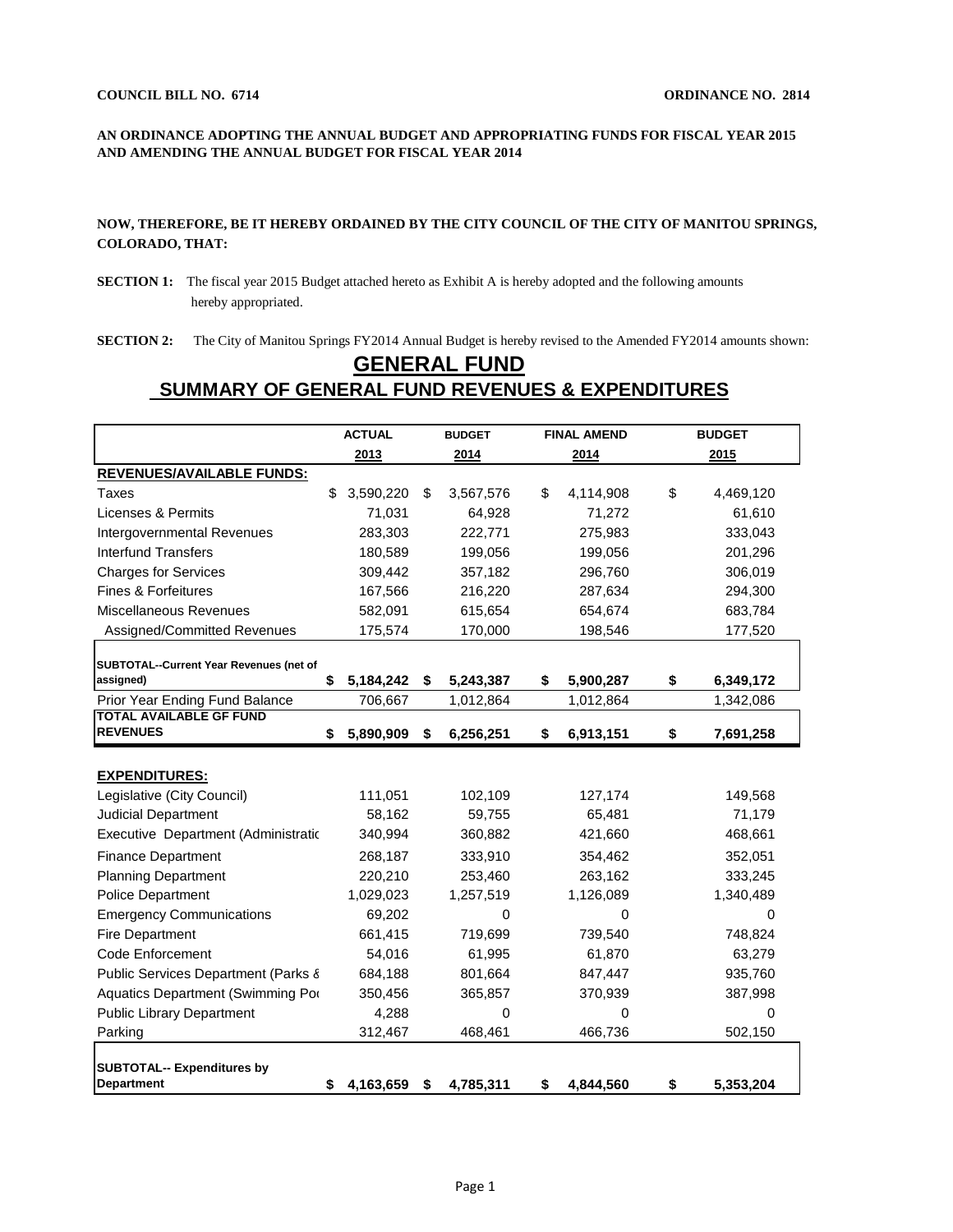**COUNCIL BILL NO. 6714** **ORDINANCE NO. 2814**

**AN ORDINANCE ADOPTING THE ANNUAL BUDGET AND APPROPRIATING FUNDS FOR FISCAL YEAR 2015 AND AMENDING THE ANNUAL BUDGET FOR FISCAL YEAR 2014**

**NOW, THEREFORE, BE IT HEREBY ORDAINED BY THE CITY COUNCIL OF THE CITY OF MANITOU SPRINGS, COLORADO, THAT:**

**SECTION 1:** The fiscal year 2015 Budget attached hereto as Exhibit A is hereby adopted and the following amounts hereby appropriated.

**SECTION 2:** The City of Manitou Springs FY2014 Annual Budget is hereby revised to the Amended FY2014 amounts shown:

# GENERAL FUND

## SUMMARY OF GENERAL FUND REVENUES & EXPENDITURES

| | ACTUAL 2013 | BUDGET 2014 | FINAL AMEND 2014 | BUDGET 2015 |
|---|---|---|---|---|
| **REVENUES/AVAILABLE FUNDS:** | | | | |
| Taxes | $ 3,590,220 | $ 3,567,576 | $ 4,114,908 | $ 4,469,120 |
| Licenses & Permits | 71,031 | 64,928 | 71,272 | 61,610 |
| Intergovernmental Revenues | 283,303 | 222,771 | 275,983 | 333,043 |
| Interfund Transfers | 180,589 | 199,056 | 199,056 | 201,296 |
| Charges for Services | 309,442 | 357,182 | 296,760 | 306,019 |
| Fines & Forfeitures | 167,566 | 216,220 | 287,634 | 294,300 |
| Miscellaneous Revenues | 582,091 | 615,654 | 654,674 | 683,784 |
| Assigned/Committed Revenues | 175,574 | 170,000 | 198,546 | 177,520 |
| **SUBTOTAL--Current Year Revenues (net of assigned)** | **$ 5,184,242** | **$ 5,243,387** | **$ 5,900,287** | **$ 6,349,172** |
| Prior Year Ending Fund Balance | 706,667 | 1,012,864 | 1,012,864 | 1,342,086 |
| **TOTAL AVAILABLE GF FUND REVENUES** | **$ 5,890,909** | **$ 6,256,251** | **$ 6,913,151** | **$ 7,691,258** |
| **EXPENDITURES:** | | | | |
| Legislative (City Council) | 111,051 | 102,109 | 127,174 | 149,568 |
| Judicial Department | 58,162 | 59,755 | 65,481 | 71,179 |
| Executive Department (Administratic | 340,994 | 360,882 | 421,660 | 468,661 |
| Finance Department | 268,187 | 333,910 | 354,462 | 352,051 |
| Planning Department | 220,210 | 253,460 | 263,162 | 333,245 |
| Police Department | 1,029,023 | 1,257,519 | 1,126,089 | 1,340,489 |
| Emergency Communications | 69,202 | 0 | 0 | 0 |
| Fire Department | 661,415 | 719,699 | 739,540 | 748,824 |
| Code Enforcement | 54,016 | 61,995 | 61,870 | 63,279 |
| Public Services Department (Parks & | 684,188 | 801,664 | 847,447 | 935,760 |
| Aquatics Department (Swimming Poo | 350,456 | 365,857 | 370,939 | 387,998 |
| Public Library Department | 4,288 | 0 | 0 | 0 |
| Parking | 312,467 | 468,461 | 466,736 | 502,150 |
| **SUBTOTAL-- Expenditures by Department** | **$ 4,163,659** | **$ 4,785,311** | **$ 4,844,560** | **$ 5,353,204** |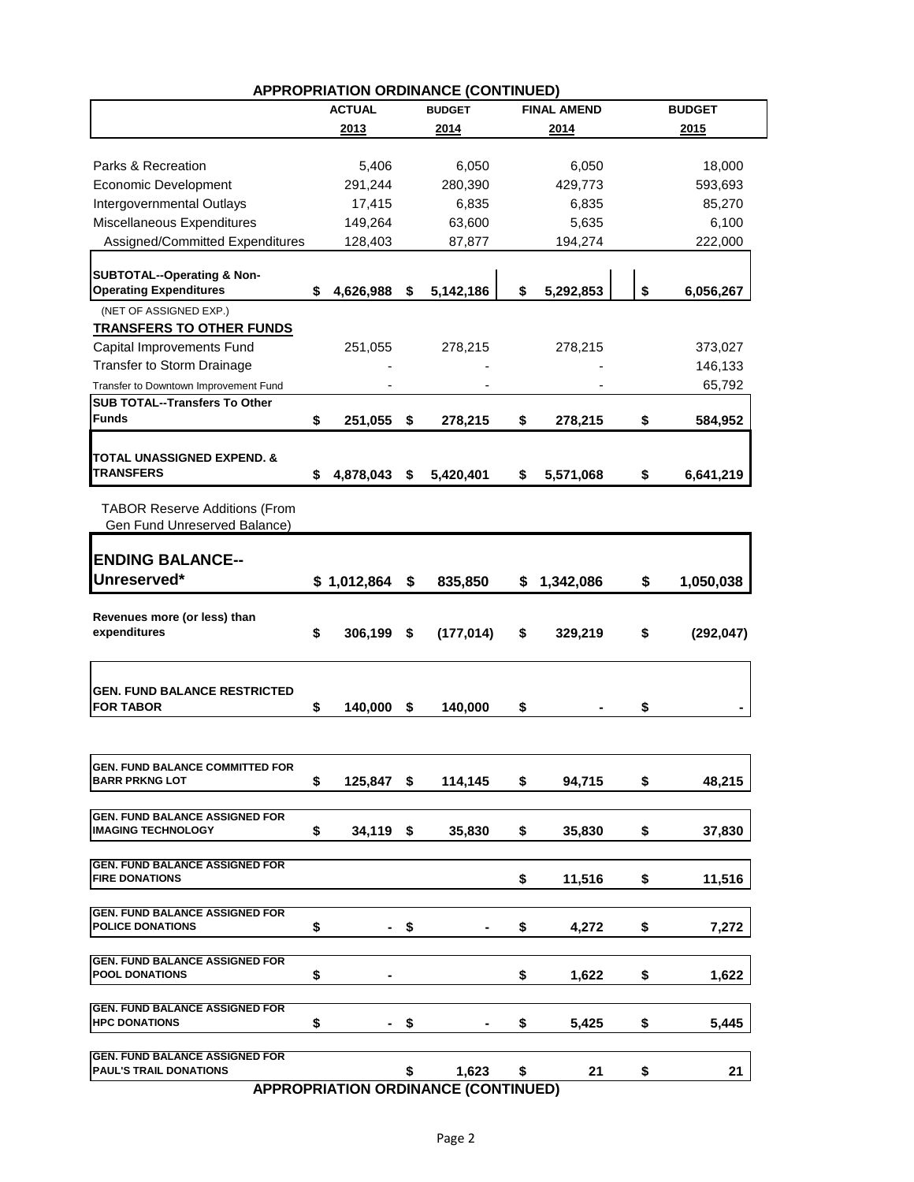## APPROPRIATION ORDINANCE (CONTINUED)

| | ACTUAL 2013 | BUDGET 2014 | FINAL AMEND 2014 | BUDGET 2015 |
|---|---|---|---|---|
| Parks & Recreation | 5,406 | 6,050 | 6,050 | 18,000 |
| Economic Development | 291,244 | 280,390 | 429,773 | 593,693 |
| Intergovernmental Outlays | 17,415 | 6,835 | 6,835 | 85,270 |
| Miscellaneous Expenditures | 149,264 | 63,600 | 5,635 | 6,100 |
| Assigned/Committed Expenditures | 128,403 | 87,877 | 194,274 | 222,000 |
| **SUBTOTAL--Operating & Non-Operating Expenditures** | **$ 4,626,988** | **$ 5,142,186** | **$ 5,292,853** | **$ 6,056,267** |
| (NET OF ASSIGNED EXP.) | | | | |
| **TRANSFERS TO OTHER FUNDS** | | | | |
| Capital Improvements Fund | 251,055 | 278,215 | 278,215 | 373,027 |
| Transfer to Storm Drainage | - | - | - | 146,133 |
| Transfer to Downtown Improvement Fund | - | - | - | 65,792 |
| **SUB TOTAL--Transfers To Other Funds** | **$ 251,055** | **$ 278,215** | **$ 278,215** | **$ 584,952** |
| **TOTAL UNASSIGNED EXPEND. & TRANSFERS** | **$ 4,878,043** | **$ 5,420,401** | **$ 5,571,068** | **$ 6,641,219** |
| TABOR Reserve Additions (From Gen Fund Unreserved Balance) | | | | |
| **ENDING BALANCE--Unreserved*** | **$ 1,012,864** | **$ 835,850** | **$ 1,342,086** | **$ 1,050,038** |
| **Revenues more (or less) than expenditures** | **$ 306,199** | **$ (177,014)** | **$ 329,219** | **$ (292,047)** |
| **GEN. FUND BALANCE RESTRICTED FOR TABOR** | **$ 140,000** | **$ 140,000** | **$ -** | **$ -** |
| **GEN. FUND BALANCE COMMITTED FOR BARR PRKNG LOT** | **$ 125,847** | **$ 114,145** | **$ 94,715** | **$ 48,215** |
| **GEN. FUND BALANCE ASSIGNED FOR IMAGING TECHNOLOGY** | **$ 34,119** | **$ 35,830** | **$ 35,830** | **$ 37,830** |
| **GEN. FUND BALANCE ASSIGNED FOR FIRE DONATIONS** | | | **$ 11,516** | **$ 11,516** |
| **GEN. FUND BALANCE ASSIGNED FOR POLICE DONATIONS** | **$ -** | **$ -** | **$ 4,272** | **$ 7,272** |
| **GEN. FUND BALANCE ASSIGNED FOR POOL DONATIONS** | **$ -** | | **$ 1,622** | **$ 1,622** |
| **GEN. FUND BALANCE ASSIGNED FOR HPC DONATIONS** | **$ -** | **$ -** | **$ 5,425** | **$ 5,445** |
| **GEN. FUND BALANCE ASSIGNED FOR PAUL'S TRAIL DONATIONS** | | **$ 1,623** | **$ 21** | **$ 21** |

**APPROPRIATION ORDINANCE (CONTINUED)**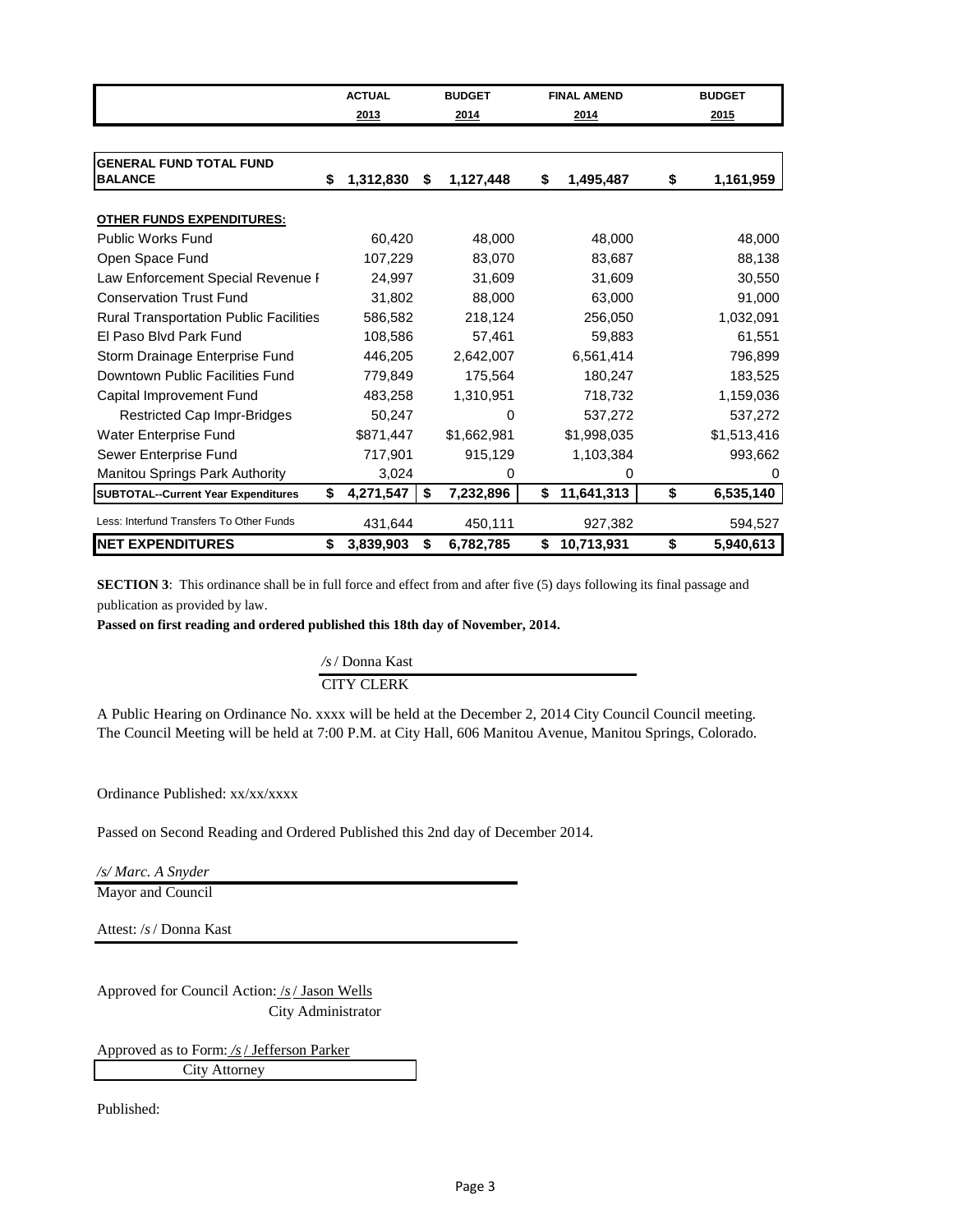| | ACTUAL 2013 | BUDGET 2014 | FINAL AMEND 2014 | BUDGET 2015 |
|---|---|---|---|---|
| **GENERAL FUND TOTAL FUND BALANCE** | **$ 1,312,830** | **$ 1,127,448** | **$ 1,495,487** | **$ 1,161,959** |
| **OTHER FUNDS EXPENDITURES:** | | | | |
| Public Works Fund | 60,420 | 48,000 | 48,000 | 48,000 |
| Open Space Fund | 107,229 | 83,070 | 83,687 | 88,138 |
| Law Enforcement Special Revenue F | 24,997 | 31,609 | 31,609 | 30,550 |
| Conservation Trust Fund | 31,802 | 88,000 | 63,000 | 91,000 |
| Rural Transportation Public Facilities | 586,582 | 218,124 | 256,050 | 1,032,091 |
| El Paso Blvd Park Fund | 108,586 | 57,461 | 59,883 | 61,551 |
| Storm Drainage Enterprise Fund | 446,205 | 2,642,007 | 6,561,414 | 796,899 |
| Downtown Public Facilities Fund | 779,849 | 175,564 | 180,247 | 183,525 |
| Capital Improvement Fund | 483,258 | 1,310,951 | 718,732 | 1,159,036 |
| Restricted Cap Impr-Bridges | 50,247 | 0 | 537,272 | 537,272 |
| Water Enterprise Fund | $871,447 | $1,662,981 | $1,998,035 | $1,513,416 |
| Sewer Enterprise Fund | 717,901 | 915,129 | 1,103,384 | 993,662 |
| Manitou Springs Park Authority | 3,024 | 0 | 0 | 0 |
| **SUBTOTAL--Current Year Expenditures** | **$ 4,271,547** | **$ 7,232,896** | **$ 11,641,313** | **$ 6,535,140** |
| Less: Interfund Transfers To Other Funds | 431,644 | 450,111 | 927,382 | 594,527 |
| **NET EXPENDITURES** | **$ 3,839,903** | **$ 6,782,785** | **$ 10,713,931** | **$ 5,940,613** |

**SECTION 3**: This ordinance shall be in full force and effect from and after five (5) days following its final passage and publication as provided by law.

**Passed on first reading and ordered published this 18th day of November, 2014.**

/s / Donna Kast
CITY CLERK

A Public Hearing on Ordinance No. xxxx will be held at the December 2, 2014 City Council Council meeting. The Council Meeting will be held at 7:00 P.M. at City Hall, 606 Manitou Avenue, Manitou Springs, Colorado.

Ordinance Published: xx/xx/xxxx

Passed on Second Reading and Ordered Published this 2nd day of December 2014.

*/s/ Marc. A Snyder*
Mayor and Council

Attest: /s / Donna Kast

Approved for Council Action: /s / Jason Wells
City Administrator

Approved as to Form: /s / Jefferson Parker
City Attorney

Published: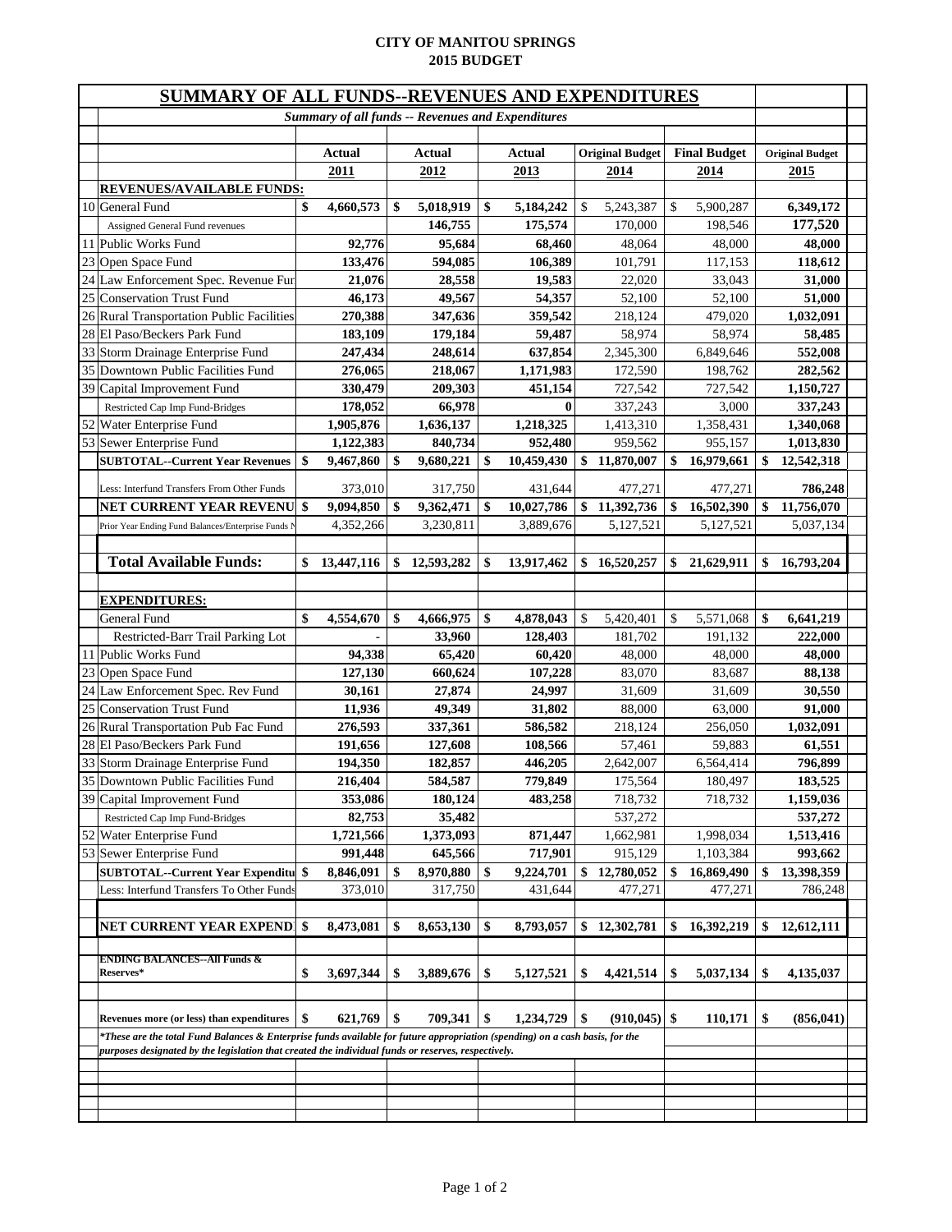**CITY OF MANITOU SPRINGS**
**2015 BUDGET**

## SUMMARY OF ALL FUNDS--REVENUES AND EXPENDITURES

*Summary of all funds -- Revenues and Expenditures*

| | | Actual 2011 | Actual 2012 | Actual 2013 | Original Budget 2014 | Final Budget 2014 | Original Budget 2015 |
|---|---|---|---|---|---|---|---|
| | **REVENUES/AVAILABLE FUNDS:** | | | | | | |
| 10 | General Fund | $ 4,660,573 | $ 5,018,919 | $ 5,184,242 | $ 5,243,387 | $ 5,900,287 | 6,349,172 |
| | Assigned General Fund revenues | | 146,755 | 175,574 | 170,000 | 198,546 | 177,520 |
| 11 | Public Works Fund | 92,776 | 95,684 | 68,460 | 48,064 | 48,000 | 48,000 |
| 23 | Open Space Fund | 133,476 | 594,085 | 106,389 | 101,791 | 117,153 | 118,612 |
| 24 | Law Enforcement Spec. Revenue Fur | 21,076 | 28,558 | 19,583 | 22,020 | 33,043 | 31,000 |
| 25 | Conservation Trust Fund | 46,173 | 49,567 | 54,357 | 52,100 | 52,100 | 51,000 |
| 26 | Rural Transportation Public Facilities | 270,388 | 347,636 | 359,542 | 218,124 | 479,020 | 1,032,091 |
| 28 | El Paso/Beckers Park Fund | 183,109 | 179,184 | 59,487 | 58,974 | 58,974 | 58,485 |
| 33 | Storm Drainage Enterprise Fund | 247,434 | 248,614 | 637,854 | 2,345,300 | 6,849,646 | 552,008 |
| 35 | Downtown Public Facilities Fund | 276,065 | 218,067 | 1,171,983 | 172,590 | 198,762 | 282,562 |
| 39 | Capital Improvement Fund | 330,479 | 209,303 | 451,154 | 727,542 | 727,542 | 1,150,727 |
| | Restricted Cap Imp Fund-Bridges | 178,052 | 66,978 | 0 | 337,243 | 3,000 | 337,243 |
| 52 | Water Enterprise Fund | 1,905,876 | 1,636,137 | 1,218,325 | 1,413,310 | 1,358,431 | 1,340,068 |
| 53 | Sewer Enterprise Fund | 1,122,383 | 840,734 | 952,480 | 959,562 | 955,157 | 1,013,830 |
| | **SUBTOTAL--Current Year Revenues** | $ 9,467,860 | $ 9,680,221 | $ 10,459,430 | $ 11,870,007 | $ 16,979,661 | $ 12,542,318 |
| | Less: Interfund Transfers From Other Funds | 373,010 | 317,750 | 431,644 | 477,271 | 477,271 | 786,248 |
| | **NET CURRENT YEAR REVENU** | $ 9,094,850 | $ 9,362,471 | $ 10,027,786 | $ 11,392,736 | $ 16,502,390 | $ 11,756,070 |
| | Prior Year Ending Fund Balances/Enterprise Funds N | 4,352,266 | 3,230,811 | 3,889,676 | 5,127,521 | 5,127,521 | 5,037,134 |
| | **Total Available Funds:** | $ 13,447,116 | $ 12,593,282 | $ 13,917,462 | $ 16,520,257 | $ 21,629,911 | $ 16,793,204 |
| | **EXPENDITURES:** | | | | | | |
| | General Fund | $ 4,554,670 | $ 4,666,975 | $ 4,878,043 | $ 5,420,401 | $ 5,571,068 | $ 6,641,219 |
| | Restricted-Barr Trail Parking Lot | - | 33,960 | 128,403 | 181,702 | 191,132 | 222,000 |
| 11 | Public Works Fund | 94,338 | 65,420 | 60,420 | 48,000 | 48,000 | 48,000 |
| 23 | Open Space Fund | 127,130 | 660,624 | 107,228 | 83,070 | 83,687 | 88,138 |
| 24 | Law Enforcement Spec. Rev Fund | 30,161 | 27,874 | 24,997 | 31,609 | 31,609 | 30,550 |
| 25 | Conservation Trust Fund | 11,936 | 49,349 | 31,802 | 88,000 | 63,000 | 91,000 |
| 26 | Rural Transportation Pub Fac Fund | 276,593 | 337,361 | 586,582 | 218,124 | 256,050 | 1,032,091 |
| 28 | El Paso/Beckers Park Fund | 191,656 | 127,608 | 108,566 | 57,461 | 59,883 | 61,551 |
| 33 | Storm Drainage Enterprise Fund | 194,350 | 182,857 | 446,205 | 2,642,007 | 6,564,414 | 796,899 |
| 35 | Downtown Public Facilities Fund | 216,404 | 584,587 | 779,849 | 175,564 | 180,497 | 183,525 |
| 39 | Capital Improvement Fund | 353,086 | 180,124 | 483,258 | 718,732 | 718,732 | 1,159,036 |
| | Restricted Cap Imp Fund-Bridges | 82,753 | 35,482 | | 537,272 | | 537,272 |
| 52 | Water Enterprise Fund | 1,721,566 | 1,373,093 | 871,447 | 1,662,981 | 1,998,034 | 1,513,416 |
| 53 | Sewer Enterprise Fund | 991,448 | 645,566 | 717,901 | 915,129 | 1,103,384 | 993,662 |
| | **SUBTOTAL--Current Year Expenditu** | $ 8,846,091 | $ 8,970,880 | $ 9,224,701 | $ 12,780,052 | $ 16,869,490 | $ 13,398,359 |
| | Less: Interfund Transfers To Other Funds | 373,010 | 317,750 | 431,644 | 477,271 | 477,271 | 786,248 |
| | **NET CURRENT YEAR EXPEND** | $ 8,473,081 | $ 8,653,130 | $ 8,793,057 | $ 12,302,781 | $ 16,392,219 | $ 12,612,111 |
| | **ENDING BALANCES--All Funds & Reserves*** | $ 3,697,344 | $ 3,889,676 | $ 5,127,521 | $ 4,421,514 | $ 5,037,134 | $ 4,135,037 |
| | **Revenues more (or less) than expenditures** | $ 621,769 | $ 709,341 | $ 1,234,729 | $ (910,045) | $ 110,171 | $ (856,041) |

*\*These are the total Fund Balances & Enterprise funds available for future appropriation (spending) on a cash basis, for the purposes designated by the legislation that created the individual funds or reserves, respectively.*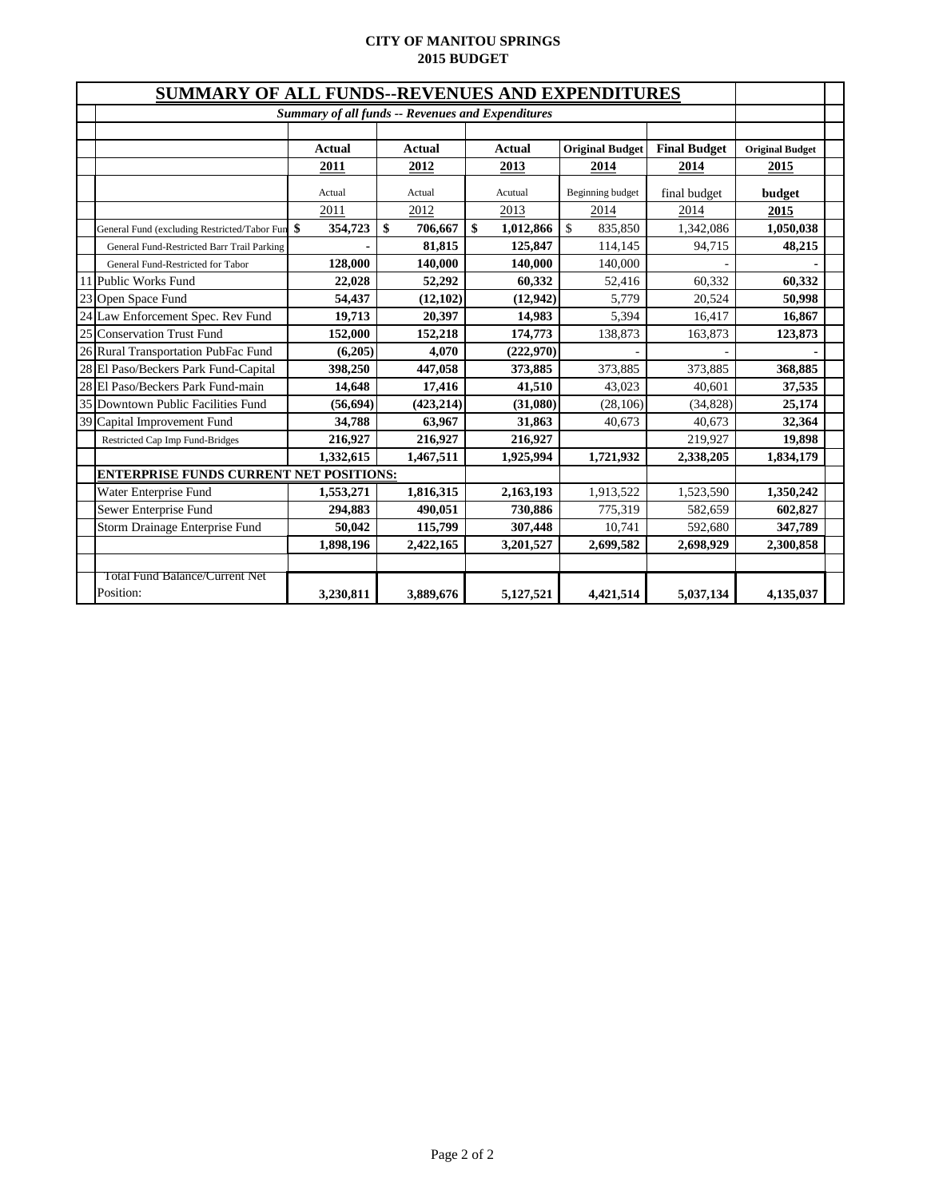**CITY OF MANITOU SPRINGS**
**2015 BUDGET**

## SUMMARY OF ALL FUNDS--REVENUES AND EXPENDITURES

***Summary of all funds -- Revenues and Expenditures***

| | | Actual | Actual | Actual | Original Budget | Final Budget | Original Budget |
|---|---|---|---|---|---|---|---|
| | | 2011 | 2012 | 2013 | 2014 | 2014 | 2015 |
| | | Actual | Actual | Acutual | Beginning budget | final budget | budget |
| | | 2011 | 2012 | 2013 | 2014 | 2014 | 2015 |
| | General Fund (excluding Restricted/Tabor Fun | $ 354,723 | $ 706,667 | $ 1,012,866 | $ 835,850 | 1,342,086 | 1,050,038 |
| | General Fund-Restricted Barr Trail Parking | - | 81,815 | 125,847 | 114,145 | 94,715 | 48,215 |
| | General Fund-Restricted for Tabor | 128,000 | 140,000 | 140,000 | 140,000 | - | - |
| 11 | Public Works Fund | 22,028 | 52,292 | 60,332 | 52,416 | 60,332 | 60,332 |
| 23 | Open Space Fund | 54,437 | (12,102) | (12,942) | 5,779 | 20,524 | 50,998 |
| 24 | Law Enforcement Spec. Rev Fund | 19,713 | 20,397 | 14,983 | 5,394 | 16,417 | 16,867 |
| 25 | Conservation Trust Fund | 152,000 | 152,218 | 174,773 | 138,873 | 163,873 | 123,873 |
| 26 | Rural Transportation PubFac Fund | (6,205) | 4,070 | (222,970) | - | - | - |
| 28 | El Paso/Beckers Park Fund-Capital | 398,250 | 447,058 | 373,885 | 373,885 | 373,885 | 368,885 |
| 28 | El Paso/Beckers Park Fund-main | 14,648 | 17,416 | 41,510 | 43,023 | 40,601 | 37,535 |
| 35 | Downtown Public Facilities Fund | (56,694) | (423,214) | (31,080) | (28,106) | (34,828) | 25,174 |
| 39 | Capital Improvement Fund | 34,788 | 63,967 | 31,863 | 40,673 | 40,673 | 32,364 |
| | Restricted Cap Imp Fund-Bridges | 216,927 | 216,927 | 216,927 | | 219,927 | 19,898 |
| | | 1,332,615 | 1,467,511 | 1,925,994 | 1,721,932 | 2,338,205 | 1,834,179 |
| | **ENTERPRISE FUNDS CURRENT NET POSITIONS:** | | | | | | |
| | Water Enterprise Fund | 1,553,271 | 1,816,315 | 2,163,193 | 1,913,522 | 1,523,590 | 1,350,242 |
| | Sewer Enterprise Fund | 294,883 | 490,051 | 730,886 | 775,319 | 582,659 | 602,827 |
| | Storm Drainage Enterprise Fund | 50,042 | 115,799 | 307,448 | 10,741 | 592,680 | 347,789 |
| | | 1,898,196 | 2,422,165 | 3,201,527 | 2,699,582 | 2,698,929 | 2,300,858 |
| | | | | | | | |
| | Total Fund Balance/Current Net Position: | 3,230,811 | 3,889,676 | 5,127,521 | 4,421,514 | 5,037,134 | 4,135,037 |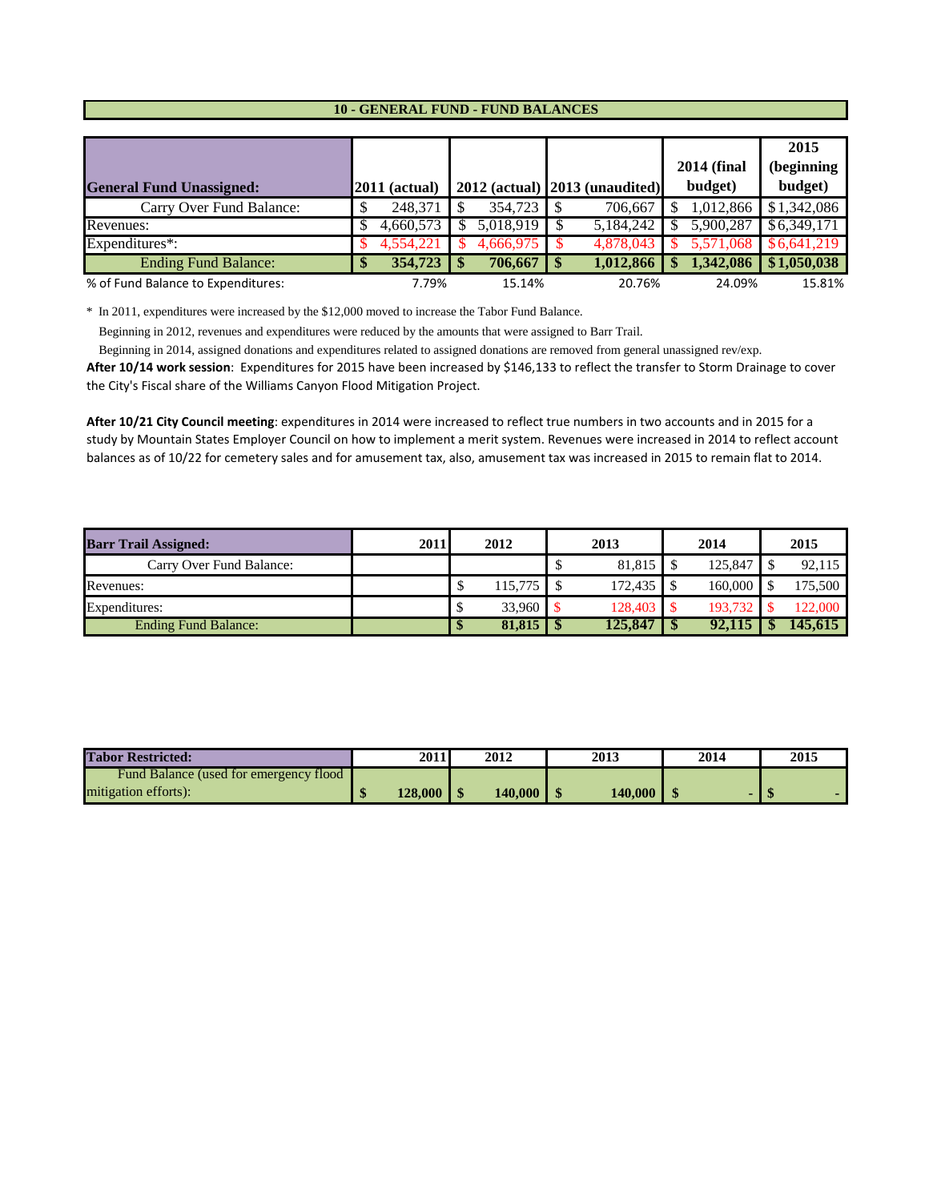## 10 - GENERAL FUND - FUND BALANCES

| General Fund Unassigned: | 2011 (actual) | 2012 (actual) | 2013 (unaudited) | 2014 (final budget) | 2015 (beginning budget) |
|---|---|---|---|---|---|
| Carry Over Fund Balance: | $ 248,371 | $ 354,723 | $ 706,667 | $ 1,012,866 | $1,342,086 |
| Revenues: | $ 4,660,573 | $ 5,018,919 | $ 5,184,242 | $ 5,900,287 | $6,349,171 |
| Expenditures*: | $ 4,554,221 | $ 4,666,975 | $ 4,878,043 | $ 5,571,068 | $6,641,219 |
| **Ending Fund Balance:** | **$ 354,723** | **$ 706,667** | **$ 1,012,866** | **$ 1,342,086** | **$1,050,038** |
| % of Fund Balance to Expenditures: | 7.79% | 15.14% | 20.76% | 24.09% | 15.81% |

\* In 2011, expenditures were increased by the $12,000 moved to increase the Tabor Fund Balance.

Beginning in 2012, revenues and expenditures were reduced by the amounts that were assigned to Barr Trail.

Beginning in 2014, assigned donations and expenditures related to assigned donations are removed from general unassigned rev/exp.

**After 10/14 work session**: Expenditures for 2015 have been increased by $146,133 to reflect the transfer to Storm Drainage to cover the City's Fiscal share of the Williams Canyon Flood Mitigation Project.

**After 10/21 City Council meeting**: expenditures in 2014 were increased to reflect true numbers in two accounts and in 2015 for a study by Mountain States Employer Council on how to implement a merit system. Revenues were increased in 2014 to reflect account balances as of 10/22 for cemetery sales and for amusement tax, also, amusement tax was increased in 2015 to remain flat to 2014.

| Barr Trail Assigned: | 2011 | 2012 | 2013 | 2014 | 2015 |
|---|---|---|---|---|---|
| Carry Over Fund Balance: | | | $ 81,815 | $ 125,847 | $ 92,115 |
| Revenues: | | $ 115,775 | $ 172,435 | $ 160,000 | $ 175,500 |
| Expenditures: | | $ 33,960 | $ 128,403 | $ 193,732 | $ 122,000 |
| Ending Fund Balance: | | **$ 81,815** | **$ 125,847** | **$ 92,115** | **$ 145,615** |

| Tabor Restricted: | 2011 | 2012 | 2013 | 2014 | 2015 |
|---|---|---|---|---|---|
| Fund Balance (used for emergency flood mitigation efforts): | **$ 128,000** | **$ 140,000** | **$ 140,000** | **$ -** | **$ -** |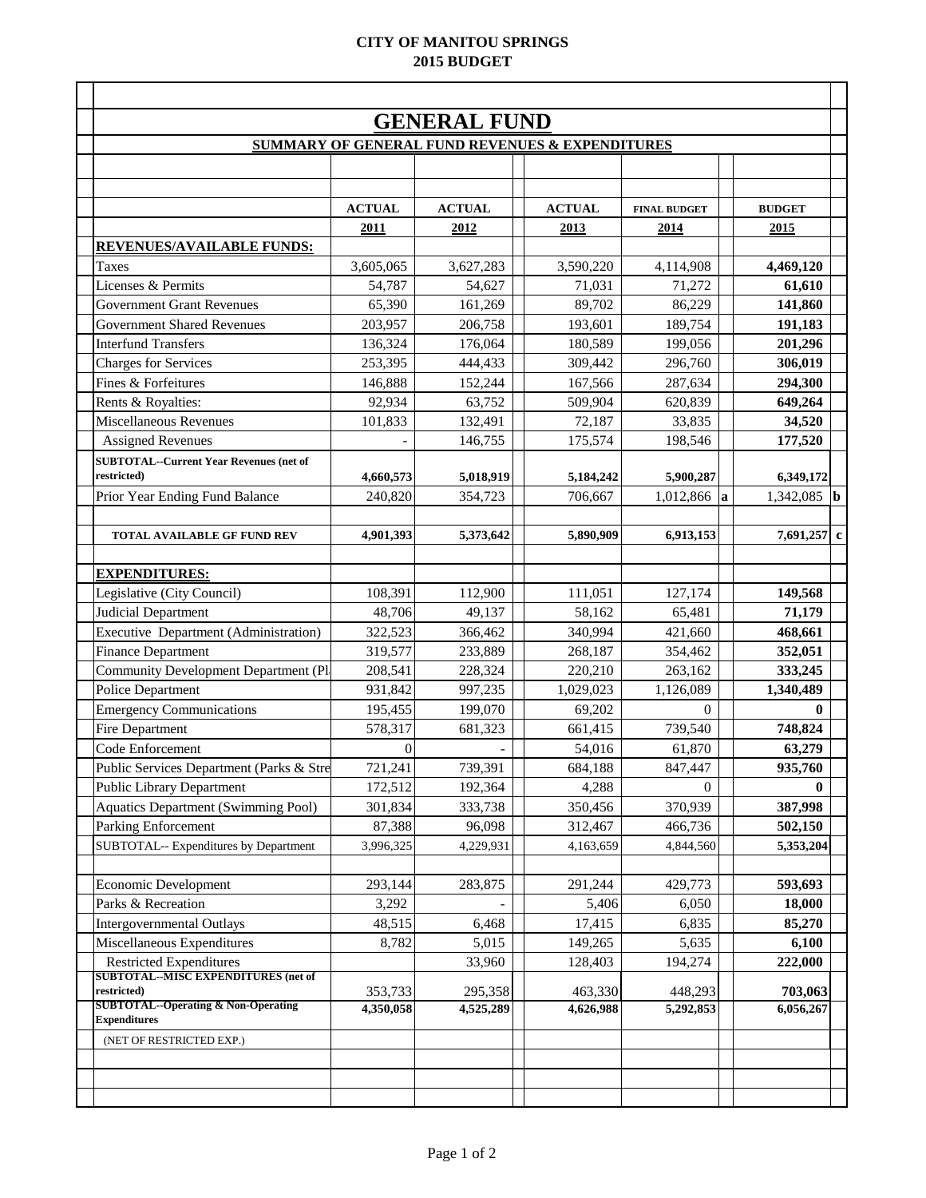**CITY OF MANITOU SPRINGS**
**2015 BUDGET**

# GENERAL FUND

## SUMMARY OF GENERAL FUND REVENUES & EXPENDITURES

| | ACTUAL 2011 | ACTUAL 2012 | ACTUAL 2013 | FINAL BUDGET 2014 | BUDGET 2015 |
|---|---|---|---|---|---|
| **REVENUES/AVAILABLE FUNDS:** | | | | | |
| Taxes | 3,605,065 | 3,627,283 | 3,590,220 | 4,114,908 | **4,469,120** |
| Licenses & Permits | 54,787 | 54,627 | 71,031 | 71,272 | **61,610** |
| Government Grant Revenues | 65,390 | 161,269 | 89,702 | 86,229 | **141,860** |
| Government Shared Revenues | 203,957 | 206,758 | 193,601 | 189,754 | **191,183** |
| Interfund Transfers | 136,324 | 176,064 | 180,589 | 199,056 | **201,296** |
| Charges for Services | 253,395 | 444,433 | 309,442 | 296,760 | **306,019** |
| Fines & Forfeitures | 146,888 | 152,244 | 167,566 | 287,634 | **294,300** |
| Rents & Royalties: | 92,934 | 63,752 | 509,904 | 620,839 | **649,264** |
| Miscellaneous Revenues | 101,833 | 132,491 | 72,187 | 33,835 | **34,520** |
| Assigned Revenues | - | 146,755 | 175,574 | 198,546 | **177,520** |
| **SUBTOTAL--Current Year Revenues (net of restricted)** | **4,660,573** | **5,018,919** | **5,184,242** | **5,900,287** | **6,349,172** |
| Prior Year Ending Fund Balance | 240,820 | 354,723 | 706,667 | 1,012,866 **a** | 1,342,085 **b** |
| **TOTAL AVAILABLE GF FUND REV** | **4,901,393** | **5,373,642** | **5,890,909** | **6,913,153** | **7,691,257 c** |
| **EXPENDITURES:** | | | | | |
| Legislative (City Council) | 108,391 | 112,900 | 111,051 | 127,174 | **149,568** |
| Judicial Department | 48,706 | 49,137 | 58,162 | 65,481 | **71,179** |
| Executive Department (Administration) | 322,523 | 366,462 | 340,994 | 421,660 | **468,661** |
| Finance Department | 319,577 | 233,889 | 268,187 | 354,462 | **352,051** |
| Community Development Department (Pl | 208,541 | 228,324 | 220,210 | 263,162 | **333,245** |
| Police Department | 931,842 | 997,235 | 1,029,023 | 1,126,089 | **1,340,489** |
| Emergency Communications | 195,455 | 199,070 | 69,202 | 0 | **0** |
| Fire Department | 578,317 | 681,323 | 661,415 | 739,540 | **748,824** |
| Code Enforcement | 0 | - | 54,016 | 61,870 | **63,279** |
| Public Services Department (Parks & Stre | 721,241 | 739,391 | 684,188 | 847,447 | **935,760** |
| Public Library Department | 172,512 | 192,364 | 4,288 | 0 | **0** |
| Aquatics Department (Swimming Pool) | 301,834 | 333,738 | 350,456 | 370,939 | **387,998** |
| Parking Enforcement | 87,388 | 96,098 | 312,467 | 466,736 | **502,150** |
| SUBTOTAL-- Expenditures by Department | 3,996,325 | 4,229,931 | 4,163,659 | 4,844,560 | **5,353,204** |
| Economic Development | 293,144 | 283,875 | 291,244 | 429,773 | **593,693** |
| Parks & Recreation | 3,292 | - | 5,406 | 6,050 | **18,000** |
| Intergovernmental Outlays | 48,515 | 6,468 | 17,415 | 6,835 | **85,270** |
| Miscellaneous Expenditures | 8,782 | 5,015 | 149,265 | 5,635 | **6,100** |
| Restricted Expenditures | | 33,960 | 128,403 | 194,274 | **222,000** |
| **SUBTOTAL--MISC EXPENDITURES (net of restricted)** | 353,733 | 295,358 | 463,330 | 448,293 | **703,063** |
| **SUBTOTAL--Operating & Non-Operating Expenditures** | **4,350,058** | **4,525,289** | **4,626,988** | **5,292,853** | **6,056,267** |
| (NET OF RESTRICTED EXP.) | | | | | |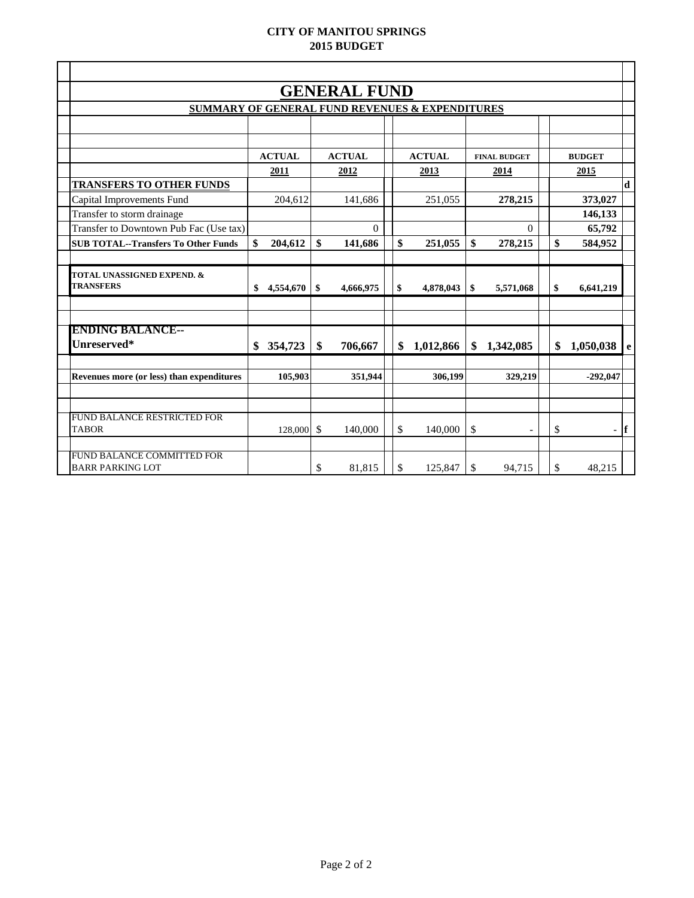**CITY OF MANITOU SPRINGS**
**2015 BUDGET**

# GENERAL FUND

## SUMMARY OF GENERAL FUND REVENUES & EXPENDITURES

| | ACTUAL 2011 | ACTUAL 2012 | ACTUAL 2013 | FINAL BUDGET 2014 | BUDGET 2015 | |
|---|---|---|---|---|---|---|
| **TRANSFERS TO OTHER FUNDS** | | | | | | d |
| Capital Improvements Fund | 204,612 | 141,686 | 251,055 | **278,215** | **373,027** | |
| Transfer to storm drainage | | | | | **146,133** | |
| Transfer to Downtown Pub Fac (Use tax) | | 0 | | 0 | **65,792** | |
| **SUB TOTAL--Transfers To Other Funds** | **$ 204,612** | **$ 141,686** | **$ 251,055** | **$ 278,215** | **$ 584,952** | |
| | | | | | | |
| **TOTAL UNASSIGNED EXPEND. & TRANSFERS** | **$ 4,554,670** | **$ 4,666,975** | **$ 4,878,043** | **$ 5,571,068** | **$ 6,641,219** | |
| | | | | | | |
| **ENDING BALANCE--Unreserved*** | **$ 354,723** | **$ 706,667** | **$ 1,012,866** | **$ 1,342,085** | **$ 1,050,038** | **e** |
| | | | | | | |
| **Revenues more (or less) than expenditures** | **105,903** | **351,944** | **306,199** | **329,219** | **-292,047** | |
| | | | | | | |
| FUND BALANCE RESTRICTED FOR TABOR | 128,000 | $ 140,000 | $ 140,000 | $ - | $ - | **f** |
| | | | | | | |
| FUND BALANCE COMMITTED FOR BARR PARKING LOT | | $ 81,815 | $ 125,847 | $ 94,715 | $ 48,215 | |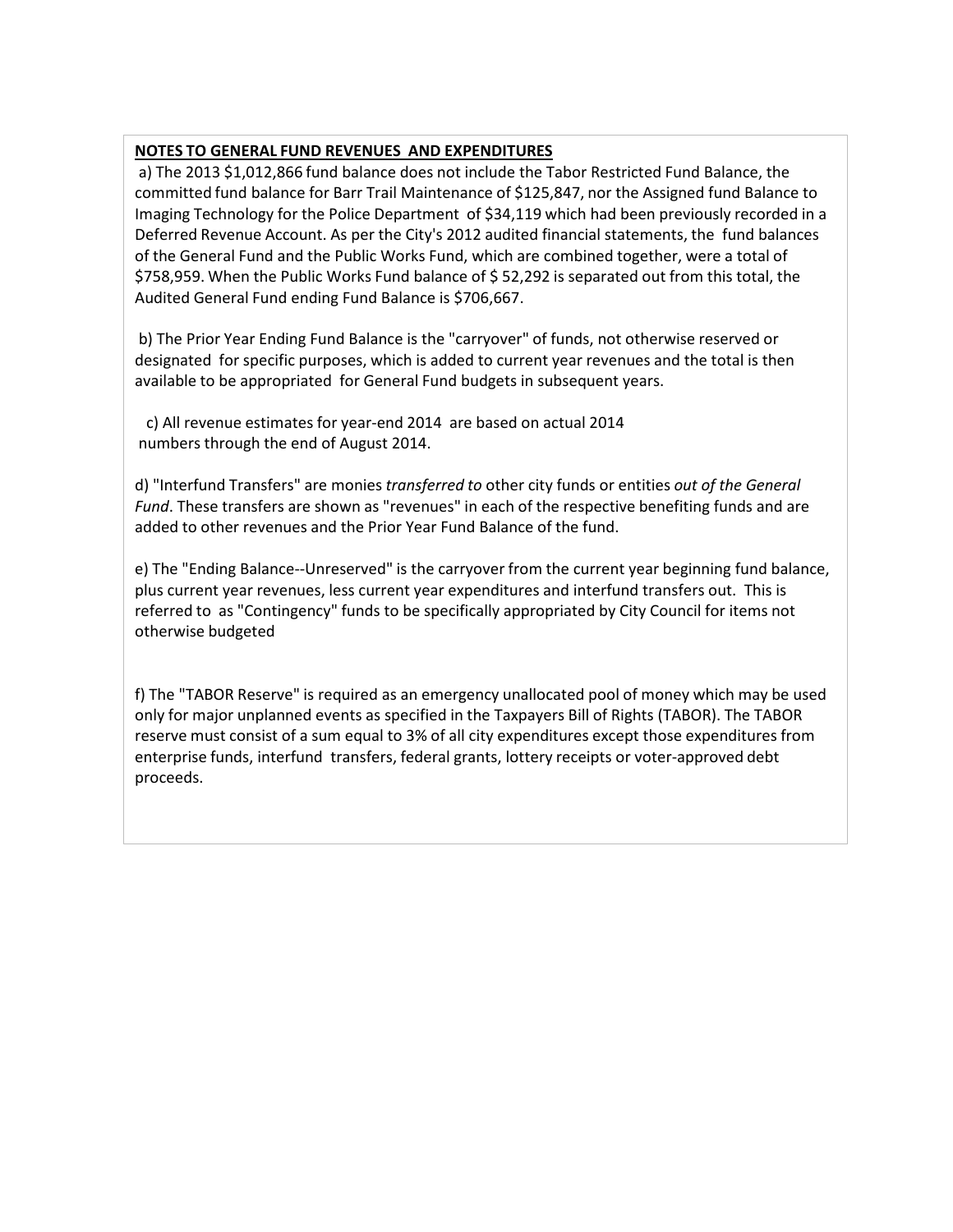**NOTES TO GENERAL FUND REVENUES AND EXPENDITURES**

a) The 2013 $1,012,866 fund balance does not include the Tabor Restricted Fund Balance, the committed fund balance for Barr Trail Maintenance of $125,847, nor the Assigned fund Balance to Imaging Technology for the Police Department of $34,119 which had been previously recorded in a Deferred Revenue Account. As per the City's 2012 audited financial statements, the fund balances of the General Fund and the Public Works Fund, which are combined together, were a total of $758,959. When the Public Works Fund balance of $ 52,292 is separated out from this total, the Audited General Fund ending Fund Balance is $706,667.

b) The Prior Year Ending Fund Balance is the "carryover" of funds, not otherwise reserved or designated for specific purposes, which is added to current year revenues and the total is then available to be appropriated for General Fund budgets in subsequent years.

c) All revenue estimates for year-end 2014 are based on actual 2014 numbers through the end of August 2014.

d) "Interfund Transfers" are monies *transferred to* other city funds or entities *out of the General Fund*. These transfers are shown as "revenues" in each of the respective benefiting funds and are added to other revenues and the Prior Year Fund Balance of the fund.

e) The "Ending Balance--Unreserved" is the carryover from the current year beginning fund balance, plus current year revenues, less current year expenditures and interfund transfers out. This is referred to as "Contingency" funds to be specifically appropriated by City Council for items not otherwise budgeted

f) The "TABOR Reserve" is required as an emergency unallocated pool of money which may be used only for major unplanned events as specified in the Taxpayers Bill of Rights (TABOR). The TABOR reserve must consist of a sum equal to 3% of all city expenditures except those expenditures from enterprise funds, interfund transfers, federal grants, lottery receipts or voter-approved debt proceeds.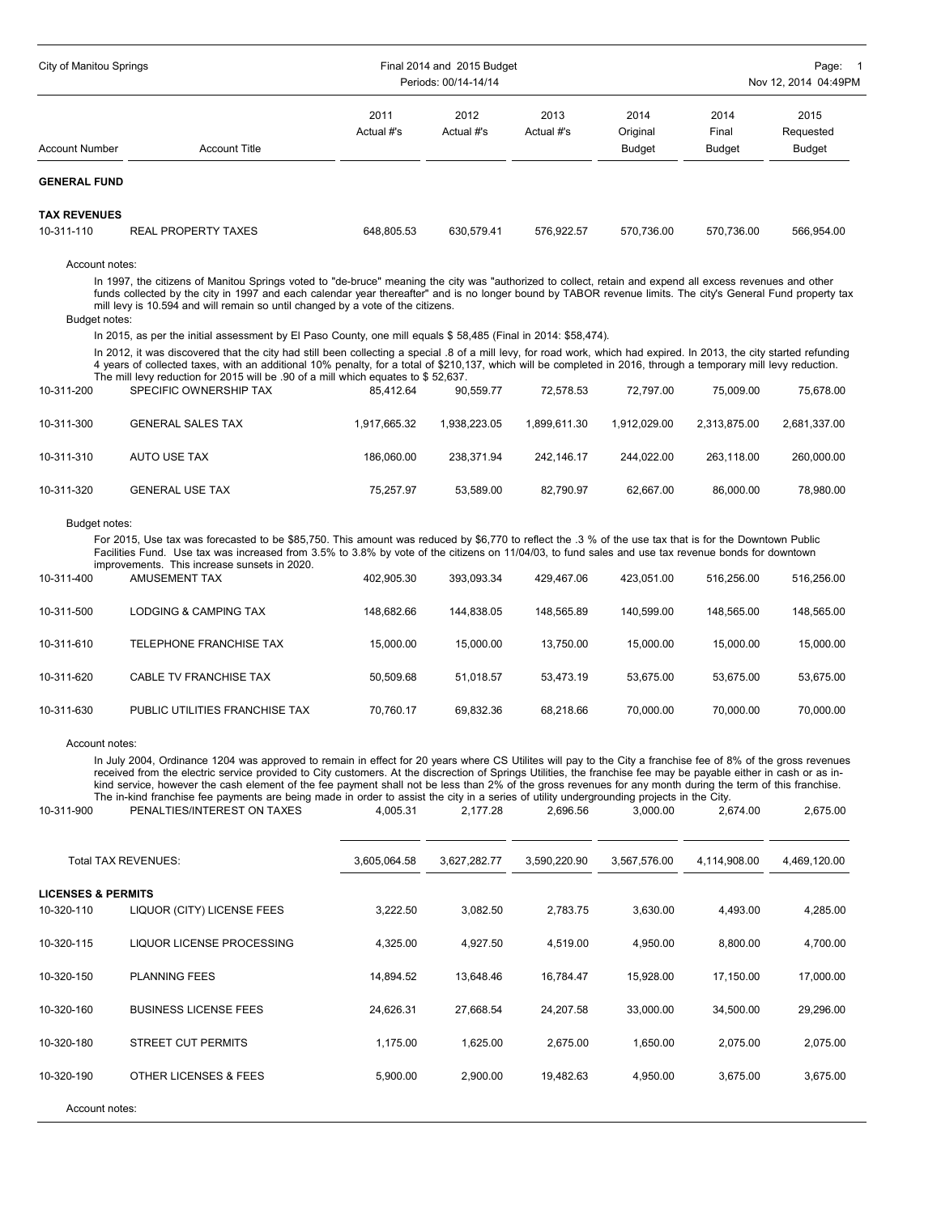| Account Number | Account Title | 2011 Actual #'s | 2012 Actual #'s | 2013 Actual #'s | 2014 Original Budget | 2014 Final Budget | 2015 Requested Budget |
|---|---|---|---|---|---|---|---|

## GENERAL FUND

### TAX REVENUES

| Account Number | Account Title | 2011 Actual #'s | 2012 Actual #'s | 2013 Actual #'s | 2014 Original Budget | 2014 Final Budget | 2015 Requested Budget |
|---|---|---|---|---|---|---|---|
| 10-311-110 | REAL PROPERTY TAXES | 648,805.53 | 630,579.41 | 576,922.57 | 570,736.00 | 570,736.00 | 566,954.00 |

Account notes:

In 1997, the citizens of Manitou Springs voted to "de-bruce" meaning the city was "authorized to collect, retain and expend all excess revenues and other funds collected by the city in 1997 and each calendar year thereafter" and is no longer bound by TABOR revenue limits. The city's General Fund property tax mill levy is 10.594 and will remain so until changed by a vote of the citizens.

Budget notes:

In 2015, as per the initial assessment by El Paso County, one mill equals $ 58,485 (Final in 2014: $58,474).

In 2012, it was discovered that the city had still been collecting a special .8 of a mill levy, for road work, which had expired. In 2013, the city started refunding 4 years of collected taxes, with an additional 10% penalty, for a total of $210,137, which will be completed in 2016, through a temporary mill levy reduction. The mill levy reduction for 2015 will be .90 of a mill which equates to $ 52,637.

| Account Number | Account Title | 2011 Actual #'s | 2012 Actual #'s | 2013 Actual #'s | 2014 Original Budget | 2014 Final Budget | 2015 Requested Budget |
|---|---|---|---|---|---|---|---|
| 10-311-200 | SPECIFIC OWNERSHIP TAX | 85,412.64 | 90,559.77 | 72,578.53 | 72,797.00 | 75,009.00 | 75,678.00 |
| 10-311-300 | GENERAL SALES TAX | 1,917,665.32 | 1,938,223.05 | 1,899,611.30 | 1,912,029.00 | 2,313,875.00 | 2,681,337.00 |
| 10-311-310 | AUTO USE TAX | 186,060.00 | 238,371.94 | 242,146.17 | 244,022.00 | 263,118.00 | 260,000.00 |
| 10-311-320 | GENERAL USE TAX | 75,257.97 | 53,589.00 | 82,790.97 | 62,667.00 | 86,000.00 | 78,980.00 |

Budget notes:

For 2015, Use tax was forecasted to be $85,750. This amount was reduced by $6,770 to reflect the .3 % of the use tax that is for the Downtown Public Facilities Fund. Use tax was increased from 3.5% to 3.8% by vote of the citizens on 11/04/03, to fund sales and use tax revenue bonds for downtown improvements. This increase sunsets in 2020.

| Account Number | Account Title | 2011 Actual #'s | 2012 Actual #'s | 2013 Actual #'s | 2014 Original Budget | 2014 Final Budget | 2015 Requested Budget |
|---|---|---|---|---|---|---|---|
| 10-311-400 | AMUSEMENT TAX | 402,905.30 | 393,093.34 | 429,467.06 | 423,051.00 | 516,256.00 | 516,256.00 |
| 10-311-500 | LODGING & CAMPING TAX | 148,682.66 | 144,838.05 | 148,565.89 | 140,599.00 | 148,565.00 | 148,565.00 |
| 10-311-610 | TELEPHONE FRANCHISE TAX | 15,000.00 | 15,000.00 | 13,750.00 | 15,000.00 | 15,000.00 | 15,000.00 |
| 10-311-620 | CABLE TV FRANCHISE TAX | 50,509.68 | 51,018.57 | 53,473.19 | 53,675.00 | 53,675.00 | 53,675.00 |
| 10-311-630 | PUBLIC UTILITIES FRANCHISE TAX | 70,760.17 | 69,832.36 | 68,218.66 | 70,000.00 | 70,000.00 | 70,000.00 |

Account notes:

In July 2004, Ordinance 1204 was approved to remain in effect for 20 years where CS Utilites will pay to the City a franchise fee of 8% of the gross revenues received from the electric service provided to City customers. At the discrection of Springs Utilities, the franchise fee may be payable either in cash or as in-kind service, however the cash element of the fee payment shall not be less than 2% of the gross revenues for any month during the term of this franchise. The in-kind franchise fee payments are being made in order to assist the city in a series of utility undergrounding projects in the City.

| Account Number | Account Title | 2011 Actual #'s | 2012 Actual #'s | 2013 Actual #'s | 2014 Original Budget | 2014 Final Budget | 2015 Requested Budget |
|---|---|---|---|---|---|---|---|
| 10-311-900 | PENALTIES/INTEREST ON TAXES | 4,005.31 | 2,177.28 | 2,696.56 | 3,000.00 | 2,674.00 | 2,675.00 |
| | Total TAX REVENUES: | 3,605,064.58 | 3,627,282.77 | 3,590,220.90 | 3,567,576.00 | 4,114,908.00 | 4,469,120.00 |

### LICENSES & PERMITS

| Account Number | Account Title | 2011 Actual #'s | 2012 Actual #'s | 2013 Actual #'s | 2014 Original Budget | 2014 Final Budget | 2015 Requested Budget |
|---|---|---|---|---|---|---|---|
| 10-320-110 | LIQUOR (CITY) LICENSE FEES | 3,222.50 | 3,082.50 | 2,783.75 | 3,630.00 | 4,493.00 | 4,285.00 |
| 10-320-115 | LIQUOR LICENSE PROCESSING | 4,325.00 | 4,927.50 | 4,519.00 | 4,950.00 | 8,800.00 | 4,700.00 |
| 10-320-150 | PLANNING FEES | 14,894.52 | 13,648.46 | 16,784.47 | 15,928.00 | 17,150.00 | 17,000.00 |
| 10-320-160 | BUSINESS LICENSE FEES | 24,626.31 | 27,668.54 | 24,207.58 | 33,000.00 | 34,500.00 | 29,296.00 |
| 10-320-180 | STREET CUT PERMITS | 1,175.00 | 1,625.00 | 2,675.00 | 1,650.00 | 2,075.00 | 2,075.00 |
| 10-320-190 | OTHER LICENSES & FEES | 5,900.00 | 2,900.00 | 19,482.63 | 4,950.00 | 3,675.00 | 3,675.00 |

Account notes: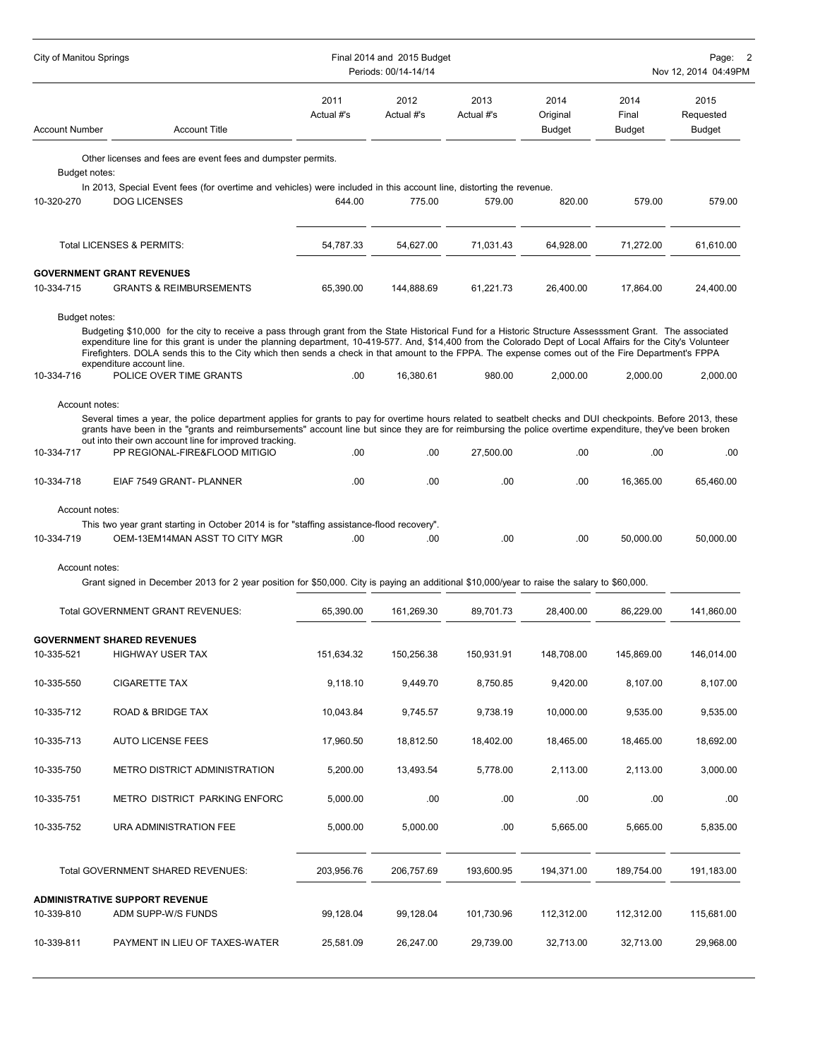| Account Number | Account Title | 2011 Actual #'s | 2012 Actual #'s | 2013 Actual #'s | 2014 Original Budget | 2014 Final Budget | 2015 Requested Budget |
|---|---|---|---|---|---|---|---|

Other licenses and fees are event fees and dumpster permits.

Budget notes:

In 2013, Special Event fees (for overtime and vehicles) were included in this account line, distorting the revenue.

| Account Number | Account Title | 2011 Actual #'s | 2012 Actual #'s | 2013 Actual #'s | 2014 Original Budget | 2014 Final Budget | 2015 Requested Budget |
|---|---|---|---|---|---|---|---|
| 10-320-270 | DOG LICENSES | 644.00 | 775.00 | 579.00 | 820.00 | 579.00 | 579.00 |
| | Total LICENSES & PERMITS: | 54,787.33 | 54,627.00 | 71,031.43 | 64,928.00 | 71,272.00 | 61,610.00 |

**GOVERNMENT GRANT REVENUES**

| Account Number | Account Title | 2011 Actual #'s | 2012 Actual #'s | 2013 Actual #'s | 2014 Original Budget | 2014 Final Budget | 2015 Requested Budget |
|---|---|---|---|---|---|---|---|
| 10-334-715 | GRANTS & REIMBURSEMENTS | 65,390.00 | 144,888.69 | 61,221.73 | 26,400.00 | 17,864.00 | 24,400.00 |

Budget notes:

Budgeting $10,000 for the city to receive a pass through grant from the State Historical Fund for a Historic Structure Assesssment Grant. The associated expenditure line for this grant is under the planning department, 10-419-577. And, $14,400 from the Colorado Dept of Local Affairs for the City's Volunteer Firefighters. DOLA sends this to the City which then sends a check in that amount to the FPPA. The expense comes out of the Fire Department's FPPA expenditure account line.

| Account Number | Account Title | 2011 Actual #'s | 2012 Actual #'s | 2013 Actual #'s | 2014 Original Budget | 2014 Final Budget | 2015 Requested Budget |
|---|---|---|---|---|---|---|---|
| 10-334-716 | POLICE OVER TIME GRANTS | .00 | 16,380.61 | 980.00 | 2,000.00 | 2,000.00 | 2,000.00 |

Account notes:

Several times a year, the police department applies for grants to pay for overtime hours related to seatbelt checks and DUI checkpoints. Before 2013, these grants have been in the "grants and reimbursements" account line but since they are for reimbursing the police overtime expenditure, they've been broken out into their own account line for improved tracking.

| Account Number | Account Title | 2011 Actual #'s | 2012 Actual #'s | 2013 Actual #'s | 2014 Original Budget | 2014 Final Budget | 2015 Requested Budget |
|---|---|---|---|---|---|---|---|
| 10-334-717 | PP REGIONAL-FIRE&FLOOD MITIGIO | .00 | .00 | 27,500.00 | .00 | .00 | .00 |
| 10-334-718 | EIAF 7549 GRANT- PLANNER | .00 | .00 | .00 | .00 | 16,365.00 | 65,460.00 |

Account notes:

This two year grant starting in October 2014 is for "staffing assistance-flood recovery".

| Account Number | Account Title | 2011 Actual #'s | 2012 Actual #'s | 2013 Actual #'s | 2014 Original Budget | 2014 Final Budget | 2015 Requested Budget |
|---|---|---|---|---|---|---|---|
| 10-334-719 | OEM-13EM14MAN ASST TO CITY MGR | .00 | .00 | .00 | .00 | 50,000.00 | 50,000.00 |

Account notes:

Grant signed in December 2013 for 2 year position for $50,000. City is paying an additional $10,000/year to raise the salary to $60,000.

| Account Number | Account Title | 2011 Actual #'s | 2012 Actual #'s | 2013 Actual #'s | 2014 Original Budget | 2014 Final Budget | 2015 Requested Budget |
|---|---|---|---|---|---|---|---|
| | Total GOVERNMENT GRANT REVENUES: | 65,390.00 | 161,269.30 | 89,701.73 | 28,400.00 | 86,229.00 | 141,860.00 |
| **GOVERNMENT SHARED REVENUES** | | | | | | | |
| 10-335-521 | HIGHWAY USER TAX | 151,634.32 | 150,256.38 | 150,931.91 | 148,708.00 | 145,869.00 | 146,014.00 |
| 10-335-550 | CIGARETTE TAX | 9,118.10 | 9,449.70 | 8,750.85 | 9,420.00 | 8,107.00 | 8,107.00 |
| 10-335-712 | ROAD & BRIDGE TAX | 10,043.84 | 9,745.57 | 9,738.19 | 10,000.00 | 9,535.00 | 9,535.00 |
| 10-335-713 | AUTO LICENSE FEES | 17,960.50 | 18,812.50 | 18,402.00 | 18,465.00 | 18,465.00 | 18,692.00 |
| 10-335-750 | METRO DISTRICT ADMINISTRATION | 5,200.00 | 13,493.54 | 5,778.00 | 2,113.00 | 2,113.00 | 3,000.00 |
| 10-335-751 | METRO DISTRICT PARKING ENFORC | 5,000.00 | .00 | .00 | .00 | .00 | .00 |
| 10-335-752 | URA ADMINISTRATION FEE | 5,000.00 | 5,000.00 | .00 | 5,665.00 | 5,665.00 | 5,835.00 |
| | Total GOVERNMENT SHARED REVENUES: | 203,956.76 | 206,757.69 | 193,600.95 | 194,371.00 | 189,754.00 | 191,183.00 |
| **ADMINISTRATIVE SUPPORT REVENUE** | | | | | | | |
| 10-339-810 | ADM SUPP-W/S FUNDS | 99,128.04 | 99,128.04 | 101,730.96 | 112,312.00 | 112,312.00 | 115,681.00 |
| 10-339-811 | PAYMENT IN LIEU OF TAXES-WATER | 25,581.09 | 26,247.00 | 29,739.00 | 32,713.00 | 32,713.00 | 29,968.00 |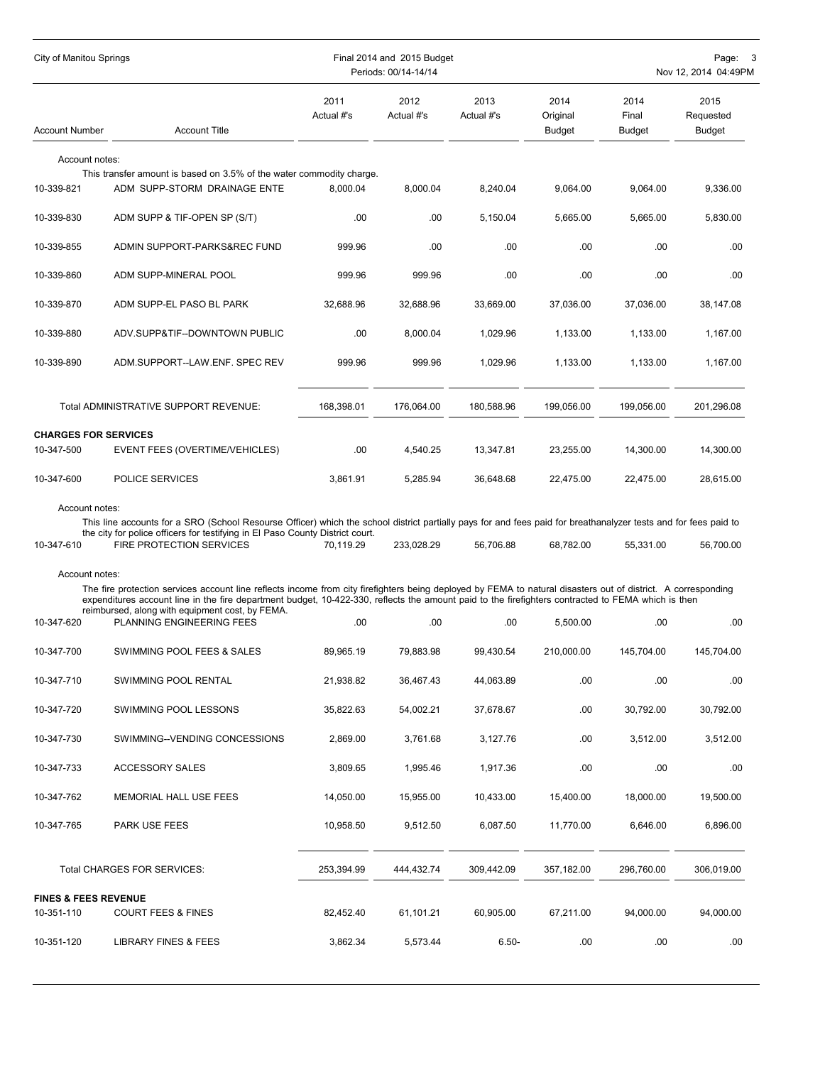| Account Number | Account Title | 2011 Actual #'s | 2012 Actual #'s | 2013 Actual #'s | 2014 Original Budget | 2014 Final Budget | 2015 Requested Budget |
|---|---|---|---|---|---|---|---|
| Account notes: | This transfer amount is based on 3.5% of the water commodity charge. | | | | | | |
| 10-339-821 | ADM SUPP-STORM DRAINAGE ENTE | 8,000.04 | 8,000.04 | 8,240.04 | 9,064.00 | 9,064.00 | 9,336.00 |
| 10-339-830 | ADM SUPP & TIF-OPEN SP (S/T) | .00 | .00 | 5,150.04 | 5,665.00 | 5,665.00 | 5,830.00 |
| 10-339-855 | ADMIN SUPPORT-PARKS&REC FUND | 999.96 | .00 | .00 | .00 | .00 | .00 |
| 10-339-860 | ADM SUPP-MINERAL POOL | 999.96 | 999.96 | .00 | .00 | .00 | .00 |
| 10-339-870 | ADM SUPP-EL PASO BL PARK | 32,688.96 | 32,688.96 | 33,669.00 | 37,036.00 | 37,036.00 | 38,147.08 |
| 10-339-880 | ADV.SUPP&TIF--DOWNTOWN PUBLIC | .00 | 8,000.04 | 1,029.96 | 1,133.00 | 1,133.00 | 1,167.00 |
| 10-339-890 | ADM.SUPPORT--LAW.ENF. SPEC REV | 999.96 | 999.96 | 1,029.96 | 1,133.00 | 1,133.00 | 1,167.00 |
| | Total ADMINISTRATIVE SUPPORT REVENUE: | 168,398.01 | 176,064.00 | 180,588.96 | 199,056.00 | 199,056.00 | 201,296.08 |
| **CHARGES FOR SERVICES** | | | | | | | |
| 10-347-500 | EVENT FEES (OVERTIME/VEHICLES) | .00 | 4,540.25 | 13,347.81 | 23,255.00 | 14,300.00 | 14,300.00 |
| 10-347-600 | POLICE SERVICES | 3,861.91 | 5,285.94 | 36,648.68 | 22,475.00 | 22,475.00 | 28,615.00 |
| Account notes: | This line accounts for a SRO (School Resourse Officer) which the school district partially pays for and fees paid for breathanalyzer tests and for fees paid to the city for police officers for testifying in El Paso County District court. | | | | | | |
| 10-347-610 | FIRE PROTECTION SERVICES | 70,119.29 | 233,028.29 | 56,706.88 | 68,782.00 | 55,331.00 | 56,700.00 |
| Account notes: | The fire protection services account line reflects income from city firefighters being deployed by FEMA to natural disasters out of district. A corresponding expenditures account line in the fire department budget, 10-422-330, reflects the amount paid to the firefighters contracted to FEMA which is then reimbursed, along with equipment cost, by FEMA. | | | | | | |
| 10-347-620 | PLANNING ENGINEERING FEES | .00 | .00 | .00 | 5,500.00 | .00 | .00 |
| 10-347-700 | SWIMMING POOL FEES & SALES | 89,965.19 | 79,883.98 | 99,430.54 | 210,000.00 | 145,704.00 | 145,704.00 |
| 10-347-710 | SWIMMING POOL RENTAL | 21,938.82 | 36,467.43 | 44,063.89 | .00 | .00 | .00 |
| 10-347-720 | SWIMMING POOL LESSONS | 35,822.63 | 54,002.21 | 37,678.67 | .00 | 30,792.00 | 30,792.00 |
| 10-347-730 | SWIMMING--VENDING CONCESSIONS | 2,869.00 | 3,761.68 | 3,127.76 | .00 | 3,512.00 | 3,512.00 |
| 10-347-733 | ACCESSORY SALES | 3,809.65 | 1,995.46 | 1,917.36 | .00 | .00 | .00 |
| 10-347-762 | MEMORIAL HALL USE FEES | 14,050.00 | 15,955.00 | 10,433.00 | 15,400.00 | 18,000.00 | 19,500.00 |
| 10-347-765 | PARK USE FEES | 10,958.50 | 9,512.50 | 6,087.50 | 11,770.00 | 6,646.00 | 6,896.00 |
| | Total CHARGES FOR SERVICES: | 253,394.99 | 444,432.74 | 309,442.09 | 357,182.00 | 296,760.00 | 306,019.00 |
| **FINES & FEES REVENUE** | | | | | | | |
| 10-351-110 | COURT FEES & FINES | 82,452.40 | 61,101.21 | 60,905.00 | 67,211.00 | 94,000.00 | 94,000.00 |
| 10-351-120 | LIBRARY FINES & FEES | 3,862.34 | 5,573.44 | 6.50- | .00 | .00 | .00 |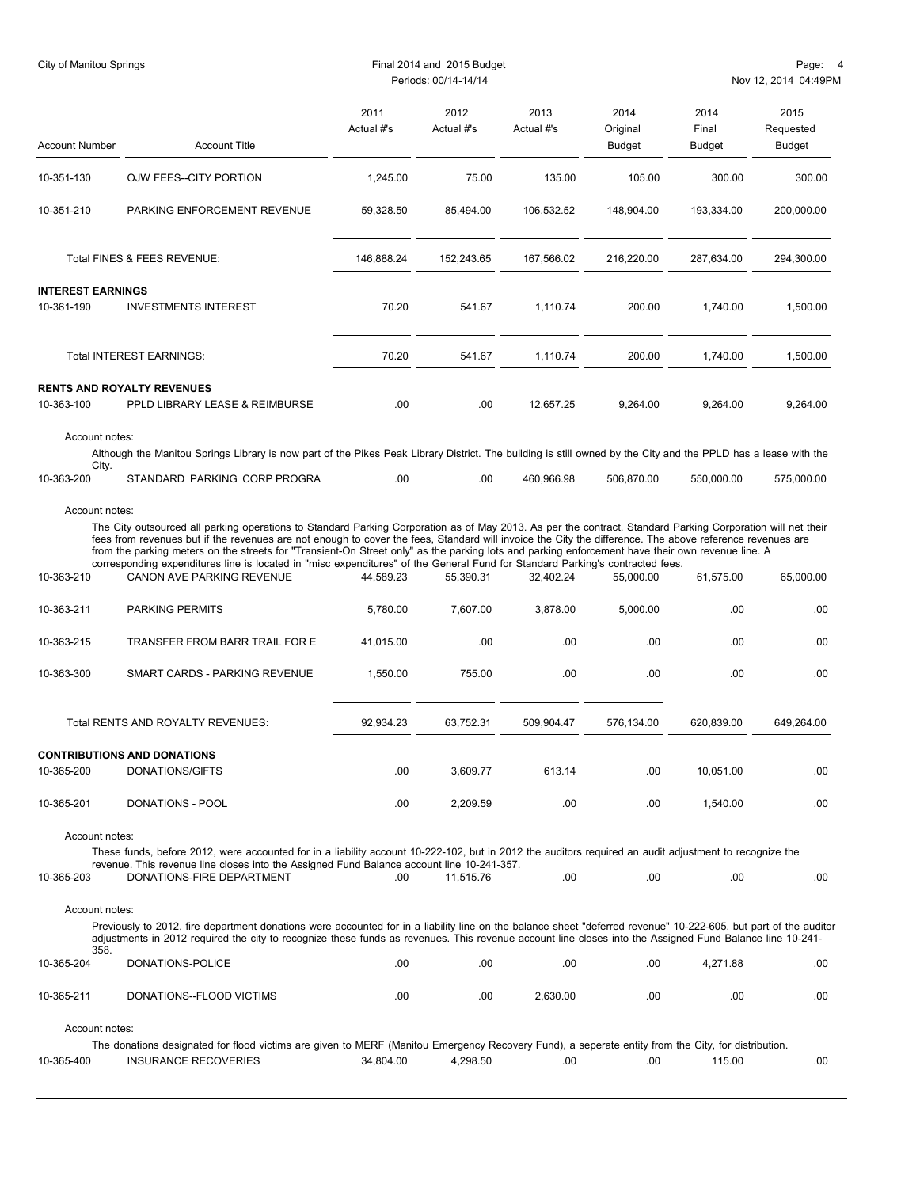| Account Number | Account Title | 2011 Actual #'s | 2012 Actual #'s | 2013 Actual #'s | 2014 Original Budget | 2014 Final Budget | 2015 Requested Budget |
|---|---|---|---|---|---|---|---|
| 10-351-130 | OJW FEES--CITY PORTION | 1,245.00 | 75.00 | 135.00 | 105.00 | 300.00 | 300.00 |
| 10-351-210 | PARKING ENFORCEMENT REVENUE | 59,328.50 | 85,494.00 | 106,532.52 | 148,904.00 | 193,334.00 | 200,000.00 |
| | Total FINES & FEES REVENUE: | 146,888.24 | 152,243.65 | 167,566.02 | 216,220.00 | 287,634.00 | 294,300.00 |
| **INTEREST EARNINGS** | | | | | | | |
| 10-361-190 | INVESTMENTS INTEREST | 70.20 | 541.67 | 1,110.74 | 200.00 | 1,740.00 | 1,500.00 |
| | Total INTEREST EARNINGS: | 70.20 | 541.67 | 1,110.74 | 200.00 | 1,740.00 | 1,500.00 |
| **RENTS AND ROYALTY REVENUES** | | | | | | | |
| 10-363-100 | PPLD LIBRARY LEASE & REIMBURSE | .00 | .00 | 12,657.25 | 9,264.00 | 9,264.00 | 9,264.00 |
| | Account notes: Although the Manitou Springs Library is now part of the Pikes Peak Library District. The building is still owned by the City and the PPLD has a lease with the City. | | | | | | |
| 10-363-200 | STANDARD PARKING CORP PROGRA | .00 | .00 | 460,966.98 | 506,870.00 | 550,000.00 | 575,000.00 |
| | Account notes: The City outsourced all parking operations to Standard Parking Corporation as of May 2013. As per the contract, Standard Parking Corporation will net their fees from revenues but if the revenues are not enough to cover the fees, Standard will invoice the City the difference. The above reference revenues are from the parking meters on the streets for "Transient-On Street only" as the parking lots and parking enforcement have their own revenue line. A corresponding expenditures line is located in "misc expenditures" of the General Fund for Standard Parking's contracted fees. | | | | | | |
| 10-363-210 | CANON AVE PARKING REVENUE | 44,589.23 | 55,390.31 | 32,402.24 | 55,000.00 | 61,575.00 | 65,000.00 |
| 10-363-211 | PARKING PERMITS | 5,780.00 | 7,607.00 | 3,878.00 | 5,000.00 | .00 | .00 |
| 10-363-215 | TRANSFER FROM BARR TRAIL FOR E | 41,015.00 | .00 | .00 | .00 | .00 | .00 |
| 10-363-300 | SMART CARDS - PARKING REVENUE | 1,550.00 | 755.00 | .00 | .00 | .00 | .00 |
| | Total RENTS AND ROYALTY REVENUES: | 92,934.23 | 63,752.31 | 509,904.47 | 576,134.00 | 620,839.00 | 649,264.00 |
| **CONTRIBUTIONS AND DONATIONS** | | | | | | | |
| 10-365-200 | DONATIONS/GIFTS | .00 | 3,609.77 | 613.14 | .00 | 10,051.00 | .00 |
| 10-365-201 | DONATIONS - POOL | .00 | 2,209.59 | .00 | .00 | 1,540.00 | .00 |
| | Account notes: These funds, before 2012, were accounted for in a liability account 10-222-102, but in 2012 the auditors required an audit adjustment to recognize the revenue. This revenue line closes into the Assigned Fund Balance account line 10-241-357. | | | | | | |
| 10-365-203 | DONATIONS-FIRE DEPARTMENT | .00 | 11,515.76 | .00 | .00 | .00 | .00 |
| | Account notes: Previously to 2012, fire department donations were accounted for in a liability line on the balance sheet "deferred revenue" 10-222-605, but part of the auditor adjustments in 2012 required the city to recognize these funds as revenues. This revenue account line closes into the Assigned Fund Balance line 10-241-358. | | | | | | |
| 10-365-204 | DONATIONS-POLICE | .00 | .00 | .00 | .00 | 4,271.88 | .00 |
| 10-365-211 | DONATIONS--FLOOD VICTIMS | .00 | .00 | 2,630.00 | .00 | .00 | .00 |
| | Account notes: The donations designated for flood victims are given to MERF (Manitou Emergency Recovery Fund), a seperate entity from the City, for distribution. | | | | | | |
| 10-365-400 | INSURANCE RECOVERIES | 34,804.00 | 4,298.50 | .00 | .00 | 115.00 | .00 |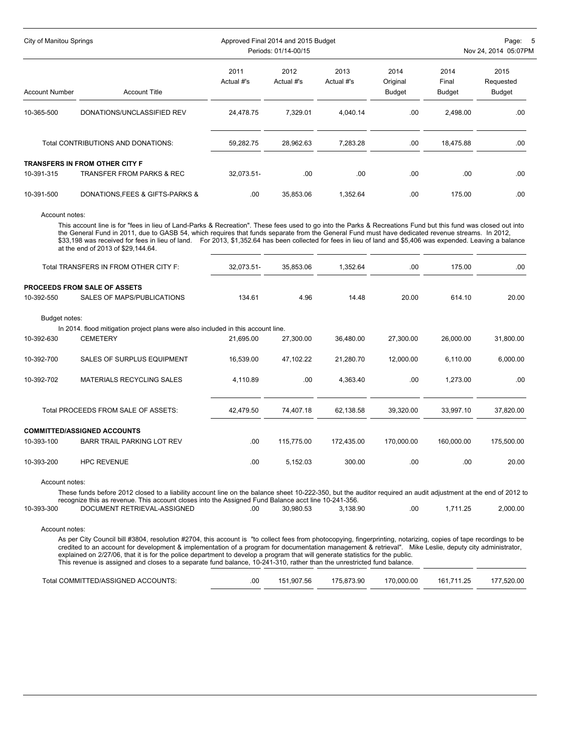| Account Number | Account Title | 2011 Actual #'s | 2012 Actual #'s | 2013 Actual #'s | 2014 Original Budget | 2014 Final Budget | 2015 Requested Budget |
|---|---|---|---|---|---|---|---|
| 10-365-500 | DONATIONS/UNCLASSIFIED REV | 24,478.75 | 7,329.01 | 4,040.14 | .00 | 2,498.00 | .00 |
| | Total CONTRIBUTIONS AND DONATIONS: | 59,282.75 | 28,962.63 | 7,283.28 | .00 | 18,475.88 | .00 |

**TRANSFERS IN FROM OTHER CITY F**

| Account Number | Account Title | 2011 Actual #'s | 2012 Actual #'s | 2013 Actual #'s | 2014 Original Budget | 2014 Final Budget | 2015 Requested Budget |
|---|---|---|---|---|---|---|---|
| 10-391-315 | TRANSFER FROM PARKS & REC | 32,073.51- | .00 | .00 | .00 | .00 | .00 |
| 10-391-500 | DONATIONS,FEES & GIFTS-PARKS & | .00 | 35,853.06 | 1,352.64 | .00 | 175.00 | .00 |

Account notes:

This account line is for "fees in lieu of Land-Parks & Recreation". These fees used to go into the Parks & Recreations Fund but this fund was closed out into the General Fund in 2011, due to GASB 54, which requires that funds separate from the General Fund must have dedicated revenue streams. In 2012, $33,198 was received for fees in lieu of land. For 2013, $1,352.64 has been collected for fees in lieu of land and $5,406 was expended. Leaving a balance at the end of 2013 of $29,144.64.

| | Account Title | 2011 Actual #'s | 2012 Actual #'s | 2013 Actual #'s | 2014 Original Budget | 2014 Final Budget | 2015 Requested Budget |
|---|---|---|---|---|---|---|---|
| | Total TRANSFERS IN FROM OTHER CITY F: | 32,073.51- | 35,853.06 | 1,352.64 | .00 | 175.00 | .00 |

**PROCEEDS FROM SALE OF ASSETS**

| Account Number | Account Title | 2011 Actual #'s | 2012 Actual #'s | 2013 Actual #'s | 2014 Original Budget | 2014 Final Budget | 2015 Requested Budget |
|---|---|---|---|---|---|---|---|
| 10-392-550 | SALES OF MAPS/PUBLICATIONS | 134.61 | 4.96 | 14.48 | 20.00 | 614.10 | 20.00 |

Budget notes:

In 2014. flood mitigation project plans were also included in this account line.

| Account Number | Account Title | 2011 Actual #'s | 2012 Actual #'s | 2013 Actual #'s | 2014 Original Budget | 2014 Final Budget | 2015 Requested Budget |
|---|---|---|---|---|---|---|---|
| 10-392-630 | CEMETERY | 21,695.00 | 27,300.00 | 36,480.00 | 27,300.00 | 26,000.00 | 31,800.00 |
| 10-392-700 | SALES OF SURPLUS EQUIPMENT | 16,539.00 | 47,102.22 | 21,280.70 | 12,000.00 | 6,110.00 | 6,000.00 |
| 10-392-702 | MATERIALS RECYCLING SALES | 4,110.89 | .00 | 4,363.40 | .00 | 1,273.00 | .00 |
| | Total PROCEEDS FROM SALE OF ASSETS: | 42,479.50 | 74,407.18 | 62,138.58 | 39,320.00 | 33,997.10 | 37,820.00 |

**COMMITTED/ASSIGNED ACCOUNTS**

| Account Number | Account Title | 2011 Actual #'s | 2012 Actual #'s | 2013 Actual #'s | 2014 Original Budget | 2014 Final Budget | 2015 Requested Budget |
|---|---|---|---|---|---|---|---|
| 10-393-100 | BARR TRAIL PARKING LOT REV | .00 | 115,775.00 | 172,435.00 | 170,000.00 | 160,000.00 | 175,500.00 |
| 10-393-200 | HPC REVENUE | .00 | 5,152.03 | 300.00 | .00 | .00 | 20.00 |

Account notes:

These funds before 2012 closed to a liability account line on the balance sheet 10-222-350, but the auditor required an audit adjustment at the end of 2012 to recognize this as revenue. This account closes into the Assigned Fund Balance acct line 10-241-356.

| Account Number | Account Title | 2011 Actual #'s | 2012 Actual #'s | 2013 Actual #'s | 2014 Original Budget | 2014 Final Budget | 2015 Requested Budget |
|---|---|---|---|---|---|---|---|
| 10-393-300 | DOCUMENT RETRIEVAL-ASSIGNED | .00 | 30,980.53 | 3,138.90 | .00 | 1,711.25 | 2,000.00 |

Account notes:

As per City Council bill #3804, resolution #2704, this account is "to collect fees from photocopying, fingerprinting, notarizing, copies of tape recordings to be credited to an account for development & implementation of a program for documentation management & retrieval". Mike Leslie, deputy city administrator, explained on 2/27/06, that it is for the police department to develop a program that will generate statistics for the public.
This revenue is assigned and closes to a separate fund balance, 10-241-310, rather than the unrestricted fund balance.

| | Account Title | 2011 Actual #'s | 2012 Actual #'s | 2013 Actual #'s | 2014 Original Budget | 2014 Final Budget | 2015 Requested Budget |
|---|---|---|---|---|---|---|---|
| | Total COMMITTED/ASSIGNED ACCOUNTS: | .00 | 151,907.56 | 175,873.90 | 170,000.00 | 161,711.25 | 177,520.00 |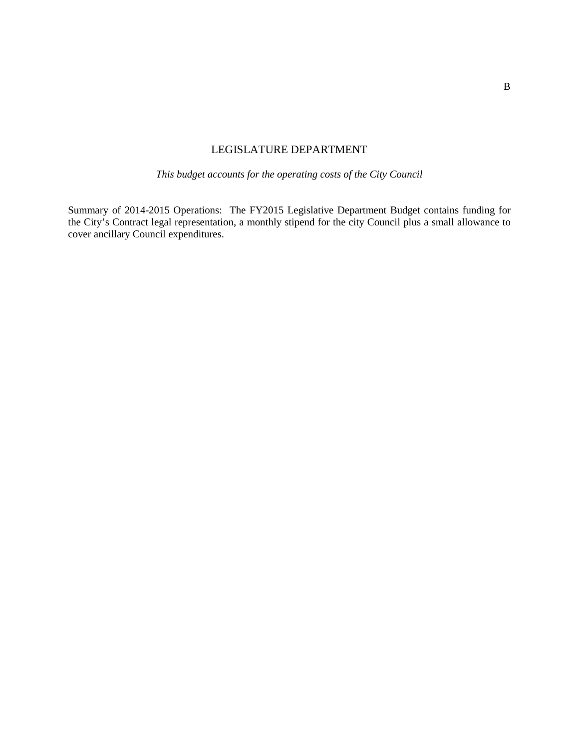# LEGISLATURE DEPARTMENT

*This budget accounts for the operating costs of the City Council*

Summary of 2014-2015 Operations: The FY2015 Legislative Department Budget contains funding for the City's Contract legal representation, a monthly stipend for the city Council plus a small allowance to cover ancillary Council expenditures.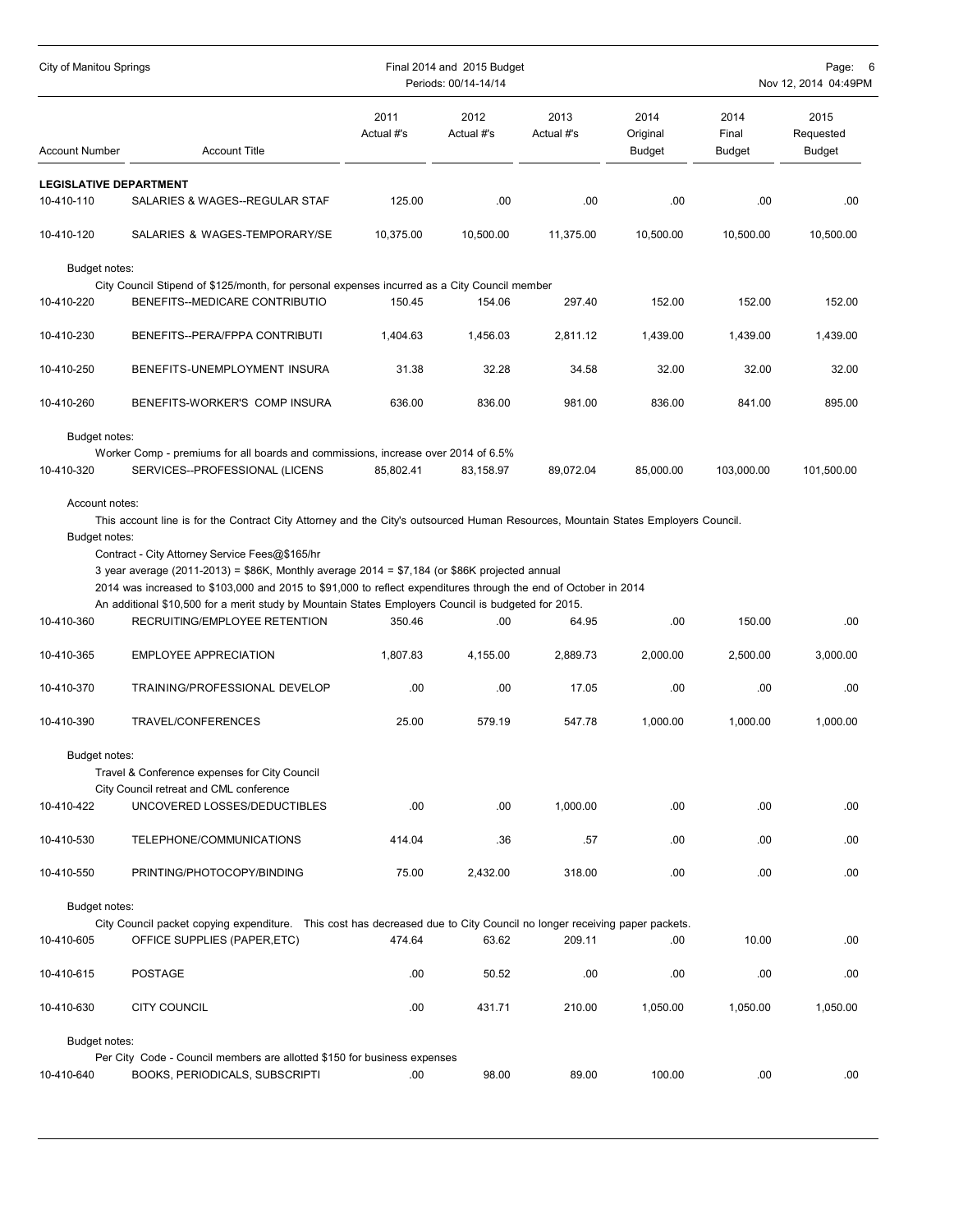## LEGISLATIVE DEPARTMENT

| Account Number | Account Title | 2011 Actual #'s | 2012 Actual #'s | 2013 Actual #'s | 2014 Original Budget | 2014 Final Budget | 2015 Requested Budget |
|---|---|---|---|---|---|---|---|
| 10-410-110 | SALARIES & WAGES--REGULAR STAF | 125.00 | .00 | .00 | .00 | .00 | .00 |
| 10-410-120 | SALARIES & WAGES-TEMPORARY/SE | 10,375.00 | 10,500.00 | 11,375.00 | 10,500.00 | 10,500.00 | 10,500.00 |

Budget notes:

City Council Stipend of $125/month, for personal expenses incurred as a City Council member

| Account Number | Account Title | 2011 Actual #'s | 2012 Actual #'s | 2013 Actual #'s | 2014 Original Budget | 2014 Final Budget | 2015 Requested Budget |
|---|---|---|---|---|---|---|---|
| 10-410-220 | BENEFITS--MEDICARE CONTRIBUTIO | 150.45 | 154.06 | 297.40 | 152.00 | 152.00 | 152.00 |
| 10-410-230 | BENEFITS--PERA/FPPA CONTRIBUTI | 1,404.63 | 1,456.03 | 2,811.12 | 1,439.00 | 1,439.00 | 1,439.00 |
| 10-410-250 | BENEFITS-UNEMPLOYMENT INSURA | 31.38 | 32.28 | 34.58 | 32.00 | 32.00 | 32.00 |
| 10-410-260 | BENEFITS-WORKER'S COMP INSURA | 636.00 | 836.00 | 981.00 | 836.00 | 841.00 | 895.00 |

Budget notes:

Worker Comp - premiums for all boards and commissions, increase over 2014 of 6.5%

| Account Number | Account Title | 2011 Actual #'s | 2012 Actual #'s | 2013 Actual #'s | 2014 Original Budget | 2014 Final Budget | 2015 Requested Budget |
|---|---|---|---|---|---|---|---|
| 10-410-320 | SERVICES--PROFESSIONAL (LICENS | 85,802.41 | 83,158.97 | 89,072.04 | 85,000.00 | 103,000.00 | 101,500.00 |

Account notes:

This account line is for the Contract City Attorney and the City's outsourced Human Resources, Mountain States Employers Council.

Budget notes:

Contract - City Attorney Service Fees@$165/hr

3 year average (2011-2013) = $86K, Monthly average 2014 = $7,184 (or $86K projected annual

2014 was increased to $103,000 and 2015 to $91,000 to reflect expenditures through the end of October in 2014

An additional $10,500 for a merit study by Mountain States Employers Council is budgeted for 2015.

| Account Number | Account Title | 2011 Actual #'s | 2012 Actual #'s | 2013 Actual #'s | 2014 Original Budget | 2014 Final Budget | 2015 Requested Budget |
|---|---|---|---|---|---|---|---|
| 10-410-360 | RECRUITING/EMPLOYEE RETENTION | 350.46 | .00 | 64.95 | .00 | 150.00 | .00 |
| 10-410-365 | EMPLOYEE APPRECIATION | 1,807.83 | 4,155.00 | 2,889.73 | 2,000.00 | 2,500.00 | 3,000.00 |
| 10-410-370 | TRAINING/PROFESSIONAL DEVELOP | .00 | .00 | 17.05 | .00 | .00 | .00 |
| 10-410-390 | TRAVEL/CONFERENCES | 25.00 | 579.19 | 547.78 | 1,000.00 | 1,000.00 | 1,000.00 |

Budget notes:

Travel & Conference expenses for City Council

City Council retreat and CML conference

| Account Number | Account Title | 2011 Actual #'s | 2012 Actual #'s | 2013 Actual #'s | 2014 Original Budget | 2014 Final Budget | 2015 Requested Budget |
|---|---|---|---|---|---|---|---|
| 10-410-422 | UNCOVERED LOSSES/DEDUCTIBLES | .00 | .00 | 1,000.00 | .00 | .00 | .00 |
| 10-410-530 | TELEPHONE/COMMUNICATIONS | 414.04 | .36 | .57 | .00 | .00 | .00 |
| 10-410-550 | PRINTING/PHOTOCOPY/BINDING | 75.00 | 2,432.00 | 318.00 | .00 | .00 | .00 |

Budget notes:

City Council packet copying expenditure. This cost has decreased due to City Council no longer receiving paper packets.

| Account Number | Account Title | 2011 Actual #'s | 2012 Actual #'s | 2013 Actual #'s | 2014 Original Budget | 2014 Final Budget | 2015 Requested Budget |
|---|---|---|---|---|---|---|---|
| 10-410-605 | OFFICE SUPPLIES (PAPER,ETC) | 474.64 | 63.62 | 209.11 | .00 | 10.00 | .00 |
| 10-410-615 | POSTAGE | .00 | 50.52 | .00 | .00 | .00 | .00 |
| 10-410-630 | CITY COUNCIL | .00 | 431.71 | 210.00 | 1,050.00 | 1,050.00 | 1,050.00 |

Budget notes:

Per City Code - Council members are allotted $150 for business expenses

| Account Number | Account Title | 2011 Actual #'s | 2012 Actual #'s | 2013 Actual #'s | 2014 Original Budget | 2014 Final Budget | 2015 Requested Budget |
|---|---|---|---|---|---|---|---|
| 10-410-640 | BOOKS, PERIODICALS, SUBSCRIPTI | .00 | 98.00 | 89.00 | 100.00 | .00 | .00 |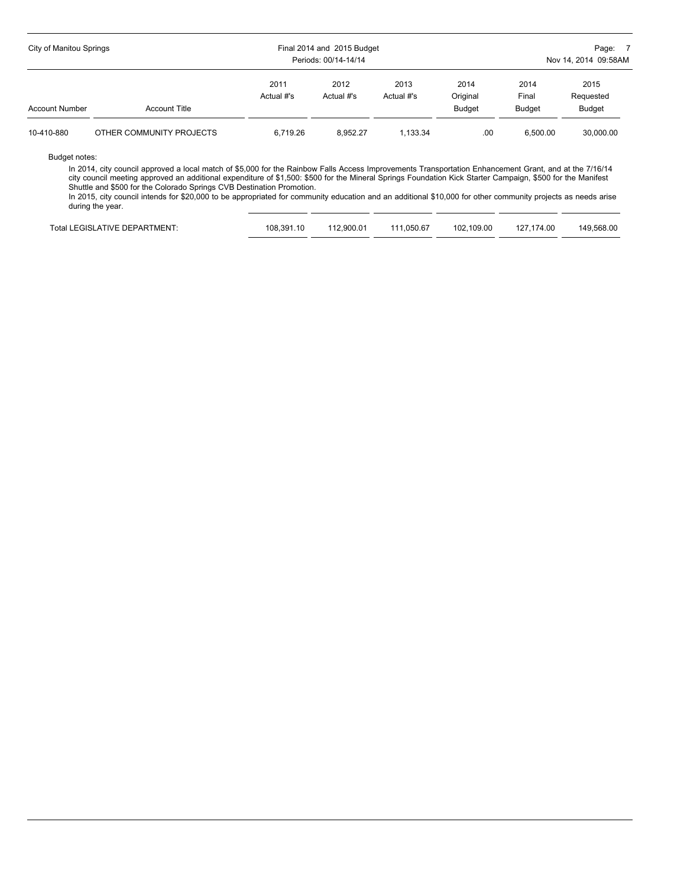| Account Number | Account Title | 2011 Actual #'s | 2012 Actual #'s | 2013 Actual #'s | 2014 Original Budget | 2014 Final Budget | 2015 Requested Budget |
|---|---|---|---|---|---|---|---|
| 10-410-880 | OTHER COMMUNITY PROJECTS | 6,719.26 | 8,952.27 | 1,133.34 | .00 | 6,500.00 | 30,000.00 |

Budget notes:

In 2014, city council approved a local match of $5,000 for the Rainbow Falls Access Improvements Transportation Enhancement Grant, and at the 7/16/14 city council meeting approved an additional expenditure of $1,500: $500 for the Mineral Springs Foundation Kick Starter Campaign, $500 for the Manifest Shuttle and $500 for the Colorado Springs CVB Destination Promotion.

In 2015, city council intends for $20,000 to be appropriated for community education and an additional $10,000 for other community projects as needs arise during the year.

| | 2011 Actual #'s | 2012 Actual #'s | 2013 Actual #'s | 2014 Original Budget | 2014 Final Budget | 2015 Requested Budget |
|---|---|---|---|---|---|---|
| Total LEGISLATIVE DEPARTMENT: | 108,391.10 | 112,900.01 | 111,050.67 | 102,109.00 | 127,174.00 | 149,568.00 |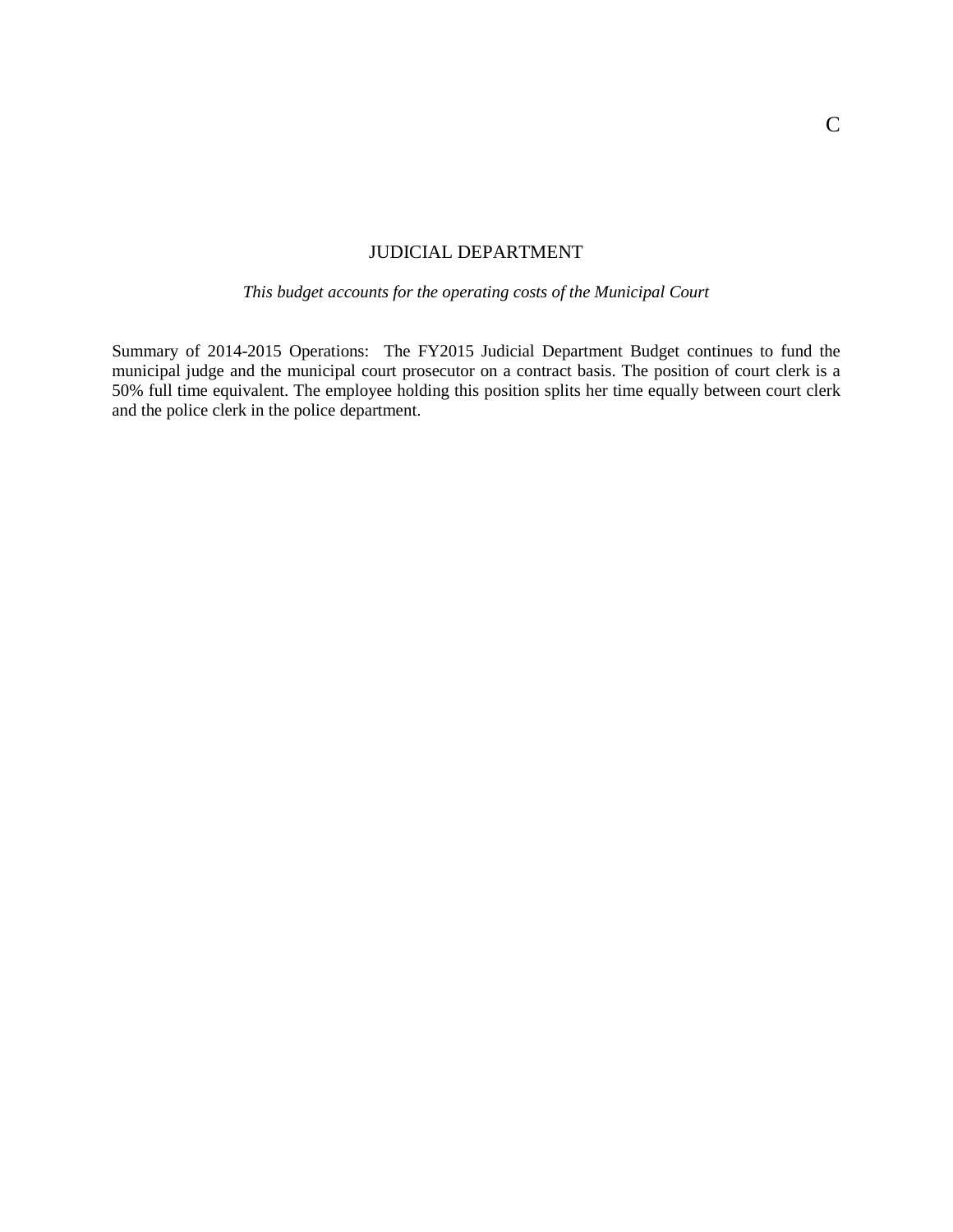C

# JUDICIAL DEPARTMENT

*This budget accounts for the operating costs of the Municipal Court*

Summary of 2014-2015 Operations: The FY2015 Judicial Department Budget continues to fund the municipal judge and the municipal court prosecutor on a contract basis. The position of court clerk is a 50% full time equivalent. The employee holding this position splits her time equally between court clerk and the police clerk in the police department.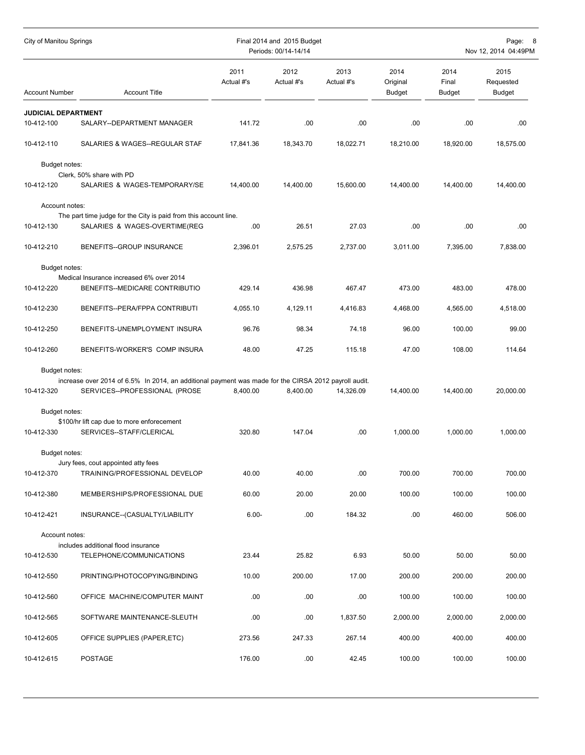## JUDICIAL DEPARTMENT

| Account Number | Account Title | 2011 Actual #'s | 2012 Actual #'s | 2013 Actual #'s | 2014 Original Budget | 2014 Final Budget | 2015 Requested Budget |
|---|---|---|---|---|---|---|---|
| 10-412-100 | SALARY--DEPARTMENT MANAGER | 141.72 | .00 | .00 | .00 | .00 | .00 |
| 10-412-110 | SALARIES & WAGES--REGULAR STAF | 17,841.36 | 18,343.70 | 18,022.71 | 18,210.00 | 18,920.00 | 18,575.00 |
| | Budget notes: Clerk, 50% share with PD | | | | | | |
| 10-412-120 | SALARIES & WAGES-TEMPORARY/SE | 14,400.00 | 14,400.00 | 15,600.00 | 14,400.00 | 14,400.00 | 14,400.00 |
| | Account notes: The part time judge for the City is paid from this account line. | | | | | | |
| 10-412-130 | SALARIES & WAGES-OVERTIME(REG | .00 | 26.51 | 27.03 | .00 | .00 | .00 |
| 10-412-210 | BENEFITS--GROUP INSURANCE | 2,396.01 | 2,575.25 | 2,737.00 | 3,011.00 | 7,395.00 | 7,838.00 |
| | Budget notes: Medical Insurance increased 6% over 2014 | | | | | | |
| 10-412-220 | BENEFITS--MEDICARE CONTRIBUTIO | 429.14 | 436.98 | 467.47 | 473.00 | 483.00 | 478.00 |
| 10-412-230 | BENEFITS--PERA/FPPA CONTRIBUTI | 4,055.10 | 4,129.11 | 4,416.83 | 4,468.00 | 4,565.00 | 4,518.00 |
| 10-412-250 | BENEFITS-UNEMPLOYMENT INSURA | 96.76 | 98.34 | 74.18 | 96.00 | 100.00 | 99.00 |
| 10-412-260 | BENEFITS-WORKER'S COMP INSURA | 48.00 | 47.25 | 115.18 | 47.00 | 108.00 | 114.64 |
| | Budget notes: increase over 2014 of 6.5% In 2014, an additional payment was made for the CIRSA 2012 payroll audit. | | | | | | |
| 10-412-320 | SERVICES--PROFESSIONAL (PROSE | 8,400.00 | 8,400.00 | 14,326.09 | 14,400.00 | 14,400.00 | 20,000.00 |
| | Budget notes: $100/hr lift cap due to more enforecement | | | | | | |
| 10-412-330 | SERVICES--STAFF/CLERICAL | 320.80 | 147.04 | .00 | 1,000.00 | 1,000.00 | 1,000.00 |
| | Budget notes: Jury fees, cout appointed atty fees | | | | | | |
| 10-412-370 | TRAINING/PROFESSIONAL DEVELOP | 40.00 | 40.00 | .00 | 700.00 | 700.00 | 700.00 |
| 10-412-380 | MEMBERSHIPS/PROFESSIONAL DUE | 60.00 | 20.00 | 20.00 | 100.00 | 100.00 | 100.00 |
| 10-412-421 | INSURANCE--(CASUALTY/LIABILITY | 6.00- | .00 | 184.32 | .00 | 460.00 | 506.00 |
| | Account notes: includes additional flood insurance | | | | | | |
| 10-412-530 | TELEPHONE/COMMUNICATIONS | 23.44 | 25.82 | 6.93 | 50.00 | 50.00 | 50.00 |
| 10-412-550 | PRINTING/PHOTOCOPYING/BINDING | 10.00 | 200.00 | 17.00 | 200.00 | 200.00 | 200.00 |
| 10-412-560 | OFFICE MACHINE/COMPUTER MAINT | .00 | .00 | .00 | 100.00 | 100.00 | 100.00 |
| 10-412-565 | SOFTWARE MAINTENANCE-SLEUTH | .00 | .00 | 1,837.50 | 2,000.00 | 2,000.00 | 2,000.00 |
| 10-412-605 | OFFICE SUPPLIES (PAPER,ETC) | 273.56 | 247.33 | 267.14 | 400.00 | 400.00 | 400.00 |
| 10-412-615 | POSTAGE | 176.00 | .00 | 42.45 | 100.00 | 100.00 | 100.00 |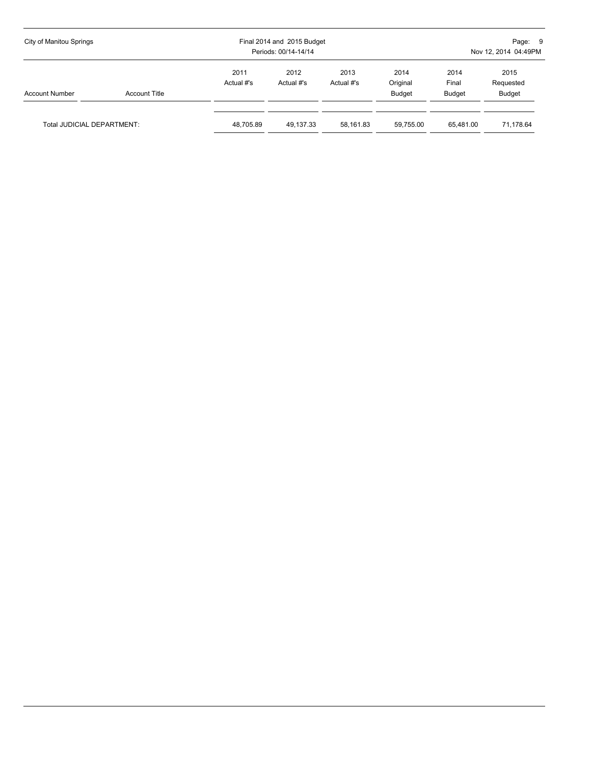| Account Number | Account Title | 2011 Actual #'s | 2012 Actual #'s | 2013 Actual #'s | 2014 Original Budget | 2014 Final Budget | 2015 Requested Budget |
|---|---|---|---|---|---|---|---|
| Total JUDICIAL DEPARTMENT: | | 48,705.89 | 49,137.33 | 58,161.83 | 59,755.00 | 65,481.00 | 71,178.64 |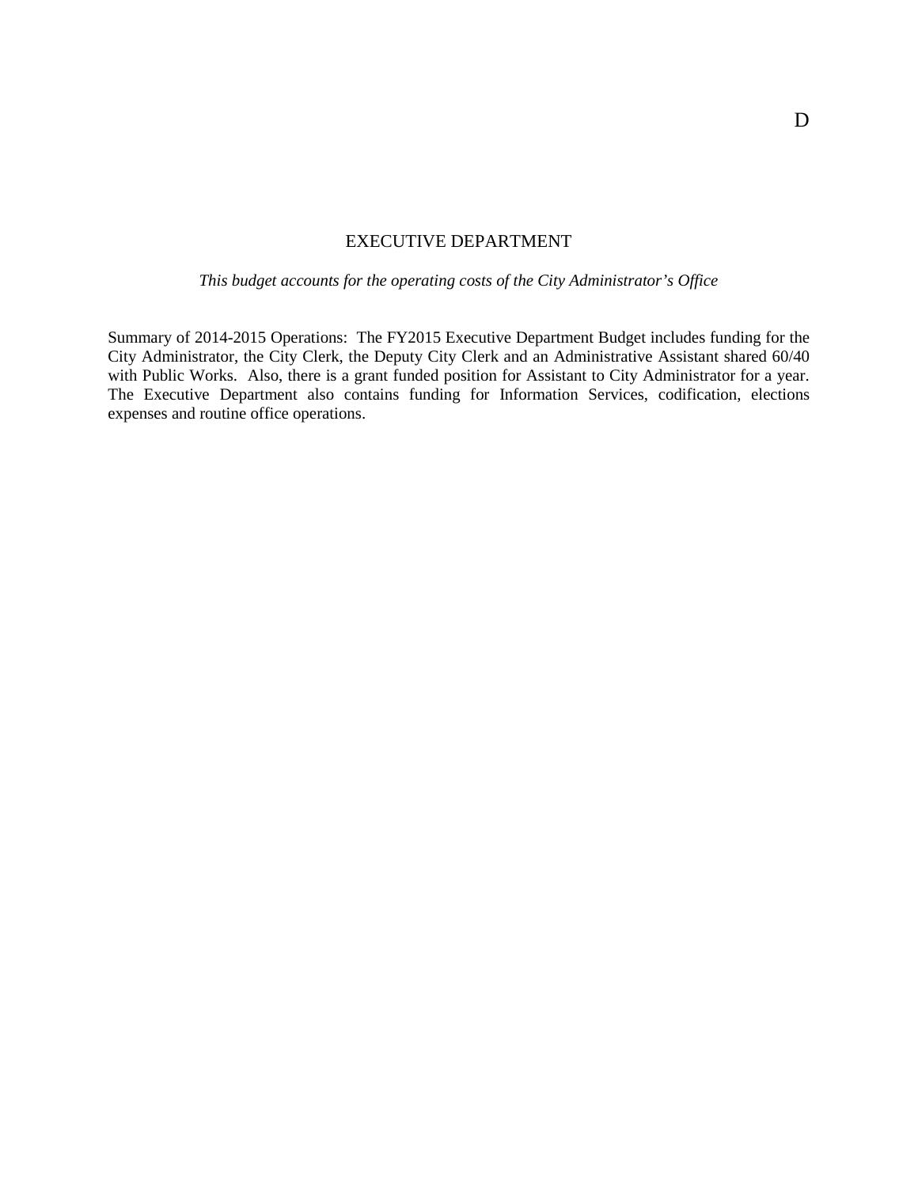D

# EXECUTIVE DEPARTMENT

*This budget accounts for the operating costs of the City Administrator's Office*

Summary of 2014-2015 Operations: The FY2015 Executive Department Budget includes funding for the City Administrator, the City Clerk, the Deputy City Clerk and an Administrative Assistant shared 60/40 with Public Works. Also, there is a grant funded position for Assistant to City Administrator for a year. The Executive Department also contains funding for Information Services, codification, elections expenses and routine office operations.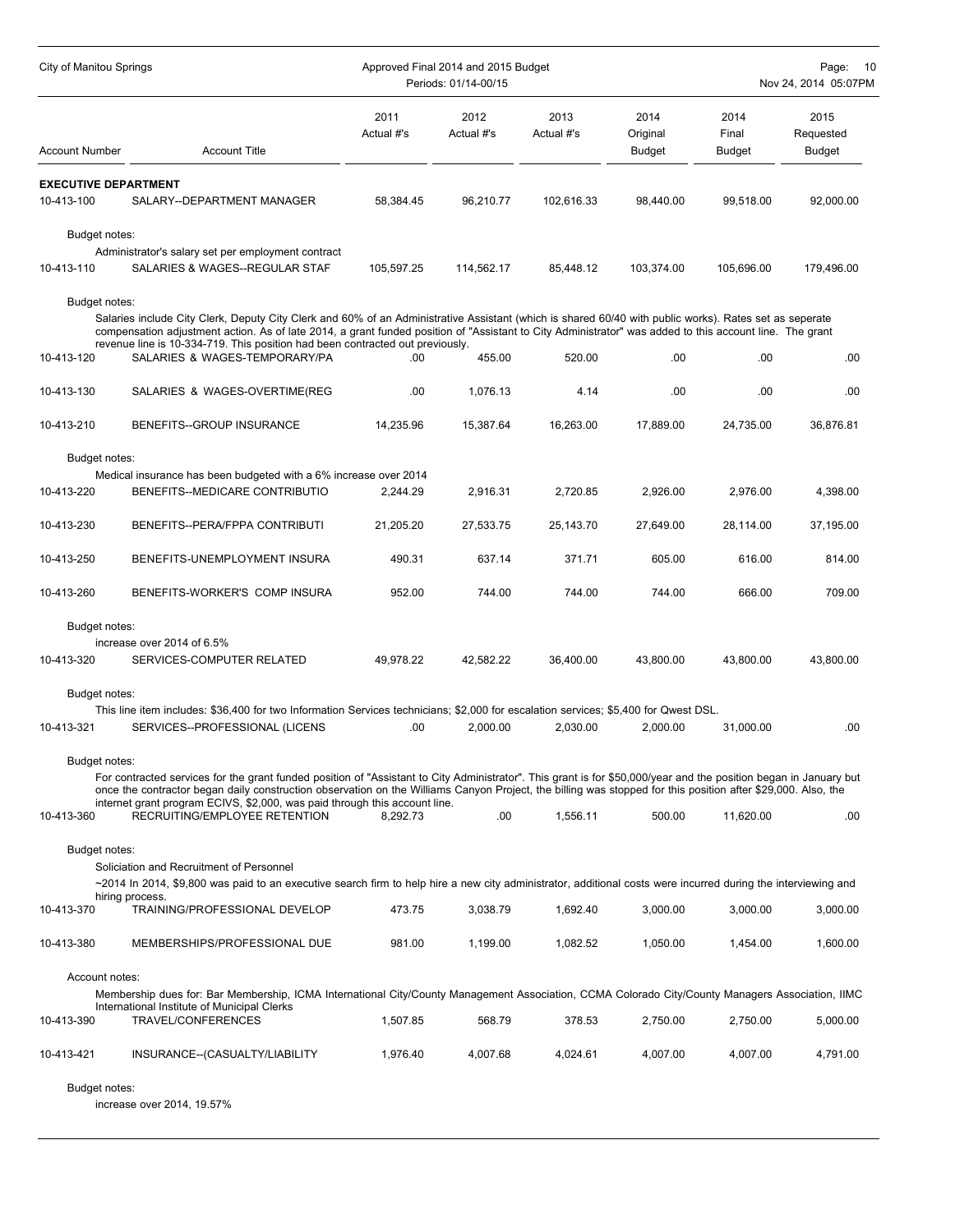| Account Number | Account Title | 2011 Actual #'s | 2012 Actual #'s | 2013 Actual #'s | 2014 Original Budget | 2014 Final Budget | 2015 Requested Budget |
|---|---|---|---|---|---|---|---|
| **EXECUTIVE DEPARTMENT** | | | | | | | |
| 10-413-100 | SALARY--DEPARTMENT MANAGER | 58,384.45 | 96,210.77 | 102,616.33 | 98,440.00 | 99,518.00 | 92,000.00 |
| Budget notes: | Administrator's salary set per employment contract | | | | | | |
| 10-413-110 | SALARIES & WAGES--REGULAR STAF | 105,597.25 | 114,562.17 | 85,448.12 | 103,374.00 | 105,696.00 | 179,496.00 |
| Budget notes: | Salaries include City Clerk, Deputy City Clerk and 60% of an Administrative Assistant (which is shared 60/40 with public works). Rates set as seperate compensation adjustment action. As of late 2014, a grant funded position of "Assistant to City Administrator" was added to this account line. The grant revenue line is 10-334-719. This position had been contracted out previously. | | | | | | |
| 10-413-120 | SALARIES & WAGES-TEMPORARY/PA | .00 | 455.00 | 520.00 | .00 | .00 | .00 |
| 10-413-130 | SALARIES & WAGES-OVERTIME(REG | .00 | 1,076.13 | 4.14 | .00 | .00 | .00 |
| 10-413-210 | BENEFITS--GROUP INSURANCE | 14,235.96 | 15,387.64 | 16,263.00 | 17,889.00 | 24,735.00 | 36,876.81 |
| Budget notes: | Medical insurance has been budgeted with a 6% increase over 2014 | | | | | | |
| 10-413-220 | BENEFITS--MEDICARE CONTRIBUTIO | 2,244.29 | 2,916.31 | 2,720.85 | 2,926.00 | 2,976.00 | 4,398.00 |
| 10-413-230 | BENEFITS--PERA/FPPA CONTRIBUTI | 21,205.20 | 27,533.75 | 25,143.70 | 27,649.00 | 28,114.00 | 37,195.00 |
| 10-413-250 | BENEFITS-UNEMPLOYMENT INSURA | 490.31 | 637.14 | 371.71 | 605.00 | 616.00 | 814.00 |
| 10-413-260 | BENEFITS-WORKER'S COMP INSURA | 952.00 | 744.00 | 744.00 | 744.00 | 666.00 | 709.00 |
| Budget notes: | increase over 2014 of 6.5% | | | | | | |
| 10-413-320 | SERVICES-COMPUTER RELATED | 49,978.22 | 42,582.22 | 36,400.00 | 43,800.00 | 43,800.00 | 43,800.00 |
| Budget notes: | This line item includes: $36,400 for two Information Services technicians; $2,000 for escalation services; $5,400 for Qwest DSL. | | | | | | |
| 10-413-321 | SERVICES--PROFESSIONAL (LICENS | .00 | 2,000.00 | 2,030.00 | 2,000.00 | 31,000.00 | .00 |
| Budget notes: | For contracted services for the grant funded position of "Assistant to City Administrator". This grant is for $50,000/year and the position began in January but once the contractor began daily construction observation on the Williams Canyon Project, the billing was stopped for this position after $29,000. Also, the internet grant program ECIVS, $2,000, was paid through this account line. | | | | | | |
| 10-413-360 | RECRUITING/EMPLOYEE RETENTION | 8,292.73 | .00 | 1,556.11 | 500.00 | 11,620.00 | .00 |
| Budget notes: | Soliciation and Recruitment of Personnel<br>~2014 In 2014, $9,800 was paid to an executive search firm to help hire a new city administrator, additional costs were incurred during the interviewing and hiring process. | | | | | | |
| 10-413-370 | TRAINING/PROFESSIONAL DEVELOP | 473.75 | 3,038.79 | 1,692.40 | 3,000.00 | 3,000.00 | 3,000.00 |
| 10-413-380 | MEMBERSHIPS/PROFESSIONAL DUE | 981.00 | 1,199.00 | 1,082.52 | 1,050.00 | 1,454.00 | 1,600.00 |
| Account notes: | Membership dues for: Bar Membership, ICMA International City/County Management Association, CCMA Colorado City/County Managers Association, IIMC International Institute of Municipal Clerks | | | | | | |
| 10-413-390 | TRAVEL/CONFERENCES | 1,507.85 | 568.79 | 378.53 | 2,750.00 | 2,750.00 | 5,000.00 |
| 10-413-421 | INSURANCE--(CASUALTY/LIABILITY | 1,976.40 | 4,007.68 | 4,024.61 | 4,007.00 | 4,007.00 | 4,791.00 |
| Budget notes: | increase over 2014, 19.57% | | | | | | |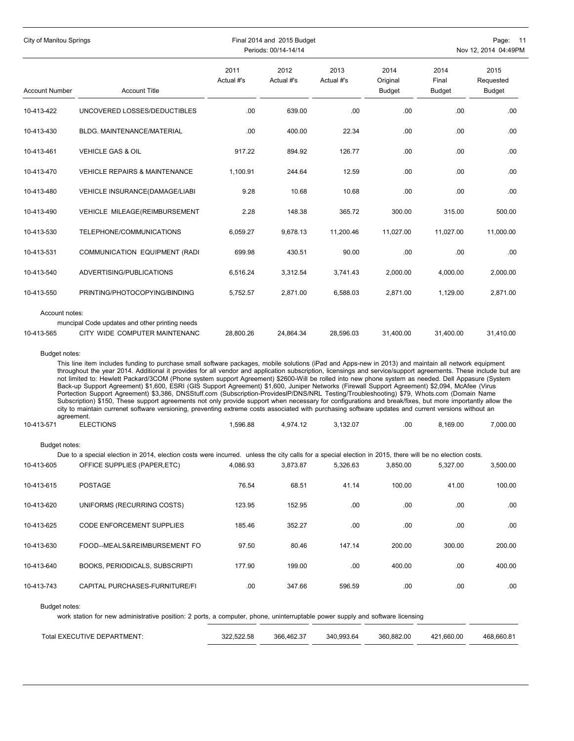| Account Number | Account Title | 2011 Actual #'s | 2012 Actual #'s | 2013 Actual #'s | 2014 Original Budget | 2014 Final Budget | 2015 Requested Budget |
|---|---|---|---|---|---|---|---|
| 10-413-422 | UNCOVERED LOSSES/DEDUCTIBLES | .00 | 639.00 | .00 | .00 | .00 | .00 |
| 10-413-430 | BLDG. MAINTENANCE/MATERIAL | .00 | 400.00 | 22.34 | .00 | .00 | .00 |
| 10-413-461 | VEHICLE GAS & OIL | 917.22 | 894.92 | 126.77 | .00 | .00 | .00 |
| 10-413-470 | VEHICLE REPAIRS & MAINTENANCE | 1,100.91 | 244.64 | 12.59 | .00 | .00 | .00 |
| 10-413-480 | VEHICLE INSURANCE(DAMAGE/LIABI | 9.28 | 10.68 | 10.68 | .00 | .00 | .00 |
| 10-413-490 | VEHICLE MILEAGE(REIMBURSEMENT | 2.28 | 148.38 | 365.72 | 300.00 | 315.00 | 500.00 |
| 10-413-530 | TELEPHONE/COMMUNICATIONS | 6,059.27 | 9,678.13 | 11,200.46 | 11,027.00 | 11,027.00 | 11,000.00 |
| 10-413-531 | COMMUNICATION EQUIPMENT (RADI | 699.98 | 430.51 | 90.00 | .00 | .00 | .00 |
| 10-413-540 | ADVERTISING/PUBLICATIONS | 6,516.24 | 3,312.54 | 3,741.43 | 2,000.00 | 4,000.00 | 2,000.00 |
| 10-413-550 | PRINTING/PHOTOCOPYING/BINDING | 5,752.57 | 2,871.00 | 6,588.03 | 2,871.00 | 1,129.00 | 2,871.00 |

Account notes:

muncipal Code updates and other printing needs

| Account Number | Account Title | 2011 Actual #'s | 2012 Actual #'s | 2013 Actual #'s | 2014 Original Budget | 2014 Final Budget | 2015 Requested Budget |
|---|---|---|---|---|---|---|---|
| 10-413-565 | CITY WIDE COMPUTER MAINTENANC | 28,800.26 | 24,864.34 | 28,596.03 | 31,400.00 | 31,400.00 | 31,410.00 |

Budget notes:

This line item includes funding to purchase small software packages, mobile solutions (iPad and Apps-new in 2013) and maintain all network equipment throughout the year 2014. Additional it provides for all vendor and application subscription, licensings and service/support agreements. These include but are not limited to: Hewlett Packard/3COM (Phone system support Agreement) $2600-Will be rolled into new phone system as needed. Dell Appasure (System Back-up Support Agreement) $1,600, ESRI (GIS Support Agreement) $1,600, Juniper Networks (Firewall Support Agreement) $2,094, McAfee (Virus Portection Support Agreement) $3,386, DNSStuff.com (Subscription-ProvidesIP/DNS/NRL Testing/Troubleshooting) $79, Whots.com (Domain Name Subscription) $150, These support agreements not only provide support when necessary for configurations and break/fixes, but more importantly allow the city to maintain currenet software versioning, preventing extreme costs associated with purchasing software updates and current versions without an agreement.

| Account Number | Account Title | 2011 Actual #'s | 2012 Actual #'s | 2013 Actual #'s | 2014 Original Budget | 2014 Final Budget | 2015 Requested Budget |
|---|---|---|---|---|---|---|---|
| 10-413-571 | ELECTIONS | 1,596.88 | 4,974.12 | 3,132.07 | .00 | 8,169.00 | 7,000.00 |

Budget notes:

Due to a special election in 2014, election costs were incurred. unless the city calls for a special election in 2015, there will be no election costs.

| Account Number | Account Title | 2011 Actual #'s | 2012 Actual #'s | 2013 Actual #'s | 2014 Original Budget | 2014 Final Budget | 2015 Requested Budget |
|---|---|---|---|---|---|---|---|
| 10-413-605 | OFFICE SUPPLIES (PAPER,ETC) | 4,086.93 | 3,873.87 | 5,326.63 | 3,850.00 | 5,327.00 | 3,500.00 |
| 10-413-615 | POSTAGE | 76.54 | 68.51 | 41.14 | 100.00 | 41.00 | 100.00 |
| 10-413-620 | UNIFORMS (RECURRING COSTS) | 123.95 | 152.95 | .00 | .00 | .00 | .00 |
| 10-413-625 | CODE ENFORCEMENT SUPPLIES | 185.46 | 352.27 | .00 | .00 | .00 | .00 |
| 10-413-630 | FOOD--MEALS&REIMBURSEMENT FO | 97.50 | 80.46 | 147.14 | 200.00 | 300.00 | 200.00 |
| 10-413-640 | BOOKS, PERIODICALS, SUBSCRIPTI | 177.90 | 199.00 | .00 | 400.00 | .00 | 400.00 |
| 10-413-743 | CAPITAL PURCHASES-FURNITURE/FI | .00 | 347.66 | 596.59 | .00 | .00 | .00 |

Budget notes:

work station for new administrative position: 2 ports, a computer, phone, uninterruptable power supply and software licensing

| | 2011 Actual #'s | 2012 Actual #'s | 2013 Actual #'s | 2014 Original Budget | 2014 Final Budget | 2015 Requested Budget |
|---|---|---|---|---|---|---|
| Total EXECUTIVE DEPARTMENT: | 322,522.58 | 366,462.37 | 340,993.64 | 360,882.00 | 421,660.00 | 468,660.81 |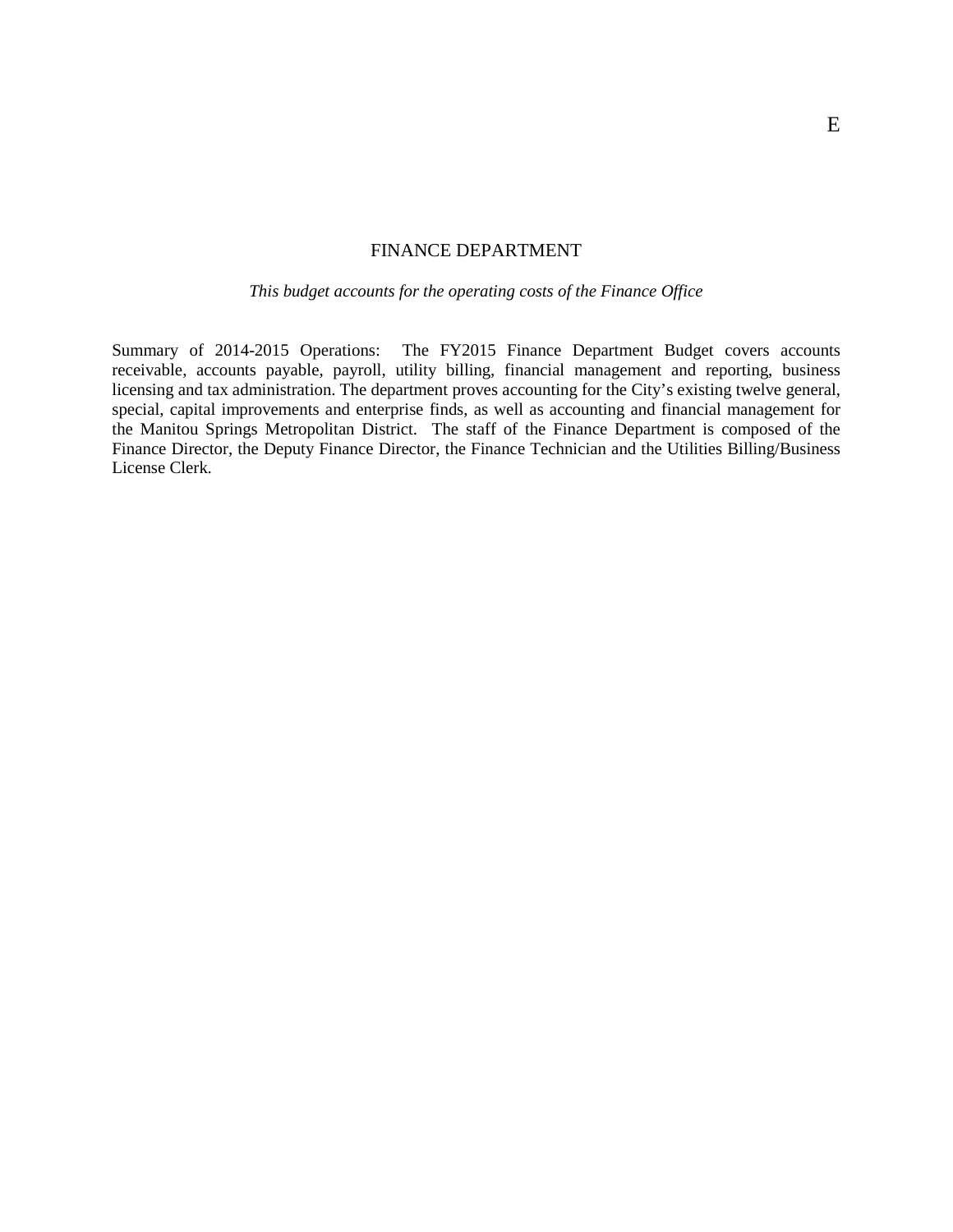E

# FINANCE DEPARTMENT

*This budget accounts for the operating costs of the Finance Office*

Summary of 2014-2015 Operations: The FY2015 Finance Department Budget covers accounts receivable, accounts payable, payroll, utility billing, financial management and reporting, business licensing and tax administration. The department proves accounting for the City's existing twelve general, special, capital improvements and enterprise finds, as well as accounting and financial management for the Manitou Springs Metropolitan District. The staff of the Finance Department is composed of the Finance Director, the Deputy Finance Director, the Finance Technician and the Utilities Billing/Business License Clerk.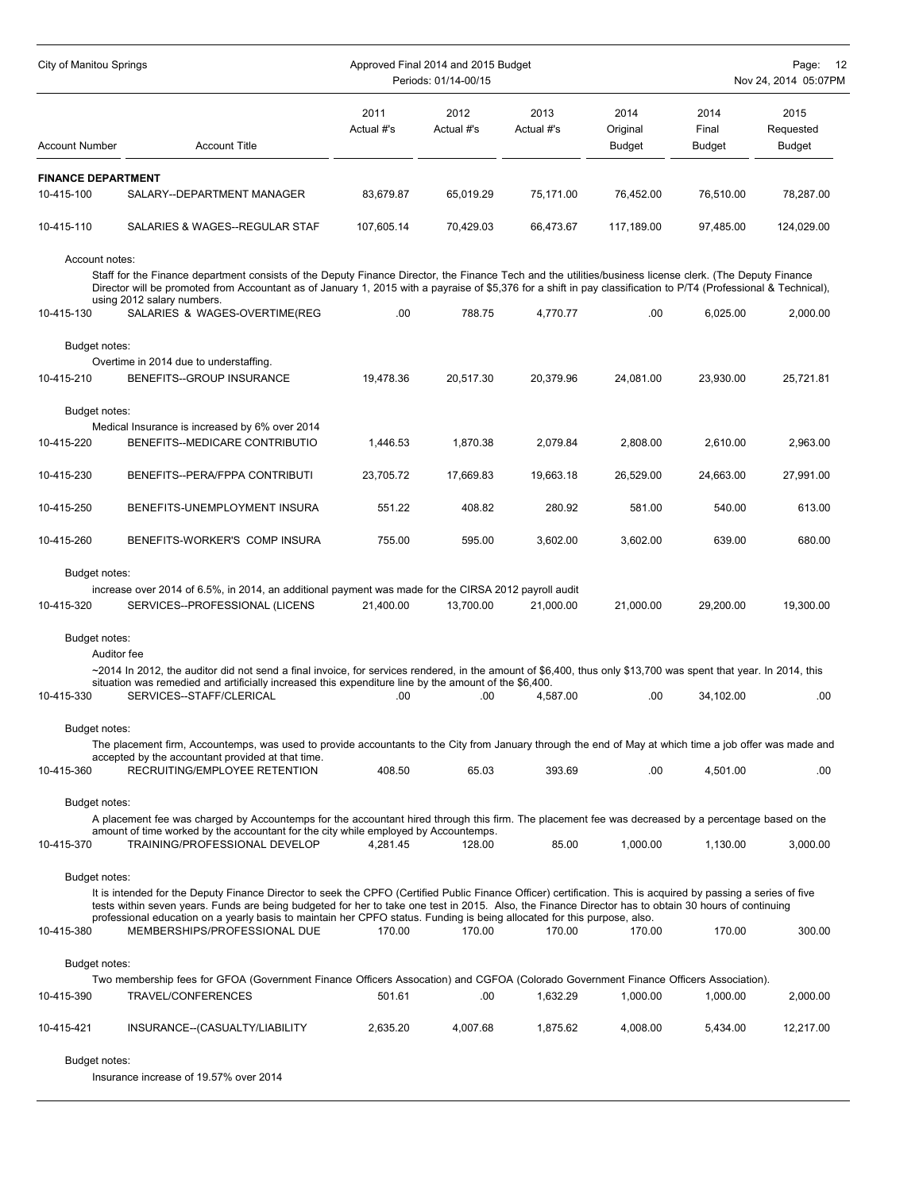| Account Number | Account Title | 2011 Actual #'s | 2012 Actual #'s | 2013 Actual #'s | 2014 Original Budget | 2014 Final Budget | 2015 Requested Budget |
|---|---|---|---|---|---|---|---|
| **FINANCE DEPARTMENT** | | | | | | | |
| 10-415-100 | SALARY--DEPARTMENT MANAGER | 83,679.87 | 65,019.29 | 75,171.00 | 76,452.00 | 76,510.00 | 78,287.00 |
| 10-415-110 | SALARIES & WAGES--REGULAR STAF | 107,605.14 | 70,429.03 | 66,473.67 | 117,189.00 | 97,485.00 | 124,029.00 |

Account notes:

Staff for the Finance department consists of the Deputy Finance Director, the Finance Tech and the utilities/business license clerk. (The Deputy Finance Director will be promoted from Accountant as of January 1, 2015 with a payraise of $5,376 for a shift in pay classification to P/T4 (Professional & Technical), using 2012 salary numbers.

| Account Number | Account Title | 2011 Actual #'s | 2012 Actual #'s | 2013 Actual #'s | 2014 Original Budget | 2014 Final Budget | 2015 Requested Budget |
|---|---|---|---|---|---|---|---|
| 10-415-130 | SALARIES & WAGES-OVERTIME(REG | .00 | 788.75 | 4,770.77 | .00 | 6,025.00 | 2,000.00 |

Budget notes:

Overtime in 2014 due to understaffing.

| Account Number | Account Title | 2011 Actual #'s | 2012 Actual #'s | 2013 Actual #'s | 2014 Original Budget | 2014 Final Budget | 2015 Requested Budget |
|---|---|---|---|---|---|---|---|
| 10-415-210 | BENEFITS--GROUP INSURANCE | 19,478.36 | 20,517.30 | 20,379.96 | 24,081.00 | 23,930.00 | 25,721.81 |

Budget notes:

Medical Insurance is increased by 6% over 2014

| Account Number | Account Title | 2011 Actual #'s | 2012 Actual #'s | 2013 Actual #'s | 2014 Original Budget | 2014 Final Budget | 2015 Requested Budget |
|---|---|---|---|---|---|---|---|
| 10-415-220 | BENEFITS--MEDICARE CONTRIBUTIO | 1,446.53 | 1,870.38 | 2,079.84 | 2,808.00 | 2,610.00 | 2,963.00 |
| 10-415-230 | BENEFITS--PERA/FPPA CONTRIBUTI | 23,705.72 | 17,669.83 | 19,663.18 | 26,529.00 | 24,663.00 | 27,991.00 |
| 10-415-250 | BENEFITS-UNEMPLOYMENT INSURA | 551.22 | 408.82 | 280.92 | 581.00 | 540.00 | 613.00 |
| 10-415-260 | BENEFITS-WORKER'S COMP INSURA | 755.00 | 595.00 | 3,602.00 | 3,602.00 | 639.00 | 680.00 |

Budget notes:

increase over 2014 of 6.5%, in 2014, an additional payment was made for the CIRSA 2012 payroll audit

| Account Number | Account Title | 2011 Actual #'s | 2012 Actual #'s | 2013 Actual #'s | 2014 Original Budget | 2014 Final Budget | 2015 Requested Budget |
|---|---|---|---|---|---|---|---|
| 10-415-320 | SERVICES--PROFESSIONAL (LICENS | 21,400.00 | 13,700.00 | 21,000.00 | 21,000.00 | 29,200.00 | 19,300.00 |

Budget notes:

Auditor fee

~2014 In 2012, the auditor did not send a final invoice, for services rendered, in the amount of $6,400, thus only $13,700 was spent that year. In 2014, this situation was remedied and artificially increased this expenditure line by the amount of the $6,400.

| Account Number | Account Title | 2011 Actual #'s | 2012 Actual #'s | 2013 Actual #'s | 2014 Original Budget | 2014 Final Budget | 2015 Requested Budget |
|---|---|---|---|---|---|---|---|
| 10-415-330 | SERVICES--STAFF/CLERICAL | .00 | .00 | 4,587.00 | .00 | 34,102.00 | .00 |

Budget notes:

The placement firm, Accountemps, was used to provide accountants to the City from January through the end of May at which time a job offer was made and accepted by the accountant provided at that time.

| Account Number | Account Title | 2011 Actual #'s | 2012 Actual #'s | 2013 Actual #'s | 2014 Original Budget | 2014 Final Budget | 2015 Requested Budget |
|---|---|---|---|---|---|---|---|
| 10-415-360 | RECRUITING/EMPLOYEE RETENTION | 408.50 | 65.03 | 393.69 | .00 | 4,501.00 | .00 |

Budget notes:

A placement fee was charged by Accountemps for the accountant hired through this firm. The placement fee was decreased by a percentage based on the amount of time worked by the accountant for the city while employed by Accountemps.

| Account Number | Account Title | 2011 Actual #'s | 2012 Actual #'s | 2013 Actual #'s | 2014 Original Budget | 2014 Final Budget | 2015 Requested Budget |
|---|---|---|---|---|---|---|---|
| 10-415-370 | TRAINING/PROFESSIONAL DEVELOP | 4,281.45 | 128.00 | 85.00 | 1,000.00 | 1,130.00 | 3,000.00 |

Budget notes:

It is intended for the Deputy Finance Director to seek the CPFO (Certified Public Finance Officer) certification. This is acquired by passing a series of five tests within seven years. Funds are being budgeted for her to take one test in 2015. Also, the Finance Director has to obtain 30 hours of continuing professional education on a yearly basis to maintain her CPFO status. Funding is being allocated for this purpose, also.

| Account Number | Account Title | 2011 Actual #'s | 2012 Actual #'s | 2013 Actual #'s | 2014 Original Budget | 2014 Final Budget | 2015 Requested Budget |
|---|---|---|---|---|---|---|---|
| 10-415-380 | MEMBERSHIPS/PROFESSIONAL DUE | 170.00 | 170.00 | 170.00 | 170.00 | 170.00 | 300.00 |

Budget notes:

Two membership fees for GFOA (Government Finance Officers Assocation) and CGFOA (Colorado Government Finance Officers Association).

| Account Number | Account Title | 2011 Actual #'s | 2012 Actual #'s | 2013 Actual #'s | 2014 Original Budget | 2014 Final Budget | 2015 Requested Budget |
|---|---|---|---|---|---|---|---|
| 10-415-390 | TRAVEL/CONFERENCES | 501.61 | .00 | 1,632.29 | 1,000.00 | 1,000.00 | 2,000.00 |
| 10-415-421 | INSURANCE--(CASUALTY/LIABILITY | 2,635.20 | 4,007.68 | 1,875.62 | 4,008.00 | 5,434.00 | 12,217.00 |

Budget notes:

Insurance increase of 19.57% over 2014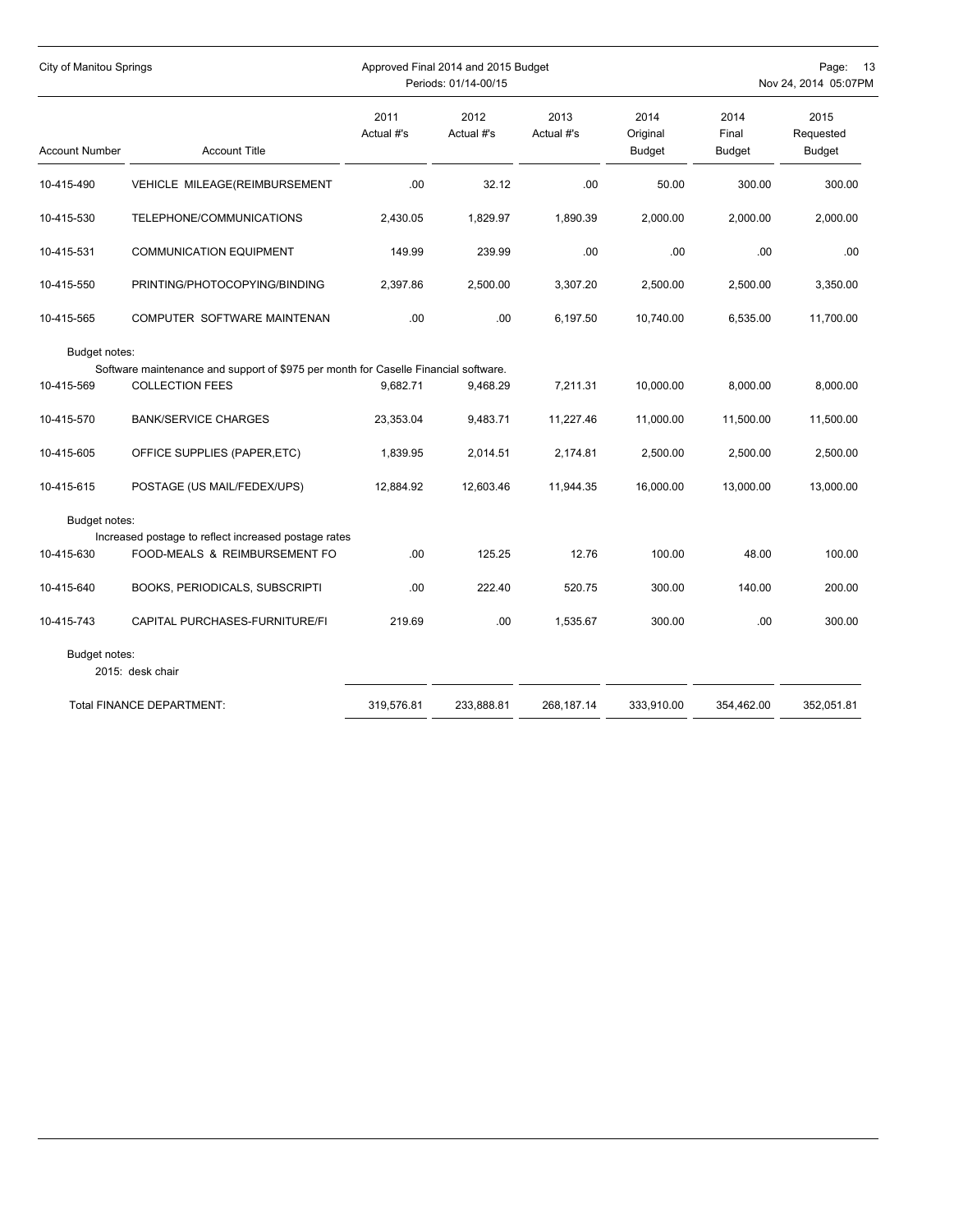| Account Number | Account Title | 2011 Actual #'s | 2012 Actual #'s | 2013 Actual #'s | 2014 Original Budget | 2014 Final Budget | 2015 Requested Budget |
|---|---|---|---|---|---|---|---|
| 10-415-490 | VEHICLE MILEAGE(REIMBURSEMENT | .00 | 32.12 | .00 | 50.00 | 300.00 | 300.00 |
| 10-415-530 | TELEPHONE/COMMUNICATIONS | 2,430.05 | 1,829.97 | 1,890.39 | 2,000.00 | 2,000.00 | 2,000.00 |
| 10-415-531 | COMMUNICATION EQUIPMENT | 149.99 | 239.99 | .00 | .00 | .00 | .00 |
| 10-415-550 | PRINTING/PHOTOCOPYING/BINDING | 2,397.86 | 2,500.00 | 3,307.20 | 2,500.00 | 2,500.00 | 3,350.00 |
| 10-415-565 | COMPUTER SOFTWARE MAINTENAN | .00 | .00 | 6,197.50 | 10,740.00 | 6,535.00 | 11,700.00 |
| Budget notes: | Software maintenance and support of $975 per month for Caselle Financial software. | | | | | | |
| 10-415-569 | COLLECTION FEES | 9,682.71 | 9,468.29 | 7,211.31 | 10,000.00 | 8,000.00 | 8,000.00 |
| 10-415-570 | BANK/SERVICE CHARGES | 23,353.04 | 9,483.71 | 11,227.46 | 11,000.00 | 11,500.00 | 11,500.00 |
| 10-415-605 | OFFICE SUPPLIES (PAPER,ETC) | 1,839.95 | 2,014.51 | 2,174.81 | 2,500.00 | 2,500.00 | 2,500.00 |
| 10-415-615 | POSTAGE (US MAIL/FEDEX/UPS) | 12,884.92 | 12,603.46 | 11,944.35 | 16,000.00 | 13,000.00 | 13,000.00 |
| Budget notes: | Increased postage to reflect increased postage rates | | | | | | |
| 10-415-630 | FOOD-MEALS & REIMBURSEMENT FO | .00 | 125.25 | 12.76 | 100.00 | 48.00 | 100.00 |
| 10-415-640 | BOOKS, PERIODICALS, SUBSCRIPTI | .00 | 222.40 | 520.75 | 300.00 | 140.00 | 200.00 |
| 10-415-743 | CAPITAL PURCHASES-FURNITURE/FI | 219.69 | .00 | 1,535.67 | 300.00 | .00 | 300.00 |
| Budget notes: | 2015: desk chair | | | | | | |
| | Total FINANCE DEPARTMENT: | 319,576.81 | 233,888.81 | 268,187.14 | 333,910.00 | 354,462.00 | 352,051.81 |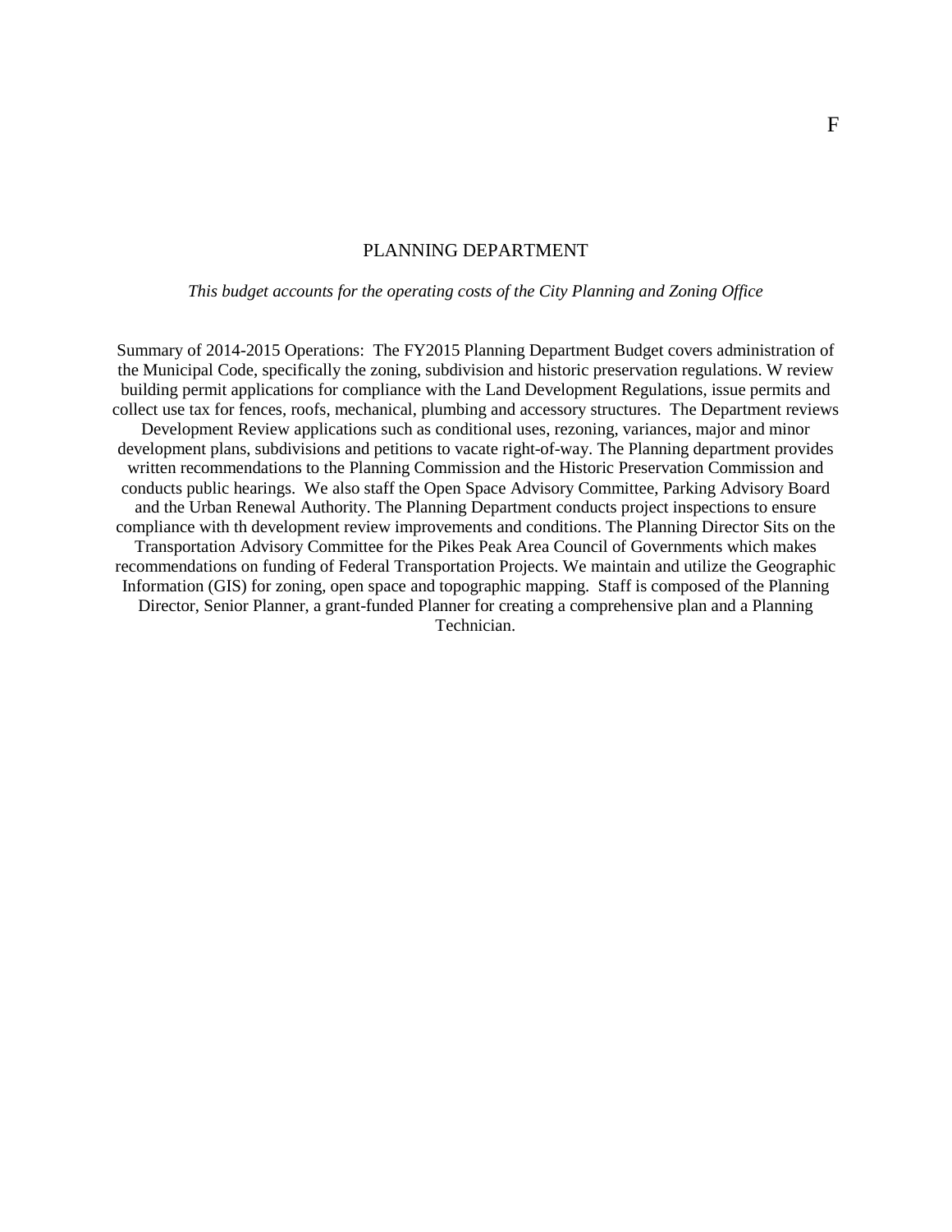# PLANNING DEPARTMENT

*This budget accounts for the operating costs of the City Planning and Zoning Office*

Summary of 2014-2015 Operations: The FY2015 Planning Department Budget covers administration of the Municipal Code, specifically the zoning, subdivision and historic preservation regulations. W review building permit applications for compliance with the Land Development Regulations, issue permits and collect use tax for fences, roofs, mechanical, plumbing and accessory structures. The Department reviews Development Review applications such as conditional uses, rezoning, variances, major and minor development plans, subdivisions and petitions to vacate right-of-way. The Planning department provides written recommendations to the Planning Commission and the Historic Preservation Commission and conducts public hearings. We also staff the Open Space Advisory Committee, Parking Advisory Board and the Urban Renewal Authority. The Planning Department conducts project inspections to ensure compliance with th development review improvements and conditions. The Planning Director Sits on the Transportation Advisory Committee for the Pikes Peak Area Council of Governments which makes recommendations on funding of Federal Transportation Projects. We maintain and utilize the Geographic Information (GIS) for zoning, open space and topographic mapping. Staff is composed of the Planning Director, Senior Planner, a grant-funded Planner for creating a comprehensive plan and a Planning Technician.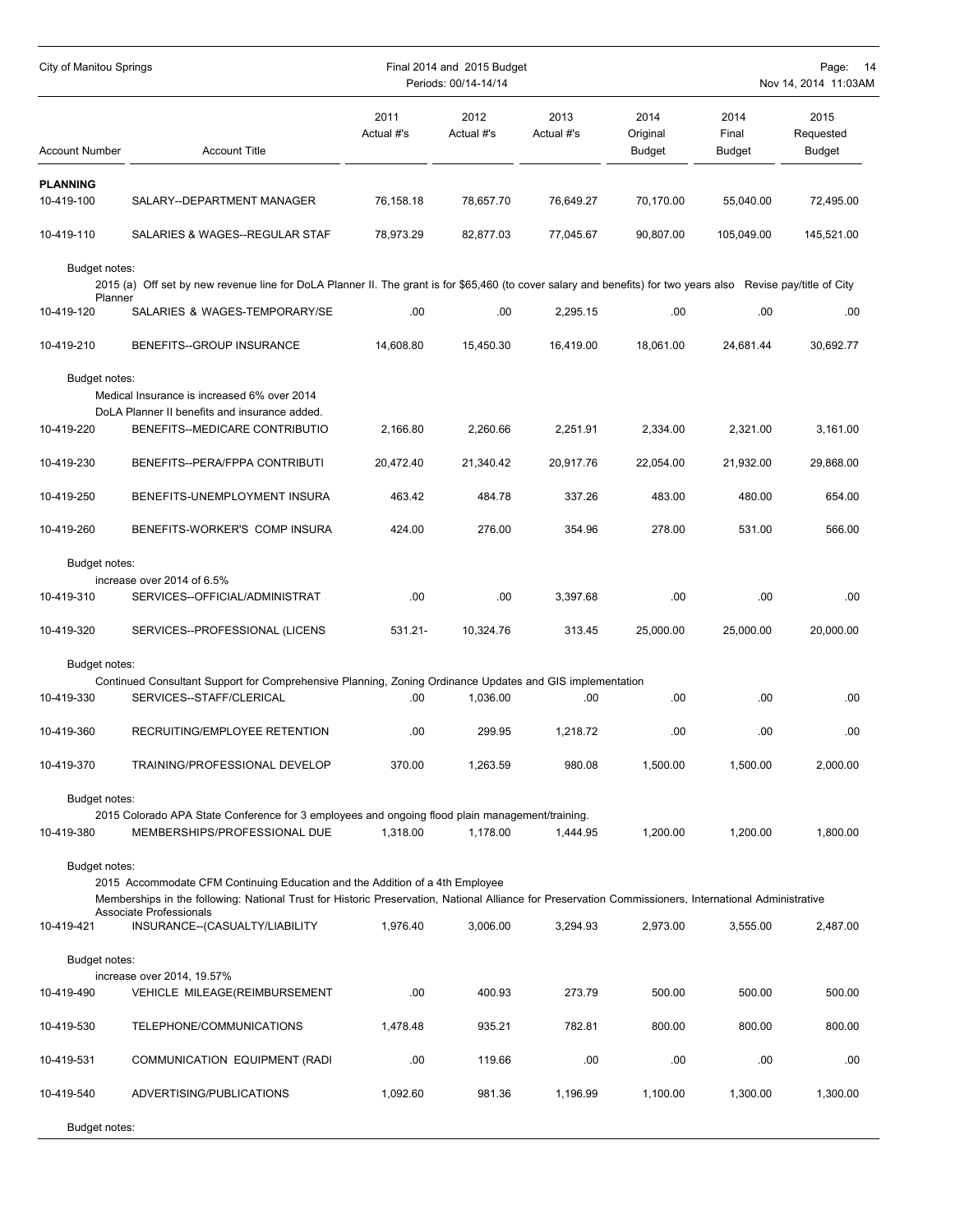| Account Number | Account Title | 2011 Actual #'s | 2012 Actual #'s | 2013 Actual #'s | 2014 Original Budget | 2014 Final Budget | 2015 Requested Budget |
|---|---|---|---|---|---|---|---|
| **PLANNING** | | | | | | | |
| 10-419-100 | SALARY--DEPARTMENT MANAGER | 76,158.18 | 78,657.70 | 76,649.27 | 70,170.00 | 55,040.00 | 72,495.00 |
| 10-419-110 | SALARIES & WAGES--REGULAR STAF | 78,973.29 | 82,877.03 | 77,045.67 | 90,807.00 | 105,049.00 | 145,521.00 |
| Budget notes: | 2015 (a) Off set by new revenue line for DoLA Planner II. The grant is for $65,460 (to cover salary and benefits) for two years also Revise pay/title of City Planner | | | | | | |
| 10-419-120 | SALARIES & WAGES-TEMPORARY/SE | .00 | .00 | 2,295.15 | .00 | .00 | .00 |
| 10-419-210 | BENEFITS--GROUP INSURANCE | 14,608.80 | 15,450.30 | 16,419.00 | 18,061.00 | 24,681.44 | 30,692.77 |
| Budget notes: | Medical Insurance is increased 6% over 2014 DoLA Planner II benefits and insurance added. | | | | | | |
| 10-419-220 | BENEFITS--MEDICARE CONTRIBUTIO | 2,166.80 | 2,260.66 | 2,251.91 | 2,334.00 | 2,321.00 | 3,161.00 |
| 10-419-230 | BENEFITS--PERA/FPPA CONTRIBUTI | 20,472.40 | 21,340.42 | 20,917.76 | 22,054.00 | 21,932.00 | 29,868.00 |
| 10-419-250 | BENEFITS-UNEMPLOYMENT INSURA | 463.42 | 484.78 | 337.26 | 483.00 | 480.00 | 654.00 |
| 10-419-260 | BENEFITS-WORKER'S COMP INSURA | 424.00 | 276.00 | 354.96 | 278.00 | 531.00 | 566.00 |
| Budget notes: | increase over 2014 of 6.5% | | | | | | |
| 10-419-310 | SERVICES--OFFICIAL/ADMINISTRAT | .00 | .00 | 3,397.68 | .00 | .00 | .00 |
| 10-419-320 | SERVICES--PROFESSIONAL (LICENS | 531.21- | 10,324.76 | 313.45 | 25,000.00 | 25,000.00 | 20,000.00 |
| Budget notes: | Continued Consultant Support for Comprehensive Planning, Zoning Ordinance Updates and GIS implementation | | | | | | |
| 10-419-330 | SERVICES--STAFF/CLERICAL | .00 | 1,036.00 | .00 | .00 | .00 | .00 |
| 10-419-360 | RECRUITING/EMPLOYEE RETENTION | .00 | 299.95 | 1,218.72 | .00 | .00 | .00 |
| 10-419-370 | TRAINING/PROFESSIONAL DEVELOP | 370.00 | 1,263.59 | 980.08 | 1,500.00 | 1,500.00 | 2,000.00 |
| Budget notes: | 2015 Colorado APA State Conference for 3 employees and ongoing flood plain management/training. | | | | | | |
| 10-419-380 | MEMBERSHIPS/PROFESSIONAL DUE | 1,318.00 | 1,178.00 | 1,444.95 | 1,200.00 | 1,200.00 | 1,800.00 |
| Budget notes: | 2015 Accommodate CFM Continuing Education and the Addition of a 4th Employee Memberships in the following: National Trust for Historic Preservation, National Alliance for Preservation Commissioners, International Administrative Associate Professionals | | | | | | |
| 10-419-421 | INSURANCE--(CASUALTY/LIABILITY | 1,976.40 | 3,006.00 | 3,294.93 | 2,973.00 | 3,555.00 | 2,487.00 |
| Budget notes: | increase over 2014, 19.57% | | | | | | |
| 10-419-490 | VEHICLE MILEAGE(REIMBURSEMENT | .00 | 400.93 | 273.79 | 500.00 | 500.00 | 500.00 |
| 10-419-530 | TELEPHONE/COMMUNICATIONS | 1,478.48 | 935.21 | 782.81 | 800.00 | 800.00 | 800.00 |
| 10-419-531 | COMMUNICATION EQUIPMENT (RADI | .00 | 119.66 | .00 | .00 | .00 | .00 |
| 10-419-540 | ADVERTISING/PUBLICATIONS | 1,092.60 | 981.36 | 1,196.99 | 1,100.00 | 1,300.00 | 1,300.00 |
| Budget notes: | | | | | | | |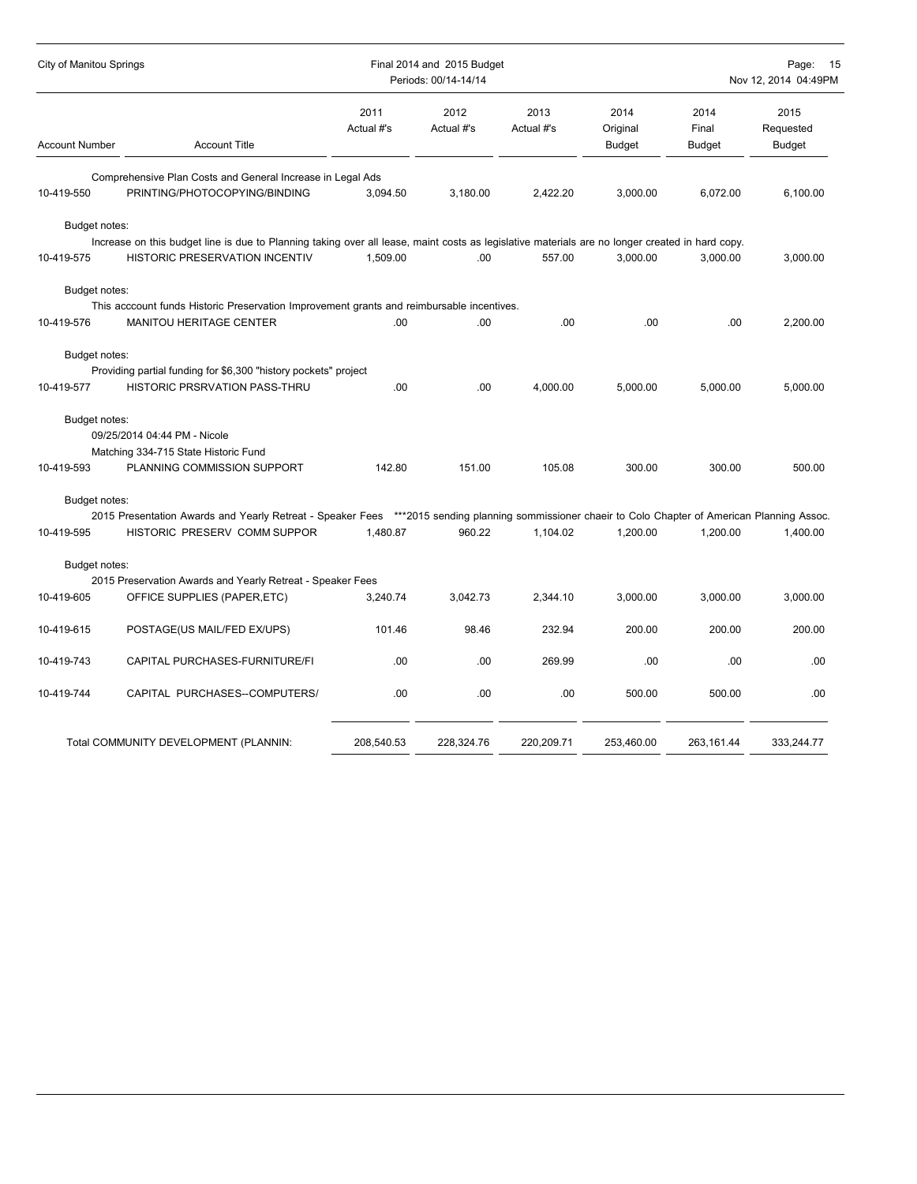| Account Number | Account Title | 2011 Actual #'s | 2012 Actual #'s | 2013 Actual #'s | 2014 Original Budget | 2014 Final Budget | 2015 Requested Budget |
|---|---|---|---|---|---|---|---|
| | Comprehensive Plan Costs and General Increase in Legal Ads | | | | | | |
| 10-419-550 | PRINTING/PHOTOCOPYING/BINDING | 3,094.50 | 3,180.00 | 2,422.20 | 3,000.00 | 6,072.00 | 6,100.00 |
| Budget notes: | | | | | | | |
| | Increase on this budget line is due to Planning taking over all lease, maint costs as legislative materials are no longer created in hard copy. | | | | | | |
| 10-419-575 | HISTORIC PRESERVATION INCENTIV | 1,509.00 | .00 | 557.00 | 3,000.00 | 3,000.00 | 3,000.00 |
| Budget notes: | | | | | | | |
| | This acccount funds Historic Preservation Improvement grants and reimbursable incentives. | | | | | | |
| 10-419-576 | MANITOU HERITAGE CENTER | .00 | .00 | .00 | .00 | .00 | 2,200.00 |
| Budget notes: | | | | | | | |
| | Providing partial funding for $6,300 "history pockets" project | | | | | | |
| 10-419-577 | HISTORIC PRSRVATION PASS-THRU | .00 | .00 | 4,000.00 | 5,000.00 | 5,000.00 | 5,000.00 |
| Budget notes: | | | | | | | |
| | 09/25/2014 04:44 PM - Nicole | | | | | | |
| | Matching 334-715 State Historic Fund | | | | | | |
| 10-419-593 | PLANNING COMMISSION SUPPORT | 142.80 | 151.00 | 105.08 | 300.00 | 300.00 | 500.00 |
| Budget notes: | | | | | | | |
| | 2015 Presentation Awards and Yearly Retreat - Speaker Fees ***2015 sending planning sommissioner chaeir to Colo Chapter of American Planning Assoc. | | | | | | |
| 10-419-595 | HISTORIC PRESERV COMM SUPPOR | 1,480.87 | 960.22 | 1,104.02 | 1,200.00 | 1,200.00 | 1,400.00 |
| Budget notes: | | | | | | | |
| | 2015 Preservation Awards and Yearly Retreat - Speaker Fees | | | | | | |
| 10-419-605 | OFFICE SUPPLIES (PAPER,ETC) | 3,240.74 | 3,042.73 | 2,344.10 | 3,000.00 | 3,000.00 | 3,000.00 |
| 10-419-615 | POSTAGE(US MAIL/FED EX/UPS) | 101.46 | 98.46 | 232.94 | 200.00 | 200.00 | 200.00 |
| 10-419-743 | CAPITAL PURCHASES-FURNITURE/FI | .00 | .00 | 269.99 | .00 | .00 | .00 |
| 10-419-744 | CAPITAL PURCHASES--COMPUTERS/ | .00 | .00 | .00 | 500.00 | 500.00 | .00 |
| | Total COMMUNITY DEVELOPMENT (PLANNIN: | 208,540.53 | 228,324.76 | 220,209.71 | 253,460.00 | 263,161.44 | 333,244.77 |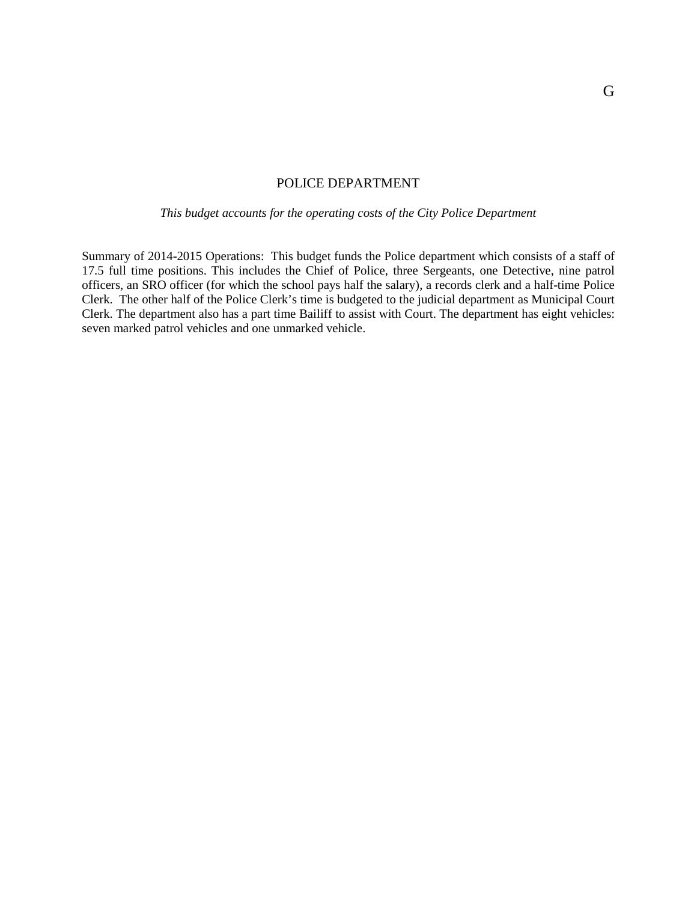# POLICE DEPARTMENT

*This budget accounts for the operating costs of the City Police Department*

Summary of 2014-2015 Operations: This budget funds the Police department which consists of a staff of 17.5 full time positions. This includes the Chief of Police, three Sergeants, one Detective, nine patrol officers, an SRO officer (for which the school pays half the salary), a records clerk and a half-time Police Clerk. The other half of the Police Clerk's time is budgeted to the judicial department as Municipal Court Clerk. The department also has a part time Bailiff to assist with Court. The department has eight vehicles: seven marked patrol vehicles and one unmarked vehicle.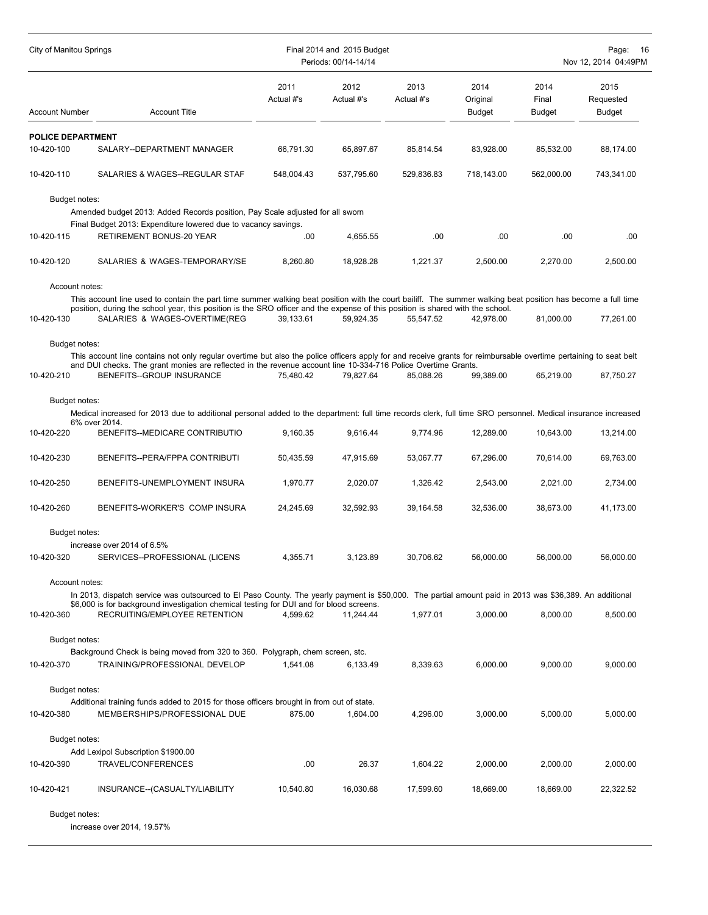| Account Number | Account Title | 2011 Actual #'s | 2012 Actual #'s | 2013 Actual #'s | 2014 Original Budget | 2014 Final Budget | 2015 Requested Budget |
|---|---|---|---|---|---|---|---|
| **POLICE DEPARTMENT** | | | | | | | |
| 10-420-100 | SALARY--DEPARTMENT MANAGER | 66,791.30 | 65,897.67 | 85,814.54 | 83,928.00 | 85,532.00 | 88,174.00 |
| 10-420-110 | SALARIES & WAGES--REGULAR STAF | 548,004.43 | 537,795.60 | 529,836.83 | 718,143.00 | 562,000.00 | 743,341.00 |

Budget notes:

Amended budget 2013: Added Records position, Pay Scale adjusted for all sworn

Final Budget 2013: Expenditure lowered due to vacancy savings.

| Account Number | Account Title | 2011 Actual #'s | 2012 Actual #'s | 2013 Actual #'s | 2014 Original Budget | 2014 Final Budget | 2015 Requested Budget |
|---|---|---|---|---|---|---|---|
| 10-420-115 | RETIREMENT BONUS-20 YEAR | .00 | 4,655.55 | .00 | .00 | .00 | .00 |
| 10-420-120 | SALARIES & WAGES-TEMPORARY/SE | 8,260.80 | 18,928.28 | 1,221.37 | 2,500.00 | 2,270.00 | 2,500.00 |

Account notes:

This account line used to contain the part time summer walking beat position with the court bailiff. The summer walking beat position has become a full time position, during the school year, this position is the SRO officer and the expense of this position is shared with the school.

| Account Number | Account Title | 2011 Actual #'s | 2012 Actual #'s | 2013 Actual #'s | 2014 Original Budget | 2014 Final Budget | 2015 Requested Budget |
|---|---|---|---|---|---|---|---|
| 10-420-130 | SALARIES & WAGES-OVERTIME(REG | 39,133.61 | 59,924.35 | 55,547.52 | 42,978.00 | 81,000.00 | 77,261.00 |

Budget notes:

This account line contains not only regular overtime but also the police officers apply for and receive grants for reimbursable overtime pertaining to seat belt and DUI checks. The grant monies are reflected in the revenue account line 10-334-716 Police Overtime Grants.

| Account Number | Account Title | 2011 Actual #'s | 2012 Actual #'s | 2013 Actual #'s | 2014 Original Budget | 2014 Final Budget | 2015 Requested Budget |
|---|---|---|---|---|---|---|---|
| 10-420-210 | BENEFITS--GROUP INSURANCE | 75,480.42 | 79,827.64 | 85,088.26 | 99,389.00 | 65,219.00 | 87,750.27 |

Budget notes:

Medical increased for 2013 due to additional personal added to the department: full time records clerk, full time SRO personnel. Medical insurance increased 6% over 2014.

| Account Number | Account Title | 2011 Actual #'s | 2012 Actual #'s | 2013 Actual #'s | 2014 Original Budget | 2014 Final Budget | 2015 Requested Budget |
|---|---|---|---|---|---|---|---|
| 10-420-220 | BENEFITS--MEDICARE CONTRIBUTIO | 9,160.35 | 9,616.44 | 9,774.96 | 12,289.00 | 10,643.00 | 13,214.00 |
| 10-420-230 | BENEFITS--PERA/FPPA CONTRIBUTI | 50,435.59 | 47,915.69 | 53,067.77 | 67,296.00 | 70,614.00 | 69,763.00 |
| 10-420-250 | BENEFITS-UNEMPLOYMENT INSURA | 1,970.77 | 2,020.07 | 1,326.42 | 2,543.00 | 2,021.00 | 2,734.00 |
| 10-420-260 | BENEFITS-WORKER'S COMP INSURA | 24,245.69 | 32,592.93 | 39,164.58 | 32,536.00 | 38,673.00 | 41,173.00 |

Budget notes:

increase over 2014 of 6.5%

| Account Number | Account Title | 2011 Actual #'s | 2012 Actual #'s | 2013 Actual #'s | 2014 Original Budget | 2014 Final Budget | 2015 Requested Budget |
|---|---|---|---|---|---|---|---|
| 10-420-320 | SERVICES--PROFESSIONAL (LICENS | 4,355.71 | 3,123.89 | 30,706.62 | 56,000.00 | 56,000.00 | 56,000.00 |

Account notes:

In 2013, dispatch service was outsourced to El Paso County. The yearly payment is $50,000. The partial amount paid in 2013 was $36,389. An additional $6,000 is for background investigation chemical testing for DUI and for blood screens.

| Account Number | Account Title | 2011 Actual #'s | 2012 Actual #'s | 2013 Actual #'s | 2014 Original Budget | 2014 Final Budget | 2015 Requested Budget |
|---|---|---|---|---|---|---|---|
| 10-420-360 | RECRUITING/EMPLOYEE RETENTION | 4,599.62 | 11,244.44 | 1,977.01 | 3,000.00 | 8,000.00 | 8,500.00 |

Budget notes:

Background Check is being moved from 320 to 360. Polygraph, chem screen, etc.

| Account Number | Account Title | 2011 Actual #'s | 2012 Actual #'s | 2013 Actual #'s | 2014 Original Budget | 2014 Final Budget | 2015 Requested Budget |
|---|---|---|---|---|---|---|---|
| 10-420-370 | TRAINING/PROFESSIONAL DEVELOP | 1,541.08 | 6,133.49 | 8,339.63 | 6,000.00 | 9,000.00 | 9,000.00 |

Budget notes:

Additional training funds added to 2015 for those officers brought in from out of state.

| Account Number | Account Title | 2011 Actual #'s | 2012 Actual #'s | 2013 Actual #'s | 2014 Original Budget | 2014 Final Budget | 2015 Requested Budget |
|---|---|---|---|---|---|---|---|
| 10-420-380 | MEMBERSHIPS/PROFESSIONAL DUE | 875.00 | 1,604.00 | 4,296.00 | 3,000.00 | 5,000.00 | 5,000.00 |

Budget notes:

Add Lexipol Subscription $1900.00

| Account Number | Account Title | 2011 Actual #'s | 2012 Actual #'s | 2013 Actual #'s | 2014 Original Budget | 2014 Final Budget | 2015 Requested Budget |
|---|---|---|---|---|---|---|---|
| 10-420-390 | TRAVEL/CONFERENCES | .00 | 26.37 | 1,604.22 | 2,000.00 | 2,000.00 | 2,000.00 |
| 10-420-421 | INSURANCE--(CASUALTY/LIABILITY | 10,540.80 | 16,030.68 | 17,599.60 | 18,669.00 | 18,669.00 | 22,322.52 |

Budget notes:

increase over 2014, 19.57%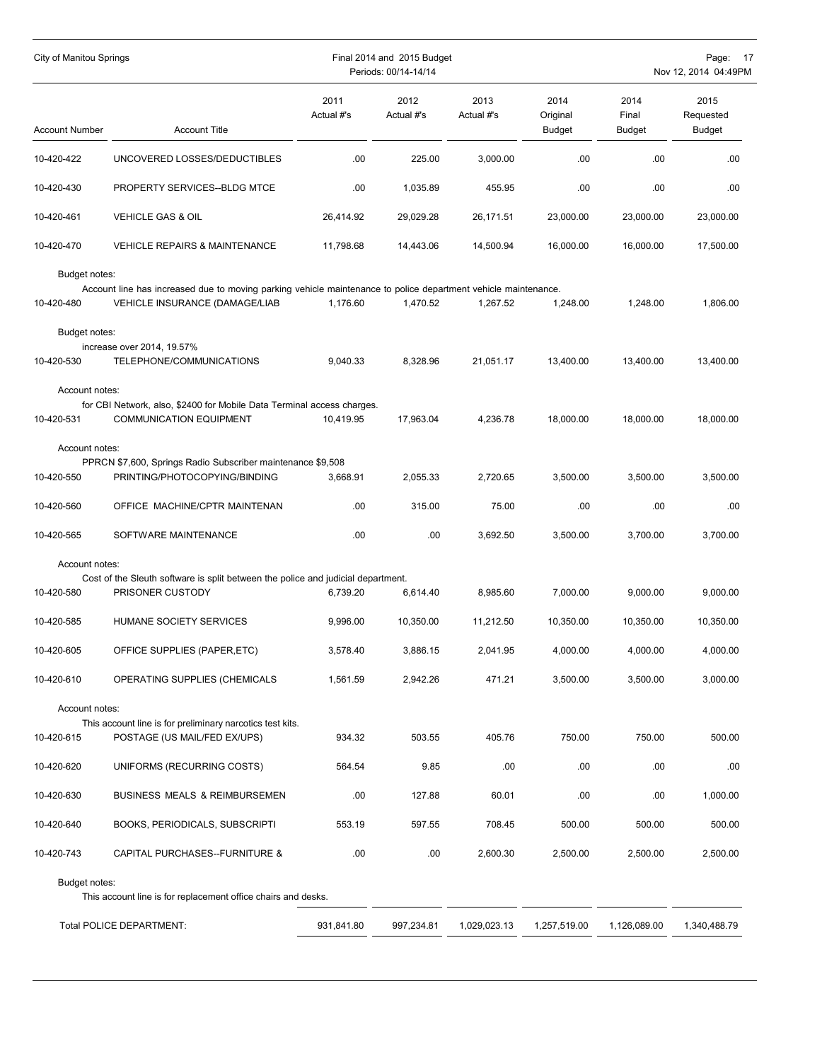| Account Number | Account Title | 2011 Actual #'s | 2012 Actual #'s | 2013 Actual #'s | 2014 Original Budget | 2014 Final Budget | 2015 Requested Budget |
|---|---|---|---|---|---|---|---|
| 10-420-422 | UNCOVERED LOSSES/DEDUCTIBLES | .00 | 225.00 | 3,000.00 | .00 | .00 | .00 |
| 10-420-430 | PROPERTY SERVICES--BLDG MTCE | .00 | 1,035.89 | 455.95 | .00 | .00 | .00 |
| 10-420-461 | VEHICLE GAS & OIL | 26,414.92 | 29,029.28 | 26,171.51 | 23,000.00 | 23,000.00 | 23,000.00 |
| 10-420-470 | VEHICLE REPAIRS & MAINTENANCE | 11,798.68 | 14,443.06 | 14,500.94 | 16,000.00 | 16,000.00 | 17,500.00 |
| Budget notes: | Account line has increased due to moving parking vehicle maintenance to police department vehicle maintenance. | | | | | | |
| 10-420-480 | VEHICLE INSURANCE (DAMAGE/LIAB | 1,176.60 | 1,470.52 | 1,267.52 | 1,248.00 | 1,248.00 | 1,806.00 |
| Budget notes: | increase over 2014, 19.57% | | | | | | |
| 10-420-530 | TELEPHONE/COMMUNICATIONS | 9,040.33 | 8,328.96 | 21,051.17 | 13,400.00 | 13,400.00 | 13,400.00 |
| Account notes: | for CBI Network, also, $2400 for Mobile Data Terminal access charges. | | | | | | |
| 10-420-531 | COMMUNICATION EQUIPMENT | 10,419.95 | 17,963.04 | 4,236.78 | 18,000.00 | 18,000.00 | 18,000.00 |
| Account notes: | PPRCN $7,600, Springs Radio Subscriber maintenance $9,508 | | | | | | |
| 10-420-550 | PRINTING/PHOTOCOPYING/BINDING | 3,668.91 | 2,055.33 | 2,720.65 | 3,500.00 | 3,500.00 | 3,500.00 |
| 10-420-560 | OFFICE MACHINE/CPTR MAINTENAN | .00 | 315.00 | 75.00 | .00 | .00 | .00 |
| 10-420-565 | SOFTWARE MAINTENANCE | .00 | .00 | 3,692.50 | 3,500.00 | 3,700.00 | 3,700.00 |
| Account notes: | Cost of the Sleuth software is split between the police and judicial department. | | | | | | |
| 10-420-580 | PRISONER CUSTODY | 6,739.20 | 6,614.40 | 8,985.60 | 7,000.00 | 9,000.00 | 9,000.00 |
| 10-420-585 | HUMANE SOCIETY SERVICES | 9,996.00 | 10,350.00 | 11,212.50 | 10,350.00 | 10,350.00 | 10,350.00 |
| 10-420-605 | OFFICE SUPPLIES (PAPER,ETC) | 3,578.40 | 3,886.15 | 2,041.95 | 4,000.00 | 4,000.00 | 4,000.00 |
| 10-420-610 | OPERATING SUPPLIES (CHEMICALS | 1,561.59 | 2,942.26 | 471.21 | 3,500.00 | 3,500.00 | 3,000.00 |
| Account notes: | This account line is for preliminary narcotics test kits. | | | | | | |
| 10-420-615 | POSTAGE (US MAIL/FED EX/UPS) | 934.32 | 503.55 | 405.76 | 750.00 | 750.00 | 500.00 |
| 10-420-620 | UNIFORMS (RECURRING COSTS) | 564.54 | 9.85 | .00 | .00 | .00 | .00 |
| 10-420-630 | BUSINESS MEALS & REIMBURSEMEN | .00 | 127.88 | 60.01 | .00 | .00 | 1,000.00 |
| 10-420-640 | BOOKS, PERIODICALS, SUBSCRIPTI | 553.19 | 597.55 | 708.45 | 500.00 | 500.00 | 500.00 |
| 10-420-743 | CAPITAL PURCHASES--FURNITURE & | .00 | .00 | 2,600.30 | 2,500.00 | 2,500.00 | 2,500.00 |
| Budget notes: | This account line is for replacement office chairs and desks. | | | | | | |
| | Total POLICE DEPARTMENT: | 931,841.80 | 997,234.81 | 1,029,023.13 | 1,257,519.00 | 1,126,089.00 | 1,340,488.79 |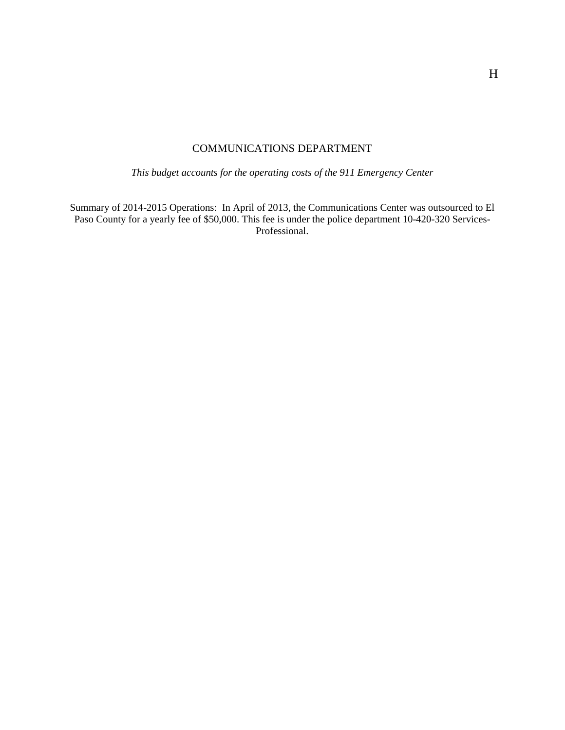# COMMUNICATIONS DEPARTMENT

*This budget accounts for the operating costs of the 911 Emergency Center*

Summary of 2014-2015 Operations: In April of 2013, the Communications Center was outsourced to El Paso County for a yearly fee of $50,000. This fee is under the police department 10-420-320 Services-Professional.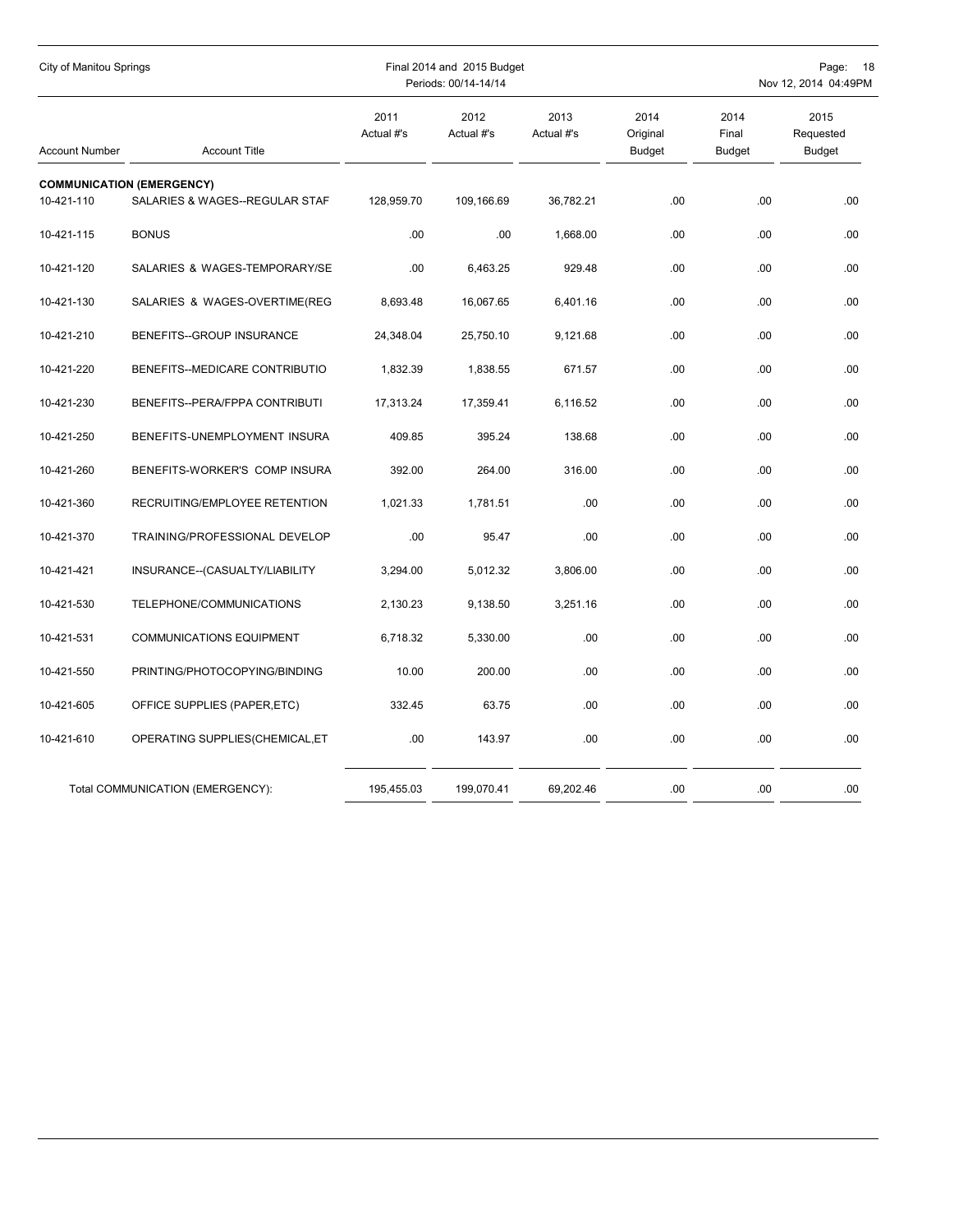| Account Number | Account Title | 2011 Actual #'s | 2012 Actual #'s | 2013 Actual #'s | 2014 Original Budget | 2014 Final Budget | 2015 Requested Budget |
|---|---|---|---|---|---|---|---|
| **COMMUNICATION (EMERGENCY)** | | | | | | | |
| 10-421-110 | SALARIES & WAGES--REGULAR STAF | 128,959.70 | 109,166.69 | 36,782.21 | .00 | .00 | .00 |
| 10-421-115 | BONUS | .00 | .00 | 1,668.00 | .00 | .00 | .00 |
| 10-421-120 | SALARIES & WAGES-TEMPORARY/SE | .00 | 6,463.25 | 929.48 | .00 | .00 | .00 |
| 10-421-130 | SALARIES & WAGES-OVERTIME(REG | 8,693.48 | 16,067.65 | 6,401.16 | .00 | .00 | .00 |
| 10-421-210 | BENEFITS--GROUP INSURANCE | 24,348.04 | 25,750.10 | 9,121.68 | .00 | .00 | .00 |
| 10-421-220 | BENEFITS--MEDICARE CONTRIBUTIO | 1,832.39 | 1,838.55 | 671.57 | .00 | .00 | .00 |
| 10-421-230 | BENEFITS--PERA/FPPA CONTRIBUTI | 17,313.24 | 17,359.41 | 6,116.52 | .00 | .00 | .00 |
| 10-421-250 | BENEFITS-UNEMPLOYMENT INSURA | 409.85 | 395.24 | 138.68 | .00 | .00 | .00 |
| 10-421-260 | BENEFITS-WORKER'S COMP INSURA | 392.00 | 264.00 | 316.00 | .00 | .00 | .00 |
| 10-421-360 | RECRUITING/EMPLOYEE RETENTION | 1,021.33 | 1,781.51 | .00 | .00 | .00 | .00 |
| 10-421-370 | TRAINING/PROFESSIONAL DEVELOP | .00 | 95.47 | .00 | .00 | .00 | .00 |
| 10-421-421 | INSURANCE--(CASUALTY/LIABILITY | 3,294.00 | 5,012.32 | 3,806.00 | .00 | .00 | .00 |
| 10-421-530 | TELEPHONE/COMMUNICATIONS | 2,130.23 | 9,138.50 | 3,251.16 | .00 | .00 | .00 |
| 10-421-531 | COMMUNICATIONS EQUIPMENT | 6,718.32 | 5,330.00 | .00 | .00 | .00 | .00 |
| 10-421-550 | PRINTING/PHOTOCOPYING/BINDING | 10.00 | 200.00 | .00 | .00 | .00 | .00 |
| 10-421-605 | OFFICE SUPPLIES (PAPER,ETC) | 332.45 | 63.75 | .00 | .00 | .00 | .00 |
| 10-421-610 | OPERATING SUPPLIES(CHEMICAL,ET | .00 | 143.97 | .00 | .00 | .00 | .00 |
| | Total COMMUNICATION (EMERGENCY): | 195,455.03 | 199,070.41 | 69,202.46 | .00 | .00 | .00 |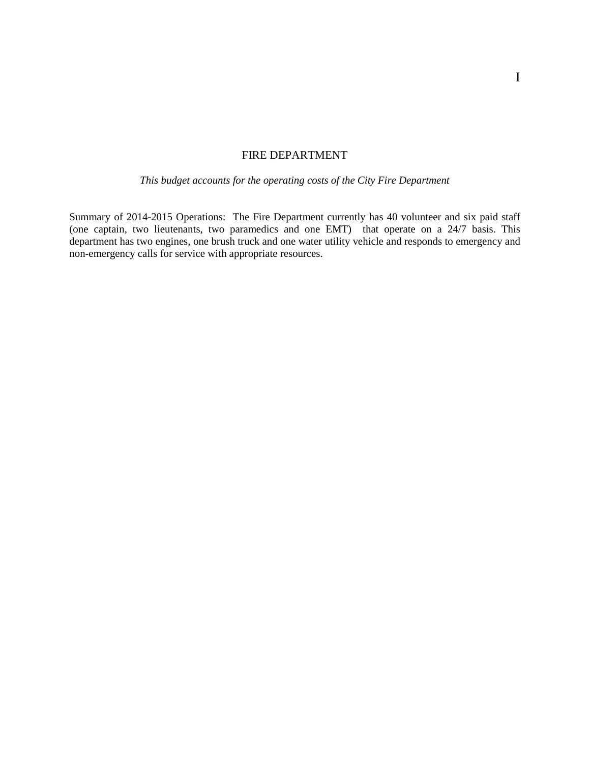# FIRE DEPARTMENT

*This budget accounts for the operating costs of the City Fire Department*

Summary of 2014-2015 Operations: The Fire Department currently has 40 volunteer and six paid staff (one captain, two lieutenants, two paramedics and one EMT) that operate on a 24/7 basis. This department has two engines, one brush truck and one water utility vehicle and responds to emergency and non-emergency calls for service with appropriate resources.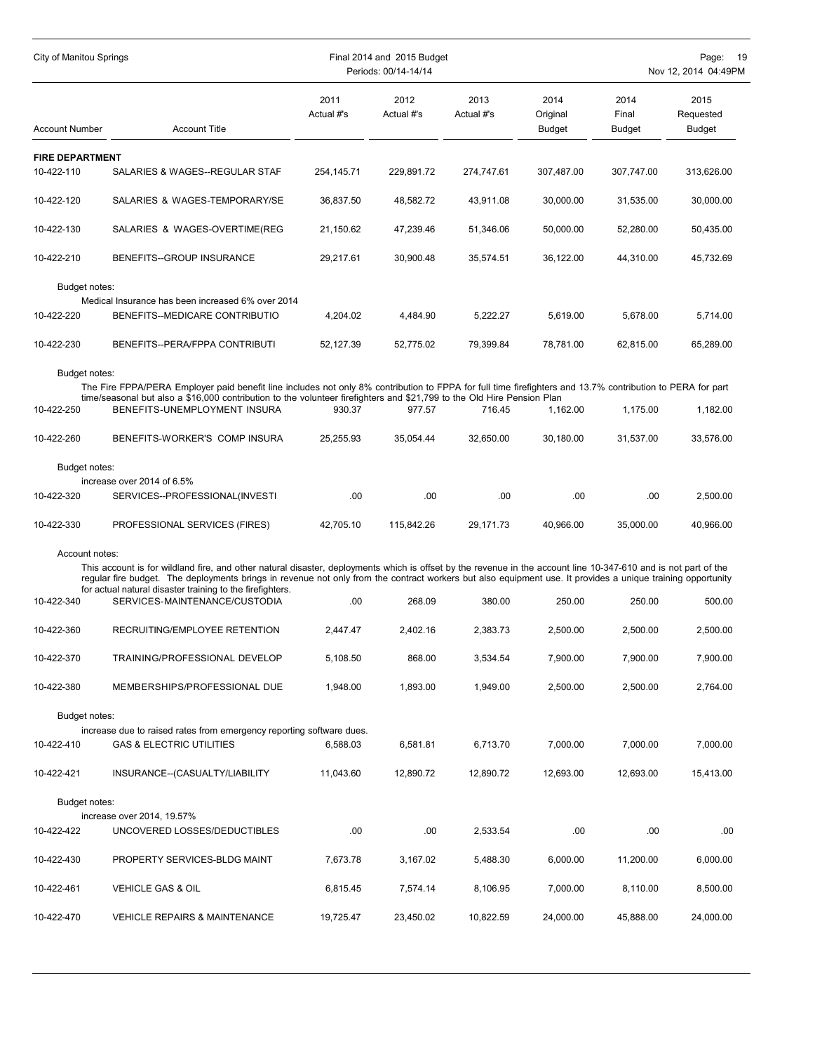| Account Number | Account Title | 2011 Actual #'s | 2012 Actual #'s | 2013 Actual #'s | 2014 Original Budget | 2014 Final Budget | 2015 Requested Budget |
|---|---|---|---|---|---|---|---|
| **FIRE DEPARTMENT** | | | | | | | |
| 10-422-110 | SALARIES & WAGES--REGULAR STAF | 254,145.71 | 229,891.72 | 274,747.61 | 307,487.00 | 307,747.00 | 313,626.00 |
| 10-422-120 | SALARIES & WAGES-TEMPORARY/SE | 36,837.50 | 48,582.72 | 43,911.08 | 30,000.00 | 31,535.00 | 30,000.00 |
| 10-422-130 | SALARIES & WAGES-OVERTIME(REG | 21,150.62 | 47,239.46 | 51,346.06 | 50,000.00 | 52,280.00 | 50,435.00 |
| 10-422-210 | BENEFITS--GROUP INSURANCE | 29,217.61 | 30,900.48 | 35,574.51 | 36,122.00 | 44,310.00 | 45,732.69 |
| Budget notes: | Medical Insurance has been increased 6% over 2014 | | | | | | |
| 10-422-220 | BENEFITS--MEDICARE CONTRIBUTIO | 4,204.02 | 4,484.90 | 5,222.27 | 5,619.00 | 5,678.00 | 5,714.00 |
| 10-422-230 | BENEFITS--PERA/FPPA CONTRIBUTI | 52,127.39 | 52,775.02 | 79,399.84 | 78,781.00 | 62,815.00 | 65,289.00 |
| Budget notes: | The Fire FPPA/PERA Employer paid benefit line includes not only 8% contribution to FPPA for full time firefighters and 13.7% contribution to PERA for part time/seasonal but also a $16,000 contribution to the volunteer firefighters and $21,799 to the Old Hire Pension Plan | | | | | | |
| 10-422-250 | BENEFITS-UNEMPLOYMENT INSURA | 930.37 | 977.57 | 716.45 | 1,162.00 | 1,175.00 | 1,182.00 |
| 10-422-260 | BENEFITS-WORKER'S COMP INSURA | 25,255.93 | 35,054.44 | 32,650.00 | 30,180.00 | 31,537.00 | 33,576.00 |
| Budget notes: | increase over 2014 of 6.5% | | | | | | |
| 10-422-320 | SERVICES--PROFESSIONAL(INVESTI | .00 | .00 | .00 | .00 | .00 | 2,500.00 |
| 10-422-330 | PROFESSIONAL SERVICES (FIRES) | 42,705.10 | 115,842.26 | 29,171.73 | 40,966.00 | 35,000.00 | 40,966.00 |
| Account notes: | This account is for wildland fire, and other natural disaster, deployments which is offset by the revenue in the account line 10-347-610 and is not part of the regular fire budget. The deployments brings in revenue not only from the contract workers but also equipment use. It provides a unique training opportunity for actual natural disaster training to the firefighters. | | | | | | |
| 10-422-340 | SERVICES-MAINTENANCE/CUSTODIA | .00 | 268.09 | 380.00 | 250.00 | 250.00 | 500.00 |
| 10-422-360 | RECRUITING/EMPLOYEE RETENTION | 2,447.47 | 2,402.16 | 2,383.73 | 2,500.00 | 2,500.00 | 2,500.00 |
| 10-422-370 | TRAINING/PROFESSIONAL DEVELOP | 5,108.50 | 868.00 | 3,534.54 | 7,900.00 | 7,900.00 | 7,900.00 |
| 10-422-380 | MEMBERSHIPS/PROFESSIONAL DUE | 1,948.00 | 1,893.00 | 1,949.00 | 2,500.00 | 2,500.00 | 2,764.00 |
| Budget notes: | increase due to raised rates from emergency reporting software dues. | | | | | | |
| 10-422-410 | GAS & ELECTRIC UTILITIES | 6,588.03 | 6,581.81 | 6,713.70 | 7,000.00 | 7,000.00 | 7,000.00 |
| 10-422-421 | INSURANCE--(CASUALTY/LIABILITY | 11,043.60 | 12,890.72 | 12,890.72 | 12,693.00 | 12,693.00 | 15,413.00 |
| Budget notes: | increase over 2014, 19.57% | | | | | | |
| 10-422-422 | UNCOVERED LOSSES/DEDUCTIBLES | .00 | .00 | 2,533.54 | .00 | .00 | .00 |
| 10-422-430 | PROPERTY SERVICES-BLDG MAINT | 7,673.78 | 3,167.02 | 5,488.30 | 6,000.00 | 11,200.00 | 6,000.00 |
| 10-422-461 | VEHICLE GAS & OIL | 6,815.45 | 7,574.14 | 8,106.95 | 7,000.00 | 8,110.00 | 8,500.00 |
| 10-422-470 | VEHICLE REPAIRS & MAINTENANCE | 19,725.47 | 23,450.02 | 10,822.59 | 24,000.00 | 45,888.00 | 24,000.00 |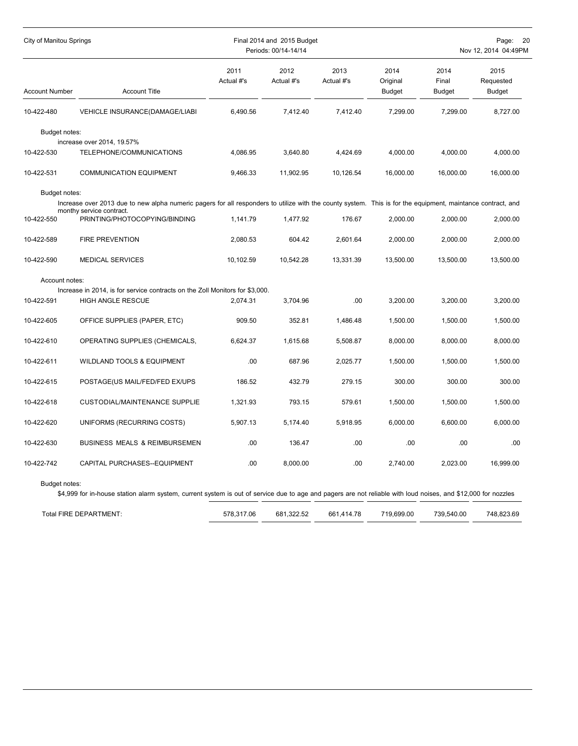| Account Number | Account Title | 2011 Actual #'s | 2012 Actual #'s | 2013 Actual #'s | 2014 Original Budget | 2014 Final Budget | 2015 Requested Budget |
|---|---|---|---|---|---|---|---|
| 10-422-480 | VEHICLE INSURANCE(DAMAGE/LIABI | 6,490.56 | 7,412.40 | 7,412.40 | 7,299.00 | 7,299.00 | 8,727.00 |
| Budget notes: | increase over 2014, 19.57% | | | | | | |
| 10-422-530 | TELEPHONE/COMMUNICATIONS | 4,086.95 | 3,640.80 | 4,424.69 | 4,000.00 | 4,000.00 | 4,000.00 |
| 10-422-531 | COMMUNICATION EQUIPMENT | 9,466.33 | 11,902.95 | 10,126.54 | 16,000.00 | 16,000.00 | 16,000.00 |
| Budget notes: | Increase over 2013 due to new alpha numeric pagers for all responders to utilize with the county system. This is for the equipment, maintance contract, and monthy service contract. | | | | | | |
| 10-422-550 | PRINTING/PHOTOCOPYING/BINDING | 1,141.79 | 1,477.92 | 176.67 | 2,000.00 | 2,000.00 | 2,000.00 |
| 10-422-589 | FIRE PREVENTION | 2,080.53 | 604.42 | 2,601.64 | 2,000.00 | 2,000.00 | 2,000.00 |
| 10-422-590 | MEDICAL SERVICES | 10,102.59 | 10,542.28 | 13,331.39 | 13,500.00 | 13,500.00 | 13,500.00 |
| Account notes: | Increase in 2014, is for service contracts on the Zoll Monitors for $3,000. | | | | | | |
| 10-422-591 | HIGH ANGLE RESCUE | 2,074.31 | 3,704.96 | .00 | 3,200.00 | 3,200.00 | 3,200.00 |
| 10-422-605 | OFFICE SUPPLIES (PAPER, ETC) | 909.50 | 352.81 | 1,486.48 | 1,500.00 | 1,500.00 | 1,500.00 |
| 10-422-610 | OPERATING SUPPLIES (CHEMICALS, | 6,624.37 | 1,615.68 | 5,508.87 | 8,000.00 | 8,000.00 | 8,000.00 |
| 10-422-611 | WILDLAND TOOLS & EQUIPMENT | .00 | 687.96 | 2,025.77 | 1,500.00 | 1,500.00 | 1,500.00 |
| 10-422-615 | POSTAGE(US MAIL/FED/FED EX/UPS | 186.52 | 432.79 | 279.15 | 300.00 | 300.00 | 300.00 |
| 10-422-618 | CUSTODIAL/MAINTENANCE SUPPLIE | 1,321.93 | 793.15 | 579.61 | 1,500.00 | 1,500.00 | 1,500.00 |
| 10-422-620 | UNIFORMS (RECURRING COSTS) | 5,907.13 | 5,174.40 | 5,918.95 | 6,000.00 | 6,600.00 | 6,000.00 |
| 10-422-630 | BUSINESS MEALS & REIMBURSEMEN | .00 | 136.47 | .00 | .00 | .00 | .00 |
| 10-422-742 | CAPITAL PURCHASES--EQUIPMENT | .00 | 8,000.00 | .00 | 2,740.00 | 2,023.00 | 16,999.00 |
| Budget notes: | $4,999 for in-house station alarm system, current system is out of service due to age and pagers are not reliable with loud noises, and $12,000 for nozzles | | | | | | |
| | Total FIRE DEPARTMENT: | 578,317.06 | 681,322.52 | 661,414.78 | 719,699.00 | 739,540.00 | 748,823.69 |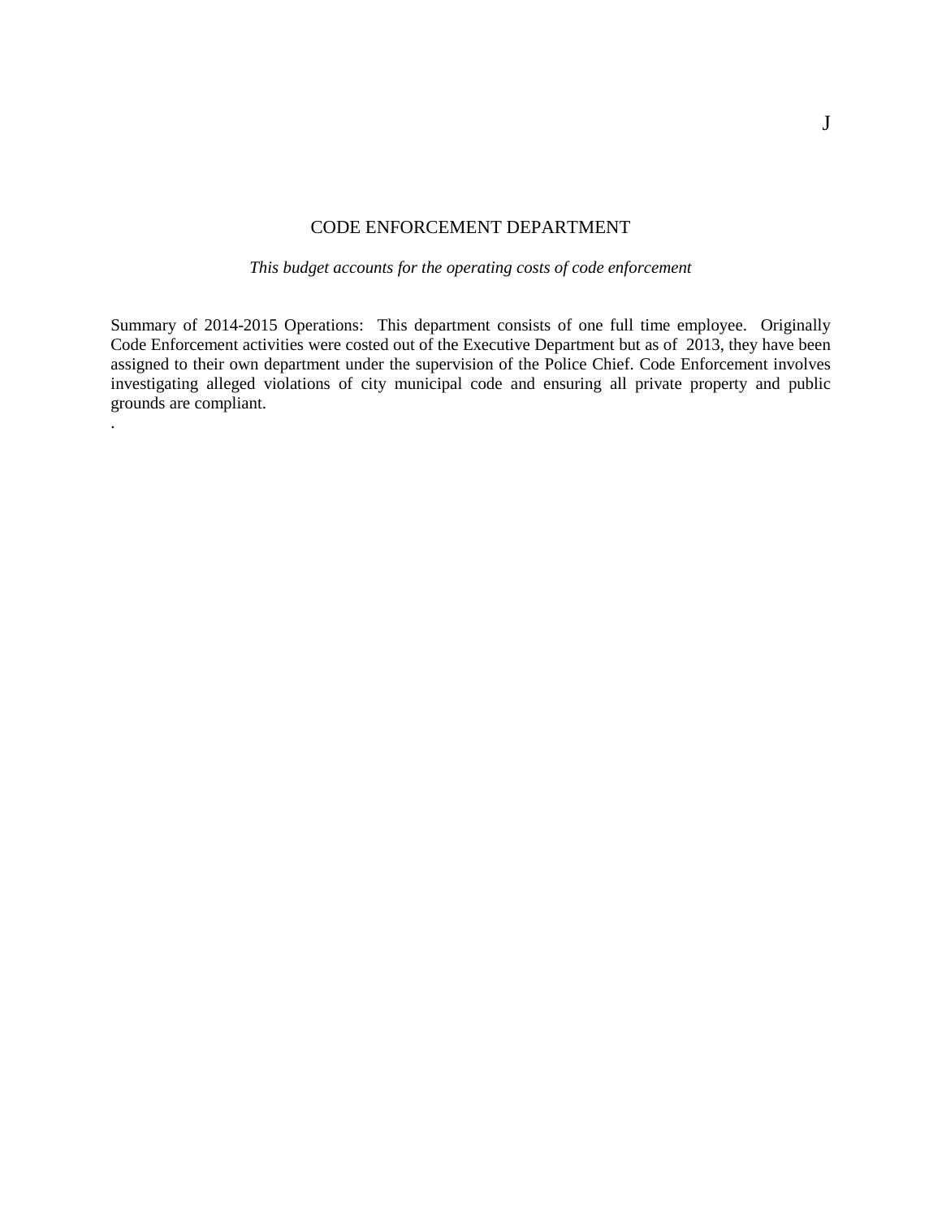# CODE ENFORCEMENT DEPARTMENT

*This budget accounts for the operating costs of code enforcement*

Summary of 2014-2015 Operations: This department consists of one full time employee. Originally Code Enforcement activities were costed out of the Executive Department but as of 2013, they have been assigned to their own department under the supervision of the Police Chief. Code Enforcement involves investigating alleged violations of city municipal code and ensuring all private property and public grounds are compliant.

.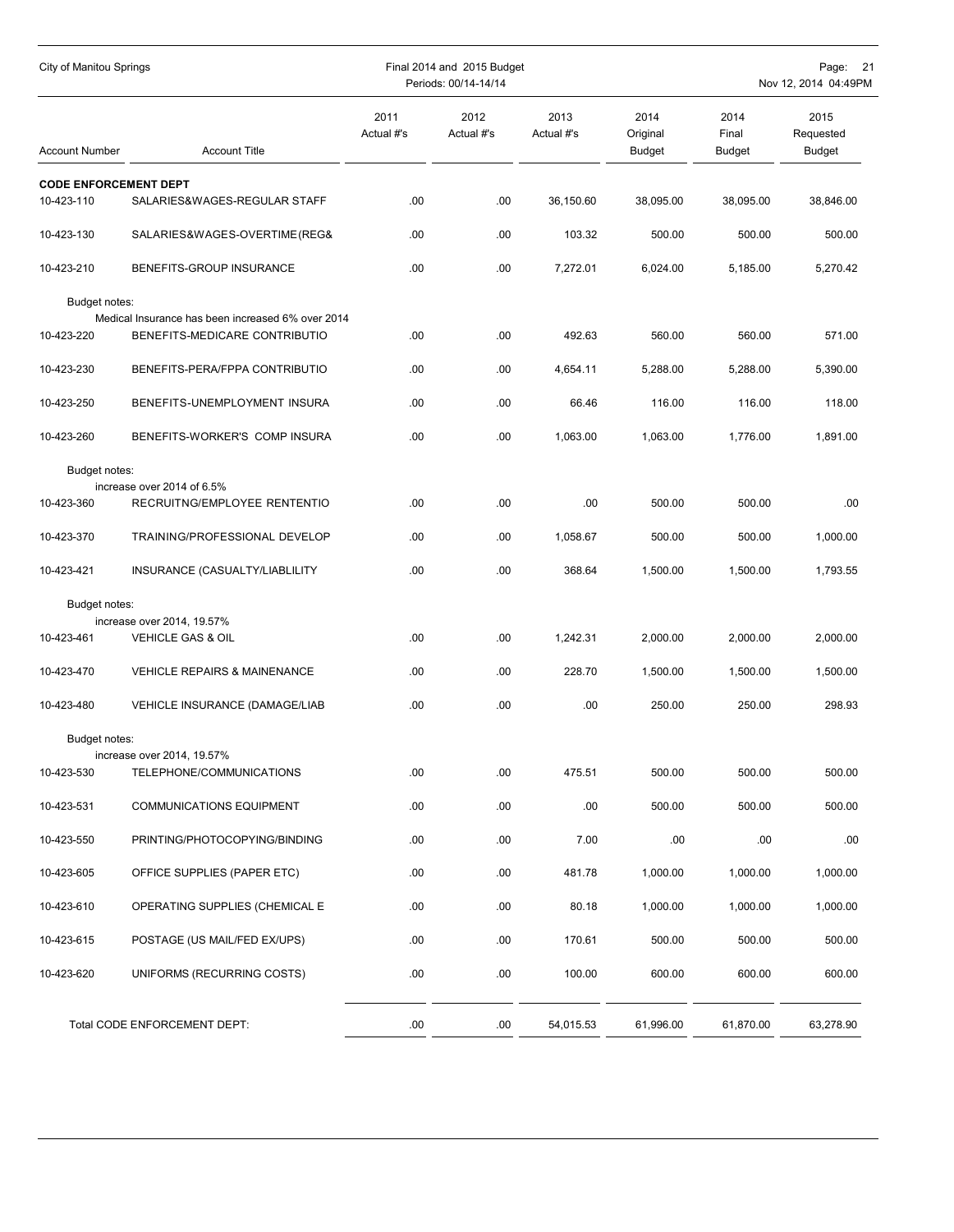| Account Number | Account Title | 2011 Actual #'s | 2012 Actual #'s | 2013 Actual #'s | 2014 Original Budget | 2014 Final Budget | 2015 Requested Budget |
|---|---|---|---|---|---|---|---|
| **CODE ENFORCEMENT DEPT** | | | | | | | |
| 10-423-110 | SALARIES&WAGES-REGULAR STAFF | .00 | .00 | 36,150.60 | 38,095.00 | 38,095.00 | 38,846.00 |
| 10-423-130 | SALARIES&WAGES-OVERTIME(REG& | .00 | .00 | 103.32 | 500.00 | 500.00 | 500.00 |
| 10-423-210 | BENEFITS-GROUP INSURANCE | .00 | .00 | 7,272.01 | 6,024.00 | 5,185.00 | 5,270.42 |
| Budget notes: | Medical Insurance has been increased 6% over 2014 | | | | | | |
| 10-423-220 | BENEFITS-MEDICARE CONTRIBUTIO | .00 | .00 | 492.63 | 560.00 | 560.00 | 571.00 |
| 10-423-230 | BENEFITS-PERA/FPPA CONTRIBUTIO | .00 | .00 | 4,654.11 | 5,288.00 | 5,288.00 | 5,390.00 |
| 10-423-250 | BENEFITS-UNEMPLOYMENT INSURA | .00 | .00 | 66.46 | 116.00 | 116.00 | 118.00 |
| 10-423-260 | BENEFITS-WORKER'S COMP INSURA | .00 | .00 | 1,063.00 | 1,063.00 | 1,776.00 | 1,891.00 |
| Budget notes: | increase over 2014 of 6.5% | | | | | | |
| 10-423-360 | RECRUITNG/EMPLOYEE RENTENTIO | .00 | .00 | .00 | 500.00 | 500.00 | .00 |
| 10-423-370 | TRAINING/PROFESSIONAL DEVELOP | .00 | .00 | 1,058.67 | 500.00 | 500.00 | 1,000.00 |
| 10-423-421 | INSURANCE (CASUALTY/LIABLILITY | .00 | .00 | 368.64 | 1,500.00 | 1,500.00 | 1,793.55 |
| Budget notes: | increase over 2014, 19.57% | | | | | | |
| 10-423-461 | VEHICLE GAS & OIL | .00 | .00 | 1,242.31 | 2,000.00 | 2,000.00 | 2,000.00 |
| 10-423-470 | VEHICLE REPAIRS & MAINENANCE | .00 | .00 | 228.70 | 1,500.00 | 1,500.00 | 1,500.00 |
| 10-423-480 | VEHICLE INSURANCE (DAMAGE/LIAB | .00 | .00 | .00 | 250.00 | 250.00 | 298.93 |
| Budget notes: | increase over 2014, 19.57% | | | | | | |
| 10-423-530 | TELEPHONE/COMMUNICATIONS | .00 | .00 | 475.51 | 500.00 | 500.00 | 500.00 |
| 10-423-531 | COMMUNICATIONS EQUIPMENT | .00 | .00 | .00 | 500.00 | 500.00 | 500.00 |
| 10-423-550 | PRINTING/PHOTOCOPYING/BINDING | .00 | .00 | 7.00 | .00 | .00 | .00 |
| 10-423-605 | OFFICE SUPPLIES (PAPER ETC) | .00 | .00 | 481.78 | 1,000.00 | 1,000.00 | 1,000.00 |
| 10-423-610 | OPERATING SUPPLIES (CHEMICAL E | .00 | .00 | 80.18 | 1,000.00 | 1,000.00 | 1,000.00 |
| 10-423-615 | POSTAGE (US MAIL/FED EX/UPS) | .00 | .00 | 170.61 | 500.00 | 500.00 | 500.00 |
| 10-423-620 | UNIFORMS (RECURRING COSTS) | .00 | .00 | 100.00 | 600.00 | 600.00 | 600.00 |
| | Total CODE ENFORCEMENT DEPT: | .00 | .00 | 54,015.53 | 61,996.00 | 61,870.00 | 63,278.90 |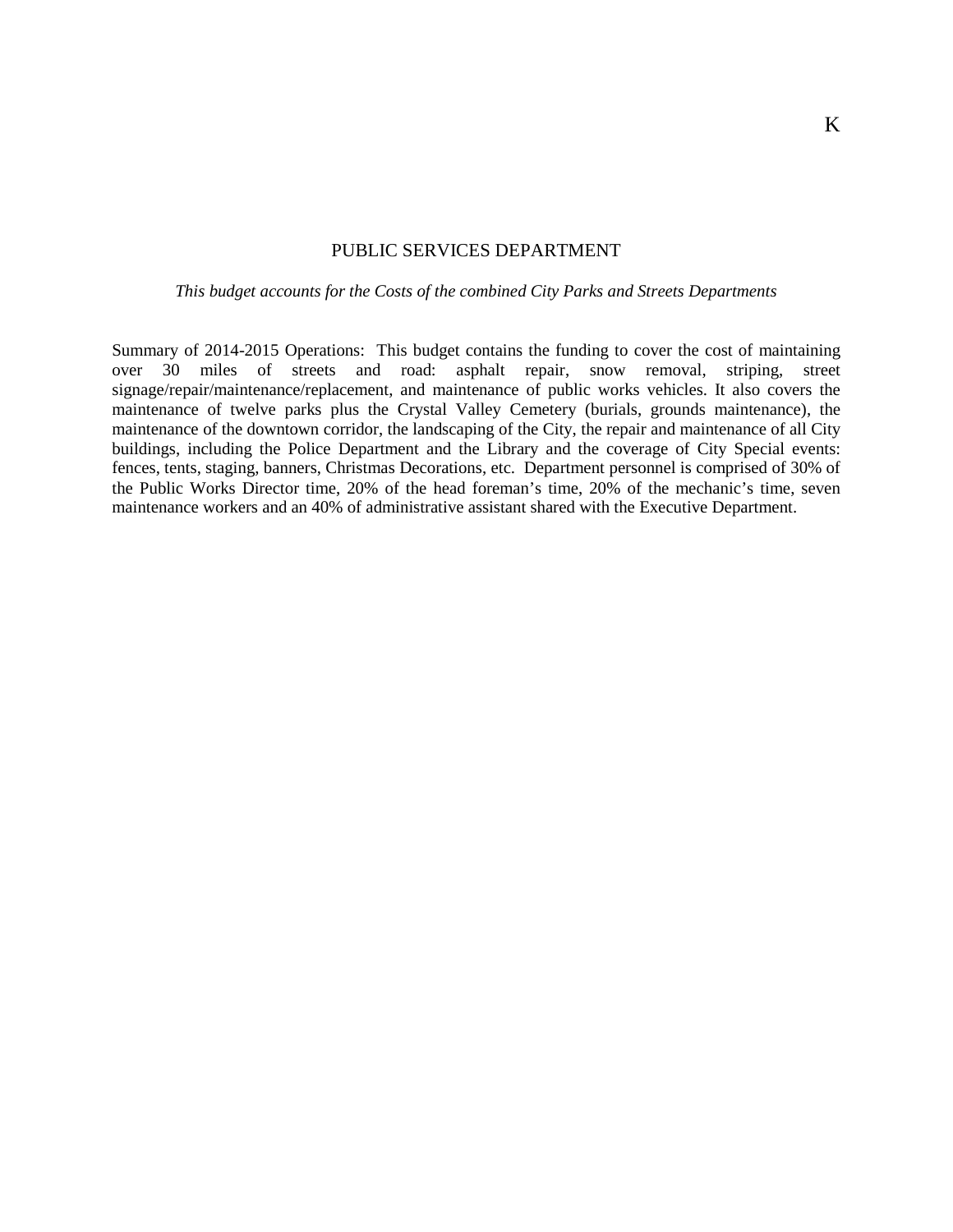K

# PUBLIC SERVICES DEPARTMENT

*This budget accounts for the Costs of the combined City Parks and Streets Departments*

Summary of 2014-2015 Operations: This budget contains the funding to cover the cost of maintaining over 30 miles of streets and road: asphalt repair, snow removal, striping, street signage/repair/maintenance/replacement, and maintenance of public works vehicles. It also covers the maintenance of twelve parks plus the Crystal Valley Cemetery (burials, grounds maintenance), the maintenance of the downtown corridor, the landscaping of the City, the repair and maintenance of all City buildings, including the Police Department and the Library and the coverage of City Special events: fences, tents, staging, banners, Christmas Decorations, etc. Department personnel is comprised of 30% of the Public Works Director time, 20% of the head foreman's time, 20% of the mechanic's time, seven maintenance workers and an 40% of administrative assistant shared with the Executive Department.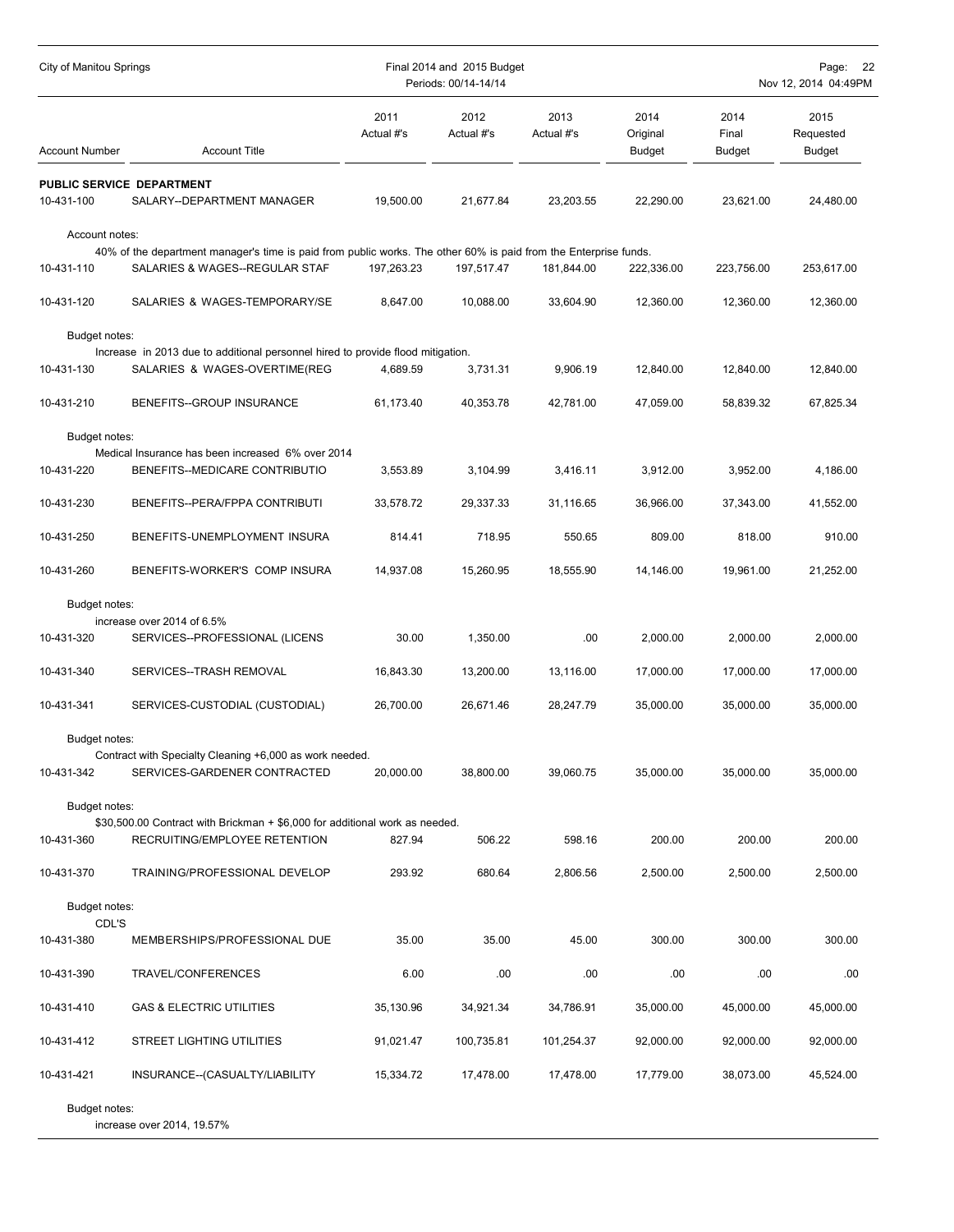## PUBLIC SERVICE DEPARTMENT

| Account Number | Account Title | 2011 Actual #'s | 2012 Actual #'s | 2013 Actual #'s | 2014 Original Budget | 2014 Final Budget | 2015 Requested Budget |
|---|---|---|---|---|---|---|---|
| 10-431-100 | SALARY--DEPARTMENT MANAGER | 19,500.00 | 21,677.84 | 23,203.55 | 22,290.00 | 23,621.00 | 24,480.00 |
| Account notes: | 40% of the department manager's time is paid from public works. The other 60% is paid from the Enterprise funds. | | | | | | |
| 10-431-110 | SALARIES & WAGES--REGULAR STAF | 197,263.23 | 197,517.47 | 181,844.00 | 222,336.00 | 223,756.00 | 253,617.00 |
| 10-431-120 | SALARIES & WAGES-TEMPORARY/SE | 8,647.00 | 10,088.00 | 33,604.90 | 12,360.00 | 12,360.00 | 12,360.00 |
| Budget notes: | Increase in 2013 due to additional personnel hired to provide flood mitigation. | | | | | | |
| 10-431-130 | SALARIES & WAGES-OVERTIME(REG | 4,689.59 | 3,731.31 | 9,906.19 | 12,840.00 | 12,840.00 | 12,840.00 |
| 10-431-210 | BENEFITS--GROUP INSURANCE | 61,173.40 | 40,353.78 | 42,781.00 | 47,059.00 | 58,839.32 | 67,825.34 |
| Budget notes: | Medical Insurance has been increased 6% over 2014 | | | | | | |
| 10-431-220 | BENEFITS--MEDICARE CONTRIBUTIO | 3,553.89 | 3,104.99 | 3,416.11 | 3,912.00 | 3,952.00 | 4,186.00 |
| 10-431-230 | BENEFITS--PERA/FPPA CONTRIBUTI | 33,578.72 | 29,337.33 | 31,116.65 | 36,966.00 | 37,343.00 | 41,552.00 |
| 10-431-250 | BENEFITS-UNEMPLOYMENT INSURA | 814.41 | 718.95 | 550.65 | 809.00 | 818.00 | 910.00 |
| 10-431-260 | BENEFITS-WORKER'S COMP INSURA | 14,937.08 | 15,260.95 | 18,555.90 | 14,146.00 | 19,961.00 | 21,252.00 |
| Budget notes: | increase over 2014 of 6.5% | | | | | | |
| 10-431-320 | SERVICES--PROFESSIONAL (LICENS | 30.00 | 1,350.00 | .00 | 2,000.00 | 2,000.00 | 2,000.00 |
| 10-431-340 | SERVICES--TRASH REMOVAL | 16,843.30 | 13,200.00 | 13,116.00 | 17,000.00 | 17,000.00 | 17,000.00 |
| 10-431-341 | SERVICES-CUSTODIAL (CUSTODIAL) | 26,700.00 | 26,671.46 | 28,247.79 | 35,000.00 | 35,000.00 | 35,000.00 |
| Budget notes: | Contract with Specialty Cleaning +6,000 as work needed. | | | | | | |
| 10-431-342 | SERVICES-GARDENER CONTRACTED | 20,000.00 | 38,800.00 | 39,060.75 | 35,000.00 | 35,000.00 | 35,000.00 |
| Budget notes: | $30,500.00 Contract with Brickman + $6,000 for additional work as needed. | | | | | | |
| 10-431-360 | RECRUITING/EMPLOYEE RETENTION | 827.94 | 506.22 | 598.16 | 200.00 | 200.00 | 200.00 |
| 10-431-370 | TRAINING/PROFESSIONAL DEVELOP | 293.92 | 680.64 | 2,806.56 | 2,500.00 | 2,500.00 | 2,500.00 |
| Budget notes: | CDL'S | | | | | | |
| 10-431-380 | MEMBERSHIPS/PROFESSIONAL DUE | 35.00 | 35.00 | 45.00 | 300.00 | 300.00 | 300.00 |
| 10-431-390 | TRAVEL/CONFERENCES | 6.00 | .00 | .00 | .00 | .00 | .00 |
| 10-431-410 | GAS & ELECTRIC UTILITIES | 35,130.96 | 34,921.34 | 34,786.91 | 35,000.00 | 45,000.00 | 45,000.00 |
| 10-431-412 | STREET LIGHTING UTILITIES | 91,021.47 | 100,735.81 | 101,254.37 | 92,000.00 | 92,000.00 | 92,000.00 |
| 10-431-421 | INSURANCE--(CASUALTY/LIABILITY | 15,334.72 | 17,478.00 | 17,478.00 | 17,779.00 | 38,073.00 | 45,524.00 |
| Budget notes: | increase over 2014, 19.57% | | | | | | |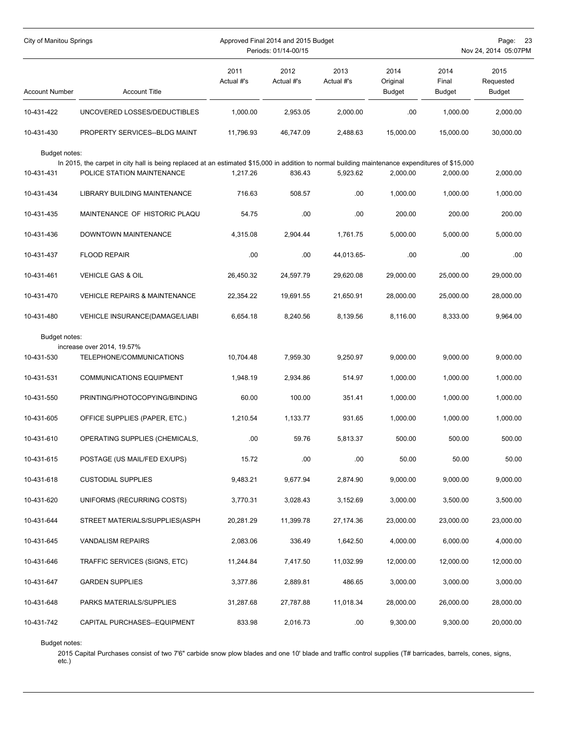| Account Number | Account Title | 2011 Actual #'s | 2012 Actual #'s | 2013 Actual #'s | 2014 Original Budget | 2014 Final Budget | 2015 Requested Budget |
|---|---|---|---|---|---|---|---|
| 10-431-422 | UNCOVERED LOSSES/DEDUCTIBLES | 1,000.00 | 2,953.05 | 2,000.00 | .00 | 1,000.00 | 2,000.00 |
| 10-431-430 | PROPERTY SERVICES--BLDG MAINT | 11,796.93 | 46,747.09 | 2,488.63 | 15,000.00 | 15,000.00 | 30,000.00 |

Budget notes:

In 2015, the carpet in city hall is being replaced at an estimated $15,000 in addition to normal building maintenance expenditures of $15,000

| Account Number | Account Title | 2011 Actual #'s | 2012 Actual #'s | 2013 Actual #'s | 2014 Original Budget | 2014 Final Budget | 2015 Requested Budget |
|---|---|---|---|---|---|---|---|
| 10-431-431 | POLICE STATION MAINTENANCE | 1,217.26 | 836.43 | 5,923.62 | 2,000.00 | 2,000.00 | 2,000.00 |
| 10-431-434 | LIBRARY BUILDING MAINTENANCE | 716.63 | 508.57 | .00 | 1,000.00 | 1,000.00 | 1,000.00 |
| 10-431-435 | MAINTENANCE OF HISTORIC PLAQU | 54.75 | .00 | .00 | 200.00 | 200.00 | 200.00 |
| 10-431-436 | DOWNTOWN MAINTENANCE | 4,315.08 | 2,904.44 | 1,761.75 | 5,000.00 | 5,000.00 | 5,000.00 |
| 10-431-437 | FLOOD REPAIR | .00 | .00 | 44,013.65- | .00 | .00 | .00 |
| 10-431-461 | VEHICLE GAS & OIL | 26,450.32 | 24,597.79 | 29,620.08 | 29,000.00 | 25,000.00 | 29,000.00 |
| 10-431-470 | VEHICLE REPAIRS & MAINTENANCE | 22,354.22 | 19,691.55 | 21,650.91 | 28,000.00 | 25,000.00 | 28,000.00 |
| 10-431-480 | VEHICLE INSURANCE(DAMAGE/LIABI | 6,654.18 | 8,240.56 | 8,139.56 | 8,116.00 | 8,333.00 | 9,964.00 |

Budget notes:

increase over 2014, 19.57%

| Account Number | Account Title | 2011 Actual #'s | 2012 Actual #'s | 2013 Actual #'s | 2014 Original Budget | 2014 Final Budget | 2015 Requested Budget |
|---|---|---|---|---|---|---|---|
| 10-431-530 | TELEPHONE/COMMUNICATIONS | 10,704.48 | 7,959.30 | 9,250.97 | 9,000.00 | 9,000.00 | 9,000.00 |
| 10-431-531 | COMMUNICATIONS EQUIPMENT | 1,948.19 | 2,934.86 | 514.97 | 1,000.00 | 1,000.00 | 1,000.00 |
| 10-431-550 | PRINTING/PHOTOCOPYING/BINDING | 60.00 | 100.00 | 351.41 | 1,000.00 | 1,000.00 | 1,000.00 |
| 10-431-605 | OFFICE SUPPLIES (PAPER, ETC.) | 1,210.54 | 1,133.77 | 931.65 | 1,000.00 | 1,000.00 | 1,000.00 |
| 10-431-610 | OPERATING SUPPLIES (CHEMICALS, | .00 | 59.76 | 5,813.37 | 500.00 | 500.00 | 500.00 |
| 10-431-615 | POSTAGE (US MAIL/FED EX/UPS) | 15.72 | .00 | .00 | 50.00 | 50.00 | 50.00 |
| 10-431-618 | CUSTODIAL SUPPLIES | 9,483.21 | 9,677.94 | 2,874.90 | 9,000.00 | 9,000.00 | 9,000.00 |
| 10-431-620 | UNIFORMS (RECURRING COSTS) | 3,770.31 | 3,028.43 | 3,152.69 | 3,000.00 | 3,500.00 | 3,500.00 |
| 10-431-644 | STREET MATERIALS/SUPPLIES(ASPH | 20,281.29 | 11,399.78 | 27,174.36 | 23,000.00 | 23,000.00 | 23,000.00 |
| 10-431-645 | VANDALISM REPAIRS | 2,083.06 | 336.49 | 1,642.50 | 4,000.00 | 6,000.00 | 4,000.00 |
| 10-431-646 | TRAFFIC SERVICES (SIGNS, ETC) | 11,244.84 | 7,417.50 | 11,032.99 | 12,000.00 | 12,000.00 | 12,000.00 |
| 10-431-647 | GARDEN SUPPLIES | 3,377.86 | 2,889.81 | 486.65 | 3,000.00 | 3,000.00 | 3,000.00 |
| 10-431-648 | PARKS MATERIALS/SUPPLIES | 31,287.68 | 27,787.88 | 11,018.34 | 28,000.00 | 26,000.00 | 28,000.00 |
| 10-431-742 | CAPITAL PURCHASES--EQUIPMENT | 833.98 | 2,016.73 | .00 | 9,300.00 | 9,300.00 | 20,000.00 |

Budget notes:

2015 Capital Purchases consist of two 7'6" carbide snow plow blades and one 10' blade and traffic control supplies (T# barricades, barrels, cones, signs, etc.)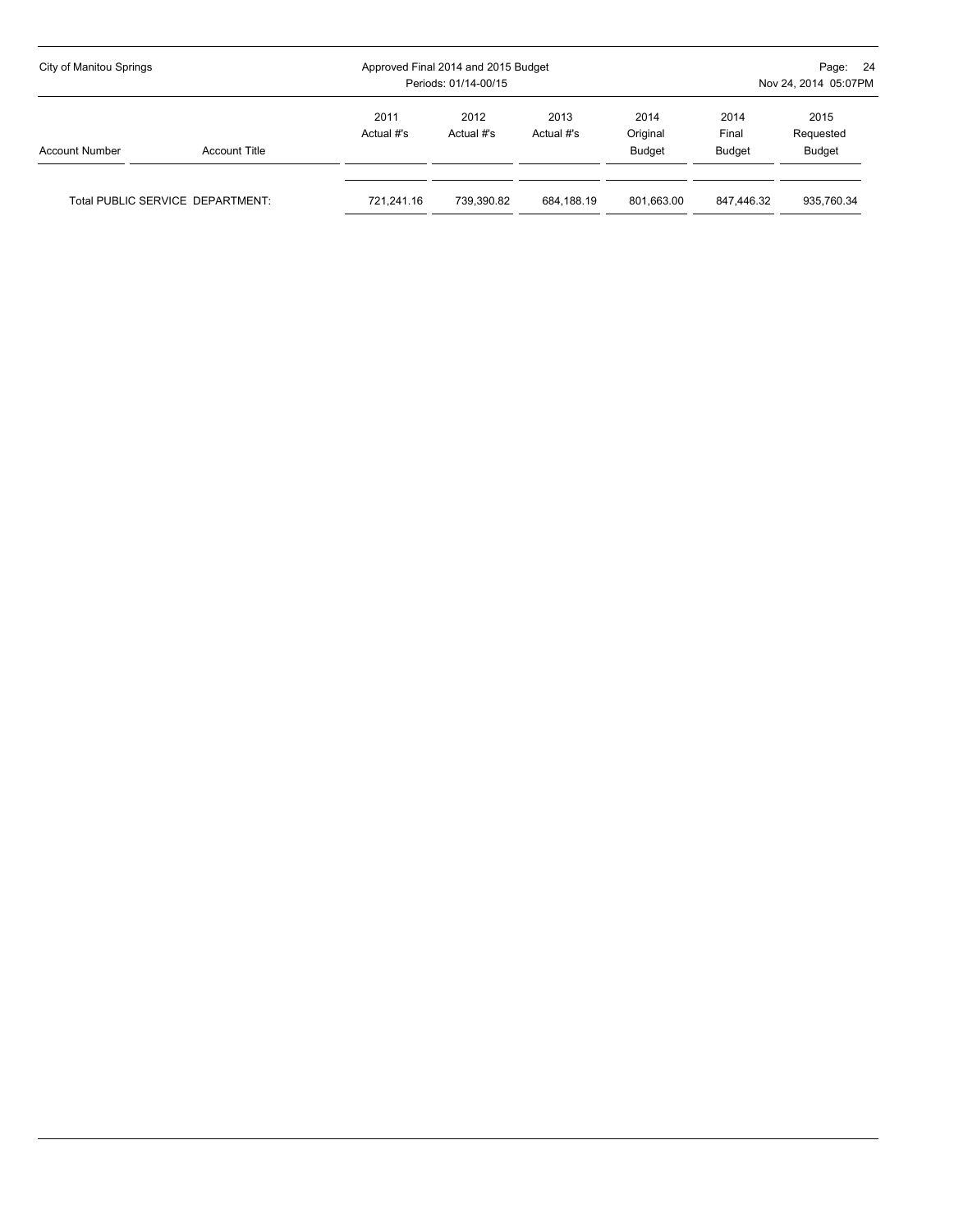| Account Number | Account Title | 2011 Actual #'s | 2012 Actual #'s | 2013 Actual #'s | 2014 Original Budget | 2014 Final Budget | 2015 Requested Budget |
|---|---|---|---|---|---|---|---|
| Total PUBLIC SERVICE DEPARTMENT: | | 721,241.16 | 739,390.82 | 684,188.19 | 801,663.00 | 847,446.32 | 935,760.34 |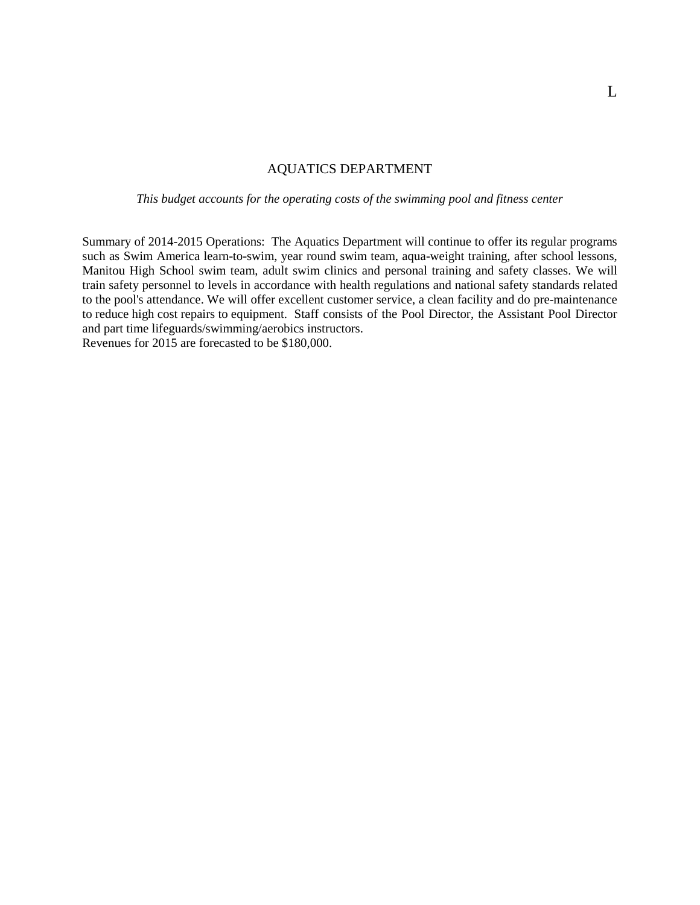# AQUATICS DEPARTMENT

*This budget accounts for the operating costs of the swimming pool and fitness center*

Summary of 2014-2015 Operations: The Aquatics Department will continue to offer its regular programs such as Swim America learn-to-swim, year round swim team, aqua-weight training, after school lessons, Manitou High School swim team, adult swim clinics and personal training and safety classes. We will train safety personnel to levels in accordance with health regulations and national safety standards related to the pool's attendance. We will offer excellent customer service, a clean facility and do pre-maintenance to reduce high cost repairs to equipment. Staff consists of the Pool Director, the Assistant Pool Director and part time lifeguards/swimming/aerobics instructors.
Revenues for 2015 are forecasted to be $180,000.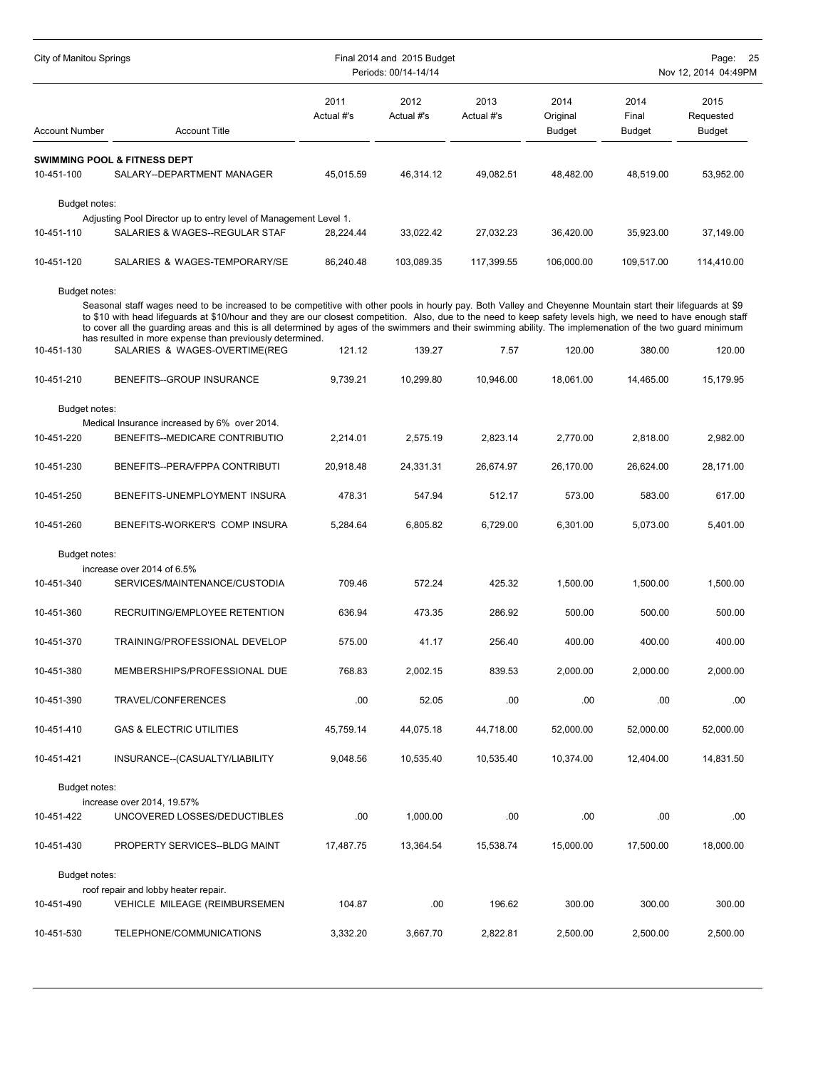| Account Number | Account Title | 2011 Actual #'s | 2012 Actual #'s | 2013 Actual #'s | 2014 Original Budget | 2014 Final Budget | 2015 Requested Budget |
|---|---|---|---|---|---|---|---|
| **SWIMMING POOL & FITNESS DEPT** | | | | | | | |
| 10-451-100 | SALARY--DEPARTMENT MANAGER | 45,015.59 | 46,314.12 | 49,082.51 | 48,482.00 | 48,519.00 | 53,952.00 |
| Budget notes: | Adjusting Pool Director up to entry level of Management Level 1. | | | | | | |
| 10-451-110 | SALARIES & WAGES--REGULAR STAF | 28,224.44 | 33,022.42 | 27,032.23 | 36,420.00 | 35,923.00 | 37,149.00 |
| 10-451-120 | SALARIES & WAGES-TEMPORARY/SE | 86,240.48 | 103,089.35 | 117,399.55 | 106,000.00 | 109,517.00 | 114,410.00 |
| Budget notes: | Seasonal staff wages need to be increased to be competitive with other pools in hourly pay. Both Valley and Cheyenne Mountain start their lifeguards at $9 to $10 with head lifeguards at $10/hour and they are our closest competition. Also, due to the need to keep safety levels high, we need to have enough staff to cover all the guarding areas and this is all determined by ages of the swimmers and their swimming ability. The implemenation of the two guard minimum has resulted in more expense than previously determined. | | | | | | |
| 10-451-130 | SALARIES & WAGES-OVERTIME(REG | 121.12 | 139.27 | 7.57 | 120.00 | 380.00 | 120.00 |
| 10-451-210 | BENEFITS--GROUP INSURANCE | 9,739.21 | 10,299.80 | 10,946.00 | 18,061.00 | 14,465.00 | 15,179.95 |
| Budget notes: | Medical Insurance increased by 6% over 2014. | | | | | | |
| 10-451-220 | BENEFITS--MEDICARE CONTRIBUTIO | 2,214.01 | 2,575.19 | 2,823.14 | 2,770.00 | 2,818.00 | 2,982.00 |
| 10-451-230 | BENEFITS--PERA/FPPA CONTRIBUTI | 20,918.48 | 24,331.31 | 26,674.97 | 26,170.00 | 26,624.00 | 28,171.00 |
| 10-451-250 | BENEFITS-UNEMPLOYMENT INSURA | 478.31 | 547.94 | 512.17 | 573.00 | 583.00 | 617.00 |
| 10-451-260 | BENEFITS-WORKER'S COMP INSURA | 5,284.64 | 6,805.82 | 6,729.00 | 6,301.00 | 5,073.00 | 5,401.00 |
| Budget notes: | increase over 2014 of 6.5% | | | | | | |
| 10-451-340 | SERVICES/MAINTENANCE/CUSTODIA | 709.46 | 572.24 | 425.32 | 1,500.00 | 1,500.00 | 1,500.00 |
| 10-451-360 | RECRUITING/EMPLOYEE RETENTION | 636.94 | 473.35 | 286.92 | 500.00 | 500.00 | 500.00 |
| 10-451-370 | TRAINING/PROFESSIONAL DEVELOP | 575.00 | 41.17 | 256.40 | 400.00 | 400.00 | 400.00 |
| 10-451-380 | MEMBERSHIPS/PROFESSIONAL DUE | 768.83 | 2,002.15 | 839.53 | 2,000.00 | 2,000.00 | 2,000.00 |
| 10-451-390 | TRAVEL/CONFERENCES | .00 | 52.05 | .00 | .00 | .00 | .00 |
| 10-451-410 | GAS & ELECTRIC UTILITIES | 45,759.14 | 44,075.18 | 44,718.00 | 52,000.00 | 52,000.00 | 52,000.00 |
| 10-451-421 | INSURANCE--(CASUALTY/LIABILITY | 9,048.56 | 10,535.40 | 10,535.40 | 10,374.00 | 12,404.00 | 14,831.50 |
| Budget notes: | increase over 2014, 19.57% | | | | | | |
| 10-451-422 | UNCOVERED LOSSES/DEDUCTIBLES | .00 | 1,000.00 | .00 | .00 | .00 | .00 |
| 10-451-430 | PROPERTY SERVICES--BLDG MAINT | 17,487.75 | 13,364.54 | 15,538.74 | 15,000.00 | 17,500.00 | 18,000.00 |
| Budget notes: | roof repair and lobby heater repair. | | | | | | |
| 10-451-490 | VEHICLE MILEAGE (REIMBURSEMEN | 104.87 | .00 | 196.62 | 300.00 | 300.00 | 300.00 |
| 10-451-530 | TELEPHONE/COMMUNICATIONS | 3,332.20 | 3,667.70 | 2,822.81 | 2,500.00 | 2,500.00 | 2,500.00 |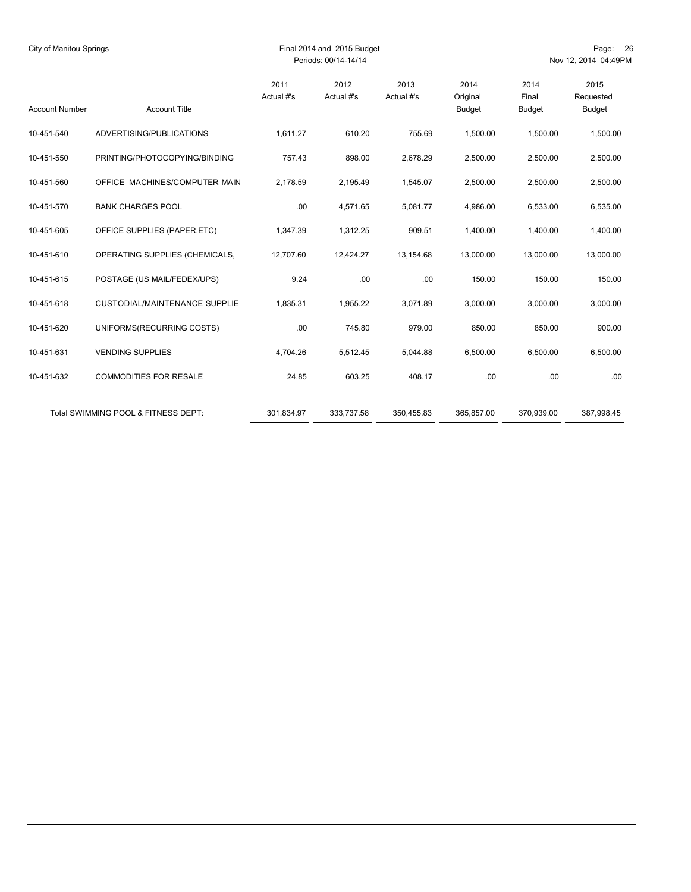| Account Number | Account Title | 2011 Actual #'s | 2012 Actual #'s | 2013 Actual #'s | 2014 Original Budget | 2014 Final Budget | 2015 Requested Budget |
|---|---|---|---|---|---|---|---|
| 10-451-540 | ADVERTISING/PUBLICATIONS | 1,611.27 | 610.20 | 755.69 | 1,500.00 | 1,500.00 | 1,500.00 |
| 10-451-550 | PRINTING/PHOTOCOPYING/BINDING | 757.43 | 898.00 | 2,678.29 | 2,500.00 | 2,500.00 | 2,500.00 |
| 10-451-560 | OFFICE MACHINES/COMPUTER MAIN | 2,178.59 | 2,195.49 | 1,545.07 | 2,500.00 | 2,500.00 | 2,500.00 |
| 10-451-570 | BANK CHARGES POOL | .00 | 4,571.65 | 5,081.77 | 4,986.00 | 6,533.00 | 6,535.00 |
| 10-451-605 | OFFICE SUPPLIES (PAPER,ETC) | 1,347.39 | 1,312.25 | 909.51 | 1,400.00 | 1,400.00 | 1,400.00 |
| 10-451-610 | OPERATING SUPPLIES (CHEMICALS, | 12,707.60 | 12,424.27 | 13,154.68 | 13,000.00 | 13,000.00 | 13,000.00 |
| 10-451-615 | POSTAGE (US MAIL/FEDEX/UPS) | 9.24 | .00 | .00 | 150.00 | 150.00 | 150.00 |
| 10-451-618 | CUSTODIAL/MAINTENANCE SUPPLIE | 1,835.31 | 1,955.22 | 3,071.89 | 3,000.00 | 3,000.00 | 3,000.00 |
| 10-451-620 | UNIFORMS(RECURRING COSTS) | .00 | 745.80 | 979.00 | 850.00 | 850.00 | 900.00 |
| 10-451-631 | VENDING SUPPLIES | 4,704.26 | 5,512.45 | 5,044.88 | 6,500.00 | 6,500.00 | 6,500.00 |
| 10-451-632 | COMMODITIES FOR RESALE | 24.85 | 603.25 | 408.17 | .00 | .00 | .00 |
| | Total SWIMMING POOL & FITNESS DEPT: | 301,834.97 | 333,737.58 | 350,455.83 | 365,857.00 | 370,939.00 | 387,998.45 |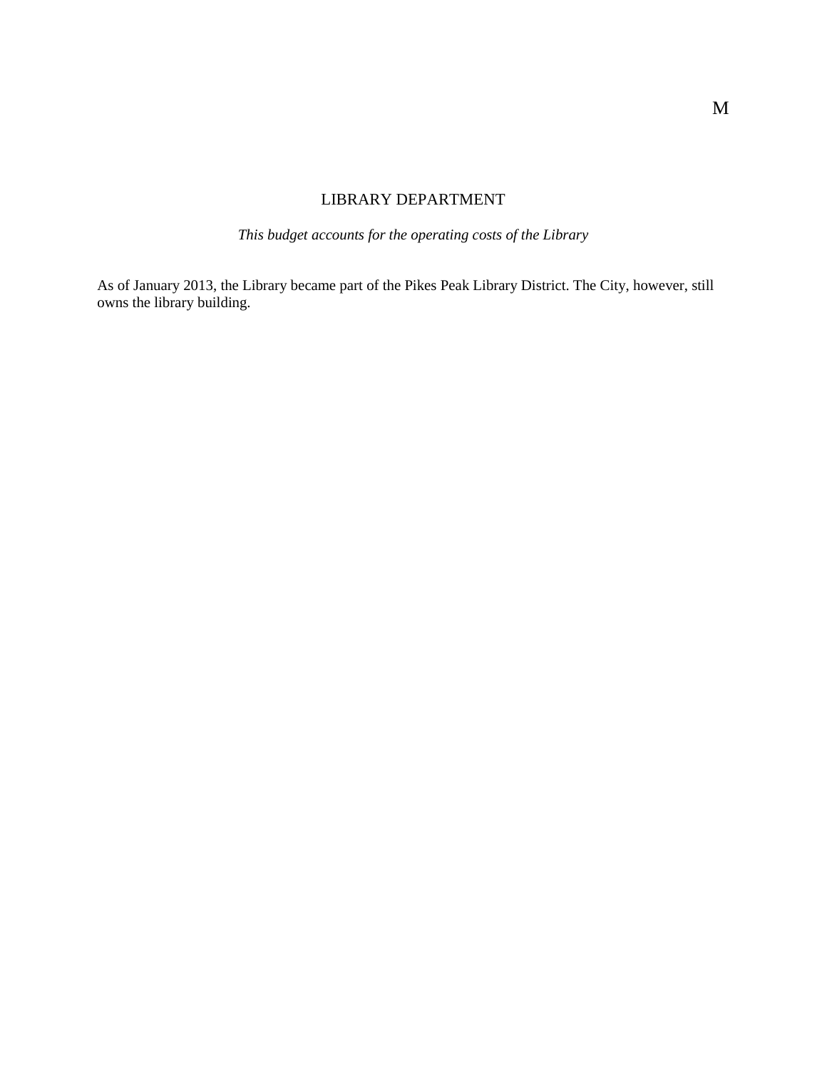# LIBRARY DEPARTMENT

*This budget accounts for the operating costs of the Library*

As of January 2013, the Library became part of the Pikes Peak Library District. The City, however, still owns the library building.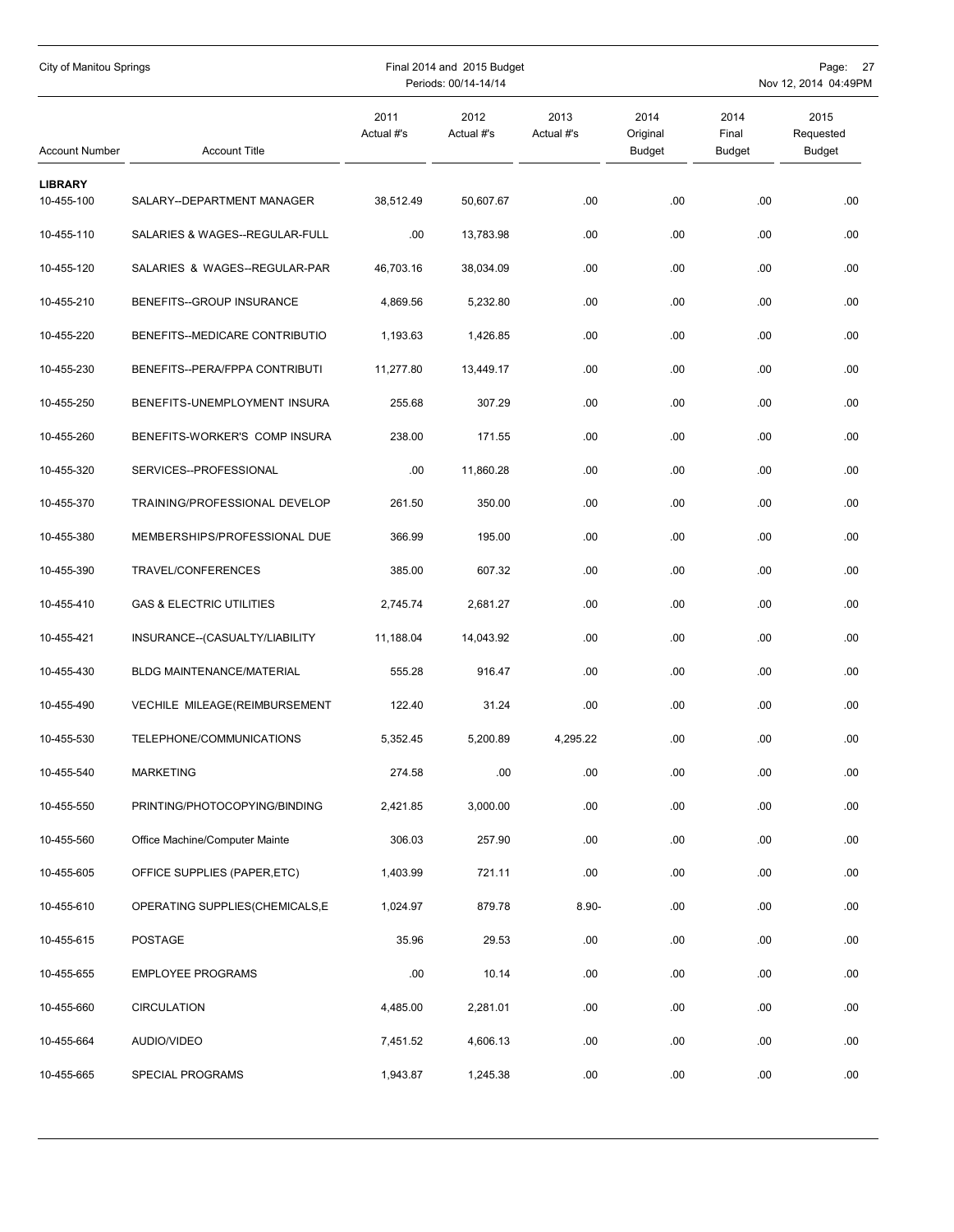| Account Number | Account Title | 2011 Actual #'s | 2012 Actual #'s | 2013 Actual #'s | 2014 Original Budget | 2014 Final Budget | 2015 Requested Budget |
|---|---|---|---|---|---|---|---|
| **LIBRARY** | | | | | | | |
| 10-455-100 | SALARY--DEPARTMENT MANAGER | 38,512.49 | 50,607.67 | .00 | .00 | .00 | .00 |
| 10-455-110 | SALARIES & WAGES--REGULAR-FULL | .00 | 13,783.98 | .00 | .00 | .00 | .00 |
| 10-455-120 | SALARIES & WAGES--REGULAR-PAR | 46,703.16 | 38,034.09 | .00 | .00 | .00 | .00 |
| 10-455-210 | BENEFITS--GROUP INSURANCE | 4,869.56 | 5,232.80 | .00 | .00 | .00 | .00 |
| 10-455-220 | BENEFITS--MEDICARE CONTRIBUTIO | 1,193.63 | 1,426.85 | .00 | .00 | .00 | .00 |
| 10-455-230 | BENEFITS--PERA/FPPA CONTRIBUTI | 11,277.80 | 13,449.17 | .00 | .00 | .00 | .00 |
| 10-455-250 | BENEFITS-UNEMPLOYMENT INSURA | 255.68 | 307.29 | .00 | .00 | .00 | .00 |
| 10-455-260 | BENEFITS-WORKER'S COMP INSURA | 238.00 | 171.55 | .00 | .00 | .00 | .00 |
| 10-455-320 | SERVICES--PROFESSIONAL | .00 | 11,860.28 | .00 | .00 | .00 | .00 |
| 10-455-370 | TRAINING/PROFESSIONAL DEVELOP | 261.50 | 350.00 | .00 | .00 | .00 | .00 |
| 10-455-380 | MEMBERSHIPS/PROFESSIONAL DUE | 366.99 | 195.00 | .00 | .00 | .00 | .00 |
| 10-455-390 | TRAVEL/CONFERENCES | 385.00 | 607.32 | .00 | .00 | .00 | .00 |
| 10-455-410 | GAS & ELECTRIC UTILITIES | 2,745.74 | 2,681.27 | .00 | .00 | .00 | .00 |
| 10-455-421 | INSURANCE--(CASUALTY/LIABILITY | 11,188.04 | 14,043.92 | .00 | .00 | .00 | .00 |
| 10-455-430 | BLDG MAINTENANCE/MATERIAL | 555.28 | 916.47 | .00 | .00 | .00 | .00 |
| 10-455-490 | VECHILE MILEAGE(REIMBURSEMENT | 122.40 | 31.24 | .00 | .00 | .00 | .00 |
| 10-455-530 | TELEPHONE/COMMUNICATIONS | 5,352.45 | 5,200.89 | 4,295.22 | .00 | .00 | .00 |
| 10-455-540 | MARKETING | 274.58 | .00 | .00 | .00 | .00 | .00 |
| 10-455-550 | PRINTING/PHOTOCOPYING/BINDING | 2,421.85 | 3,000.00 | .00 | .00 | .00 | .00 |
| 10-455-560 | Office Machine/Computer Mainte | 306.03 | 257.90 | .00 | .00 | .00 | .00 |
| 10-455-605 | OFFICE SUPPLIES (PAPER,ETC) | 1,403.99 | 721.11 | .00 | .00 | .00 | .00 |
| 10-455-610 | OPERATING SUPPLIES(CHEMICALS,E | 1,024.97 | 879.78 | 8.90- | .00 | .00 | .00 |
| 10-455-615 | POSTAGE | 35.96 | 29.53 | .00 | .00 | .00 | .00 |
| 10-455-655 | EMPLOYEE PROGRAMS | .00 | 10.14 | .00 | .00 | .00 | .00 |
| 10-455-660 | CIRCULATION | 4,485.00 | 2,281.01 | .00 | .00 | .00 | .00 |
| 10-455-664 | AUDIO/VIDEO | 7,451.52 | 4,606.13 | .00 | .00 | .00 | .00 |
| 10-455-665 | SPECIAL PROGRAMS | 1,943.87 | 1,245.38 | .00 | .00 | .00 | .00 |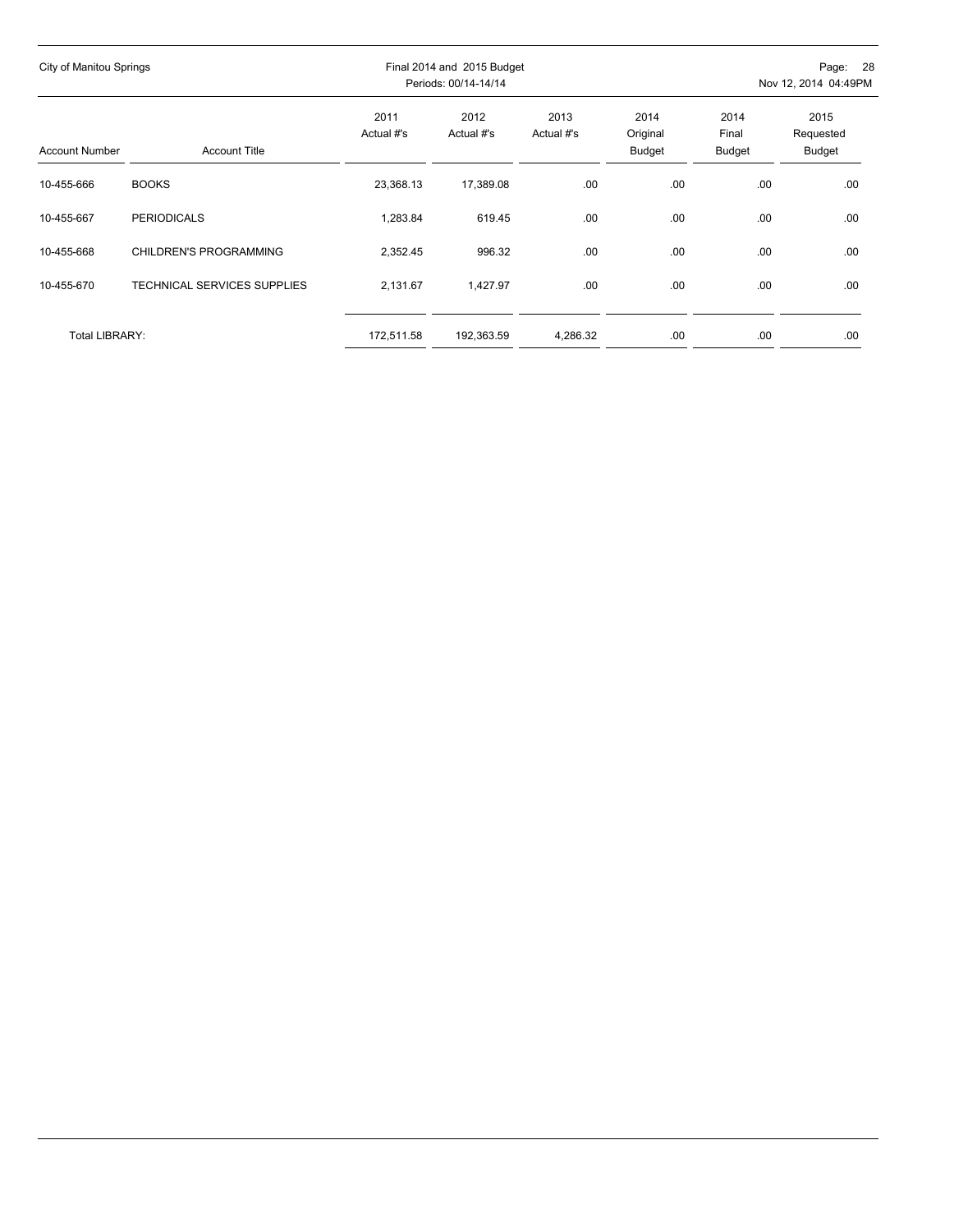| Account Number | Account Title | 2011 Actual #'s | 2012 Actual #'s | 2013 Actual #'s | 2014 Original Budget | 2014 Final Budget | 2015 Requested Budget |
|---|---|---|---|---|---|---|---|
| 10-455-666 | BOOKS | 23,368.13 | 17,389.08 | .00 | .00 | .00 | .00 |
| 10-455-667 | PERIODICALS | 1,283.84 | 619.45 | .00 | .00 | .00 | .00 |
| 10-455-668 | CHILDREN'S PROGRAMMING | 2,352.45 | 996.32 | .00 | .00 | .00 | .00 |
| 10-455-670 | TECHNICAL SERVICES SUPPLIES | 2,131.67 | 1,427.97 | .00 | .00 | .00 | .00 |
| Total LIBRARY: | | 172,511.58 | 192,363.59 | 4,286.32 | .00 | .00 | .00 |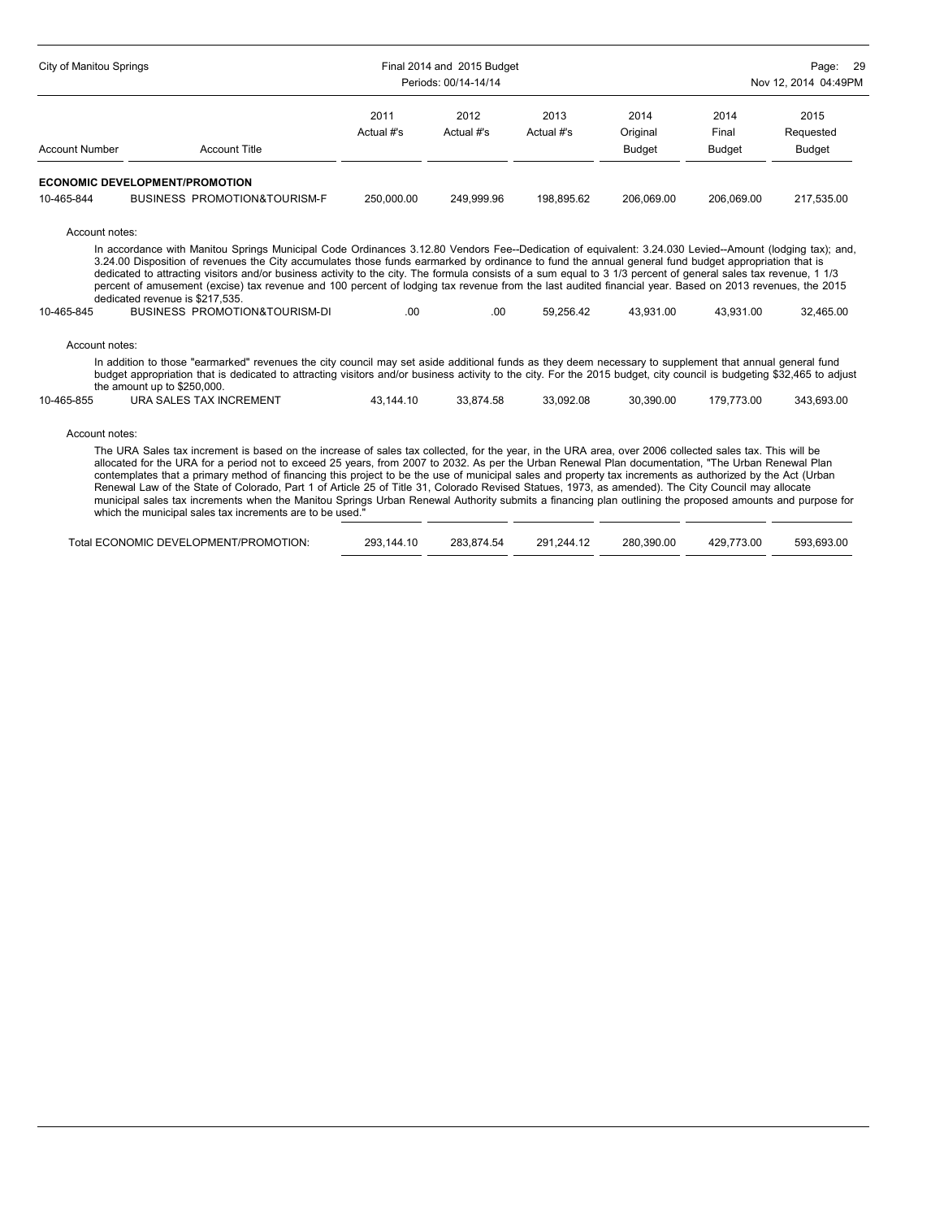| Account Number | Account Title | 2011 Actual #'s | 2012 Actual #'s | 2013 Actual #'s | 2014 Original Budget | 2014 Final Budget | 2015 Requested Budget |
|---|---|---|---|---|---|---|---|
| **ECONOMIC DEVELOPMENT/PROMOTION** | | | | | | | |
| 10-465-844 | BUSINESS PROMOTION&TOURISM-F | 250,000.00 | 249,999.96 | 198,895.62 | 206,069.00 | 206,069.00 | 217,535.00 |

Account notes:

In accordance with Manitou Springs Municipal Code Ordinances 3.12.80 Vendors Fee--Dedication of equivalent: 3.24.030 Levied--Amount (lodging tax); and, 3.24.00 Disposition of revenues the City accumulates those funds earmarked by ordinance to fund the annual general fund budget appropriation that is dedicated to attracting visitors and/or business activity to the city. The formula consists of a sum equal to 3 1/3 percent of general sales tax revenue, 1 1/3 percent of amusement (excise) tax revenue and 100 percent of lodging tax revenue from the last audited financial year. Based on 2013 revenues, the 2015 dedicated revenue is $217,535.

| Account Number | Account Title | 2011 Actual #'s | 2012 Actual #'s | 2013 Actual #'s | 2014 Original Budget | 2014 Final Budget | 2015 Requested Budget |
|---|---|---|---|---|---|---|---|
| 10-465-845 | BUSINESS PROMOTION&TOURISM-DI | .00 | .00 | 59,256.42 | 43,931.00 | 43,931.00 | 32,465.00 |

Account notes:

In addition to those "earmarked" revenues the city council may set aside additional funds as they deem necessary to supplement that annual general fund budget appropriation that is dedicated to attracting visitors and/or business activity to the city. For the 2015 budget, city council is budgeting $32,465 to adjust the amount up to $250,000.

| Account Number | Account Title | 2011 Actual #'s | 2012 Actual #'s | 2013 Actual #'s | 2014 Original Budget | 2014 Final Budget | 2015 Requested Budget |
|---|---|---|---|---|---|---|---|
| 10-465-855 | URA SALES TAX INCREMENT | 43,144.10 | 33,874.58 | 33,092.08 | 30,390.00 | 179,773.00 | 343,693.00 |

Account notes:

The URA Sales tax increment is based on the increase of sales tax collected, for the year, in the URA area, over 2006 collected sales tax. This will be allocated for the URA for a period not to exceed 25 years, from 2007 to 2032. As per the Urban Renewal Plan documentation, "The Urban Renewal Plan contemplates that a primary method of financing this project to be the use of municipal sales and property tax increments as authorized by the Act (Urban Renewal Law of the State of Colorado, Part 1 of Article 25 of Title 31, Colorado Revised Statues, 1973, as amended). The City Council may allocate municipal sales tax increments when the Manitou Springs Urban Renewal Authority submits a financing plan outlining the proposed amounts and purpose for which the municipal sales tax increments are to be used."

| | 2011 Actual #'s | 2012 Actual #'s | 2013 Actual #'s | 2014 Original Budget | 2014 Final Budget | 2015 Requested Budget |
|---|---|---|---|---|---|---|
| Total ECONOMIC DEVELOPMENT/PROMOTION: | 293,144.10 | 283,874.54 | 291,244.12 | 280,390.00 | 429,773.00 | 593,693.00 |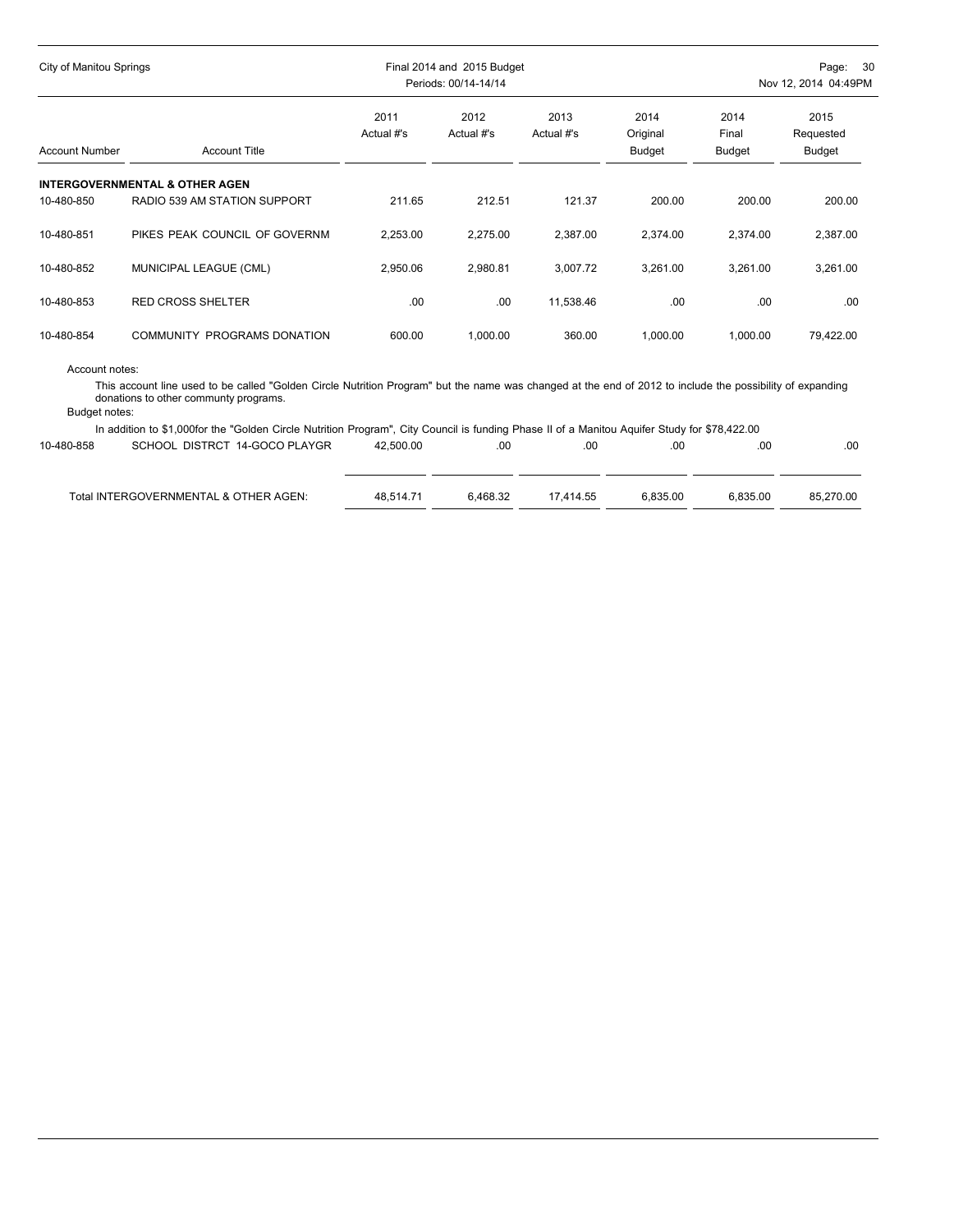| Account Number | Account Title | 2011 Actual #'s | 2012 Actual #'s | 2013 Actual #'s | 2014 Original Budget | 2014 Final Budget | 2015 Requested Budget |
|---|---|---|---|---|---|---|---|
| **INTERGOVERNMENTAL & OTHER AGEN** | | | | | | | |
| 10-480-850 | RADIO 539 AM STATION SUPPORT | 211.65 | 212.51 | 121.37 | 200.00 | 200.00 | 200.00 |
| 10-480-851 | PIKES PEAK COUNCIL OF GOVERNM | 2,253.00 | 2,275.00 | 2,387.00 | 2,374.00 | 2,374.00 | 2,387.00 |
| 10-480-852 | MUNICIPAL LEAGUE (CML) | 2,950.06 | 2,980.81 | 3,007.72 | 3,261.00 | 3,261.00 | 3,261.00 |
| 10-480-853 | RED CROSS SHELTER | .00 | .00 | 11,538.46 | .00 | .00 | .00 |
| 10-480-854 | COMMUNITY PROGRAMS DONATION | 600.00 | 1,000.00 | 360.00 | 1,000.00 | 1,000.00 | 79,422.00 |

Account notes:

This account line used to be called "Golden Circle Nutrition Program" but the name was changed at the end of 2012 to include the possibility of expanding donations to other communty programs.

Budget notes:

In addition to $1,000for the "Golden Circle Nutrition Program", City Council is funding Phase II of a Manitou Aquifer Study for $78,422.00

| Account Number | Account Title | 2011 Actual #'s | 2012 Actual #'s | 2013 Actual #'s | 2014 Original Budget | 2014 Final Budget | 2015 Requested Budget |
|---|---|---|---|---|---|---|---|
| 10-480-858 | SCHOOL DISTRCT 14-GOCO PLAYGR | 42,500.00 | .00 | .00 | .00 | .00 | .00 |
| | Total INTERGOVERNMENTAL & OTHER AGEN: | 48,514.71 | 6,468.32 | 17,414.55 | 6,835.00 | 6,835.00 | 85,270.00 |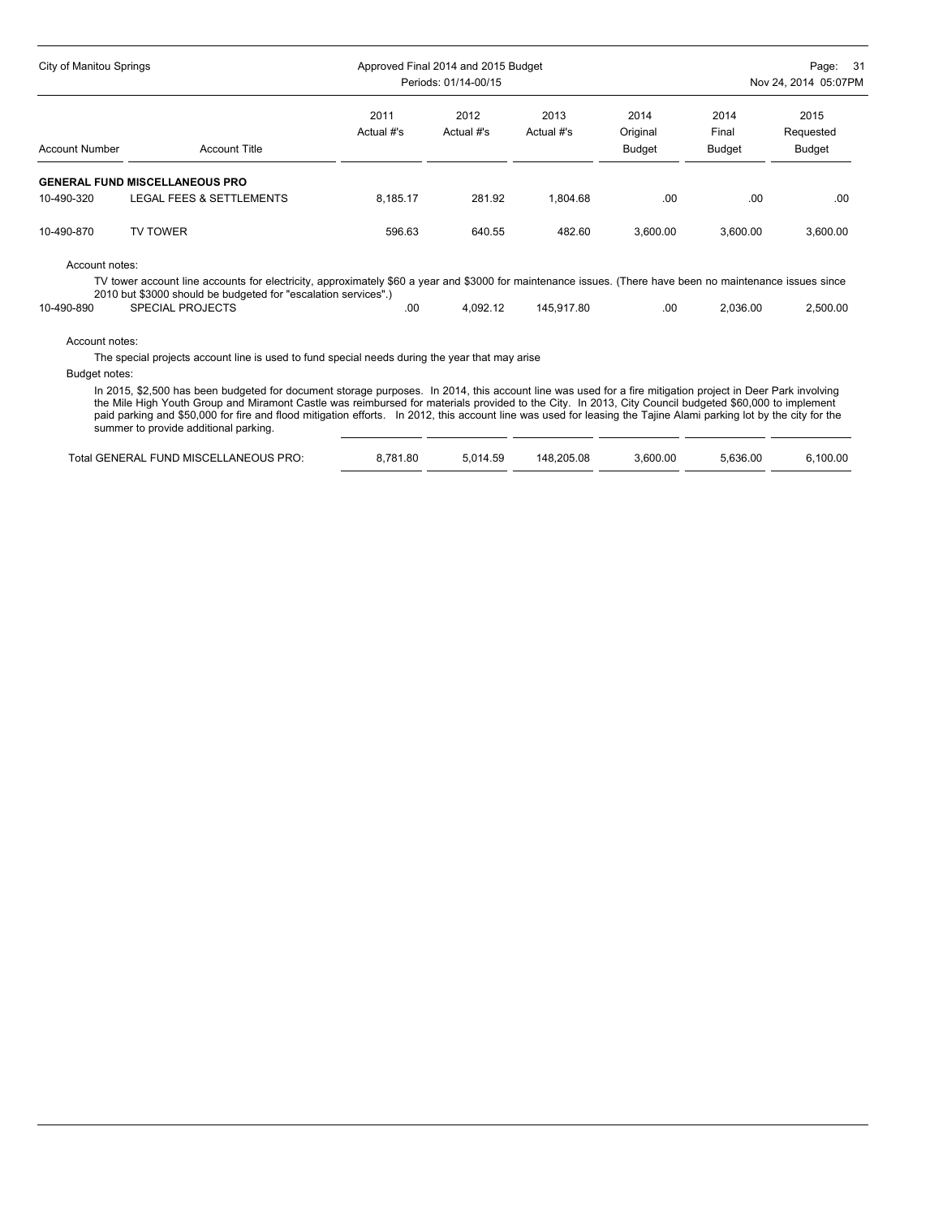| Account Number | Account Title | 2011 Actual #'s | 2012 Actual #'s | 2013 Actual #'s | 2014 Original Budget | 2014 Final Budget | 2015 Requested Budget |
|---|---|---|---|---|---|---|---|
| **GENERAL FUND MISCELLANEOUS PRO** | | | | | | | |
| 10-490-320 | LEGAL FEES & SETTLEMENTS | 8,185.17 | 281.92 | 1,804.68 | .00 | .00 | .00 |
| 10-490-870 | TV TOWER | 596.63 | 640.55 | 482.60 | 3,600.00 | 3,600.00 | 3,600.00 |

Account notes:

TV tower account line accounts for electricity, approximately $60 a year and $3000 for maintenance issues. (There have been no maintenance issues since 2010 but $3000 should be budgeted for "escalation services".)

| Account Number | Account Title | 2011 Actual #'s | 2012 Actual #'s | 2013 Actual #'s | 2014 Original Budget | 2014 Final Budget | 2015 Requested Budget |
|---|---|---|---|---|---|---|---|
| 10-490-890 | SPECIAL PROJECTS | .00 | 4,092.12 | 145,917.80 | .00 | 2,036.00 | 2,500.00 |

Account notes:

The special projects account line is used to fund special needs during the year that may arise

Budget notes:

In 2015, $2,500 has been budgeted for document storage purposes. In 2014, this account line was used for a fire mitigation project in Deer Park involving the Mile High Youth Group and Miramont Castle was reimbursed for materials provided to the City. In 2013, City Council budgeted $60,000 to implement paid parking and $50,000 for fire and flood mitigation efforts. In 2012, this account line was used for leasing the Tajine Alami parking lot by the city for the summer to provide additional parking.

| | 2011 Actual #'s | 2012 Actual #'s | 2013 Actual #'s | 2014 Original Budget | 2014 Final Budget | 2015 Requested Budget |
|---|---|---|---|---|---|---|
| Total GENERAL FUND MISCELLANEOUS PRO: | 8,781.80 | 5,014.59 | 148,205.08 | 3,600.00 | 5,636.00 | 6,100.00 |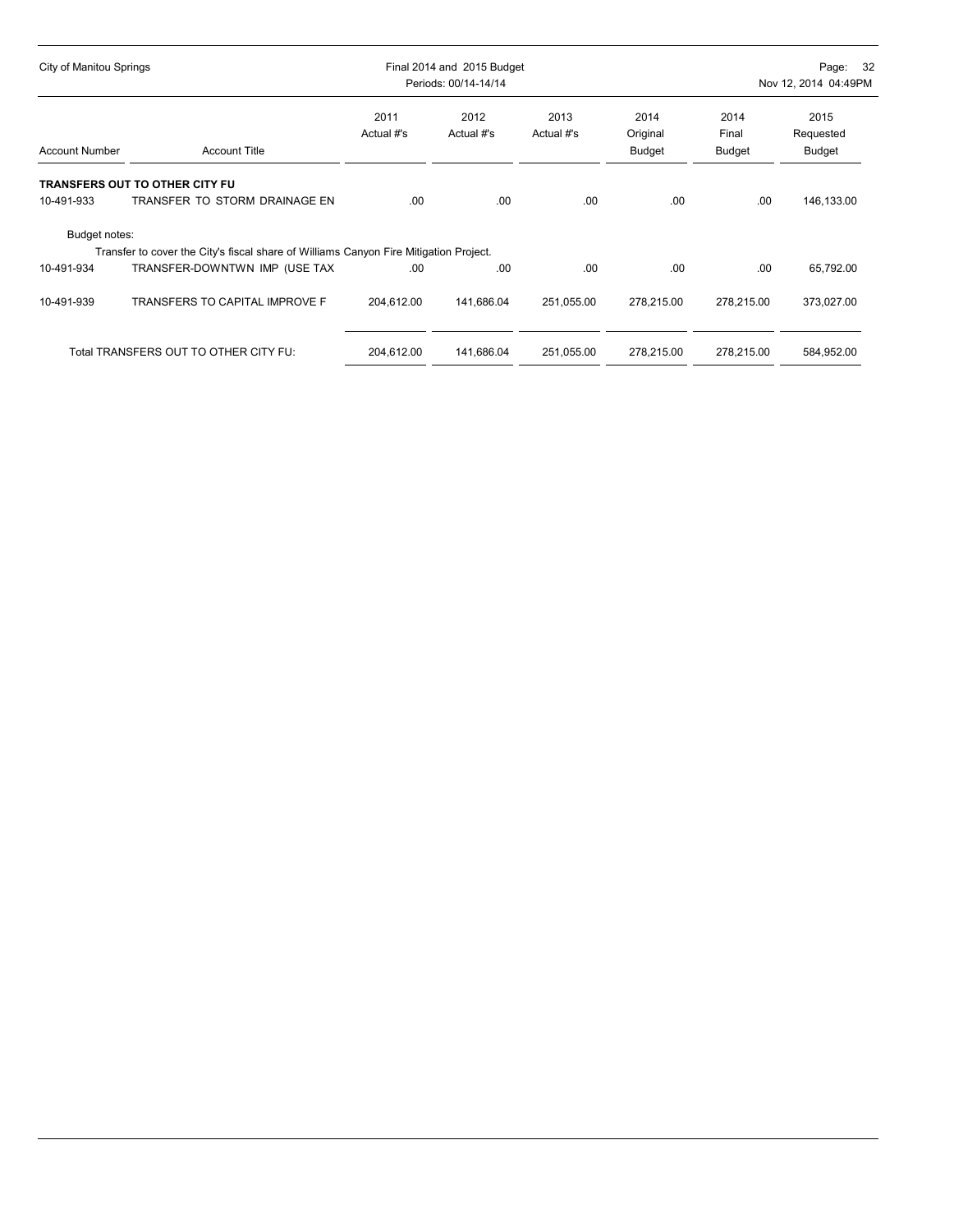| Account Number | Account Title | 2011 Actual #'s | 2012 Actual #'s | 2013 Actual #'s | 2014 Original Budget | 2014 Final Budget | 2015 Requested Budget |
|---|---|---|---|---|---|---|---|
| **TRANSFERS OUT TO OTHER CITY FU** | | | | | | | |
| 10-491-933 | TRANSFER TO STORM DRAINAGE EN | .00 | .00 | .00 | .00 | .00 | 146,133.00 |

Budget notes:

Transfer to cover the City's fiscal share of Williams Canyon Fire Mitigation Project.

| Account Number | Account Title | 2011 Actual #'s | 2012 Actual #'s | 2013 Actual #'s | 2014 Original Budget | 2014 Final Budget | 2015 Requested Budget |
|---|---|---|---|---|---|---|---|
| 10-491-934 | TRANSFER-DOWNTWN IMP (USE TAX | .00 | .00 | .00 | .00 | .00 | 65,792.00 |
| 10-491-939 | TRANSFERS TO CAPITAL IMPROVE F | 204,612.00 | 141,686.04 | 251,055.00 | 278,215.00 | 278,215.00 | 373,027.00 |
| | Total TRANSFERS OUT TO OTHER CITY FU: | 204,612.00 | 141,686.04 | 251,055.00 | 278,215.00 | 278,215.00 | 584,952.00 |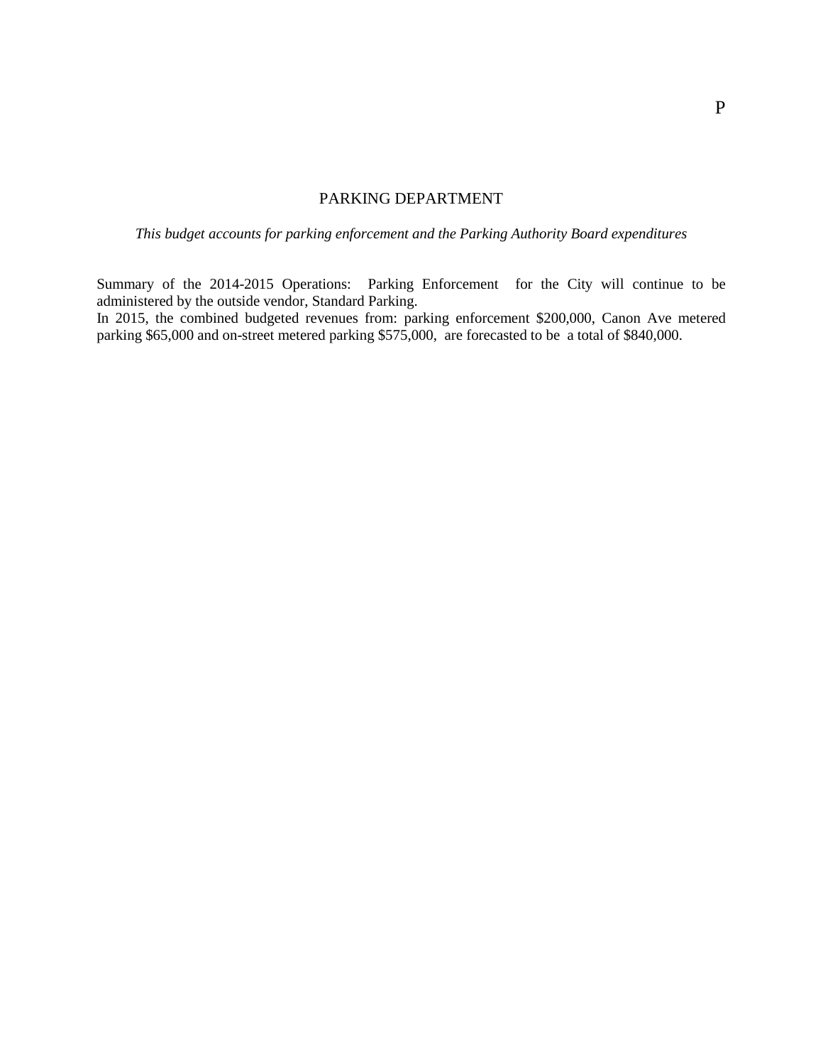# PARKING DEPARTMENT

*This budget accounts for parking enforcement and the Parking Authority Board expenditures*

Summary of the 2014-2015 Operations: Parking Enforcement for the City will continue to be administered by the outside vendor, Standard Parking.

In 2015, the combined budgeted revenues from: parking enforcement $200,000, Canon Ave metered parking $65,000 and on-street metered parking $575,000, are forecasted to be a total of $840,000.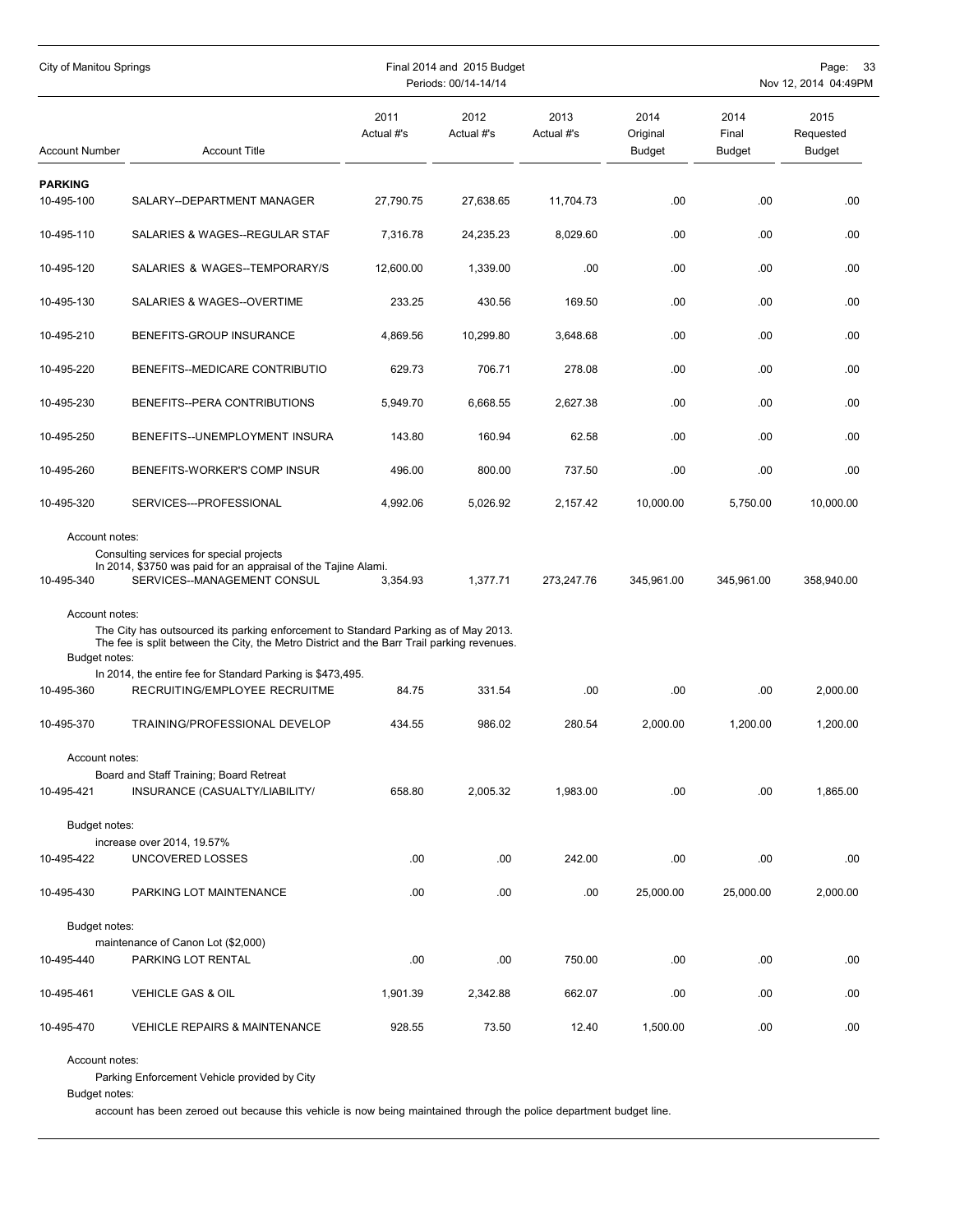## PARKING

| Account Number | Account Title | 2011 Actual #'s | 2012 Actual #'s | 2013 Actual #'s | 2014 Original Budget | 2014 Final Budget | 2015 Requested Budget |
|---|---|---|---|---|---|---|---|
| 10-495-100 | SALARY--DEPARTMENT MANAGER | 27,790.75 | 27,638.65 | 11,704.73 | .00 | .00 | .00 |
| 10-495-110 | SALARIES & WAGES--REGULAR STAF | 7,316.78 | 24,235.23 | 8,029.60 | .00 | .00 | .00 |
| 10-495-120 | SALARIES & WAGES--TEMPORARY/S | 12,600.00 | 1,339.00 | .00 | .00 | .00 | .00 |
| 10-495-130 | SALARIES & WAGES--OVERTIME | 233.25 | 430.56 | 169.50 | .00 | .00 | .00 |
| 10-495-210 | BENEFITS-GROUP INSURANCE | 4,869.56 | 10,299.80 | 3,648.68 | .00 | .00 | .00 |
| 10-495-220 | BENEFITS--MEDICARE CONTRIBUTIO | 629.73 | 706.71 | 278.08 | .00 | .00 | .00 |
| 10-495-230 | BENEFITS--PERA CONTRIBUTIONS | 5,949.70 | 6,668.55 | 2,627.38 | .00 | .00 | .00 |
| 10-495-250 | BENEFITS--UNEMPLOYMENT INSURA | 143.80 | 160.94 | 62.58 | .00 | .00 | .00 |
| 10-495-260 | BENEFITS-WORKER'S COMP INSUR | 496.00 | 800.00 | 737.50 | .00 | .00 | .00 |
| 10-495-320 | SERVICES---PROFESSIONAL | 4,992.06 | 5,026.92 | 2,157.42 | 10,000.00 | 5,750.00 | 10,000.00 |

Account notes:

Consulting services for special projects
In 2014, $3750 was paid for an appraisal of the Tajine Alami.

| Account Number | Account Title | 2011 Actual #'s | 2012 Actual #'s | 2013 Actual #'s | 2014 Original Budget | 2014 Final Budget | 2015 Requested Budget |
|---|---|---|---|---|---|---|---|
| 10-495-340 | SERVICES--MANAGEMENT CONSUL | 3,354.93 | 1,377.71 | 273,247.76 | 345,961.00 | 345,961.00 | 358,940.00 |

Account notes:

The City has outsourced its parking enforcement to Standard Parking as of May 2013.
The fee is split between the City, the Metro District and the Barr Trail parking revenues.

Budget notes:

In 2014, the entire fee for Standard Parking is $473,495.

| Account Number | Account Title | 2011 Actual #'s | 2012 Actual #'s | 2013 Actual #'s | 2014 Original Budget | 2014 Final Budget | 2015 Requested Budget |
|---|---|---|---|---|---|---|---|
| 10-495-360 | RECRUITING/EMPLOYEE RECRUITME | 84.75 | 331.54 | .00 | .00 | .00 | 2,000.00 |
| 10-495-370 | TRAINING/PROFESSIONAL DEVELOP | 434.55 | 986.02 | 280.54 | 2,000.00 | 1,200.00 | 1,200.00 |

Account notes:

Board and Staff Training; Board Retreat

| Account Number | Account Title | 2011 Actual #'s | 2012 Actual #'s | 2013 Actual #'s | 2014 Original Budget | 2014 Final Budget | 2015 Requested Budget |
|---|---|---|---|---|---|---|---|
| 10-495-421 | INSURANCE (CASUALTY/LIABILITY/ | 658.80 | 2,005.32 | 1,983.00 | .00 | .00 | 1,865.00 |

Budget notes:

increase over 2014, 19.57%

| Account Number | Account Title | 2011 Actual #'s | 2012 Actual #'s | 2013 Actual #'s | 2014 Original Budget | 2014 Final Budget | 2015 Requested Budget |
|---|---|---|---|---|---|---|---|
| 10-495-422 | UNCOVERED LOSSES | .00 | .00 | 242.00 | .00 | .00 | .00 |
| 10-495-430 | PARKING LOT MAINTENANCE | .00 | .00 | .00 | 25,000.00 | 25,000.00 | 2,000.00 |

Budget notes:

maintenance of Canon Lot ($2,000)

| Account Number | Account Title | 2011 Actual #'s | 2012 Actual #'s | 2013 Actual #'s | 2014 Original Budget | 2014 Final Budget | 2015 Requested Budget |
|---|---|---|---|---|---|---|---|
| 10-495-440 | PARKING LOT RENTAL | .00 | .00 | 750.00 | .00 | .00 | .00 |
| 10-495-461 | VEHICLE GAS & OIL | 1,901.39 | 2,342.88 | 662.07 | .00 | .00 | .00 |
| 10-495-470 | VEHICLE REPAIRS & MAINTENANCE | 928.55 | 73.50 | 12.40 | 1,500.00 | .00 | .00 |

Account notes:

Parking Enforcement Vehicle provided by City

Budget notes:

account has been zeroed out because this vehicle is now being maintained through the police department budget line.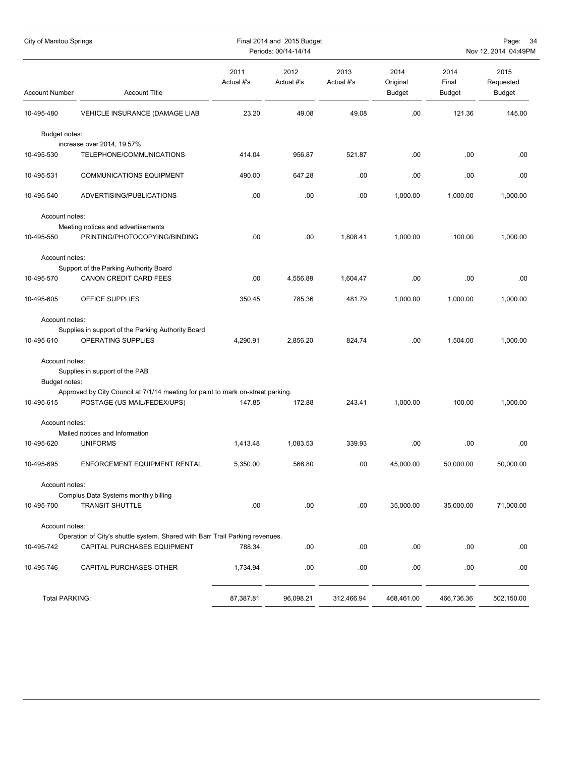| Account Number | Account Title | 2011 Actual #'s | 2012 Actual #'s | 2013 Actual #'s | 2014 Original Budget | 2014 Final Budget | 2015 Requested Budget |
|---|---|---|---|---|---|---|---|
| 10-495-480 | VEHICLE INSURANCE (DAMAGE LIAB | 23.20 | 49.08 | 49.08 | .00 | 121.36 | 145.00 |
| Budget notes: | | | | | | | |
| | increase over 2014, 19.57% | | | | | | |
| 10-495-530 | TELEPHONE/COMMUNICATIONS | 414.04 | 956.87 | 521.87 | .00 | .00 | .00 |
| 10-495-531 | COMMUNICATIONS EQUIPMENT | 490.00 | 647.28 | .00 | .00 | .00 | .00 |
| 10-495-540 | ADVERTISING/PUBLICATIONS | .00 | .00 | .00 | 1,000.00 | 1,000.00 | 1,000.00 |
| Account notes: | | | | | | | |
| | Meeting notices and advertisements | | | | | | |
| 10-495-550 | PRINTING/PHOTOCOPYING/BINDING | .00 | .00 | 1,808.41 | 1,000.00 | 100.00 | 1,000.00 |
| Account notes: | | | | | | | |
| | Support of the Parking Authority Board | | | | | | |
| 10-495-570 | CANON CREDIT CARD FEES | .00 | 4,556.88 | 1,604.47 | .00 | .00 | .00 |
| 10-495-605 | OFFICE SUPPLIES | 350.45 | 785.36 | 481.79 | 1,000.00 | 1,000.00 | 1,000.00 |
| Account notes: | | | | | | | |
| | Supplies in support of the Parking Authority Board | | | | | | |
| 10-495-610 | OPERATING SUPPLIES | 4,290.91 | 2,856.20 | 824.74 | .00 | 1,504.00 | 1,000.00 |
| Account notes: | | | | | | | |
| | Supplies in support of the PAB | | | | | | |
| Budget notes: | | | | | | | |
| | Approved by City Council at 7/1/14 meeting for paint to mark on-street parking. | | | | | | |
| 10-495-615 | POSTAGE (US MAIL/FEDEX/UPS) | 147.85 | 172.88 | 243.41 | 1,000.00 | 100.00 | 1,000.00 |
| Account notes: | | | | | | | |
| | Mailed notices and Information | | | | | | |
| 10-495-620 | UNIFORMS | 1,413.48 | 1,083.53 | 339.93 | .00 | .00 | .00 |
| 10-495-695 | ENFORCEMENT EQUIPMENT RENTAL | 5,350.00 | 566.80 | .00 | 45,000.00 | 50,000.00 | 50,000.00 |
| Account notes: | | | | | | | |
| | Complus Data Systems monthly billing | | | | | | |
| 10-495-700 | TRANSIT SHUTTLE | .00 | .00 | .00 | 35,000.00 | 35,000.00 | 71,000.00 |
| Account notes: | | | | | | | |
| | Operation of City's shuttle system. Shared with Barr Trail Parking revenues. | | | | | | |
| 10-495-742 | CAPITAL PURCHASES EQUIPMENT | 788.34 | .00 | .00 | .00 | .00 | .00 |
| 10-495-746 | CAPITAL PURCHASES-OTHER | 1,734.94 | .00 | .00 | .00 | .00 | .00 |
| Total PARKING: | | 87,387.81 | 96,098.21 | 312,466.94 | 468,461.00 | 466,736.36 | 502,150.00 |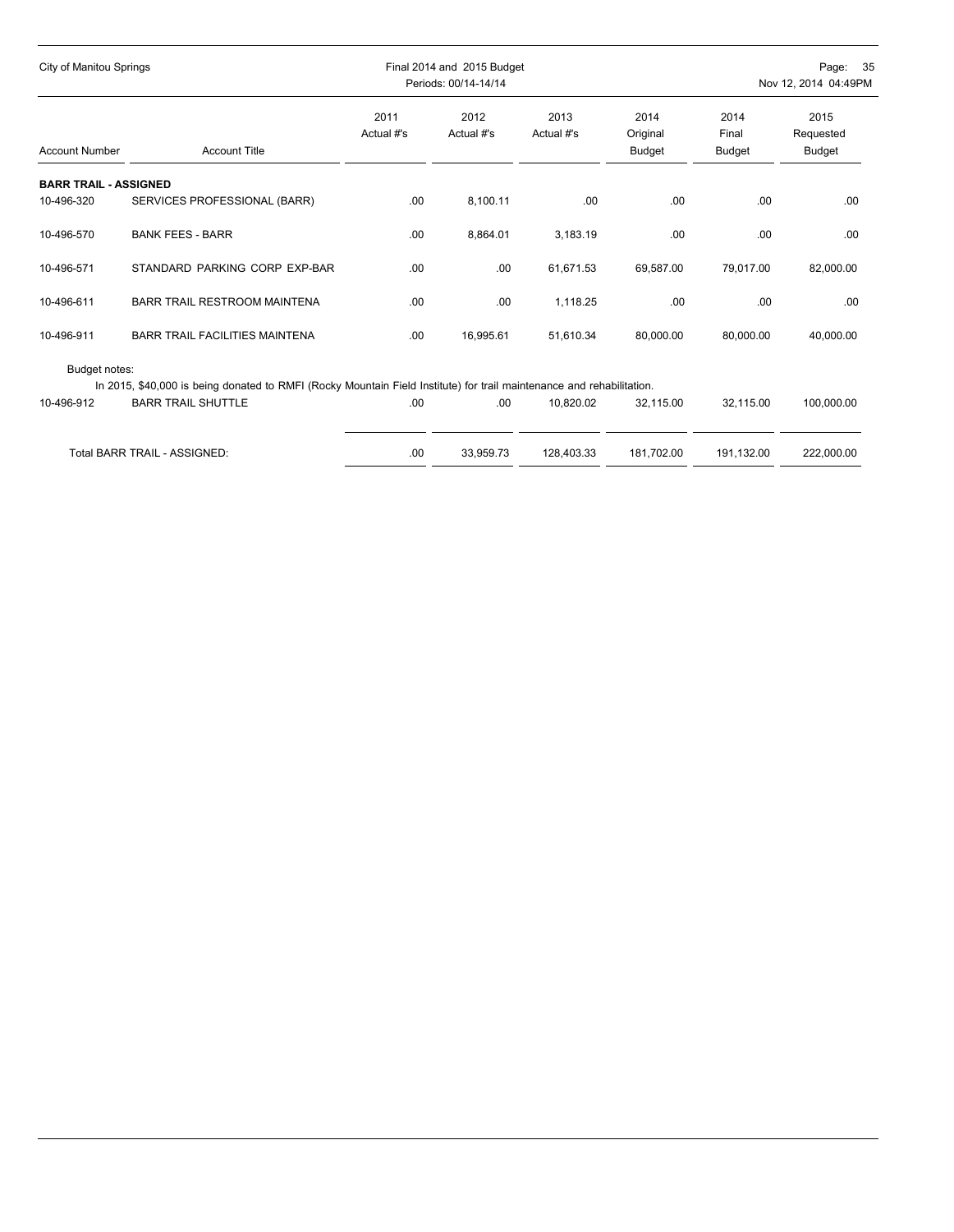| Account Number | Account Title | 2011 Actual #'s | 2012 Actual #'s | 2013 Actual #'s | 2014 Original Budget | 2014 Final Budget | 2015 Requested Budget |
|---|---|---|---|---|---|---|---|
| **BARR TRAIL - ASSIGNED** | | | | | | | |
| 10-496-320 | SERVICES PROFESSIONAL (BARR) | .00 | 8,100.11 | .00 | .00 | .00 | .00 |
| 10-496-570 | BANK FEES - BARR | .00 | 8,864.01 | 3,183.19 | .00 | .00 | .00 |
| 10-496-571 | STANDARD PARKING CORP EXP-BAR | .00 | .00 | 61,671.53 | 69,587.00 | 79,017.00 | 82,000.00 |
| 10-496-611 | BARR TRAIL RESTROOM MAINTENA | .00 | .00 | 1,118.25 | .00 | .00 | .00 |
| 10-496-911 | BARR TRAIL FACILITIES MAINTENA | .00 | 16,995.61 | 51,610.34 | 80,000.00 | 80,000.00 | 40,000.00 |
| Budget notes: In 2015, $40,000 is being donated to RMFI (Rocky Mountain Field Institute) for trail maintenance and rehabilitation. | | | | | | | |
| 10-496-912 | BARR TRAIL SHUTTLE | .00 | .00 | 10,820.02 | 32,115.00 | 32,115.00 | 100,000.00 |
| | Total BARR TRAIL - ASSIGNED: | .00 | 33,959.73 | 128,403.33 | 181,702.00 | 191,132.00 | 222,000.00 |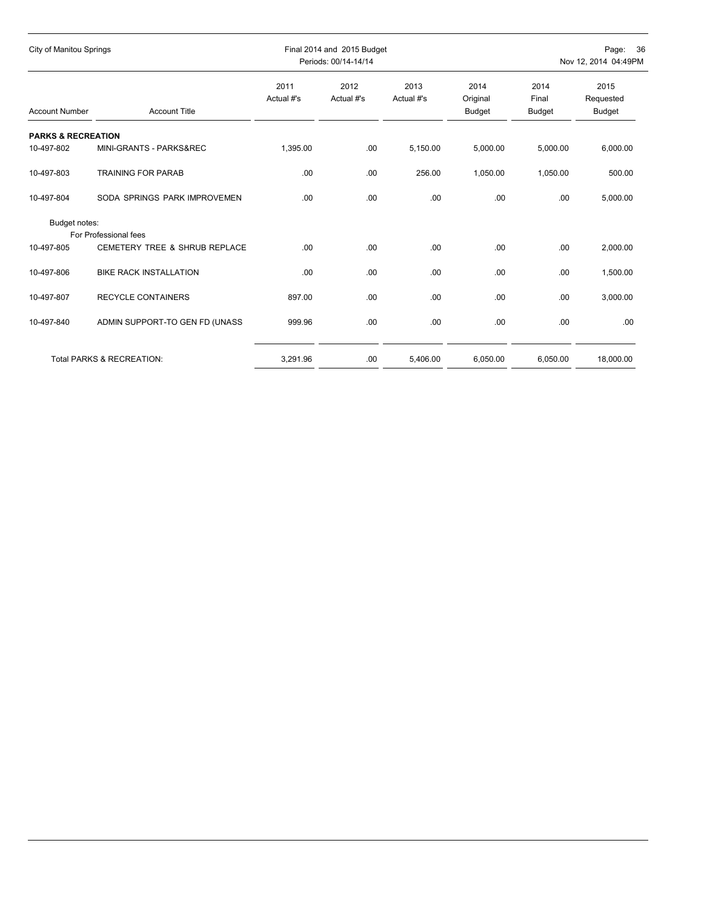| Account Number | Account Title | 2011 Actual #'s | 2012 Actual #'s | 2013 Actual #'s | 2014 Original Budget | 2014 Final Budget | 2015 Requested Budget |
|---|---|---|---|---|---|---|---|
| **PARKS & RECREATION** | | | | | | | |
| 10-497-802 | MINI-GRANTS - PARKS&REC | 1,395.00 | .00 | 5,150.00 | 5,000.00 | 5,000.00 | 6,000.00 |
| 10-497-803 | TRAINING FOR PARAB | .00 | .00 | 256.00 | 1,050.00 | 1,050.00 | 500.00 |
| 10-497-804 | SODA SPRINGS PARK IMPROVEMEN | .00 | .00 | .00 | .00 | .00 | 5,000.00 |
| Budget notes: | For Professional fees | | | | | | |
| 10-497-805 | CEMETERY TREE & SHRUB REPLACE | .00 | .00 | .00 | .00 | .00 | 2,000.00 |
| 10-497-806 | BIKE RACK INSTALLATION | .00 | .00 | .00 | .00 | .00 | 1,500.00 |
| 10-497-807 | RECYCLE CONTAINERS | 897.00 | .00 | .00 | .00 | .00 | 3,000.00 |
| 10-497-840 | ADMIN SUPPORT-TO GEN FD (UNASS | 999.96 | .00 | .00 | .00 | .00 | .00 |
| | Total PARKS & RECREATION: | 3,291.96 | .00 | 5,406.00 | 6,050.00 | 6,050.00 | 18,000.00 |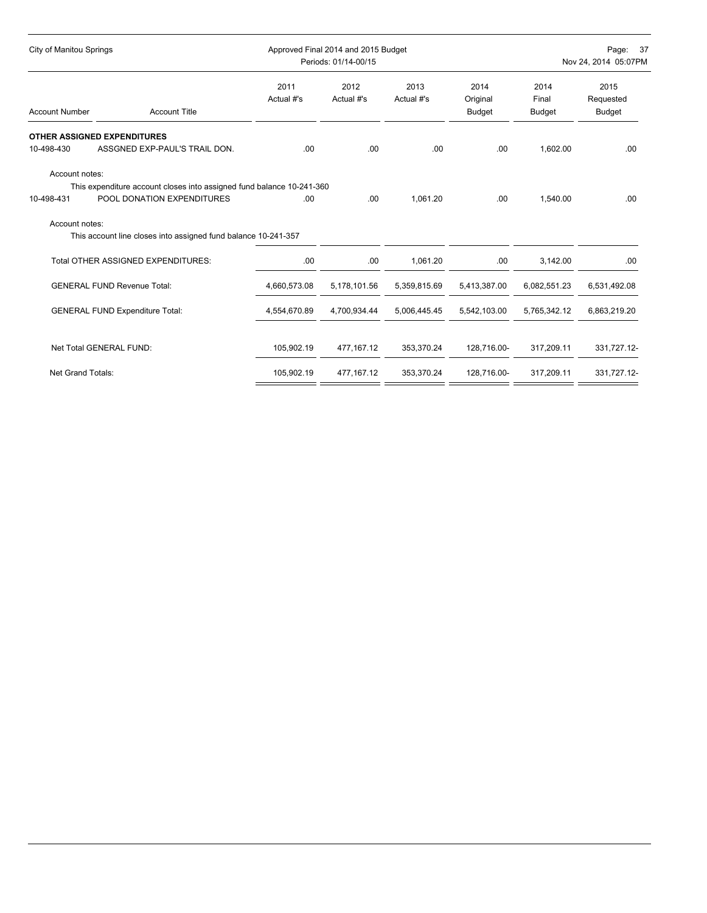| Account Number | Account Title | 2011 Actual #'s | 2012 Actual #'s | 2013 Actual #'s | 2014 Original Budget | 2014 Final Budget | 2015 Requested Budget |
|---|---|---|---|---|---|---|---|
| **OTHER ASSIGNED EXPENDITURES** | | | | | | | |
| 10-498-430 | ASSGNED EXP-PAUL'S TRAIL DON. | .00 | .00 | .00 | .00 | 1,602.00 | .00 |
| Account notes: | This expenditure account closes into assigned fund balance 10-241-360 | | | | | | |
| 10-498-431 | POOL DONATION EXPENDITURES | .00 | .00 | 1,061.20 | .00 | 1,540.00 | .00 |
| Account notes: | This account line closes into assigned fund balance 10-241-357 | | | | | | |
| | Total OTHER ASSIGNED EXPENDITURES: | .00 | .00 | 1,061.20 | .00 | 3,142.00 | .00 |
| | GENERAL FUND Revenue Total: | 4,660,573.08 | 5,178,101.56 | 5,359,815.69 | 5,413,387.00 | 6,082,551.23 | 6,531,492.08 |
| | GENERAL FUND Expenditure Total: | 4,554,670.89 | 4,700,934.44 | 5,006,445.45 | 5,542,103.00 | 5,765,342.12 | 6,863,219.20 |
| | Net Total GENERAL FUND: | 105,902.19 | 477,167.12 | 353,370.24 | 128,716.00- | 317,209.11 | 331,727.12- |
| | Net Grand Totals: | 105,902.19 | 477,167.12 | 353,370.24 | 128,716.00- | 317,209.11 | 331,727.12- |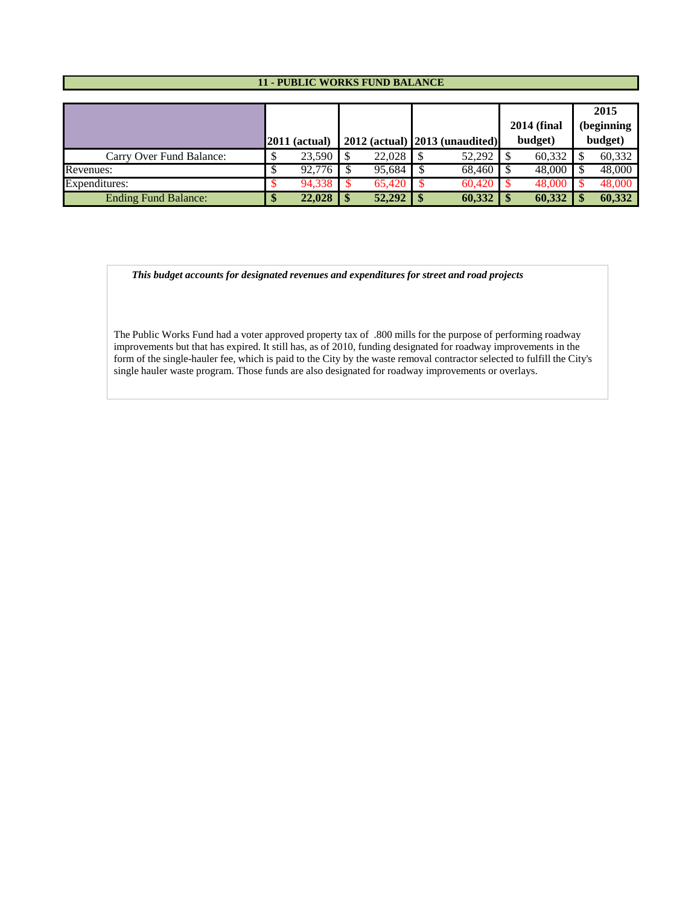## 11 - PUBLIC WORKS FUND BALANCE

| | 2011 (actual) | 2012 (actual) | 2013 (unaudited) | 2014 (final budget) | 2015 (beginning budget) |
|---|---|---|---|---|---|
| Carry Over Fund Balance: | $ 23,590 | $ 22,028 | $ 52,292 | $ 60,332 | $ 60,332 |
| Revenues: | $ 92,776 | $ 95,684 | $ 68,460 | $ 48,000 | $ 48,000 |
| Expenditures: | $ 94,338 | $ 65,420 | $ 60,420 | $ 48,000 | $ 48,000 |
| **Ending Fund Balance:** | **$ 22,028** | **$ 52,292** | **$ 60,332** | **$ 60,332** | **$ 60,332** |

***This budget accounts for designated revenues and expenditures for street and road projects***

The Public Works Fund had a voter approved property tax of .800 mills for the purpose of performing roadway improvements but that has expired. It still has, as of 2010, funding designated for roadway improvements in the form of the single-hauler fee, which is paid to the City by the waste removal contractor selected to fulfill the City's single hauler waste program. Those funds are also designated for roadway improvements or overlays.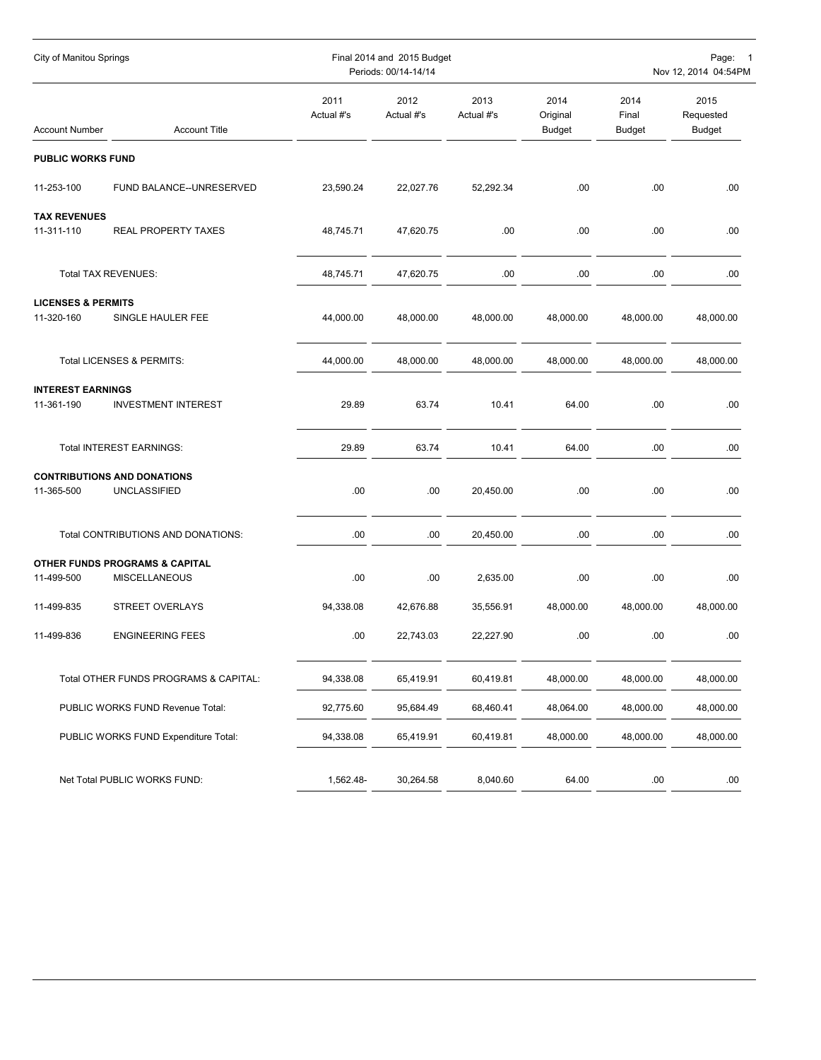City of Manitou Springs — Final 2014 and 2015 Budget — Periods: 00/14-14/14

| Account Number | Account Title | 2011 Actual #'s | 2012 Actual #'s | 2013 Actual #'s | 2014 Original Budget | 2014 Final Budget | 2015 Requested Budget |
|---|---|---|---|---|---|---|---|
| **PUBLIC WORKS FUND** | | | | | | | |
| 11-253-100 | FUND BALANCE--UNRESERVED | 23,590.24 | 22,027.76 | 52,292.34 | .00 | .00 | .00 |
| **TAX REVENUES** | | | | | | | |
| 11-311-110 | REAL PROPERTY TAXES | 48,745.71 | 47,620.75 | .00 | .00 | .00 | .00 |
| | Total TAX REVENUES: | 48,745.71 | 47,620.75 | .00 | .00 | .00 | .00 |
| **LICENSES & PERMITS** | | | | | | | |
| 11-320-160 | SINGLE HAULER FEE | 44,000.00 | 48,000.00 | 48,000.00 | 48,000.00 | 48,000.00 | 48,000.00 |
| | Total LICENSES & PERMITS: | 44,000.00 | 48,000.00 | 48,000.00 | 48,000.00 | 48,000.00 | 48,000.00 |
| **INTEREST EARNINGS** | | | | | | | |
| 11-361-190 | INVESTMENT INTEREST | 29.89 | 63.74 | 10.41 | 64.00 | .00 | .00 |
| | Total INTEREST EARNINGS: | 29.89 | 63.74 | 10.41 | 64.00 | .00 | .00 |
| **CONTRIBUTIONS AND DONATIONS** | | | | | | | |
| 11-365-500 | UNCLASSIFIED | .00 | .00 | 20,450.00 | .00 | .00 | .00 |
| | Total CONTRIBUTIONS AND DONATIONS: | .00 | .00 | 20,450.00 | .00 | .00 | .00 |
| **OTHER FUNDS PROGRAMS & CAPITAL** | | | | | | | |
| 11-499-500 | MISCELLANEOUS | .00 | .00 | 2,635.00 | .00 | .00 | .00 |
| 11-499-835 | STREET OVERLAYS | 94,338.08 | 42,676.88 | 35,556.91 | 48,000.00 | 48,000.00 | 48,000.00 |
| 11-499-836 | ENGINEERING FEES | .00 | 22,743.03 | 22,227.90 | .00 | .00 | .00 |
| | Total OTHER FUNDS PROGRAMS & CAPITAL: | 94,338.08 | 65,419.91 | 60,419.81 | 48,000.00 | 48,000.00 | 48,000.00 |
| | PUBLIC WORKS FUND Revenue Total: | 92,775.60 | 95,684.49 | 68,460.41 | 48,064.00 | 48,000.00 | 48,000.00 |
| | PUBLIC WORKS FUND Expenditure Total: | 94,338.08 | 65,419.91 | 60,419.81 | 48,000.00 | 48,000.00 | 48,000.00 |
| | Net Total PUBLIC WORKS FUND: | 1,562.48- | 30,264.58 | 8,040.60 | 64.00 | .00 | .00 |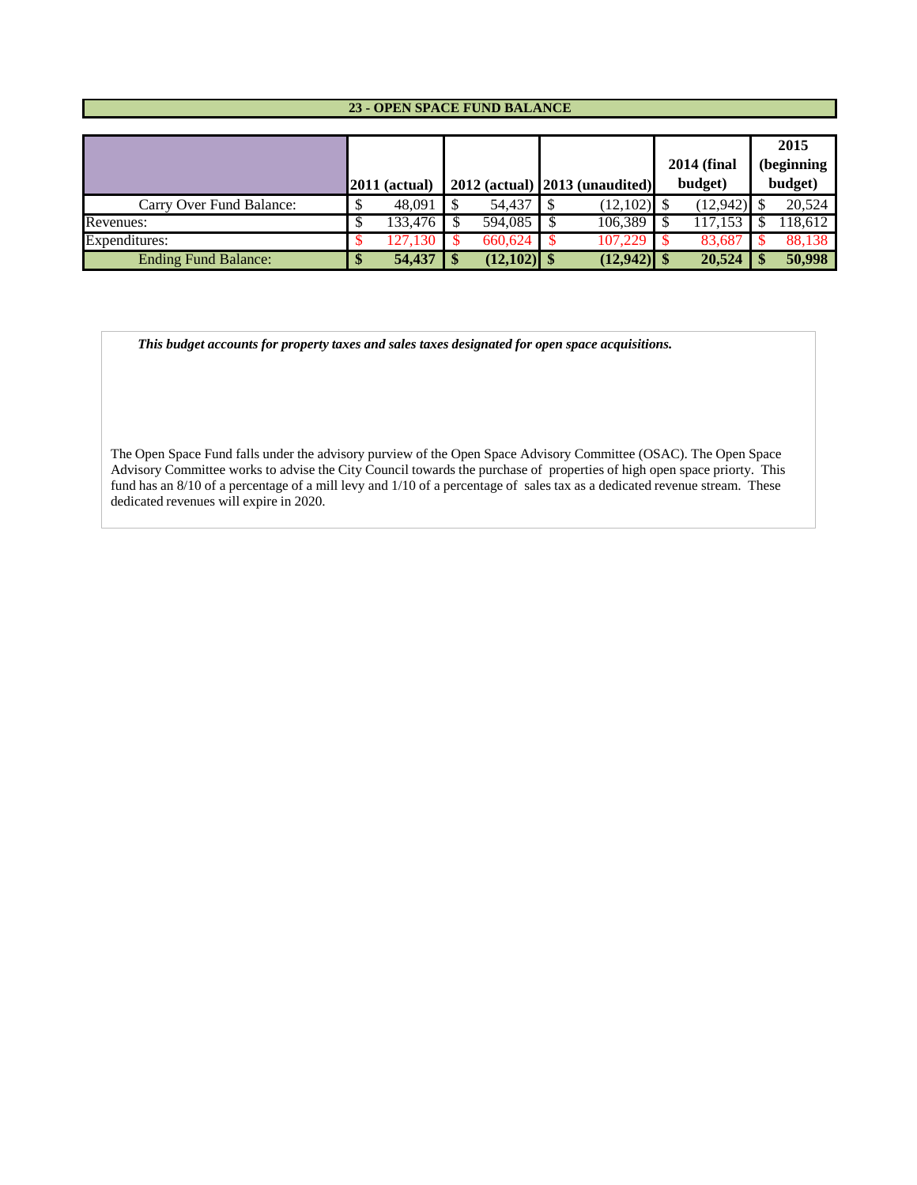## 23 - OPEN SPACE FUND BALANCE

| | 2011 (actual) | 2012 (actual) | 2013 (unaudited) | 2014 (final budget) | 2015 (beginning budget) |
|---|---|---|---|---|---|
| Carry Over Fund Balance: | $ 48,091 | $ 54,437 | $ (12,102) | $ (12,942) | $ 20,524 |
| Revenues: | $ 133,476 | $ 594,085 | $ 106,389 | $ 117,153 | $ 118,612 |
| Expenditures: | $ 127,130 | $ 660,624 | $ 107,229 | $ 83,687 | $ 88,138 |
| **Ending Fund Balance:** | **$ 54,437** | **$ (12,102)** | **$ (12,942)** | **$ 20,524** | **$ 50,998** |

***This budget accounts for property taxes and sales taxes designated for open space acquisitions.***

The Open Space Fund falls under the advisory purview of the Open Space Advisory Committee (OSAC). The Open Space Advisory Committee works to advise the City Council towards the purchase of properties of high open space priorty. This fund has an 8/10 of a percentage of a mill levy and 1/10 of a percentage of sales tax as a dedicated revenue stream. These dedicated revenues will expire in 2020.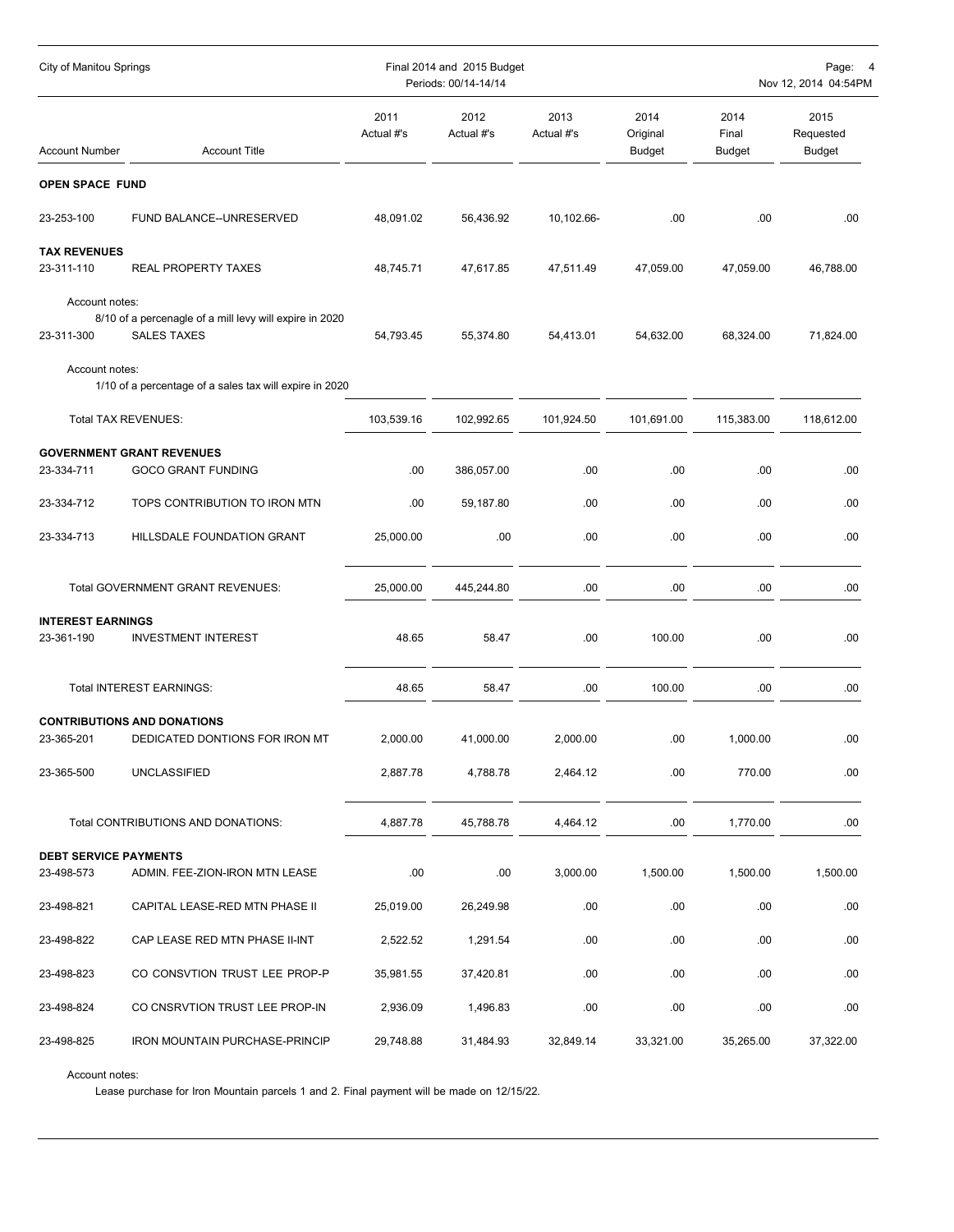| Account Number | Account Title | 2011 Actual #'s | 2012 Actual #'s | 2013 Actual #'s | 2014 Original Budget | 2014 Final Budget | 2015 Requested Budget |
|---|---|---|---|---|---|---|---|
| **OPEN SPACE FUND** | | | | | | | |
| 23-253-100 | FUND BALANCE--UNRESERVED | 48,091.02 | 56,436.92 | 10,102.66- | .00 | .00 | .00 |
| **TAX REVENUES** | | | | | | | |
| 23-311-110 | REAL PROPERTY TAXES | 48,745.71 | 47,617.85 | 47,511.49 | 47,059.00 | 47,059.00 | 46,788.00 |
| | Account notes: 8/10 of a percenagle of a mill levy will expire in 2020 | | | | | | |
| 23-311-300 | SALES TAXES | 54,793.45 | 55,374.80 | 54,413.01 | 54,632.00 | 68,324.00 | 71,824.00 |
| | Account notes: 1/10 of a percentage of a sales tax will expire in 2020 | | | | | | |
| | Total TAX REVENUES: | 103,539.16 | 102,992.65 | 101,924.50 | 101,691.00 | 115,383.00 | 118,612.00 |
| **GOVERNMENT GRANT REVENUES** | | | | | | | |
| 23-334-711 | GOCO GRANT FUNDING | .00 | 386,057.00 | .00 | .00 | .00 | .00 |
| 23-334-712 | TOPS CONTRIBUTION TO IRON MTN | .00 | 59,187.80 | .00 | .00 | .00 | .00 |
| 23-334-713 | HILLSDALE FOUNDATION GRANT | 25,000.00 | .00 | .00 | .00 | .00 | .00 |
| | Total GOVERNMENT GRANT REVENUES: | 25,000.00 | 445,244.80 | .00 | .00 | .00 | .00 |
| **INTEREST EARNINGS** | | | | | | | |
| 23-361-190 | INVESTMENT INTEREST | 48.65 | 58.47 | .00 | 100.00 | .00 | .00 |
| | Total INTEREST EARNINGS: | 48.65 | 58.47 | .00 | 100.00 | .00 | .00 |
| **CONTRIBUTIONS AND DONATIONS** | | | | | | | |
| 23-365-201 | DEDICATED DONTIONS FOR IRON MT | 2,000.00 | 41,000.00 | 2,000.00 | .00 | 1,000.00 | .00 |
| 23-365-500 | UNCLASSIFIED | 2,887.78 | 4,788.78 | 2,464.12 | .00 | 770.00 | .00 |
| | Total CONTRIBUTIONS AND DONATIONS: | 4,887.78 | 45,788.78 | 4,464.12 | .00 | 1,770.00 | .00 |
| **DEBT SERVICE PAYMENTS** | | | | | | | |
| 23-498-573 | ADMIN. FEE-ZION-IRON MTN LEASE | .00 | .00 | 3,000.00 | 1,500.00 | 1,500.00 | 1,500.00 |
| 23-498-821 | CAPITAL LEASE-RED MTN PHASE II | 25,019.00 | 26,249.98 | .00 | .00 | .00 | .00 |
| 23-498-822 | CAP LEASE RED MTN PHASE II-INT | 2,522.52 | 1,291.54 | .00 | .00 | .00 | .00 |
| 23-498-823 | CO CONSVTION TRUST LEE PROP-P | 35,981.55 | 37,420.81 | .00 | .00 | .00 | .00 |
| 23-498-824 | CO CNSRVTION TRUST LEE PROP-IN | 2,936.09 | 1,496.83 | .00 | .00 | .00 | .00 |
| 23-498-825 | IRON MOUNTAIN PURCHASE-PRINCIP | 29,748.88 | 31,484.93 | 32,849.14 | 33,321.00 | 35,265.00 | 37,322.00 |
| | Account notes: Lease purchase for Iron Mountain parcels 1 and 2. Final payment will be made on 12/15/22. | | | | | | |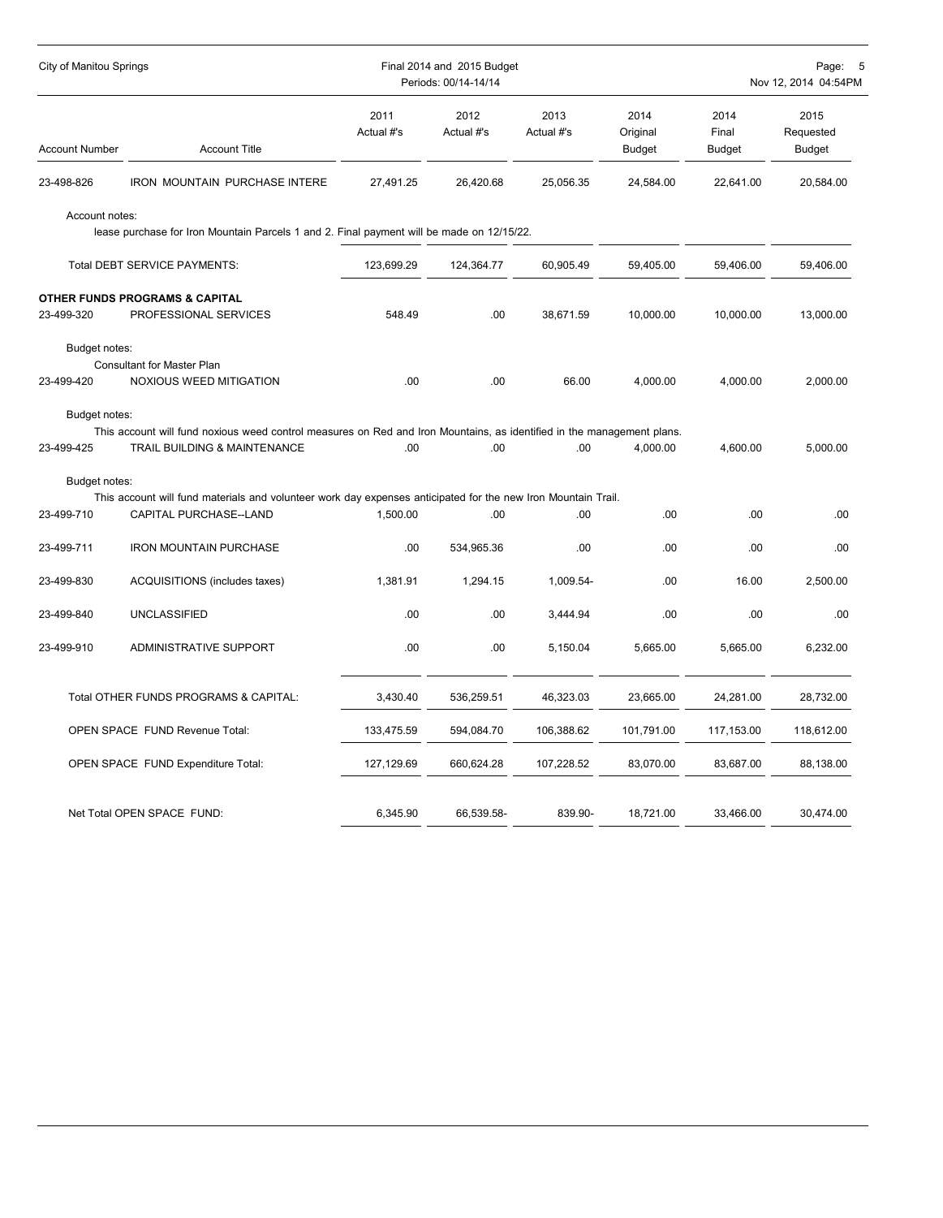| Account Number | Account Title | 2011 Actual #'s | 2012 Actual #'s | 2013 Actual #'s | 2014 Original Budget | 2014 Final Budget | 2015 Requested Budget |
|---|---|---|---|---|---|---|---|
| 23-498-826 | IRON MOUNTAIN PURCHASE INTERE | 27,491.25 | 26,420.68 | 25,056.35 | 24,584.00 | 22,641.00 | 20,584.00 |
| Account notes: lease purchase for Iron Mountain Parcels 1 and 2. Final payment will be made on 12/15/22. | | | | | | | |
| | Total DEBT SERVICE PAYMENTS: | 123,699.29 | 124,364.77 | 60,905.49 | 59,405.00 | 59,406.00 | 59,406.00 |
| **OTHER FUNDS PROGRAMS & CAPITAL** | | | | | | | |
| 23-499-320 | PROFESSIONAL SERVICES | 548.49 | .00 | 38,671.59 | 10,000.00 | 10,000.00 | 13,000.00 |
| Budget notes: Consultant for Master Plan | | | | | | | |
| 23-499-420 | NOXIOUS WEED MITIGATION | .00 | .00 | 66.00 | 4,000.00 | 4,000.00 | 2,000.00 |
| Budget notes: This account will fund noxious weed control measures on Red and Iron Mountains, as identified in the management plans. | | | | | | | |
| 23-499-425 | TRAIL BUILDING & MAINTENANCE | .00 | .00 | .00 | 4,000.00 | 4,600.00 | 5,000.00 |
| Budget notes: This account will fund materials and volunteer work day expenses anticipated for the new Iron Mountain Trail. | | | | | | | |
| 23-499-710 | CAPITAL PURCHASE--LAND | 1,500.00 | .00 | .00 | .00 | .00 | .00 |
| 23-499-711 | IRON MOUNTAIN PURCHASE | .00 | 534,965.36 | .00 | .00 | .00 | .00 |
| 23-499-830 | ACQUISITIONS (includes taxes) | 1,381.91 | 1,294.15 | 1,009.54- | .00 | 16.00 | 2,500.00 |
| 23-499-840 | UNCLASSIFIED | .00 | .00 | 3,444.94 | .00 | .00 | .00 |
| 23-499-910 | ADMINISTRATIVE SUPPORT | .00 | .00 | 5,150.04 | 5,665.00 | 5,665.00 | 6,232.00 |
| | Total OTHER FUNDS PROGRAMS & CAPITAL: | 3,430.40 | 536,259.51 | 46,323.03 | 23,665.00 | 24,281.00 | 28,732.00 |
| | OPEN SPACE FUND Revenue Total: | 133,475.59 | 594,084.70 | 106,388.62 | 101,791.00 | 117,153.00 | 118,612.00 |
| | OPEN SPACE FUND Expenditure Total: | 127,129.69 | 660,624.28 | 107,228.52 | 83,070.00 | 83,687.00 | 88,138.00 |
| | Net Total OPEN SPACE FUND: | 6,345.90 | 66,539.58- | 839.90- | 18,721.00 | 33,466.00 | 30,474.00 |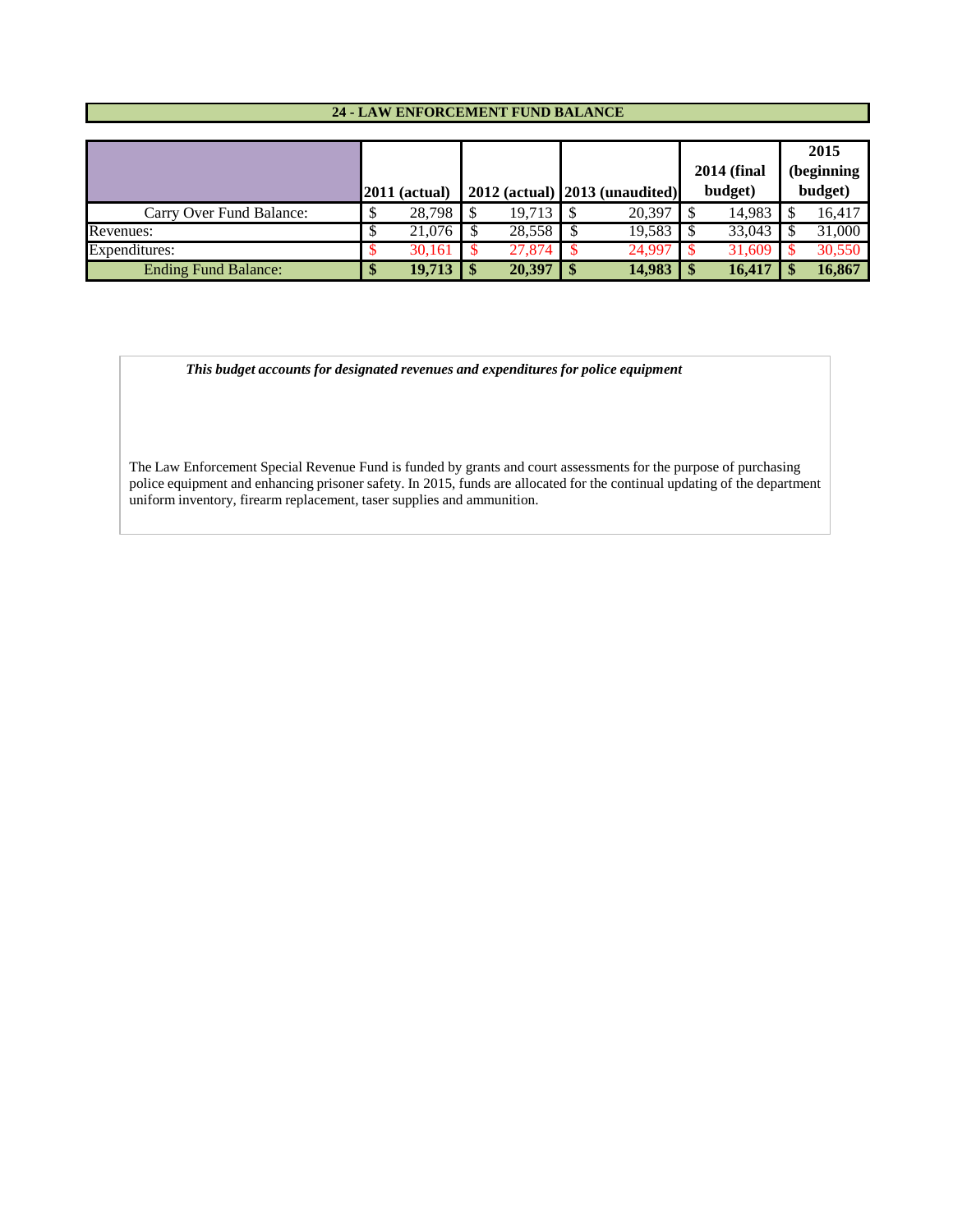## 24 - LAW ENFORCEMENT FUND BALANCE

| | 2011 (actual) | 2012 (actual) | 2013 (unaudited) | 2014 (final budget) | 2015 (beginning budget) |
|---|---|---|---|---|---|
| Carry Over Fund Balance: | $ 28,798 | $ 19,713 | $ 20,397 | $ 14,983 | $ 16,417 |
| Revenues: | $ 21,076 | $ 28,558 | $ 19,583 | $ 33,043 | $ 31,000 |
| Expenditures: | $ 30,161 | $ 27,874 | $ 24,997 | $ 31,609 | $ 30,550 |
| **Ending Fund Balance:** | **$ 19,713** | **$ 20,397** | **$ 14,983** | **$ 16,417** | **$ 16,867** |

***This budget accounts for designated revenues and expenditures for police equipment***

The Law Enforcement Special Revenue Fund is funded by grants and court assessments for the purpose of purchasing police equipment and enhancing prisoner safety. In 2015, funds are allocated for the continual updating of the department uniform inventory, firearm replacement, taser supplies and ammunition.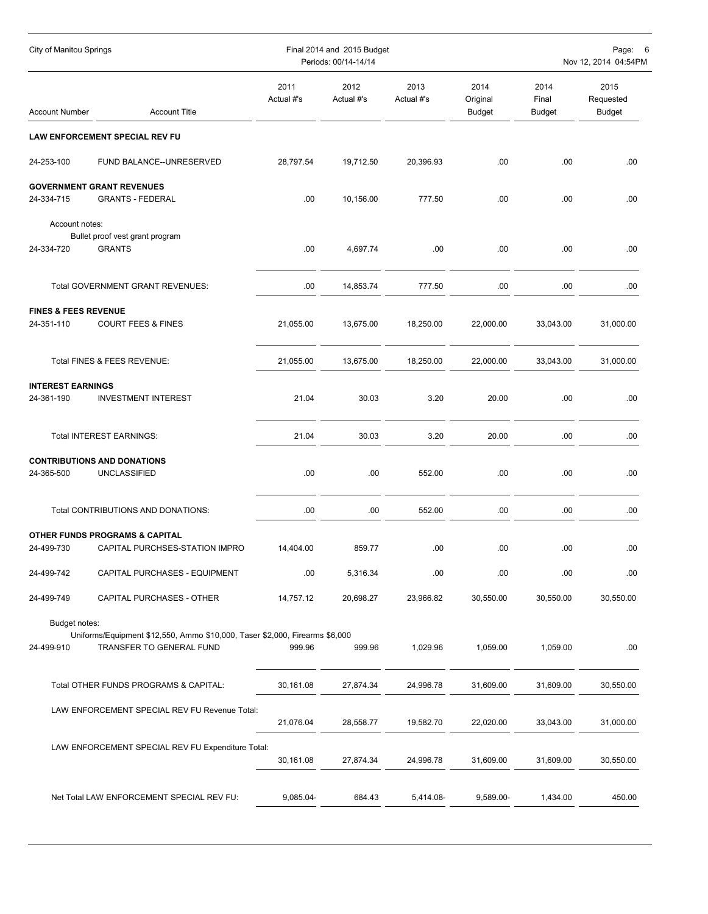| Account Number | Account Title | 2011 Actual #'s | 2012 Actual #'s | 2013 Actual #'s | 2014 Original Budget | 2014 Final Budget | 2015 Requested Budget |
|---|---|---|---|---|---|---|---|
| **LAW ENFORCEMENT SPECIAL REV FU** | | | | | | | |
| 24-253-100 | FUND BALANCE--UNRESERVED | 28,797.54 | 19,712.50 | 20,396.93 | .00 | .00 | .00 |
| **GOVERNMENT GRANT REVENUES** | | | | | | | |
| 24-334-715 | GRANTS - FEDERAL | .00 | 10,156.00 | 777.50 | .00 | .00 | .00 |
| Account notes: | Bullet proof vest grant program | | | | | | |
| 24-334-720 | GRANTS | .00 | 4,697.74 | .00 | .00 | .00 | .00 |
| | Total GOVERNMENT GRANT REVENUES: | .00 | 14,853.74 | 777.50 | .00 | .00 | .00 |
| **FINES & FEES REVENUE** | | | | | | | |
| 24-351-110 | COURT FEES & FINES | 21,055.00 | 13,675.00 | 18,250.00 | 22,000.00 | 33,043.00 | 31,000.00 |
| | Total FINES & FEES REVENUE: | 21,055.00 | 13,675.00 | 18,250.00 | 22,000.00 | 33,043.00 | 31,000.00 |
| **INTEREST EARNINGS** | | | | | | | |
| 24-361-190 | INVESTMENT INTEREST | 21.04 | 30.03 | 3.20 | 20.00 | .00 | .00 |
| | Total INTEREST EARNINGS: | 21.04 | 30.03 | 3.20 | 20.00 | .00 | .00 |
| **CONTRIBUTIONS AND DONATIONS** | | | | | | | |
| 24-365-500 | UNCLASSIFIED | .00 | .00 | 552.00 | .00 | .00 | .00 |
| | Total CONTRIBUTIONS AND DONATIONS: | .00 | .00 | 552.00 | .00 | .00 | .00 |
| **OTHER FUNDS PROGRAMS & CAPITAL** | | | | | | | |
| 24-499-730 | CAPITAL PURCHSES-STATION IMPRO | 14,404.00 | 859.77 | .00 | .00 | .00 | .00 |
| 24-499-742 | CAPITAL PURCHASES - EQUIPMENT | .00 | 5,316.34 | .00 | .00 | .00 | .00 |
| 24-499-749 | CAPITAL PURCHASES - OTHER | 14,757.12 | 20,698.27 | 23,966.82 | 30,550.00 | 30,550.00 | 30,550.00 |
| Budget notes: | Uniforms/Equipment $12,550, Ammo $10,000, Taser $2,000, Firearms $6,000 | | | | | | |
| 24-499-910 | TRANSFER TO GENERAL FUND | 999.96 | 999.96 | 1,029.96 | 1,059.00 | 1,059.00 | .00 |
| | Total OTHER FUNDS PROGRAMS & CAPITAL: | 30,161.08 | 27,874.34 | 24,996.78 | 31,609.00 | 31,609.00 | 30,550.00 |
| | LAW ENFORCEMENT SPECIAL REV FU Revenue Total: | 21,076.04 | 28,558.77 | 19,582.70 | 22,020.00 | 33,043.00 | 31,000.00 |
| | LAW ENFORCEMENT SPECIAL REV FU Expenditure Total: | 30,161.08 | 27,874.34 | 24,996.78 | 31,609.00 | 31,609.00 | 30,550.00 |
| | Net Total LAW ENFORCEMENT SPECIAL REV FU: | 9,085.04- | 684.43 | 5,414.08- | 9,589.00- | 1,434.00 | 450.00 |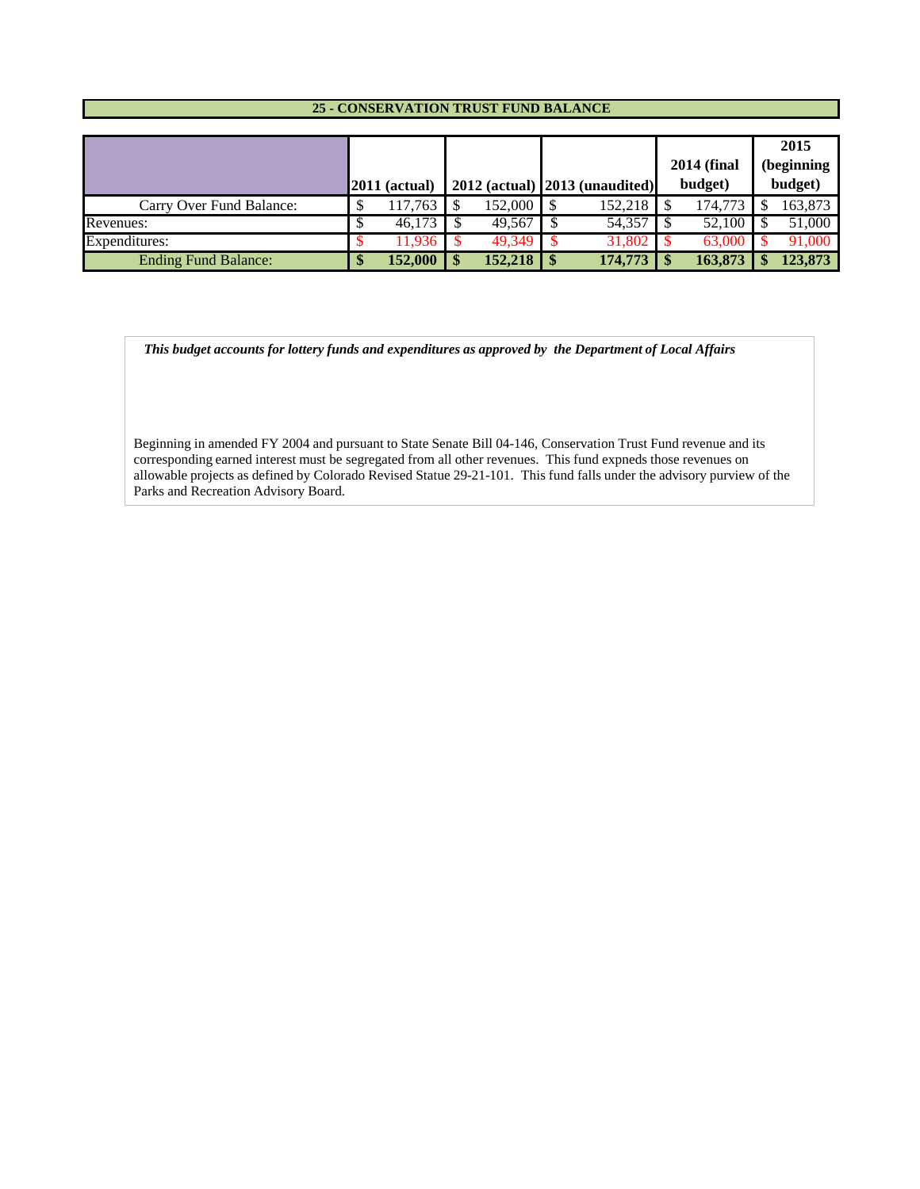## 25 - CONSERVATION TRUST FUND BALANCE

| | 2011 (actual) | 2012 (actual) | 2013 (unaudited) | 2014 (final budget) | 2015 (beginning budget) |
|---|---|---|---|---|---|
| Carry Over Fund Balance: | $ 117,763 | $ 152,000 | $ 152,218 | $ 174,773 | $ 163,873 |
| Revenues: | $ 46,173 | $ 49,567 | $ 54,357 | $ 52,100 | $ 51,000 |
| Expenditures: | $ 11,936 | $ 49,349 | $ 31,802 | $ 63,000 | $ 91,000 |
| **Ending Fund Balance:** | **$ 152,000** | **$ 152,218** | **$ 174,773** | **$ 163,873** | **$ 123,873** |

***This budget accounts for lottery funds and expenditures as approved by the Department of Local Affairs***

Beginning in amended FY 2004 and pursuant to State Senate Bill 04-146, Conservation Trust Fund revenue and its corresponding earned interest must be segregated from all other revenues. This fund expneds those revenues on allowable projects as defined by Colorado Revised Statue 29-21-101. This fund falls under the advisory purview of the Parks and Recreation Advisory Board.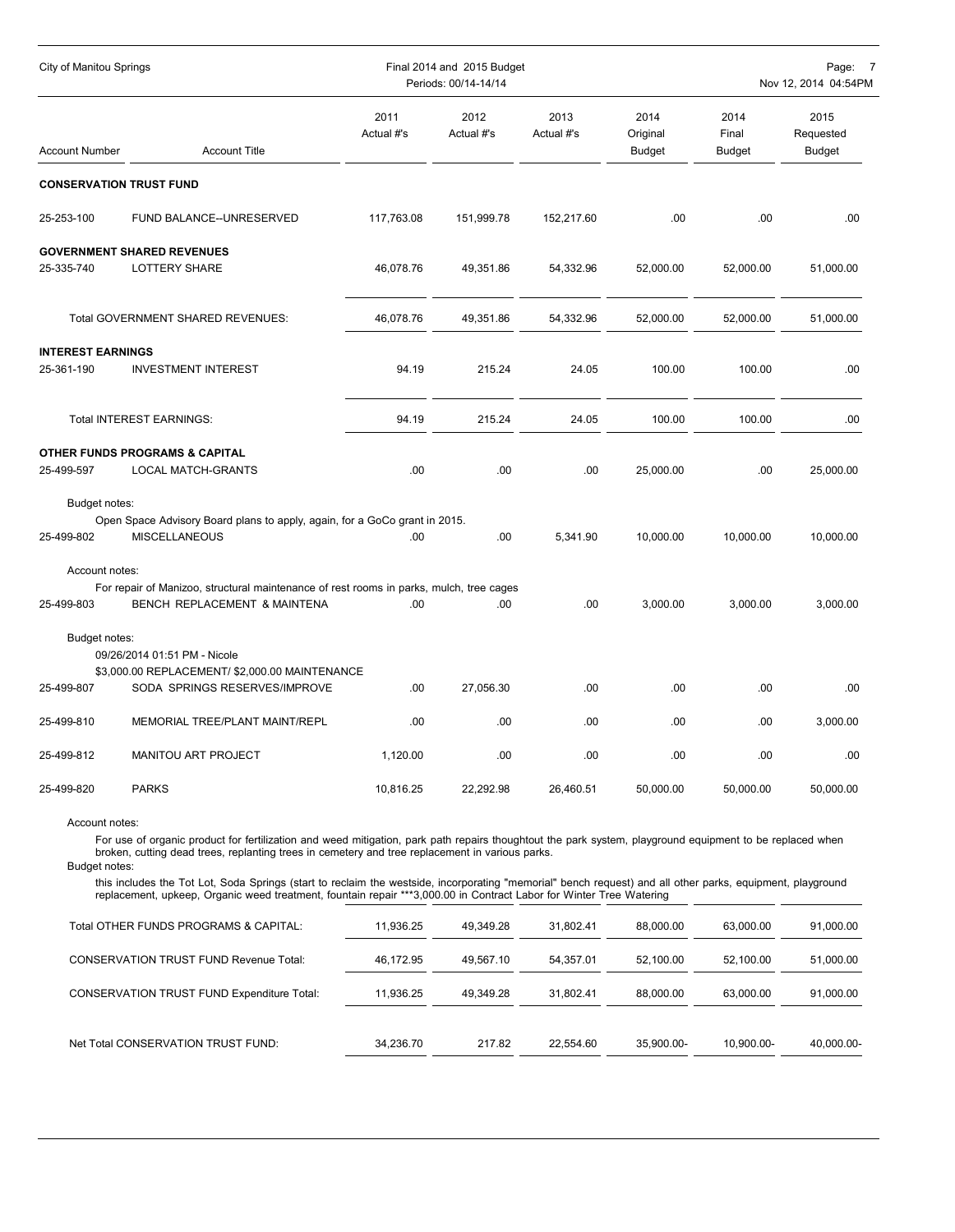City of Manitou Springs — Final 2014 and 2015 Budget — Periods: 00/14-14/14

| Account Number | Account Title | 2011 Actual #'s | 2012 Actual #'s | 2013 Actual #'s | 2014 Original Budget | 2014 Final Budget | 2015 Requested Budget |
|---|---|---|---|---|---|---|---|
| **CONSERVATION TRUST FUND** | | | | | | | |
| 25-253-100 | FUND BALANCE--UNRESERVED | 117,763.08 | 151,999.78 | 152,217.60 | .00 | .00 | .00 |
| **GOVERNMENT SHARED REVENUES** | | | | | | | |
| 25-335-740 | LOTTERY SHARE | 46,078.76 | 49,351.86 | 54,332.96 | 52,000.00 | 52,000.00 | 51,000.00 |
| | Total GOVERNMENT SHARED REVENUES: | 46,078.76 | 49,351.86 | 54,332.96 | 52,000.00 | 52,000.00 | 51,000.00 |
| **INTEREST EARNINGS** | | | | | | | |
| 25-361-190 | INVESTMENT INTEREST | 94.19 | 215.24 | 24.05 | 100.00 | 100.00 | .00 |
| | Total INTEREST EARNINGS: | 94.19 | 215.24 | 24.05 | 100.00 | 100.00 | .00 |
| **OTHER FUNDS PROGRAMS & CAPITAL** | | | | | | | |
| 25-499-597 | LOCAL MATCH-GRANTS | .00 | .00 | .00 | 25,000.00 | .00 | 25,000.00 |
| | Budget notes: Open Space Advisory Board plans to apply, again, for a GoCo grant in 2015. | | | | | | |
| 25-499-802 | MISCELLANEOUS | .00 | .00 | 5,341.90 | 10,000.00 | 10,000.00 | 10,000.00 |
| | Account notes: For repair of Manizoo, structural maintenance of rest rooms in parks, mulch, tree cages | | | | | | |
| 25-499-803 | BENCH REPLACEMENT & MAINTENA | .00 | .00 | .00 | 3,000.00 | 3,000.00 | 3,000.00 |
| | Budget notes: 09/26/2014 01:51 PM - Nicole \$3,000.00 REPLACEMENT/ \$2,000.00 MAINTENANCE | | | | | | |
| 25-499-807 | SODA SPRINGS RESERVES/IMPROVE | .00 | 27,056.30 | .00 | .00 | .00 | .00 |
| 25-499-810 | MEMORIAL TREE/PLANT MAINT/REPL | .00 | .00 | .00 | .00 | .00 | 3,000.00 |
| 25-499-812 | MANITOU ART PROJECT | 1,120.00 | .00 | .00 | .00 | .00 | .00 |
| 25-499-820 | PARKS | 10,816.25 | 22,292.98 | 26,460.51 | 50,000.00 | 50,000.00 | 50,000.00 |
| | Account notes: For use of organic product for fertilization and weed mitigation, park path repairs thoughtout the park system, playground equipment to be replaced when broken, cutting dead trees, replanting trees in cemetery and tree replacement in various parks. Budget notes: this includes the Tot Lot, Soda Springs (start to reclaim the westside, incorporating "memorial" bench request) and all other parks, equipment, playground replacement, upkeep, Organic weed treatment, fountain repair ***3,000.00 in Contract Labor for Winter Tree Watering | | | | | | |
| | Total OTHER FUNDS PROGRAMS & CAPITAL: | 11,936.25 | 49,349.28 | 31,802.41 | 88,000.00 | 63,000.00 | 91,000.00 |
| | CONSERVATION TRUST FUND Revenue Total: | 46,172.95 | 49,567.10 | 54,357.01 | 52,100.00 | 52,100.00 | 51,000.00 |
| | CONSERVATION TRUST FUND Expenditure Total: | 11,936.25 | 49,349.28 | 31,802.41 | 88,000.00 | 63,000.00 | 91,000.00 |
| | Net Total CONSERVATION TRUST FUND: | 34,236.70 | 217.82 | 22,554.60 | 35,900.00- | 10,900.00- | 40,000.00- |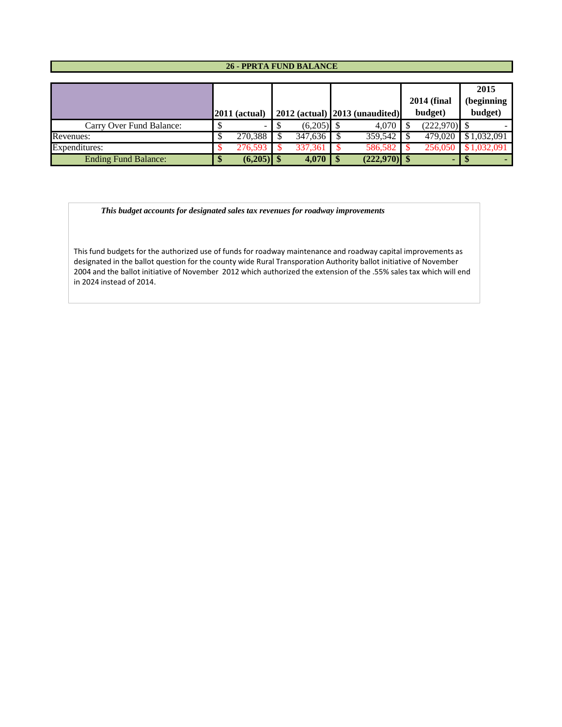## 26 - PPRTA FUND BALANCE

| | 2011 (actual) | 2012 (actual) | 2013 (unaudited) | 2014 (final budget) | 2015 (beginning budget) |
|---|---|---|---|---|---|
| Carry Over Fund Balance: | $ - | $ (6,205) | $ 4,070 | $ (222,970) | $ - |
| Revenues: | $ 270,388 | $ 347,636 | $ 359,542 | $ 479,020 | $1,032,091 |
| Expenditures: | $ 276,593 | $ 337,361 | $ 586,582 | $ 256,050 | $1,032,091 |
| **Ending Fund Balance:** | **$ (6,205)** | **$ 4,070** | **$ (222,970)** | **$ -** | **$ -** |

***This budget accounts for designated sales tax revenues for roadway improvements***

This fund budgets for the authorized use of funds for roadway maintenance and roadway capital improvements as designated in the ballot question for the county wide Rural Transporation Authority ballot initiative of November 2004 and the ballot initiative of November 2012 which authorized the extension of the .55% sales tax which will end in 2024 instead of 2014.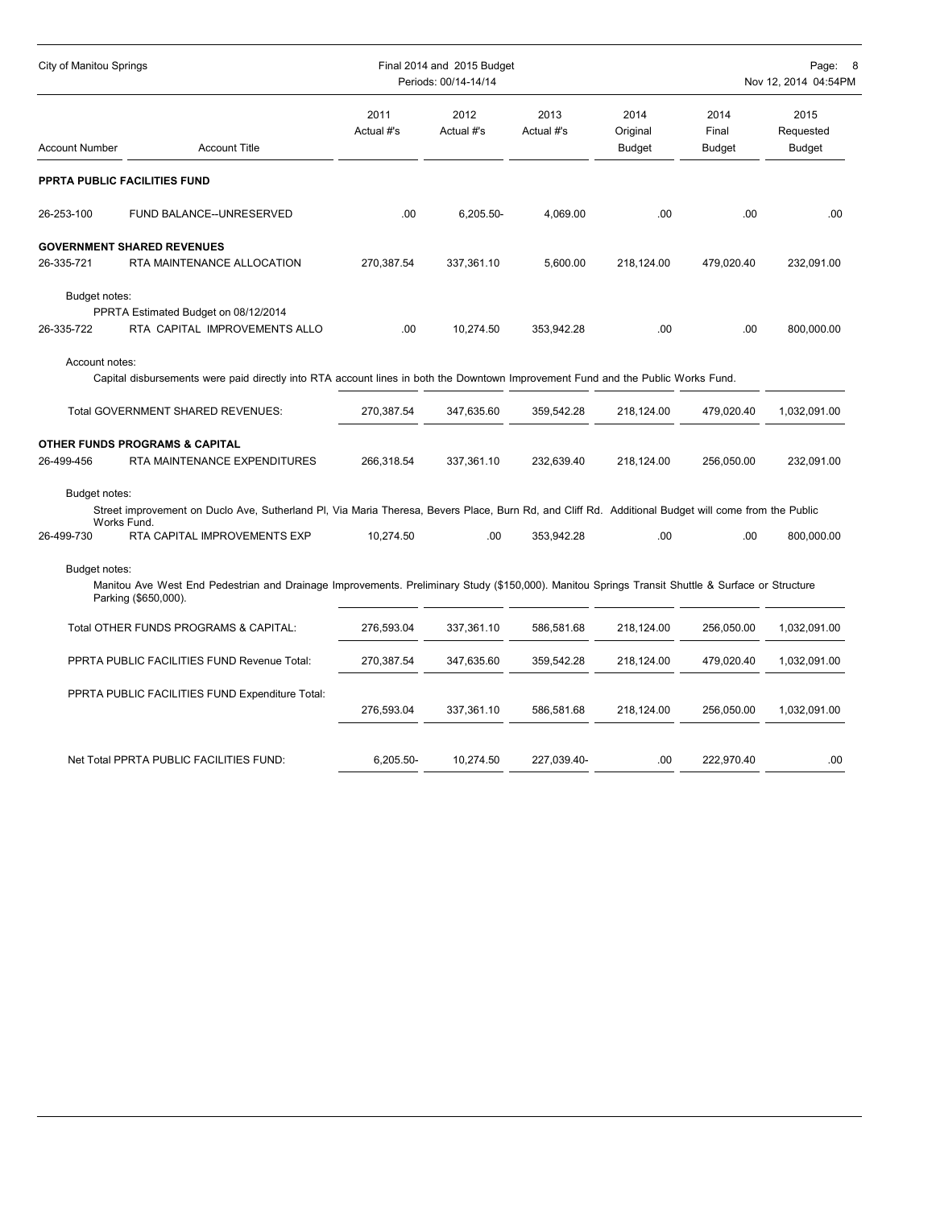| Account Number | Account Title | 2011 Actual #'s | 2012 Actual #'s | 2013 Actual #'s | 2014 Original Budget | 2014 Final Budget | 2015 Requested Budget |
|---|---|---|---|---|---|---|---|
| **PPRTA PUBLIC FACILITIES FUND** | | | | | | | |
| 26-253-100 | FUND BALANCE--UNRESERVED | .00 | 6,205.50- | 4,069.00 | .00 | .00 | .00 |
| **GOVERNMENT SHARED REVENUES** | | | | | | | |
| 26-335-721 | RTA MAINTENANCE ALLOCATION | 270,387.54 | 337,361.10 | 5,600.00 | 218,124.00 | 479,020.40 | 232,091.00 |
| Budget notes: PPRTA Estimated Budget on 08/12/2014 | | | | | | | |
| 26-335-722 | RTA CAPITAL IMPROVEMENTS ALLO | .00 | 10,274.50 | 353,942.28 | .00 | .00 | 800,000.00 |
| Account notes: Capital disbursements were paid directly into RTA account lines in both the Downtown Improvement Fund and the Public Works Fund. | | | | | | | |
| | Total GOVERNMENT SHARED REVENUES: | 270,387.54 | 347,635.60 | 359,542.28 | 218,124.00 | 479,020.40 | 1,032,091.00 |
| **OTHER FUNDS PROGRAMS & CAPITAL** | | | | | | | |
| 26-499-456 | RTA MAINTENANCE EXPENDITURES | 266,318.54 | 337,361.10 | 232,639.40 | 218,124.00 | 256,050.00 | 232,091.00 |
| Budget notes: Street improvement on Duclo Ave, Sutherland Pl, Via Maria Theresa, Bevers Place, Burn Rd, and Cliff Rd. Additional Budget will come from the Public Works Fund. | | | | | | | |
| 26-499-730 | RTA CAPITAL IMPROVEMENTS EXP | 10,274.50 | .00 | 353,942.28 | .00 | .00 | 800,000.00 |
| Budget notes: Manitou Ave West End Pedestrian and Drainage Improvements. Preliminary Study ($150,000). Manitou Springs Transit Shuttle & Surface or Structure Parking ($650,000). | | | | | | | |
| | Total OTHER FUNDS PROGRAMS & CAPITAL: | 276,593.04 | 337,361.10 | 586,581.68 | 218,124.00 | 256,050.00 | 1,032,091.00 |
| | PPRTA PUBLIC FACILITIES FUND Revenue Total: | 270,387.54 | 347,635.60 | 359,542.28 | 218,124.00 | 479,020.40 | 1,032,091.00 |
| | PPRTA PUBLIC FACILITIES FUND Expenditure Total: | 276,593.04 | 337,361.10 | 586,581.68 | 218,124.00 | 256,050.00 | 1,032,091.00 |
| | Net Total PPRTA PUBLIC FACILITIES FUND: | 6,205.50- | 10,274.50 | 227,039.40- | .00 | 222,970.40 | .00 |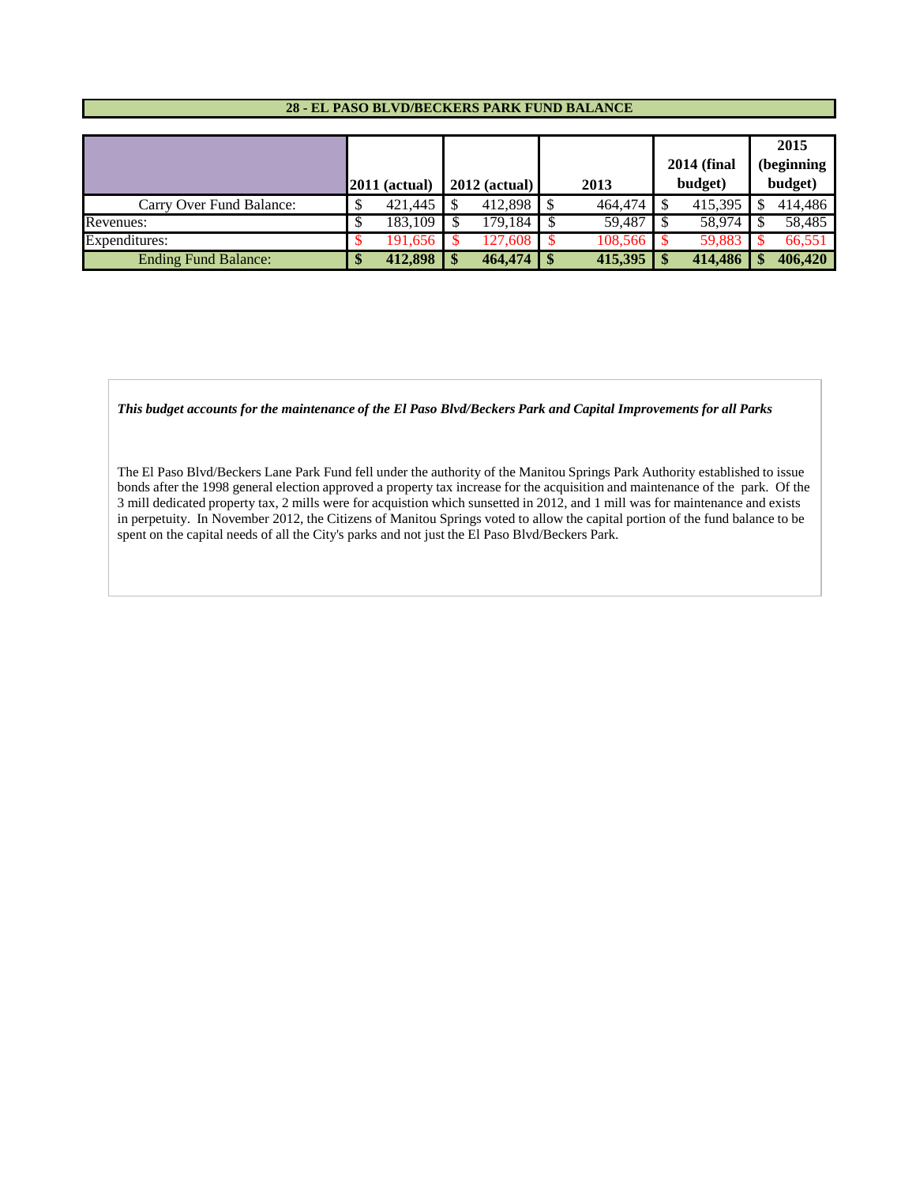## 28 - EL PASO BLVD/BECKERS PARK FUND BALANCE

| | 2011 (actual) | 2012 (actual) | 2013 | 2014 (final budget) | 2015 (beginning budget) |
|---|---|---|---|---|---|
| Carry Over Fund Balance: | $ 421,445 | $ 412,898 | $ 464,474 | $ 415,395 | $ 414,486 |
| Revenues: | $ 183,109 | $ 179,184 | $ 59,487 | $ 58,974 | $ 58,485 |
| Expenditures: | $ 191,656 | $ 127,608 | $ 108,566 | $ 59,883 | $ 66,551 |
| **Ending Fund Balance:** | **$ 412,898** | **$ 464,474** | **$ 415,395** | **$ 414,486** | **$ 406,420** |

***This budget accounts for the maintenance of the El Paso Blvd/Beckers Park and Capital Improvements for all Parks***

The El Paso Blvd/Beckers Lane Park Fund fell under the authority of the Manitou Springs Park Authority established to issue bonds after the 1998 general election approved a property tax increase for the acquisition and maintenance of the park. Of the 3 mill dedicated property tax, 2 mills were for acquistion which sunsetted in 2012, and 1 mill was for maintenance and exists in perpetuity. In November 2012, the Citizens of Manitou Springs voted to allow the capital portion of the fund balance to be spent on the capital needs of all the City's parks and not just the El Paso Blvd/Beckers Park.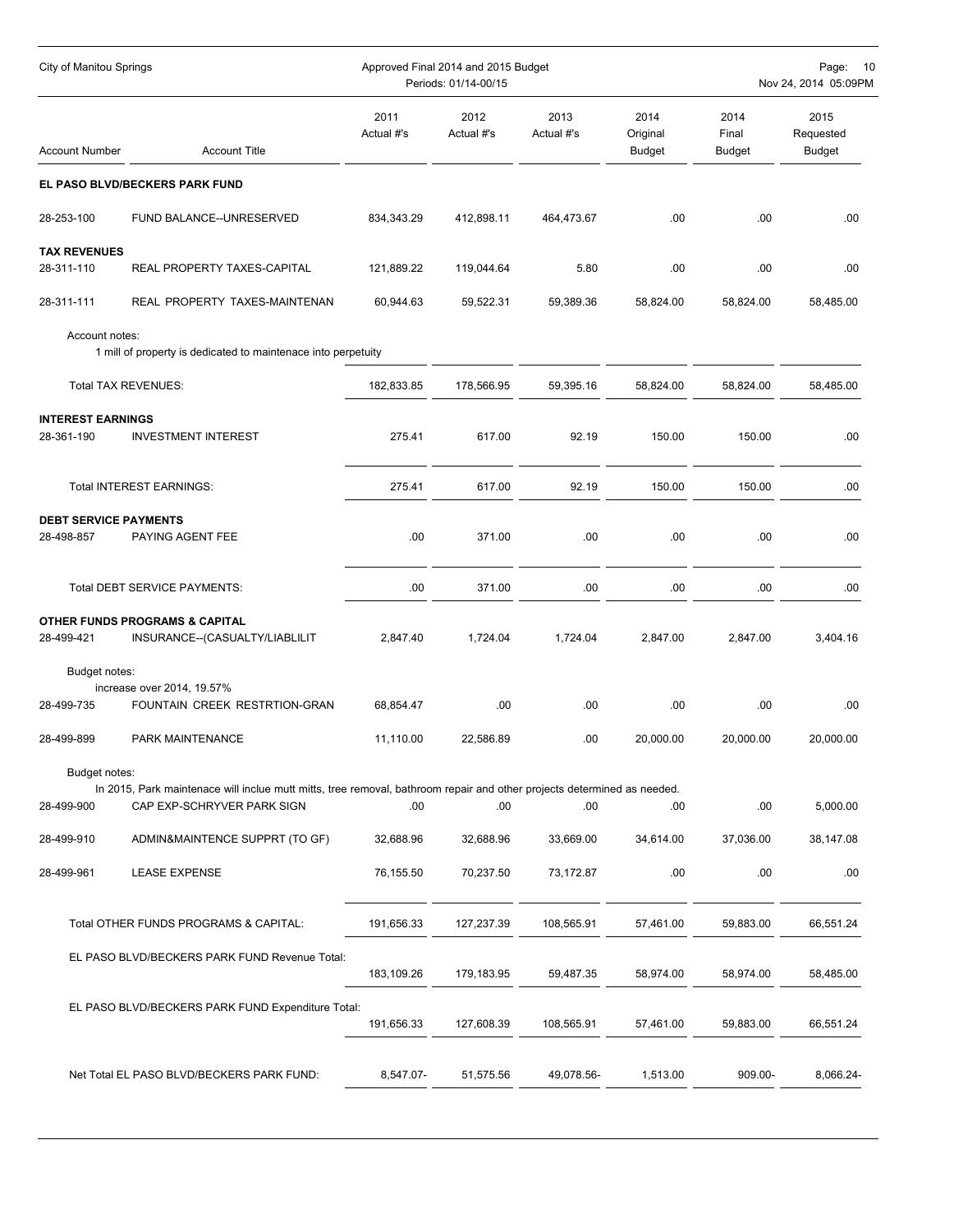City of Manitou Springs — Approved Final 2014 and 2015 Budget — Periods: 01/14-00/15

| Account Number | Account Title | 2011 Actual #'s | 2012 Actual #'s | 2013 Actual #'s | 2014 Original Budget | 2014 Final Budget | 2015 Requested Budget |
|---|---|---|---|---|---|---|---|
| **EL PASO BLVD/BECKERS PARK FUND** | | | | | | | |
| 28-253-100 | FUND BALANCE--UNRESERVED | 834,343.29 | 412,898.11 | 464,473.67 | .00 | .00 | .00 |
| **TAX REVENUES** | | | | | | | |
| 28-311-110 | REAL PROPERTY TAXES-CAPITAL | 121,889.22 | 119,044.64 | 5.80 | .00 | .00 | .00 |
| 28-311-111 | REAL PROPERTY TAXES-MAINTENAN | 60,944.63 | 59,522.31 | 59,389.36 | 58,824.00 | 58,824.00 | 58,485.00 |
| Account notes: | 1 mill of property is dedicated to maintenace into perpetuity | | | | | | |
| | Total TAX REVENUES: | 182,833.85 | 178,566.95 | 59,395.16 | 58,824.00 | 58,824.00 | 58,485.00 |
| **INTEREST EARNINGS** | | | | | | | |
| 28-361-190 | INVESTMENT INTEREST | 275.41 | 617.00 | 92.19 | 150.00 | 150.00 | .00 |
| | Total INTEREST EARNINGS: | 275.41 | 617.00 | 92.19 | 150.00 | 150.00 | .00 |
| **DEBT SERVICE PAYMENTS** | | | | | | | |
| 28-498-857 | PAYING AGENT FEE | .00 | 371.00 | .00 | .00 | .00 | .00 |
| | Total DEBT SERVICE PAYMENTS: | .00 | 371.00 | .00 | .00 | .00 | .00 |
| **OTHER FUNDS PROGRAMS & CAPITAL** | | | | | | | |
| 28-499-421 | INSURANCE--(CASUALTY/LIABLILIT | 2,847.40 | 1,724.04 | 1,724.04 | 2,847.00 | 2,847.00 | 3,404.16 |
| Budget notes: | increase over 2014, 19.57% | | | | | | |
| 28-499-735 | FOUNTAIN CREEK RESTRTION-GRAN | 68,854.47 | .00 | .00 | .00 | .00 | .00 |
| 28-499-899 | PARK MAINTENANCE | 11,110.00 | 22,586.89 | .00 | 20,000.00 | 20,000.00 | 20,000.00 |
| Budget notes: | In 2015, Park maintenace will inclue mutt mitts, tree removal, bathroom repair and other projects determined as needed. | | | | | | |
| 28-499-900 | CAP EXP-SCHRYVER PARK SIGN | .00 | .00 | .00 | .00 | .00 | 5,000.00 |
| 28-499-910 | ADMIN&MAINTENCE SUPPRT (TO GF) | 32,688.96 | 32,688.96 | 33,669.00 | 34,614.00 | 37,036.00 | 38,147.08 |
| 28-499-961 | LEASE EXPENSE | 76,155.50 | 70,237.50 | 73,172.87 | .00 | .00 | .00 |
| | Total OTHER FUNDS PROGRAMS & CAPITAL: | 191,656.33 | 127,237.39 | 108,565.91 | 57,461.00 | 59,883.00 | 66,551.24 |
| | EL PASO BLVD/BECKERS PARK FUND Revenue Total: | 183,109.26 | 179,183.95 | 59,487.35 | 58,974.00 | 58,974.00 | 58,485.00 |
| | EL PASO BLVD/BECKERS PARK FUND Expenditure Total: | 191,656.33 | 127,608.39 | 108,565.91 | 57,461.00 | 59,883.00 | 66,551.24 |
| | Net Total EL PASO BLVD/BECKERS PARK FUND: | 8,547.07- | 51,575.56 | 49,078.56- | 1,513.00 | 909.00- | 8,066.24- |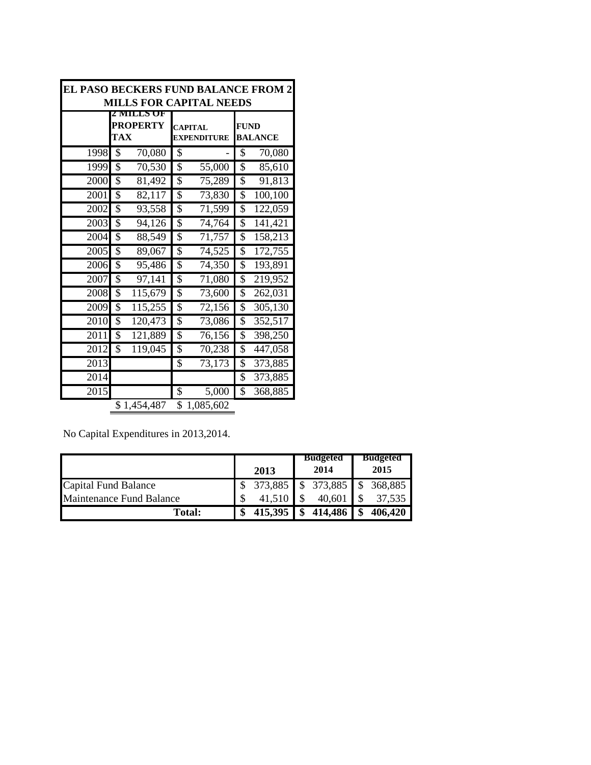| EL PASO BECKERS FUND BALANCE FROM 2 MILLS FOR CAPITAL NEEDS | | | |
|---|---|---|---|
| | 2 MILLS OF PROPERTY TAX | CAPITAL EXPENDITURE | FUND BALANCE |
| 1998 | $ 70,080 | $ - | $ 70,080 |
| 1999 | $ 70,530 | $ 55,000 | $ 85,610 |
| 2000 | $ 81,492 | $ 75,289 | $ 91,813 |
| 2001 | $ 82,117 | $ 73,830 | $ 100,100 |
| 2002 | $ 93,558 | $ 71,599 | $ 122,059 |
| 2003 | $ 94,126 | $ 74,764 | $ 141,421 |
| 2004 | $ 88,549 | $ 71,757 | $ 158,213 |
| 2005 | $ 89,067 | $ 74,525 | $ 172,755 |
| 2006 | $ 95,486 | $ 74,350 | $ 193,891 |
| 2007 | $ 97,141 | $ 71,080 | $ 219,952 |
| 2008 | $ 115,679 | $ 73,600 | $ 262,031 |
| 2009 | $ 115,255 | $ 72,156 | $ 305,130 |
| 2010 | $ 120,473 | $ 73,086 | $ 352,517 |
| 2011 | $ 121,889 | $ 76,156 | $ 398,250 |
| 2012 | $ 119,045 | $ 70,238 | $ 447,058 |
| 2013 | | $ 73,173 | $ 373,885 |
| 2014 | | | $ 373,885 |
| 2015 | | $ 5,000 | $ 368,885 |
| | $ 1,454,487 | $ 1,085,602 | |

No Capital Expenditures in 2013,2014.

| | 2013 | Budgeted 2014 | Budgeted 2015 |
|---|---|---|---|
| Capital Fund Balance | $ 373,885 | $ 373,885 | $ 368,885 |
| Maintenance Fund Balance | $ 41,510 | $ 40,601 | $ 37,535 |
| **Total:** | **$ 415,395** | **$ 414,486** | **$ 406,420** |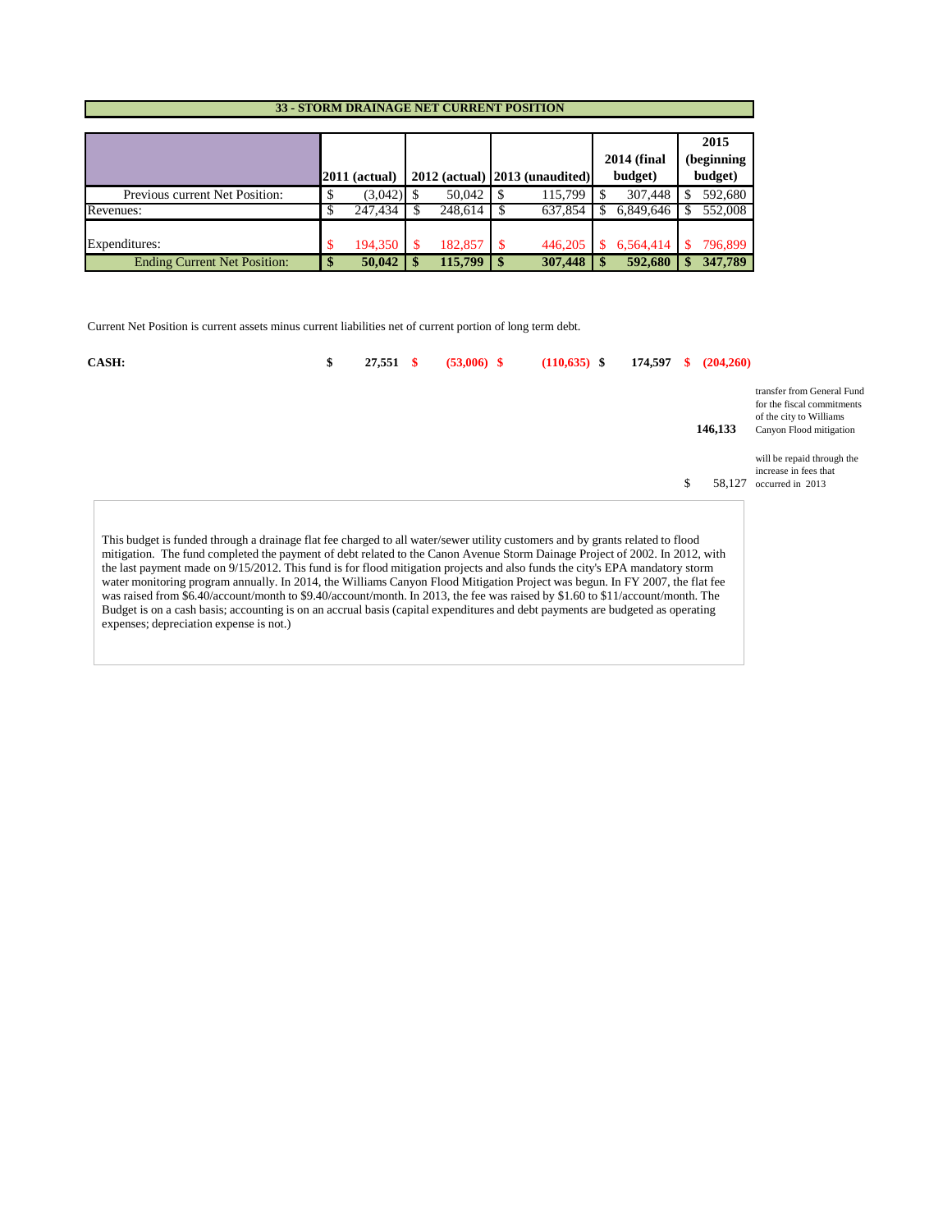## 33 - STORM DRAINAGE NET CURRENT POSITION

| | 2011 (actual) | 2012 (actual) | 2013 (unaudited) | 2014 (final budget) | 2015 (beginning budget) |
|---|---|---|---|---|---|
| Previous current Net Position: | $ (3,042) | $ 50,042 | $ 115,799 | $ 307,448 | $ 592,680 |
| Revenues: | $ 247,434 | $ 248,614 | $ 637,854 | $ 6,849,646 | $ 552,008 |
| Expenditures: | $ 194,350 | $ 182,857 | $ 446,205 | $ 6,564,414 | $ 796,899 |
| **Ending Current Net Position:** | **$ 50,042** | **$ 115,799** | **$ 307,448** | **$ 592,680** | **$ 347,789** |

Current Net Position is current assets minus current liabilities net of current portion of long term debt.

| | 2011 | 2012 | 2013 | 2014 | 2015 | |
|---|---|---|---|---|---|---|
| **CASH:** | **$ 27,551** | **$ (53,006)** | **$ (110,635)** | **$ 174,597** | **$ (204,260)** | |
| | | | | | **146,133** | transfer from General Fund for the fiscal commitments of the city to Williams Canyon Flood mitigation |
| | | | | | $ 58,127 | will be repaid through the increase in fees that occurred in 2013 |

This budget is funded through a drainage flat fee charged to all water/sewer utility customers and by grants related to flood mitigation. The fund completed the payment of debt related to the Canon Avenue Storm Dainage Project of 2002. In 2012, with the last payment made on 9/15/2012. This fund is for flood mitigation projects and also funds the city's EPA mandatory storm water monitoring program annually. In 2014, the Williams Canyon Flood Mitigation Project was begun. In FY 2007, the flat fee was raised from $6.40/account/month to $9.40/account/month. In 2013, the fee was raised by $1.60 to $11/account/month. The Budget is on a cash basis; accounting is on an accrual basis (capital expenditures and debt payments are budgeted as operating expenses; depreciation expense is not.)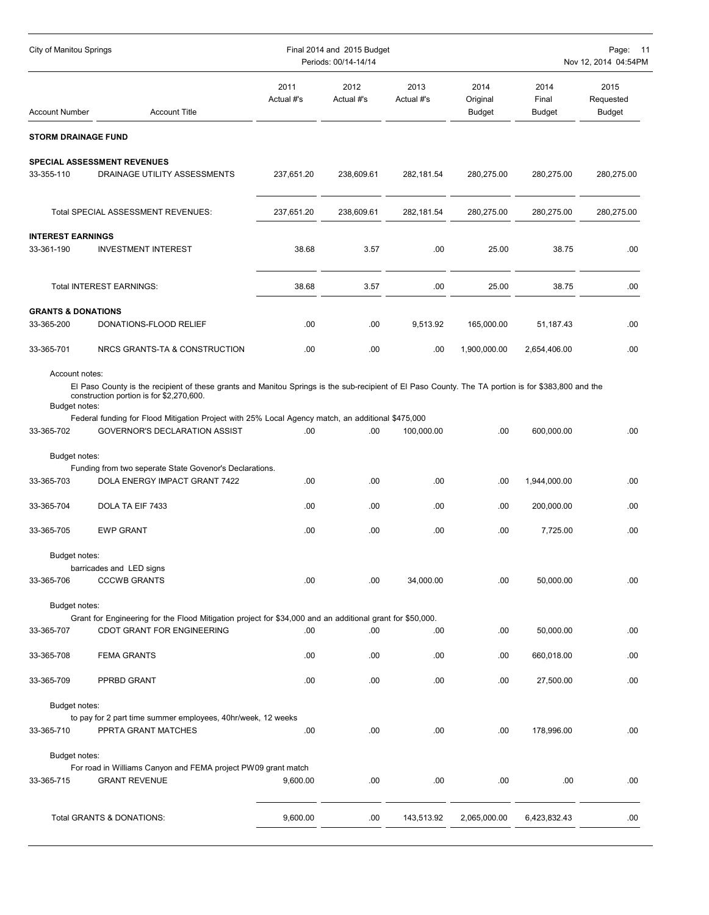City of Manitou Springs — Final 2014 and 2015 Budget — Periods: 00/14-14/14

| Account Number | Account Title | 2011 Actual #'s | 2012 Actual #'s | 2013 Actual #'s | 2014 Original Budget | 2014 Final Budget | 2015 Requested Budget |
|---|---|---|---|---|---|---|---|
| **STORM DRAINAGE FUND** | | | | | | | |
| **SPECIAL ASSESSMENT REVENUES** | | | | | | | |
| 33-355-110 | DRAINAGE UTILITY ASSESSMENTS | 237,651.20 | 238,609.61 | 282,181.54 | 280,275.00 | 280,275.00 | 280,275.00 |
| | Total SPECIAL ASSESSMENT REVENUES: | 237,651.20 | 238,609.61 | 282,181.54 | 280,275.00 | 280,275.00 | 280,275.00 |
| **INTEREST EARNINGS** | | | | | | | |
| 33-361-190 | INVESTMENT INTEREST | 38.68 | 3.57 | .00 | 25.00 | 38.75 | .00 |
| | Total INTEREST EARNINGS: | 38.68 | 3.57 | .00 | 25.00 | 38.75 | .00 |
| **GRANTS & DONATIONS** | | | | | | | |
| 33-365-200 | DONATIONS-FLOOD RELIEF | .00 | .00 | 9,513.92 | 165,000.00 | 51,187.43 | .00 |
| 33-365-701 | NRCS GRANTS-TA & CONSTRUCTION | .00 | .00 | .00 | 1,900,000.00 | 2,654,406.00 | .00 |
| | Account notes: El Paso County is the recipient of these grants and Manitou Springs is the sub-recipient of El Paso County. The TA portion is for $383,800 and the construction portion is for $2,270,600. Budget notes: Federal funding for Flood Mitigation Project with 25% Local Agency match, an additional $475,000 | | | | | | |
| 33-365-702 | GOVERNOR'S DECLARATION ASSIST | .00 | .00 | 100,000.00 | .00 | 600,000.00 | .00 |
| | Budget notes: Funding from two seperate State Govenor's Declarations. | | | | | | |
| 33-365-703 | DOLA ENERGY IMPACT GRANT 7422 | .00 | .00 | .00 | .00 | 1,944,000.00 | .00 |
| 33-365-704 | DOLA TA EIF 7433 | .00 | .00 | .00 | .00 | 200,000.00 | .00 |
| 33-365-705 | EWP GRANT | .00 | .00 | .00 | .00 | 7,725.00 | .00 |
| | Budget notes: barricades and LED signs | | | | | | |
| 33-365-706 | CCCWB GRANTS | .00 | .00 | 34,000.00 | .00 | 50,000.00 | .00 |
| | Budget notes: Grant for Engineering for the Flood Mitigation project for $34,000 and an additional grant for $50,000. | | | | | | |
| 33-365-707 | CDOT GRANT FOR ENGINEERING | .00 | .00 | .00 | .00 | 50,000.00 | .00 |
| 33-365-708 | FEMA GRANTS | .00 | .00 | .00 | .00 | 660,018.00 | .00 |
| 33-365-709 | PPRBD GRANT | .00 | .00 | .00 | .00 | 27,500.00 | .00 |
| | Budget notes: to pay for 2 part time summer employees, 40hr/week, 12 weeks | | | | | | |
| 33-365-710 | PPRTA GRANT MATCHES | .00 | .00 | .00 | .00 | 178,996.00 | .00 |
| | Budget notes: For road in Williams Canyon and FEMA project PW09 grant match | | | | | | |
| 33-365-715 | GRANT REVENUE | 9,600.00 | .00 | .00 | .00 | .00 | .00 |
| | Total GRANTS & DONATIONS: | 9,600.00 | .00 | 143,513.92 | 2,065,000.00 | 6,423,832.43 | .00 |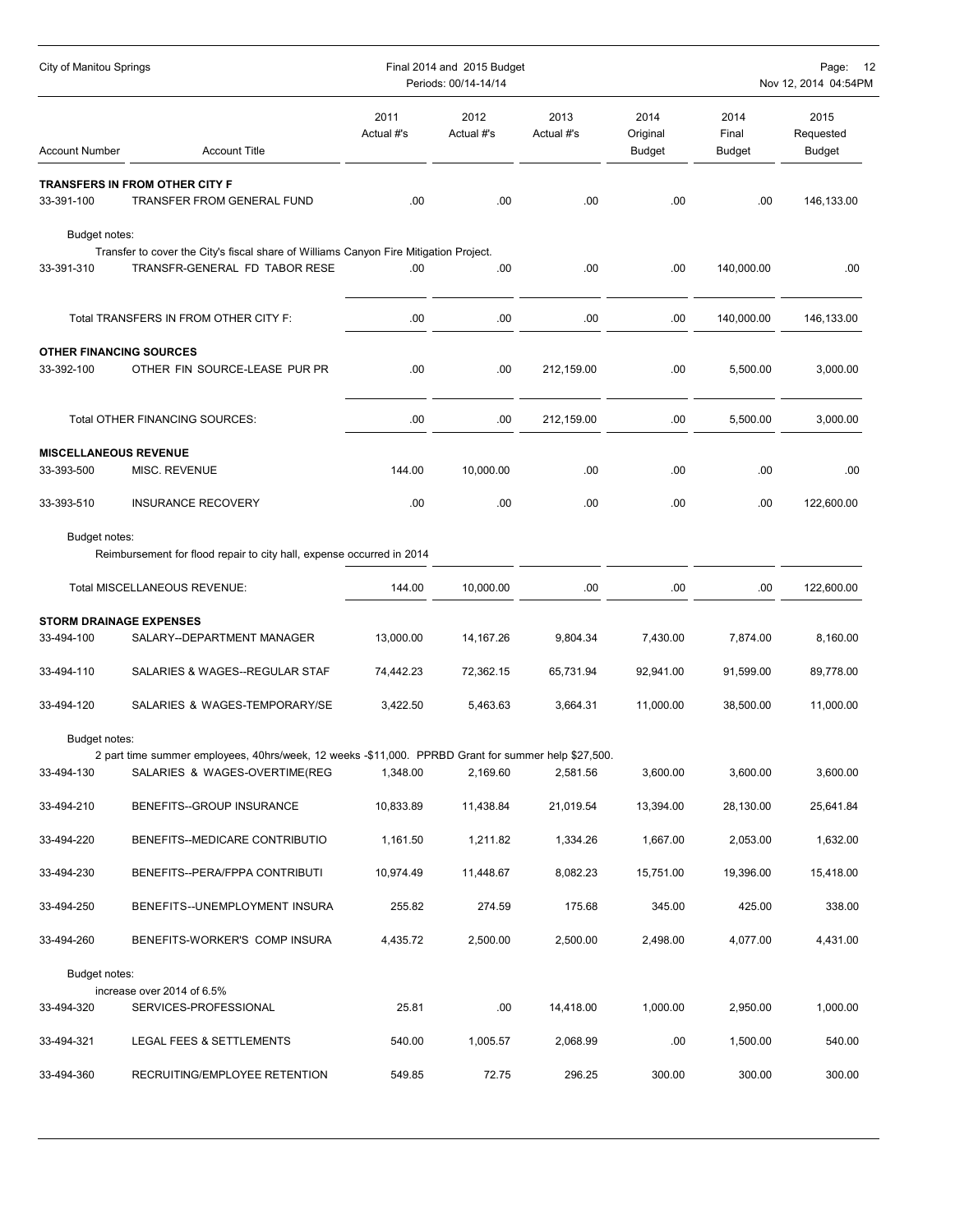| Account Number | Account Title | 2011 Actual #'s | 2012 Actual #'s | 2013 Actual #'s | 2014 Original Budget | 2014 Final Budget | 2015 Requested Budget |
|---|---|---|---|---|---|---|---|
| **TRANSFERS IN FROM OTHER CITY F** | | | | | | | |
| 33-391-100 | TRANSFER FROM GENERAL FUND | .00 | .00 | .00 | .00 | .00 | 146,133.00 |
| Budget notes: | Transfer to cover the City's fiscal share of Williams Canyon Fire Mitigation Project. | | | | | | |
| 33-391-310 | TRANSFR-GENERAL FD TABOR RESE | .00 | .00 | .00 | .00 | 140,000.00 | .00 |
| | Total TRANSFERS IN FROM OTHER CITY F: | .00 | .00 | .00 | .00 | 140,000.00 | 146,133.00 |
| **OTHER FINANCING SOURCES** | | | | | | | |
| 33-392-100 | OTHER FIN SOURCE-LEASE PUR PR | .00 | .00 | 212,159.00 | .00 | 5,500.00 | 3,000.00 |
| | Total OTHER FINANCING SOURCES: | .00 | .00 | 212,159.00 | .00 | 5,500.00 | 3,000.00 |
| **MISCELLANEOUS REVENUE** | | | | | | | |
| 33-393-500 | MISC. REVENUE | 144.00 | 10,000.00 | .00 | .00 | .00 | .00 |
| 33-393-510 | INSURANCE RECOVERY | .00 | .00 | .00 | .00 | .00 | 122,600.00 |
| Budget notes: | Reimbursement for flood repair to city hall, expense occurred in 2014 | | | | | | |
| | Total MISCELLANEOUS REVENUE: | 144.00 | 10,000.00 | .00 | .00 | .00 | 122,600.00 |
| **STORM DRAINAGE EXPENSES** | | | | | | | |
| 33-494-100 | SALARY--DEPARTMENT MANAGER | 13,000.00 | 14,167.26 | 9,804.34 | 7,430.00 | 7,874.00 | 8,160.00 |
| 33-494-110 | SALARIES & WAGES--REGULAR STAF | 74,442.23 | 72,362.15 | 65,731.94 | 92,941.00 | 91,599.00 | 89,778.00 |
| 33-494-120 | SALARIES & WAGES-TEMPORARY/SE | 3,422.50 | 5,463.63 | 3,664.31 | 11,000.00 | 38,500.00 | 11,000.00 |
| Budget notes: | 2 part time summer employees, 40hrs/week, 12 weeks -$11,000. PPRBD Grant for summer help $27,500. | | | | | | |
| 33-494-130 | SALARIES & WAGES-OVERTIME(REG | 1,348.00 | 2,169.60 | 2,581.56 | 3,600.00 | 3,600.00 | 3,600.00 |
| 33-494-210 | BENEFITS--GROUP INSURANCE | 10,833.89 | 11,438.84 | 21,019.54 | 13,394.00 | 28,130.00 | 25,641.84 |
| 33-494-220 | BENEFITS--MEDICARE CONTRIBUTIO | 1,161.50 | 1,211.82 | 1,334.26 | 1,667.00 | 2,053.00 | 1,632.00 |
| 33-494-230 | BENEFITS--PERA/FPPA CONTRIBUTI | 10,974.49 | 11,448.67 | 8,082.23 | 15,751.00 | 19,396.00 | 15,418.00 |
| 33-494-250 | BENEFITS--UNEMPLOYMENT INSURA | 255.82 | 274.59 | 175.68 | 345.00 | 425.00 | 338.00 |
| 33-494-260 | BENEFITS-WORKER'S COMP INSURA | 4,435.72 | 2,500.00 | 2,500.00 | 2,498.00 | 4,077.00 | 4,431.00 |
| Budget notes: | increase over 2014 of 6.5% | | | | | | |
| 33-494-320 | SERVICES-PROFESSIONAL | 25.81 | .00 | 14,418.00 | 1,000.00 | 2,950.00 | 1,000.00 |
| 33-494-321 | LEGAL FEES & SETTLEMENTS | 540.00 | 1,005.57 | 2,068.99 | .00 | 1,500.00 | 540.00 |
| 33-494-360 | RECRUITING/EMPLOYEE RETENTION | 549.85 | 72.75 | 296.25 | 300.00 | 300.00 | 300.00 |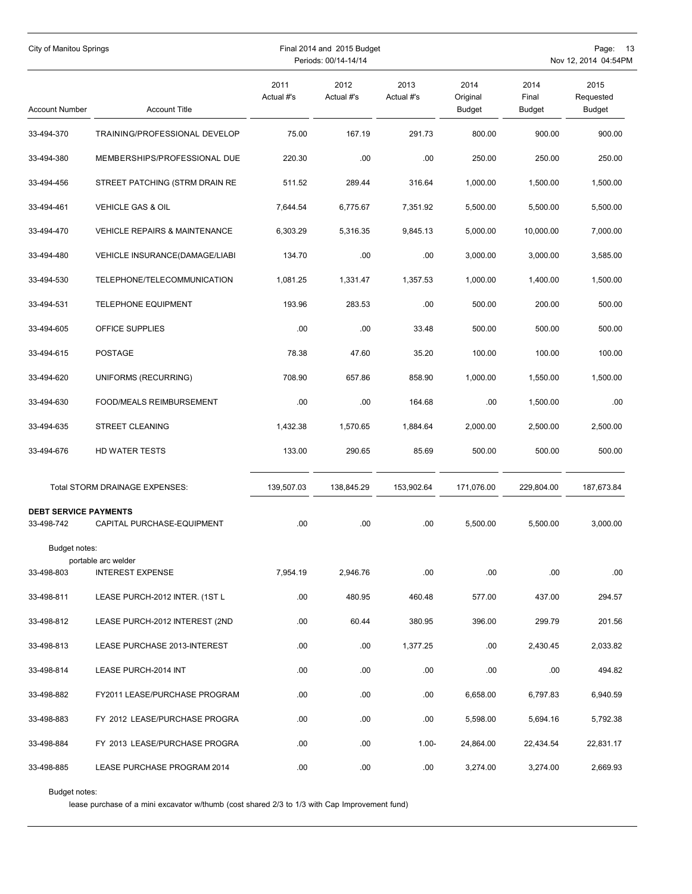| Account Number | Account Title | 2011 Actual #'s | 2012 Actual #'s | 2013 Actual #'s | 2014 Original Budget | 2014 Final Budget | 2015 Requested Budget |
|---|---|---|---|---|---|---|---|
| 33-494-370 | TRAINING/PROFESSIONAL DEVELOP | 75.00 | 167.19 | 291.73 | 800.00 | 900.00 | 900.00 |
| 33-494-380 | MEMBERSHIPS/PROFESSIONAL DUE | 220.30 | .00 | .00 | 250.00 | 250.00 | 250.00 |
| 33-494-456 | STREET PATCHING (STRM DRAIN RE | 511.52 | 289.44 | 316.64 | 1,000.00 | 1,500.00 | 1,500.00 |
| 33-494-461 | VEHICLE GAS & OIL | 7,644.54 | 6,775.67 | 7,351.92 | 5,500.00 | 5,500.00 | 5,500.00 |
| 33-494-470 | VEHICLE REPAIRS & MAINTENANCE | 6,303.29 | 5,316.35 | 9,845.13 | 5,000.00 | 10,000.00 | 7,000.00 |
| 33-494-480 | VEHICLE INSURANCE(DAMAGE/LIABI | 134.70 | .00 | .00 | 3,000.00 | 3,000.00 | 3,585.00 |
| 33-494-530 | TELEPHONE/TELECOMMUNICATION | 1,081.25 | 1,331.47 | 1,357.53 | 1,000.00 | 1,400.00 | 1,500.00 |
| 33-494-531 | TELEPHONE EQUIPMENT | 193.96 | 283.53 | .00 | 500.00 | 200.00 | 500.00 |
| 33-494-605 | OFFICE SUPPLIES | .00 | .00 | 33.48 | 500.00 | 500.00 | 500.00 |
| 33-494-615 | POSTAGE | 78.38 | 47.60 | 35.20 | 100.00 | 100.00 | 100.00 |
| 33-494-620 | UNIFORMS (RECURRING) | 708.90 | 657.86 | 858.90 | 1,000.00 | 1,550.00 | 1,500.00 |
| 33-494-630 | FOOD/MEALS REIMBURSEMENT | .00 | .00 | 164.68 | .00 | 1,500.00 | .00 |
| 33-494-635 | STREET CLEANING | 1,432.38 | 1,570.65 | 1,884.64 | 2,000.00 | 2,500.00 | 2,500.00 |
| 33-494-676 | HD WATER TESTS | 133.00 | 290.65 | 85.69 | 500.00 | 500.00 | 500.00 |
| | Total STORM DRAINAGE EXPENSES: | 139,507.03 | 138,845.29 | 153,902.64 | 171,076.00 | 229,804.00 | 187,673.84 |
| **DEBT SERVICE PAYMENTS** | | | | | | | |
| 33-498-742 | CAPITAL PURCHASE-EQUIPMENT | .00 | .00 | .00 | 5,500.00 | 5,500.00 | 3,000.00 |
| | Budget notes: portable arc welder | | | | | | |
| 33-498-803 | INTEREST EXPENSE | 7,954.19 | 2,946.76 | .00 | .00 | .00 | .00 |
| 33-498-811 | LEASE PURCH-2012 INTER. (1ST L | .00 | 480.95 | 460.48 | 577.00 | 437.00 | 294.57 |
| 33-498-812 | LEASE PURCH-2012 INTEREST (2ND | .00 | 60.44 | 380.95 | 396.00 | 299.79 | 201.56 |
| 33-498-813 | LEASE PURCHASE 2013-INTEREST | .00 | .00 | 1,377.25 | .00 | 2,430.45 | 2,033.82 |
| 33-498-814 | LEASE PURCH-2014 INT | .00 | .00 | .00 | .00 | .00 | 494.82 |
| 33-498-882 | FY2011 LEASE/PURCHASE PROGRAM | .00 | .00 | .00 | 6,658.00 | 6,797.83 | 6,940.59 |
| 33-498-883 | FY 2012 LEASE/PURCHASE PROGRA | .00 | .00 | .00 | 5,598.00 | 5,694.16 | 5,792.38 |
| 33-498-884 | FY 2013 LEASE/PURCHASE PROGRA | .00 | .00 | 1.00- | 24,864.00 | 22,434.54 | 22,831.17 |
| 33-498-885 | LEASE PURCHASE PROGRAM 2014 | .00 | .00 | .00 | 3,274.00 | 3,274.00 | 2,669.93 |

Budget notes:
lease purchase of a mini excavator w/thumb (cost shared 2/3 to 1/3 with Cap Improvement fund)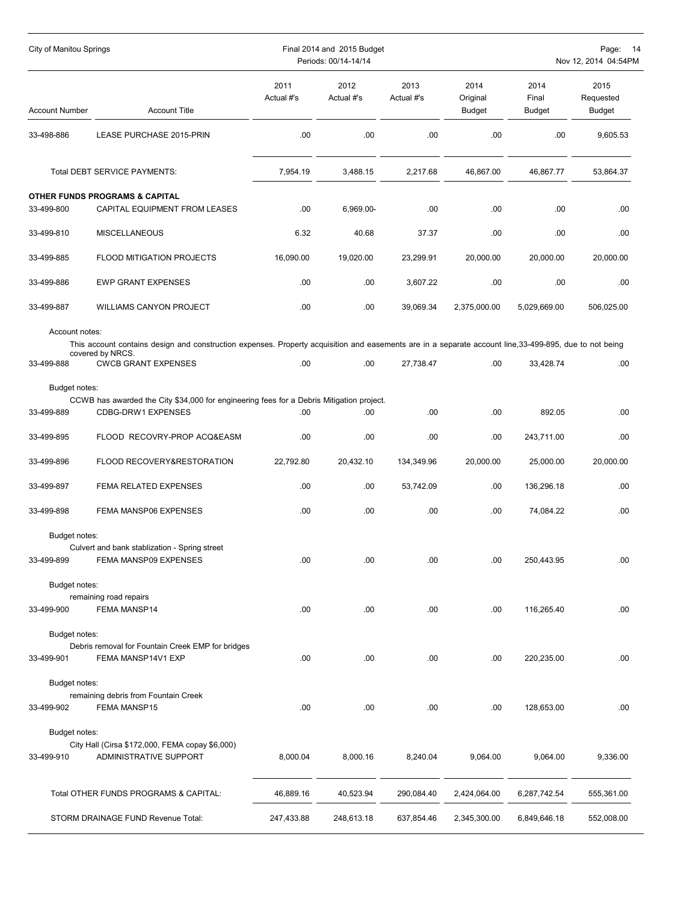| Account Number | Account Title | 2011 Actual #'s | 2012 Actual #'s | 2013 Actual #'s | 2014 Original Budget | 2014 Final Budget | 2015 Requested Budget |
|---|---|---|---|---|---|---|---|
| 33-498-886 | LEASE PURCHASE 2015-PRIN | .00 | .00 | .00 | .00 | .00 | 9,605.53 |
| | Total DEBT SERVICE PAYMENTS: | 7,954.19 | 3,488.15 | 2,217.68 | 46,867.00 | 46,867.77 | 53,864.37 |
| | **OTHER FUNDS PROGRAMS & CAPITAL** | | | | | | |
| 33-499-800 | CAPITAL EQUIPMENT FROM LEASES | .00 | 6,969.00- | .00 | .00 | .00 | .00 |
| 33-499-810 | MISCELLANEOUS | 6.32 | 40.68 | 37.37 | .00 | .00 | .00 |
| 33-499-885 | FLOOD MITIGATION PROJECTS | 16,090.00 | 19,020.00 | 23,299.91 | 20,000.00 | 20,000.00 | 20,000.00 |
| 33-499-886 | EWP GRANT EXPENSES | .00 | .00 | 3,607.22 | .00 | .00 | .00 |
| 33-499-887 | WILLIAMS CANYON PROJECT | .00 | .00 | 39,069.34 | 2,375,000.00 | 5,029,669.00 | 506,025.00 |
| | Account notes: This account contains design and construction expenses. Property acquisition and easements are in a separate account line,33-499-895, due to not being covered by NRCS. | | | | | | |
| 33-499-888 | CWCB GRANT EXPENSES | .00 | .00 | 27,738.47 | .00 | 33,428.74 | .00 |
| | Budget notes: CCWB has awarded the City $34,000 for engineering fees for a Debris Mitigation project. | | | | | | |
| 33-499-889 | CDBG-DRW1 EXPENSES | .00 | .00 | .00 | .00 | 892.05 | .00 |
| 33-499-895 | FLOOD RECOVRY-PROP ACQ&EASM | .00 | .00 | .00 | .00 | 243,711.00 | .00 |
| 33-499-896 | FLOOD RECOVERY&RESTORATION | 22,792.80 | 20,432.10 | 134,349.96 | 20,000.00 | 25,000.00 | 20,000.00 |
| 33-499-897 | FEMA RELATED EXPENSES | .00 | .00 | 53,742.09 | .00 | 136,296.18 | .00 |
| 33-499-898 | FEMA MANSP06 EXPENSES | .00 | .00 | .00 | .00 | 74,084.22 | .00 |
| | Budget notes: Culvert and bank stablization - Spring street | | | | | | |
| 33-499-899 | FEMA MANSP09 EXPENSES | .00 | .00 | .00 | .00 | 250,443.95 | .00 |
| | Budget notes: remaining road repairs | | | | | | |
| 33-499-900 | FEMA MANSP14 | .00 | .00 | .00 | .00 | 116,265.40 | .00 |
| | Budget notes: Debris removal for Fountain Creek EMP for bridges | | | | | | |
| 33-499-901 | FEMA MANSP14V1 EXP | .00 | .00 | .00 | .00 | 220,235.00 | .00 |
| | Budget notes: remaining debris from Fountain Creek | | | | | | |
| 33-499-902 | FEMA MANSP15 | .00 | .00 | .00 | .00 | 128,653.00 | .00 |
| | Budget notes: City Hall (Cirsa $172,000, FEMA copay $6,000) | | | | | | |
| 33-499-910 | ADMINISTRATIVE SUPPORT | 8,000.04 | 8,000.16 | 8,240.04 | 9,064.00 | 9,064.00 | 9,336.00 |
| | Total OTHER FUNDS PROGRAMS & CAPITAL: | 46,889.16 | 40,523.94 | 290,084.40 | 2,424,064.00 | 6,287,742.54 | 555,361.00 |
| | STORM DRAINAGE FUND Revenue Total: | 247,433.88 | 248,613.18 | 637,854.46 | 2,345,300.00 | 6,849,646.18 | 552,008.00 |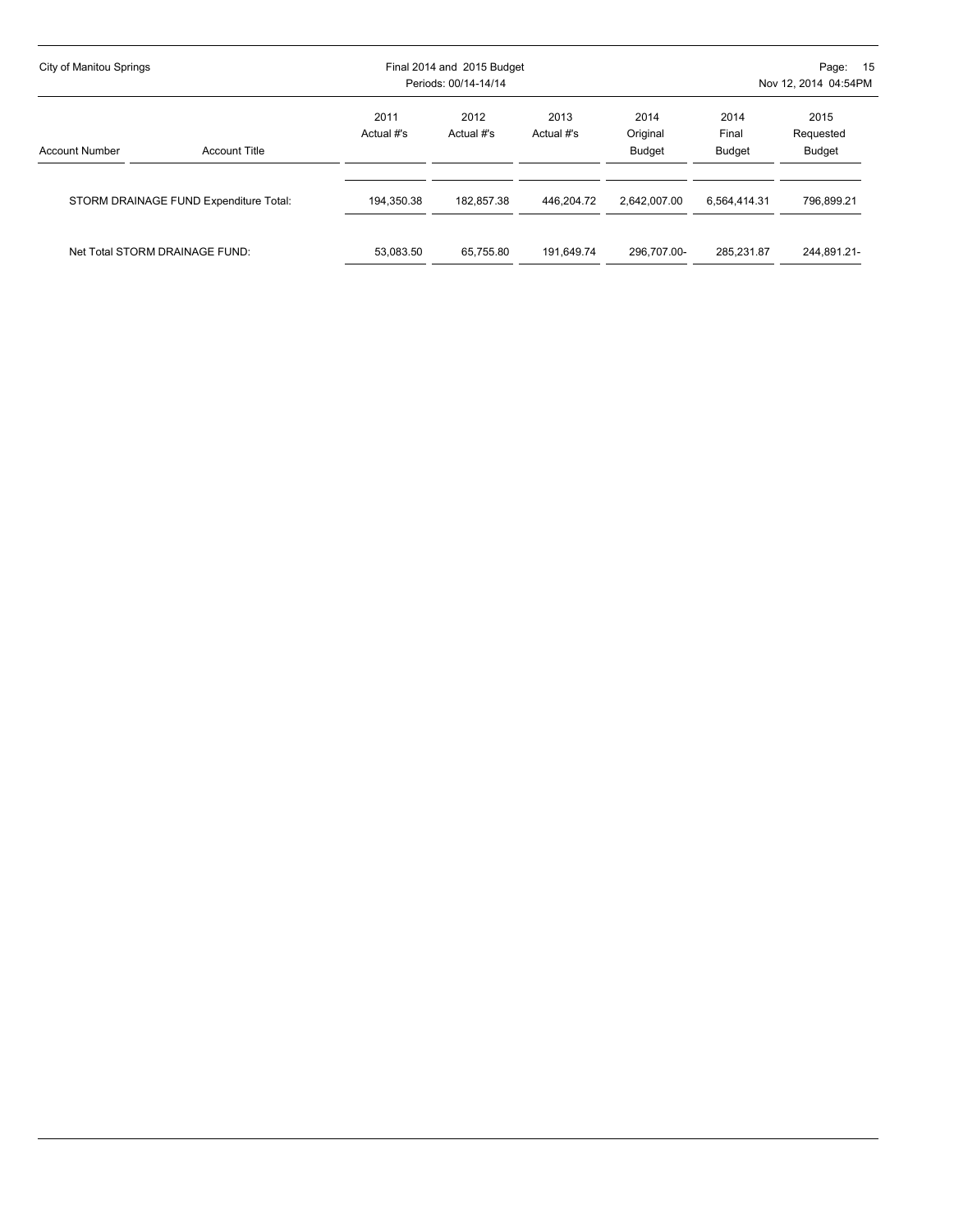| Account Number | Account Title | 2011 Actual #'s | 2012 Actual #'s | 2013 Actual #'s | 2014 Original Budget | 2014 Final Budget | 2015 Requested Budget |
|---|---|---|---|---|---|---|---|
| STORM DRAINAGE FUND Expenditure Total: | | 194,350.38 | 182,857.38 | 446,204.72 | 2,642,007.00 | 6,564,414.31 | 796,899.21 |
| Net Total STORM DRAINAGE FUND: | | 53,083.50 | 65,755.80 | 191,649.74 | 296,707.00- | 285,231.87 | 244,891.21- |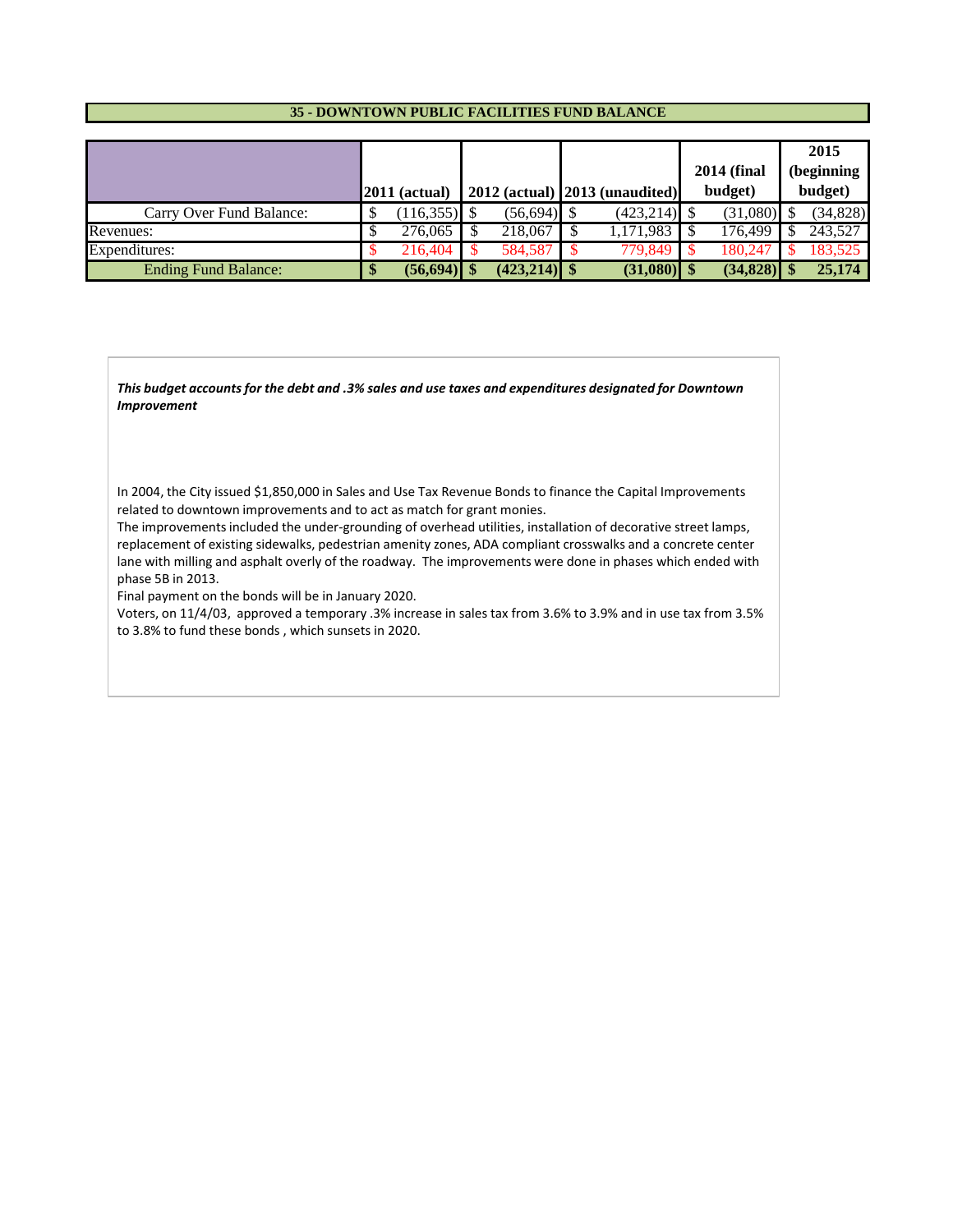## 35 - DOWNTOWN PUBLIC FACILITIES FUND BALANCE

| | 2011 (actual) | 2012 (actual) | 2013 (unaudited) | 2014 (final budget) | 2015 (beginning budget) |
|---|---|---|---|---|---|
| Carry Over Fund Balance: | $ (116,355) | $ (56,694) | $ (423,214) | $ (31,080) | $ (34,828) |
| Revenues: | $ 276,065 | $ 218,067 | $ 1,171,983 | $ 176,499 | $ 243,527 |
| Expenditures: | $ 216,404 | $ 584,587 | $ 779,849 | $ 180,247 | $ 183,525 |
| **Ending Fund Balance:** | **$ (56,694)** | **$ (423,214)** | **$ (31,080)** | **$ (34,828)** | **$ 25,174** |

***This budget accounts for the debt and .3% sales and use taxes and expenditures designated for Downtown Improvement***

In 2004, the City issued $1,850,000 in Sales and Use Tax Revenue Bonds to finance the Capital Improvements related to downtown improvements and to act as match for grant monies.
The improvements included the under-grounding of overhead utilities, installation of decorative street lamps, replacement of existing sidewalks, pedestrian amenity zones, ADA compliant crosswalks and a concrete center lane with milling and asphalt overly of the roadway. The improvements were done in phases which ended with phase 5B in 2013.
Final payment on the bonds will be in January 2020.
Voters, on 11/4/03, approved a temporary .3% increase in sales tax from 3.6% to 3.9% and in use tax from 3.5% to 3.8% to fund these bonds , which sunsets in 2020.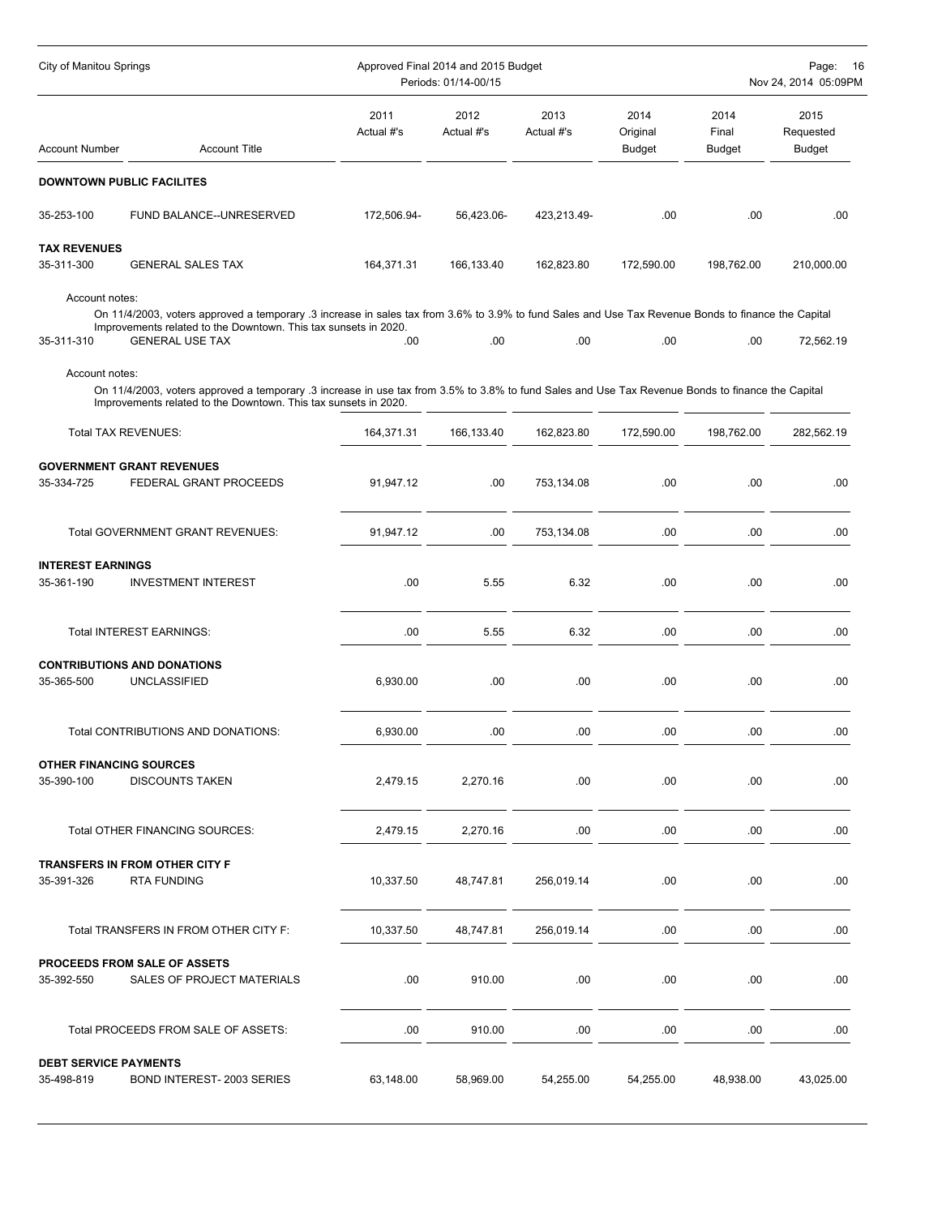City of Manitou Springs — Approved Final 2014 and 2015 Budget — Periods: 01/14-00/15

| Account Number | Account Title | 2011 Actual #'s | 2012 Actual #'s | 2013 Actual #'s | 2014 Original Budget | 2014 Final Budget | 2015 Requested Budget |
|---|---|---|---|---|---|---|---|
| **DOWNTOWN PUBLIC FACILITES** | | | | | | | |
| 35-253-100 | FUND BALANCE--UNRESERVED | 172,506.94- | 56,423.06- | 423,213.49- | .00 | .00 | .00 |
| **TAX REVENUES** | | | | | | | |
| 35-311-300 | GENERAL SALES TAX | 164,371.31 | 166,133.40 | 162,823.80 | 172,590.00 | 198,762.00 | 210,000.00 |

Account notes:

On 11/4/2003, voters approved a temporary .3 increase in sales tax from 3.6% to 3.9% to fund Sales and Use Tax Revenue Bonds to finance the Capital Improvements related to the Downtown. This tax sunsets in 2020.

| Account Number | Account Title | 2011 Actual #'s | 2012 Actual #'s | 2013 Actual #'s | 2014 Original Budget | 2014 Final Budget | 2015 Requested Budget |
|---|---|---|---|---|---|---|---|
| 35-311-310 | GENERAL USE TAX | .00 | .00 | .00 | .00 | .00 | 72,562.19 |

Account notes:

On 11/4/2003, voters approved a temporary .3 increase in use tax from 3.5% to 3.8% to fund Sales and Use Tax Revenue Bonds to finance the Capital Improvements related to the Downtown. This tax sunsets in 2020.

| Account Number | Account Title | 2011 Actual #'s | 2012 Actual #'s | 2013 Actual #'s | 2014 Original Budget | 2014 Final Budget | 2015 Requested Budget |
|---|---|---|---|---|---|---|---|
| | Total TAX REVENUES: | 164,371.31 | 166,133.40 | 162,823.80 | 172,590.00 | 198,762.00 | 282,562.19 |
| **GOVERNMENT GRANT REVENUES** | | | | | | | |
| 35-334-725 | FEDERAL GRANT PROCEEDS | 91,947.12 | .00 | 753,134.08 | .00 | .00 | .00 |
| | Total GOVERNMENT GRANT REVENUES: | 91,947.12 | .00 | 753,134.08 | .00 | .00 | .00 |
| **INTEREST EARNINGS** | | | | | | | |
| 35-361-190 | INVESTMENT INTEREST | .00 | 5.55 | 6.32 | .00 | .00 | .00 |
| | Total INTEREST EARNINGS: | .00 | 5.55 | 6.32 | .00 | .00 | .00 |
| **CONTRIBUTIONS AND DONATIONS** | | | | | | | |
| 35-365-500 | UNCLASSIFIED | 6,930.00 | .00 | .00 | .00 | .00 | .00 |
| | Total CONTRIBUTIONS AND DONATIONS: | 6,930.00 | .00 | .00 | .00 | .00 | .00 |
| **OTHER FINANCING SOURCES** | | | | | | | |
| 35-390-100 | DISCOUNTS TAKEN | 2,479.15 | 2,270.16 | .00 | .00 | .00 | .00 |
| | Total OTHER FINANCING SOURCES: | 2,479.15 | 2,270.16 | .00 | .00 | .00 | .00 |
| **TRANSFERS IN FROM OTHER CITY F** | | | | | | | |
| 35-391-326 | RTA FUNDING | 10,337.50 | 48,747.81 | 256,019.14 | .00 | .00 | .00 |
| | Total TRANSFERS IN FROM OTHER CITY F: | 10,337.50 | 48,747.81 | 256,019.14 | .00 | .00 | .00 |
| **PROCEEDS FROM SALE OF ASSETS** | | | | | | | |
| 35-392-550 | SALES OF PROJECT MATERIALS | .00 | 910.00 | .00 | .00 | .00 | .00 |
| | Total PROCEEDS FROM SALE OF ASSETS: | .00 | 910.00 | .00 | .00 | .00 | .00 |
| **DEBT SERVICE PAYMENTS** | | | | | | | |
| 35-498-819 | BOND INTEREST- 2003 SERIES | 63,148.00 | 58,969.00 | 54,255.00 | 54,255.00 | 48,938.00 | 43,025.00 |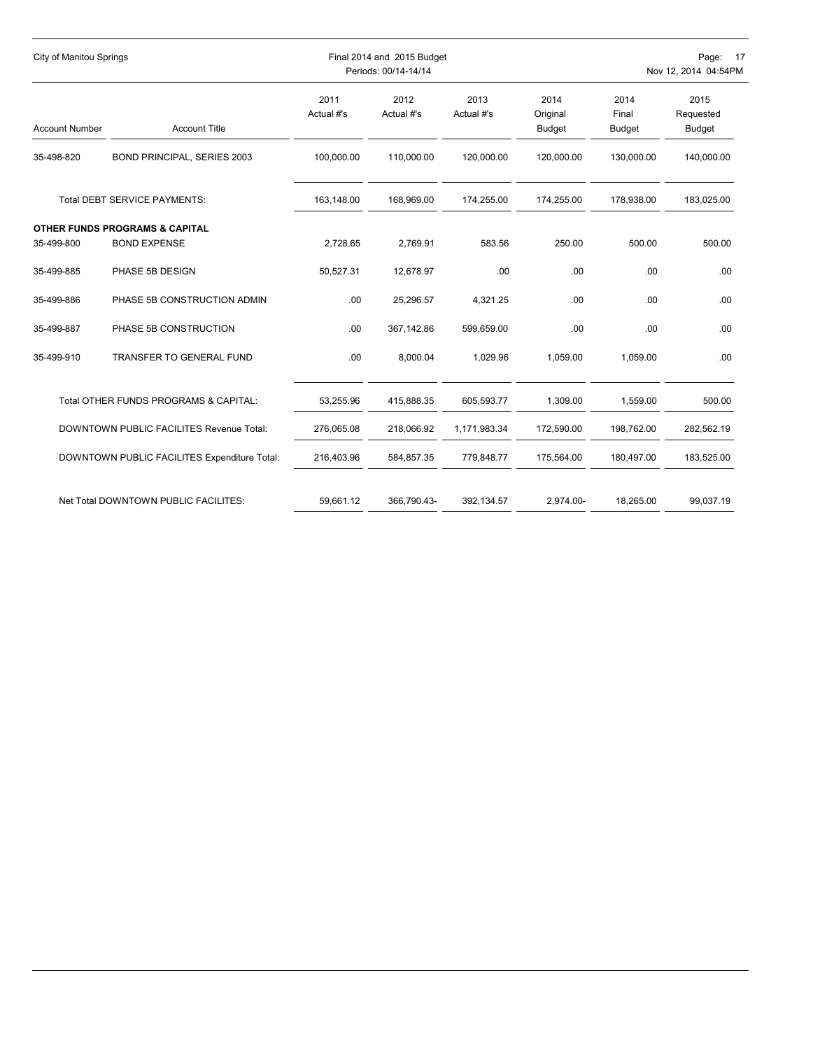| Account Number | Account Title | 2011 Actual #'s | 2012 Actual #'s | 2013 Actual #'s | 2014 Original Budget | 2014 Final Budget | 2015 Requested Budget |
|---|---|---|---|---|---|---|---|
| 35-498-820 | BOND PRINCIPAL, SERIES 2003 | 100,000.00 | 110,000.00 | 120,000.00 | 120,000.00 | 130,000.00 | 140,000.00 |
| | Total DEBT SERVICE PAYMENTS: | 163,148.00 | 168,969.00 | 174,255.00 | 174,255.00 | 178,938.00 | 183,025.00 |
| | **OTHER FUNDS PROGRAMS & CAPITAL** | | | | | | |
| 35-499-800 | BOND EXPENSE | 2,728.65 | 2,769.91 | 583.56 | 250.00 | 500.00 | 500.00 |
| 35-499-885 | PHASE 5B DESIGN | 50,527.31 | 12,678.97 | .00 | .00 | .00 | .00 |
| 35-499-886 | PHASE 5B CONSTRUCTION ADMIN | .00 | 25,296.57 | 4,321.25 | .00 | .00 | .00 |
| 35-499-887 | PHASE 5B CONSTRUCTION | .00 | 367,142.86 | 599,659.00 | .00 | .00 | .00 |
| 35-499-910 | TRANSFER TO GENERAL FUND | .00 | 8,000.04 | 1,029.96 | 1,059.00 | 1,059.00 | .00 |
| | Total OTHER FUNDS PROGRAMS & CAPITAL: | 53,255.96 | 415,888.35 | 605,593.77 | 1,309.00 | 1,559.00 | 500.00 |
| | DOWNTOWN PUBLIC FACILITES Revenue Total: | 276,065.08 | 218,066.92 | 1,171,983.34 | 172,590.00 | 198,762.00 | 282,562.19 |
| | DOWNTOWN PUBLIC FACILITES Expenditure Total: | 216,403.96 | 584,857.35 | 779,848.77 | 175,564.00 | 180,497.00 | 183,525.00 |
| | Net Total DOWNTOWN PUBLIC FACILITES: | 59,661.12 | 366,790.43- | 392,134.57 | 2,974.00- | 18,265.00 | 99,037.19 |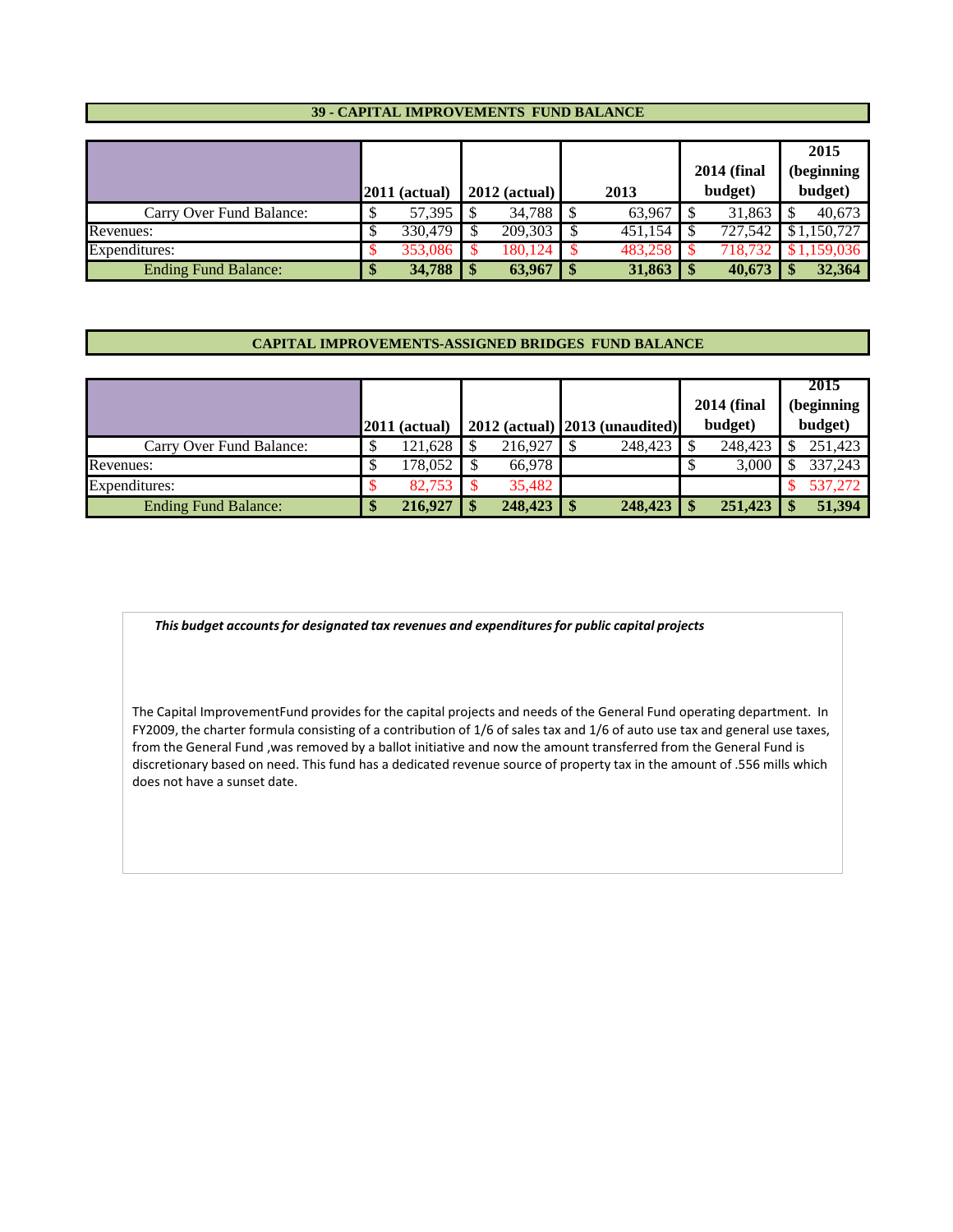## 39 - CAPITAL IMPROVEMENTS FUND BALANCE

| | 2011 (actual) | 2012 (actual) | 2013 | 2014 (final budget) | 2015 (beginning budget) |
|---|---|---|---|---|---|
| Carry Over Fund Balance: | $ 57,395 | $ 34,788 | $ 63,967 | $ 31,863 | $ 40,673 |
| Revenues: | $ 330,479 | $ 209,303 | $ 451,154 | $ 727,542 | $1,150,727 |
| Expenditures: | $ 353,086 | $ 180,124 | $ 483,258 | $ 718,732 | $1,159,036 |
| **Ending Fund Balance:** | **$ 34,788** | **$ 63,967** | **$ 31,863** | **$ 40,673** | **$ 32,364** |

## CAPITAL IMPROVEMENTS-ASSIGNED BRIDGES FUND BALANCE

| | 2011 (actual) | 2012 (actual) | 2013 (unaudited) | 2014 (final budget) | 2015 (beginning budget) |
|---|---|---|---|---|---|
| Carry Over Fund Balance: | $ 121,628 | $ 216,927 | $ 248,423 | $ 248,423 | $ 251,423 |
| Revenues: | $ 178,052 | $ 66,978 | | $ 3,000 | $ 337,243 |
| Expenditures: | $ 82,753 | $ 35,482 | | | $ 537,272 |
| **Ending Fund Balance:** | **$ 216,927** | **$ 248,423** | **$ 248,423** | **$ 251,423** | **$ 51,394** |

***This budget accounts for designated tax revenues and expenditures for public capital projects***

The Capital ImprovementFund provides for the capital projects and needs of the General Fund operating department. In FY2009, the charter formula consisting of a contribution of 1/6 of sales tax and 1/6 of auto use tax and general use taxes, from the General Fund ,was removed by a ballot initiative and now the amount transferred from the General Fund is discretionary based on need. This fund has a dedicated revenue source of property tax in the amount of .556 mills which does not have a sunset date.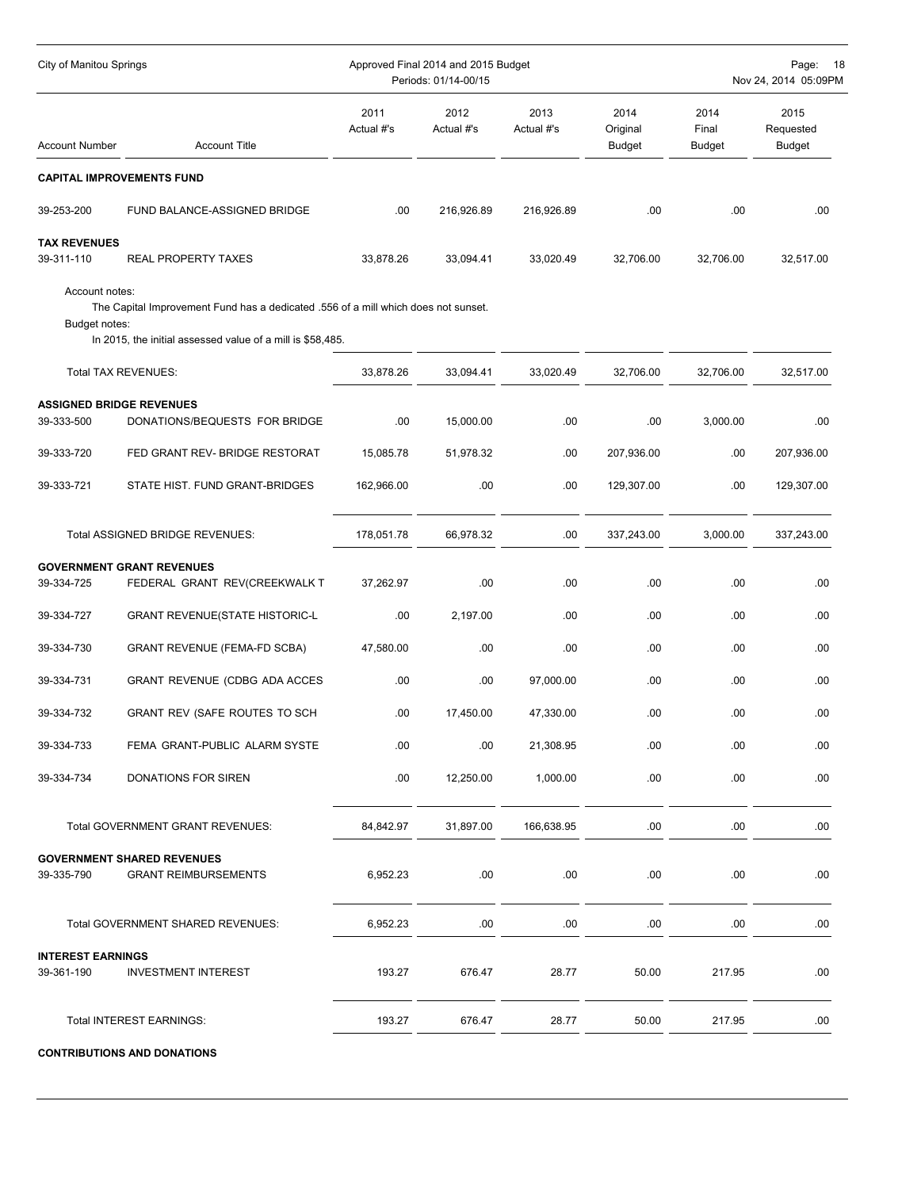## CAPITAL IMPROVEMENTS FUND

| Account Number | Account Title | 2011 Actual #'s | 2012 Actual #'s | 2013 Actual #'s | 2014 Original Budget | 2014 Final Budget | 2015 Requested Budget |
|---|---|---|---|---|---|---|---|
| 39-253-200 | FUND BALANCE-ASSIGNED BRIDGE | .00 | 216,926.89 | 216,926.89 | .00 | .00 | .00 |
| **TAX REVENUES** | | | | | | | |
| 39-311-110 | REAL PROPERTY TAXES | 33,878.26 | 33,094.41 | 33,020.49 | 32,706.00 | 32,706.00 | 32,517.00 |

Account notes:
The Capital Improvement Fund has a dedicated .556 of a mill which does not sunset.

Budget notes:
In 2015, the initial assessed value of a mill is $58,485.

| Account Number | Account Title | 2011 Actual #'s | 2012 Actual #'s | 2013 Actual #'s | 2014 Original Budget | 2014 Final Budget | 2015 Requested Budget |
|---|---|---|---|---|---|---|---|
| | Total TAX REVENUES: | 33,878.26 | 33,094.41 | 33,020.49 | 32,706.00 | 32,706.00 | 32,517.00 |
| **ASSIGNED BRIDGE REVENUES** | | | | | | | |
| 39-333-500 | DONATIONS/BEQUESTS FOR BRIDGE | .00 | 15,000.00 | .00 | .00 | 3,000.00 | .00 |
| 39-333-720 | FED GRANT REV- BRIDGE RESTORAT | 15,085.78 | 51,978.32 | .00 | 207,936.00 | .00 | 207,936.00 |
| 39-333-721 | STATE HIST. FUND GRANT-BRIDGES | 162,966.00 | .00 | .00 | 129,307.00 | .00 | 129,307.00 |
| | Total ASSIGNED BRIDGE REVENUES: | 178,051.78 | 66,978.32 | .00 | 337,243.00 | 3,000.00 | 337,243.00 |
| **GOVERNMENT GRANT REVENUES** | | | | | | | |
| 39-334-725 | FEDERAL GRANT REV(CREEKWALK T | 37,262.97 | .00 | .00 | .00 | .00 | .00 |
| 39-334-727 | GRANT REVENUE(STATE HISTORIC-L | .00 | 2,197.00 | .00 | .00 | .00 | .00 |
| 39-334-730 | GRANT REVENUE (FEMA-FD SCBA) | 47,580.00 | .00 | .00 | .00 | .00 | .00 |
| 39-334-731 | GRANT REVENUE (CDBG ADA ACCES | .00 | .00 | 97,000.00 | .00 | .00 | .00 |
| 39-334-732 | GRANT REV (SAFE ROUTES TO SCH | .00 | 17,450.00 | 47,330.00 | .00 | .00 | .00 |
| 39-334-733 | FEMA GRANT-PUBLIC ALARM SYSTE | .00 | .00 | 21,308.95 | .00 | .00 | .00 |
| 39-334-734 | DONATIONS FOR SIREN | .00 | 12,250.00 | 1,000.00 | .00 | .00 | .00 |
| | Total GOVERNMENT GRANT REVENUES: | 84,842.97 | 31,897.00 | 166,638.95 | .00 | .00 | .00 |
| **GOVERNMENT SHARED REVENUES** | | | | | | | |
| 39-335-790 | GRANT REIMBURSEMENTS | 6,952.23 | .00 | .00 | .00 | .00 | .00 |
| | Total GOVERNMENT SHARED REVENUES: | 6,952.23 | .00 | .00 | .00 | .00 | .00 |
| **INTEREST EARNINGS** | | | | | | | |
| 39-361-190 | INVESTMENT INTEREST | 193.27 | 676.47 | 28.77 | 50.00 | 217.95 | .00 |
| | Total INTEREST EARNINGS: | 193.27 | 676.47 | 28.77 | 50.00 | 217.95 | .00 |

**CONTRIBUTIONS AND DONATIONS**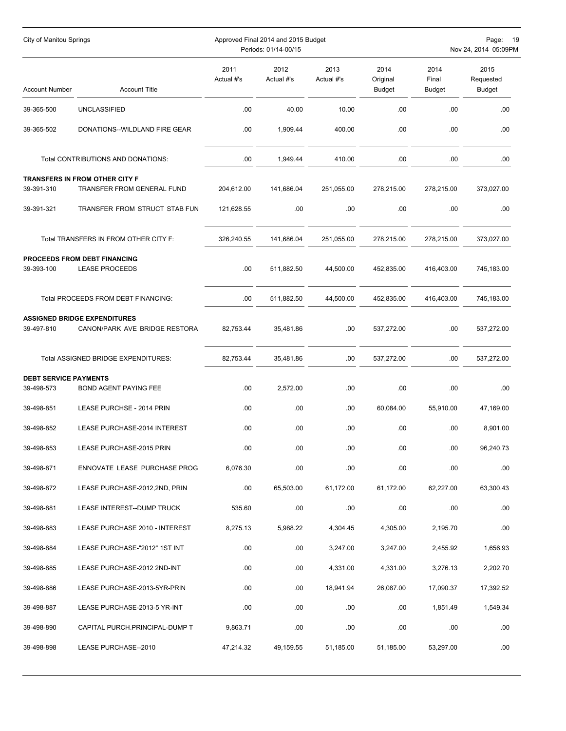| Account Number | Account Title | 2011 Actual #'s | 2012 Actual #'s | 2013 Actual #'s | 2014 Original Budget | 2014 Final Budget | 2015 Requested Budget |
|---|---|---|---|---|---|---|---|
| 39-365-500 | UNCLASSIFIED | .00 | 40.00 | 10.00 | .00 | .00 | .00 |
| 39-365-502 | DONATIONS--WILDLAND FIRE GEAR | .00 | 1,909.44 | 400.00 | .00 | .00 | .00 |
| | Total CONTRIBUTIONS AND DONATIONS: | .00 | 1,949.44 | 410.00 | .00 | .00 | .00 |
| | **TRANSFERS IN FROM OTHER CITY F** | | | | | | |
| 39-391-310 | TRANSFER FROM GENERAL FUND | 204,612.00 | 141,686.04 | 251,055.00 | 278,215.00 | 278,215.00 | 373,027.00 |
| 39-391-321 | TRANSFER FROM STRUCT STAB FUN | 121,628.55 | .00 | .00 | .00 | .00 | .00 |
| | Total TRANSFERS IN FROM OTHER CITY F: | 326,240.55 | 141,686.04 | 251,055.00 | 278,215.00 | 278,215.00 | 373,027.00 |
| | **PROCEEDS FROM DEBT FINANCING** | | | | | | |
| 39-393-100 | LEASE PROCEEDS | .00 | 511,882.50 | 44,500.00 | 452,835.00 | 416,403.00 | 745,183.00 |
| | Total PROCEEDS FROM DEBT FINANCING: | .00 | 511,882.50 | 44,500.00 | 452,835.00 | 416,403.00 | 745,183.00 |
| | **ASSIGNED BRIDGE EXPENDITURES** | | | | | | |
| 39-497-810 | CANON/PARK AVE BRIDGE RESTORA | 82,753.44 | 35,481.86 | .00 | 537,272.00 | .00 | 537,272.00 |
| | Total ASSIGNED BRIDGE EXPENDITURES: | 82,753.44 | 35,481.86 | .00 | 537,272.00 | .00 | 537,272.00 |
| **DEBT SERVICE PAYMENTS** | | | | | | | |
| 39-498-573 | BOND AGENT PAYING FEE | .00 | 2,572.00 | .00 | .00 | .00 | .00 |
| 39-498-851 | LEASE PURCHSE - 2014 PRIN | .00 | .00 | .00 | 60,084.00 | 55,910.00 | 47,169.00 |
| 39-498-852 | LEASE PURCHASE-2014 INTEREST | .00 | .00 | .00 | .00 | .00 | 8,901.00 |
| 39-498-853 | LEASE PURCHASE-2015 PRIN | .00 | .00 | .00 | .00 | .00 | 96,240.73 |
| 39-498-871 | ENNOVATE LEASE PURCHASE PROG | 6,076.30 | .00 | .00 | .00 | .00 | .00 |
| 39-498-872 | LEASE PURCHASE-2012,2ND, PRIN | .00 | 65,503.00 | 61,172.00 | 61,172.00 | 62,227.00 | 63,300.43 |
| 39-498-881 | LEASE INTEREST--DUMP TRUCK | 535.60 | .00 | .00 | .00 | .00 | .00 |
| 39-498-883 | LEASE PURCHASE 2010 - INTEREST | 8,275.13 | 5,988.22 | 4,304.45 | 4,305.00 | 2,195.70 | .00 |
| 39-498-884 | LEASE PURCHASE-"2012" 1ST INT | .00 | .00 | 3,247.00 | 3,247.00 | 2,455.92 | 1,656.93 |
| 39-498-885 | LEASE PURCHASE-2012 2ND-INT | .00 | .00 | 4,331.00 | 4,331.00 | 3,276.13 | 2,202.70 |
| 39-498-886 | LEASE PURCHASE-2013-5YR-PRIN | .00 | .00 | 18,941.94 | 26,087.00 | 17,090.37 | 17,392.52 |
| 39-498-887 | LEASE PURCHASE-2013-5 YR-INT | .00 | .00 | .00 | .00 | 1,851.49 | 1,549.34 |
| 39-498-890 | CAPITAL PURCH.PRINCIPAL-DUMP T | 9,863.71 | .00 | .00 | .00 | .00 | .00 |
| 39-498-898 | LEASE PURCHASE--2010 | 47,214.32 | 49,159.55 | 51,185.00 | 51,185.00 | 53,297.00 | .00 |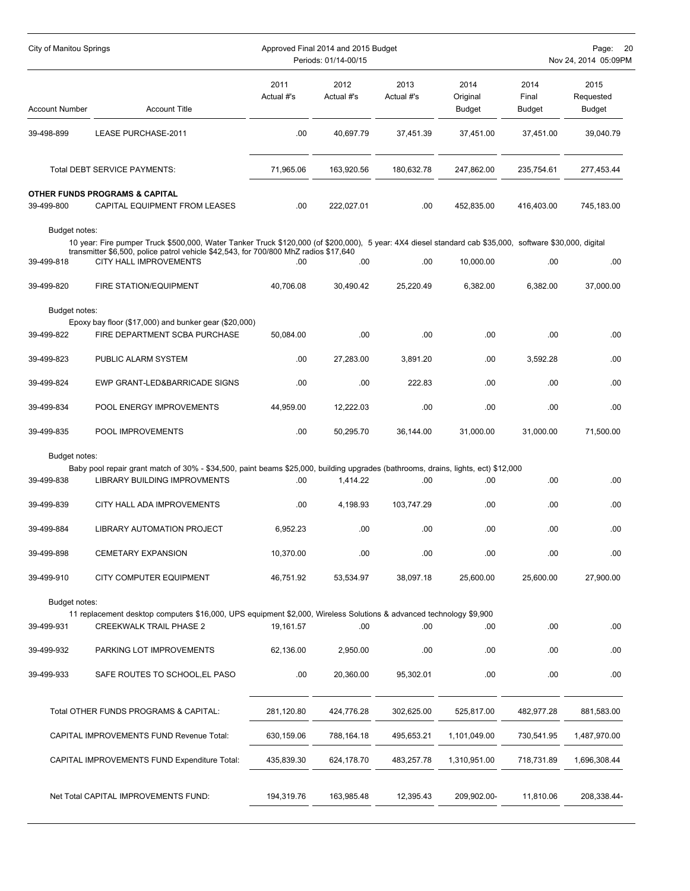| Account Number | Account Title | 2011 Actual #'s | 2012 Actual #'s | 2013 Actual #'s | 2014 Original Budget | 2014 Final Budget | 2015 Requested Budget |
|---|---|---|---|---|---|---|---|
| 39-498-899 | LEASE PURCHASE-2011 | .00 | 40,697.79 | 37,451.39 | 37,451.00 | 37,451.00 | 39,040.79 |
| | Total DEBT SERVICE PAYMENTS: | 71,965.06 | 163,920.56 | 180,632.78 | 247,862.00 | 235,754.61 | 277,453.44 |
| **OTHER FUNDS PROGRAMS & CAPITAL** | | | | | | | |
| 39-499-800 | CAPITAL EQUIPMENT FROM LEASES | .00 | 222,027.01 | .00 | 452,835.00 | 416,403.00 | 745,183.00 |
| Budget notes: | 10 year: Fire pumper Truck $500,000, Water Tanker Truck $120,000 (of $200,000), 5 year: 4X4 diesel standard cab $35,000, software $30,000, digital transmitter $6,500, police patrol vehicle $42,543, for 700/800 MhZ radios $17,640 | | | | | | |
| 39-499-818 | CITY HALL IMPROVEMENTS | .00 | .00 | .00 | 10,000.00 | .00 | .00 |
| 39-499-820 | FIRE STATION/EQUIPMENT | 40,706.08 | 30,490.42 | 25,220.49 | 6,382.00 | 6,382.00 | 37,000.00 |
| Budget notes: | Epoxy bay floor ($17,000) and bunker gear ($20,000) | | | | | | |
| 39-499-822 | FIRE DEPARTMENT SCBA PURCHASE | 50,084.00 | .00 | .00 | .00 | .00 | .00 |
| 39-499-823 | PUBLIC ALARM SYSTEM | .00 | 27,283.00 | 3,891.20 | .00 | 3,592.28 | .00 |
| 39-499-824 | EWP GRANT-LED&BARRICADE SIGNS | .00 | .00 | 222.83 | .00 | .00 | .00 |
| 39-499-834 | POOL ENERGY IMPROVEMENTS | 44,959.00 | 12,222.03 | .00 | .00 | .00 | .00 |
| 39-499-835 | POOL IMPROVEMENTS | .00 | 50,295.70 | 36,144.00 | 31,000.00 | 31,000.00 | 71,500.00 |
| Budget notes: | Baby pool repair grant match of 30% - $34,500, paint beams $25,000, building upgrades (bathrooms, drains, lights, ect) $12,000 | | | | | | |
| 39-499-838 | LIBRARY BUILDING IMPROVMENTS | .00 | 1,414.22 | .00 | .00 | .00 | .00 |
| 39-499-839 | CITY HALL ADA IMPROVEMENTS | .00 | 4,198.93 | 103,747.29 | .00 | .00 | .00 |
| 39-499-884 | LIBRARY AUTOMATION PROJECT | 6,952.23 | .00 | .00 | .00 | .00 | .00 |
| 39-499-898 | CEMETARY EXPANSION | 10,370.00 | .00 | .00 | .00 | .00 | .00 |
| 39-499-910 | CITY COMPUTER EQUIPMENT | 46,751.92 | 53,534.97 | 38,097.18 | 25,600.00 | 25,600.00 | 27,900.00 |
| Budget notes: | 11 replacement desktop computers $16,000, UPS equipment $2,000, Wireless Solutions & advanced technology $9,900 | | | | | | |
| 39-499-931 | CREEKWALK TRAIL PHASE 2 | 19,161.57 | .00 | .00 | .00 | .00 | .00 |
| 39-499-932 | PARKING LOT IMPROVEMENTS | 62,136.00 | 2,950.00 | .00 | .00 | .00 | .00 |
| 39-499-933 | SAFE ROUTES TO SCHOOL,EL PASO | .00 | 20,360.00 | 95,302.01 | .00 | .00 | .00 |
| | Total OTHER FUNDS PROGRAMS & CAPITAL: | 281,120.80 | 424,776.28 | 302,625.00 | 525,817.00 | 482,977.28 | 881,583.00 |
| | CAPITAL IMPROVEMENTS FUND Revenue Total: | 630,159.06 | 788,164.18 | 495,653.21 | 1,101,049.00 | 730,541.95 | 1,487,970.00 |
| | CAPITAL IMPROVEMENTS FUND Expenditure Total: | 435,839.30 | 624,178.70 | 483,257.78 | 1,310,951.00 | 718,731.89 | 1,696,308.44 |
| | Net Total CAPITAL IMPROVEMENTS FUND: | 194,319.76 | 163,985.48 | 12,395.43 | 209,902.00- | 11,810.06 | 208,338.44- |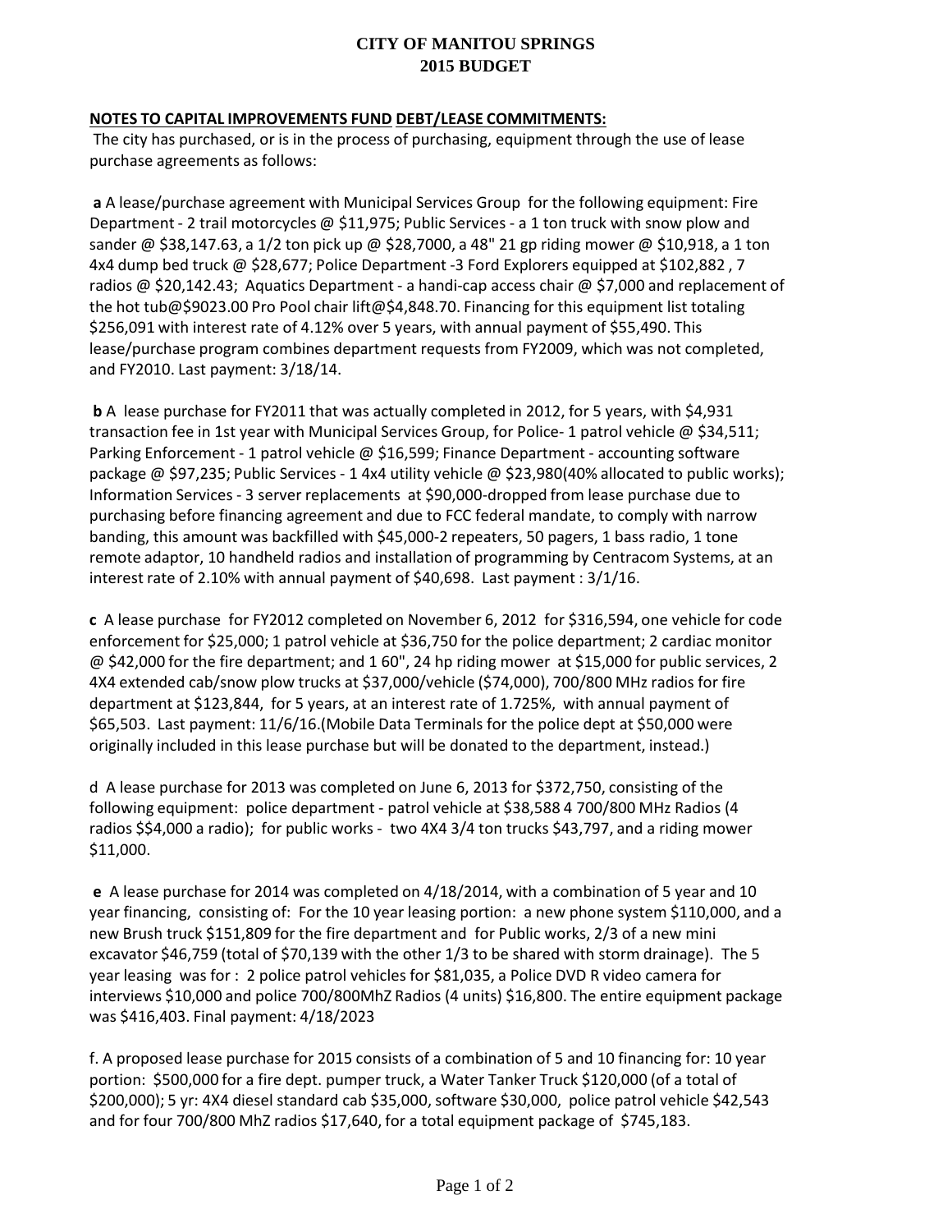# CITY OF MANITOU SPRINGS
## 2015 BUDGET

**NOTES TO CAPITAL IMPROVEMENTS FUND DEBT/LEASE COMMITMENTS:**

The city has purchased, or is in the process of purchasing, equipment through the use of lease purchase agreements as follows:

**a** A lease/purchase agreement with Municipal Services Group for the following equipment: Fire Department - 2 trail motorcycles @ $11,975; Public Services - a 1 ton truck with snow plow and sander @ $38,147.63, a 1/2 ton pick up @ $28,7000, a 48" 21 gp riding mower @ $10,918, a 1 ton 4x4 dump bed truck @ $28,677; Police Department -3 Ford Explorers equipped at $102,882 , 7 radios @ $20,142.43; Aquatics Department - a handi-cap access chair @ $7,000 and replacement of the hot tub@$9023.00 Pro Pool chair lift@$4,848.70. Financing for this equipment list totaling $256,091 with interest rate of 4.12% over 5 years, with annual payment of $55,490. This lease/purchase program combines department requests from FY2009, which was not completed, and FY2010. Last payment: 3/18/14.

**b** A lease purchase for FY2011 that was actually completed in 2012, for 5 years, with $4,931 transaction fee in 1st year with Municipal Services Group, for Police- 1 patrol vehicle @ $34,511; Parking Enforcement - 1 patrol vehicle @ $16,599; Finance Department - accounting software package @ $97,235; Public Services - 1 4x4 utility vehicle @ $23,980(40% allocated to public works); Information Services - 3 server replacements at $90,000-dropped from lease purchase due to purchasing before financing agreement and due to FCC federal mandate, to comply with narrow banding, this amount was backfilled with $45,000-2 repeaters, 50 pagers, 1 bass radio, 1 tone remote adaptor, 10 handheld radios and installation of programming by Centracom Systems, at an interest rate of 2.10% with annual payment of $40,698. Last payment : 3/1/16.

**c** A lease purchase for FY2012 completed on November 6, 2012 for $316,594, one vehicle for code enforcement for $25,000; 1 patrol vehicle at $36,750 for the police department; 2 cardiac monitor @ $42,000 for the fire department; and 1 60", 24 hp riding mower at $15,000 for public services, 2 4X4 extended cab/snow plow trucks at $37,000/vehicle ($74,000), 700/800 MHz radios for fire department at $123,844, for 5 years, at an interest rate of 1.725%, with annual payment of $65,503. Last payment: 11/6/16.(Mobile Data Terminals for the police dept at $50,000 were originally included in this lease purchase but will be donated to the department, instead.)

d A lease purchase for 2013 was completed on June 6, 2013 for $372,750, consisting of the following equipment: police department - patrol vehicle at $38,588 4 700/800 MHz Radios (4 radios $$4,000 a radio); for public works - two 4X4 3/4 ton trucks $43,797, and a riding mower $11,000.

**e** A lease purchase for 2014 was completed on 4/18/2014, with a combination of 5 year and 10 year financing, consisting of: For the 10 year leasing portion: a new phone system $110,000, and a new Brush truck $151,809 for the fire department and for Public works, 2/3 of a new mini excavator $46,759 (total of $70,139 with the other 1/3 to be shared with storm drainage). The 5 year leasing was for : 2 police patrol vehicles for $81,035, a Police DVD R video camera for interviews $10,000 and police 700/800MhZ Radios (4 units) $16,800. The entire equipment package was $416,403. Final payment: 4/18/2023

f. A proposed lease purchase for 2015 consists of a combination of 5 and 10 financing for: 10 year portion: $500,000 for a fire dept. pumper truck, a Water Tanker Truck $120,000 (of a total of $200,000); 5 yr: 4X4 diesel standard cab $35,000, software $30,000, police patrol vehicle $42,543 and for four 700/800 MhZ radios $17,640, for a total equipment package of $745,183.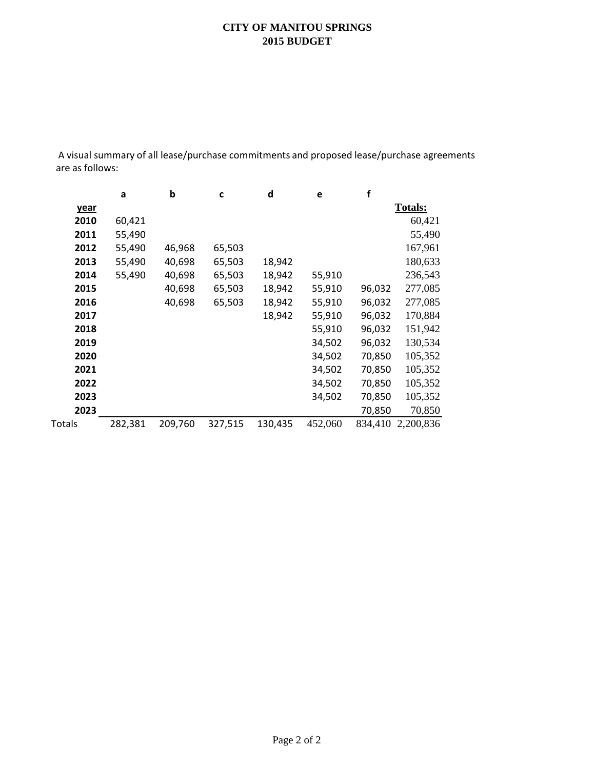# CITY OF MANITOU SPRINGS
## 2015 BUDGET

A visual summary of all lease/purchase commitments and proposed lease/purchase agreements are as follows:

| | a | b | c | d | e | f | |
|---|---|---|---|---|---|---|---|
| **year** | | | | | | | **Totals:** |
| **2010** | 60,421 | | | | | | 60,421 |
| **2011** | 55,490 | | | | | | 55,490 |
| **2012** | 55,490 | 46,968 | 65,503 | | | | 167,961 |
| **2013** | 55,490 | 40,698 | 65,503 | 18,942 | | | 180,633 |
| **2014** | 55,490 | 40,698 | 65,503 | 18,942 | 55,910 | | 236,543 |
| **2015** | | 40,698 | 65,503 | 18,942 | 55,910 | 96,032 | 277,085 |
| **2016** | | 40,698 | 65,503 | 18,942 | 55,910 | 96,032 | 277,085 |
| **2017** | | | | 18,942 | 55,910 | 96,032 | 170,884 |
| **2018** | | | | | 55,910 | 96,032 | 151,942 |
| **2019** | | | | | 34,502 | 96,032 | 130,534 |
| **2020** | | | | | 34,502 | 70,850 | 105,352 |
| **2021** | | | | | 34,502 | 70,850 | 105,352 |
| **2022** | | | | | 34,502 | 70,850 | 105,352 |
| **2023** | | | | | 34,502 | 70,850 | 105,352 |
| **2023** | | | | | | 70,850 | 70,850 |
| Totals | 282,381 | 209,760 | 327,515 | 130,435 | 452,060 | 834,410 | 2,200,836 |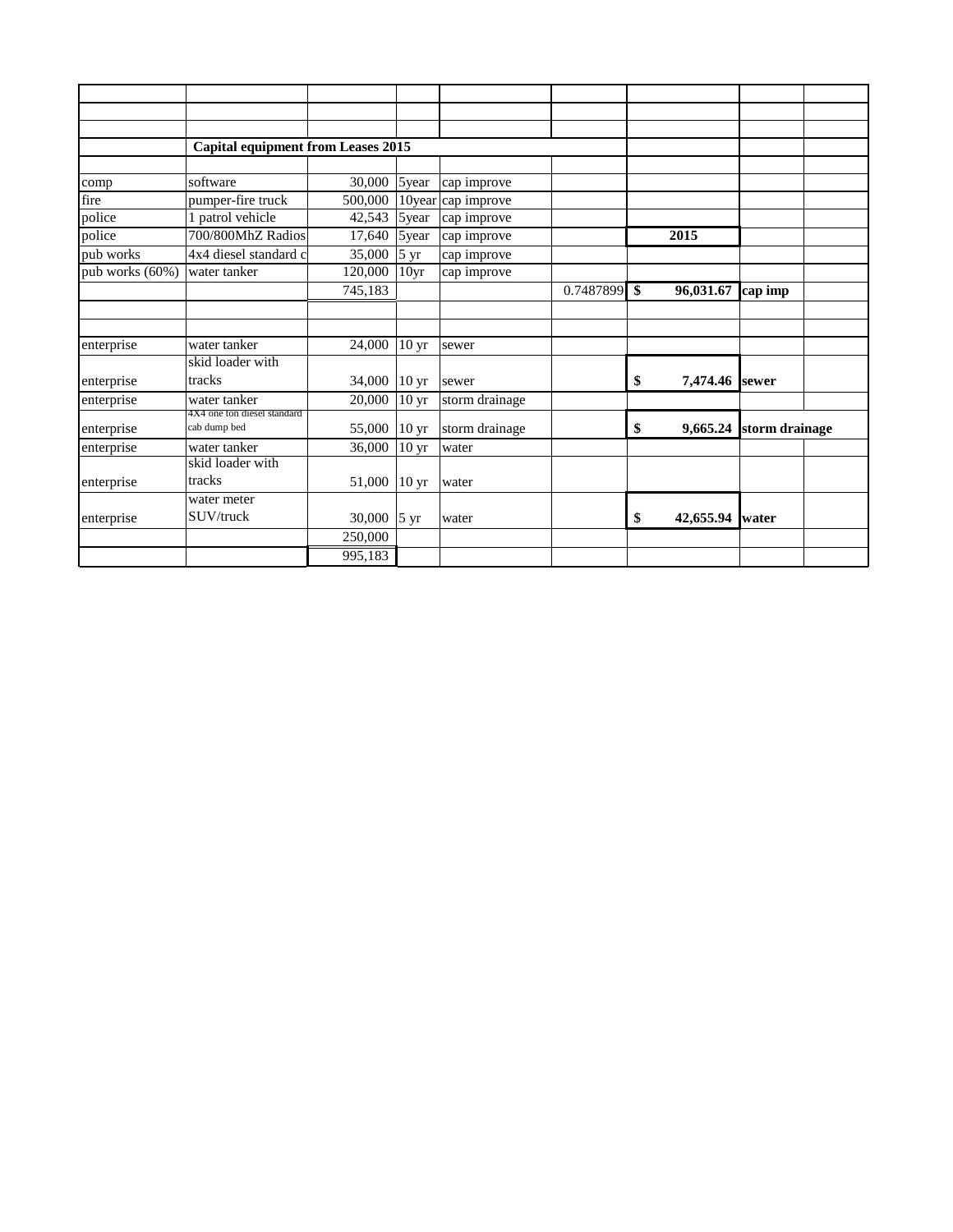| | | | | | | | | |
|---|---|---|---|---|---|---|---|---|
| | | | | | | | | |
| | | | | | | | | |
| | **Capital equipment from Leases 2015** | | | | | | | |
| | | | | | | | | |
| comp | software | 30,000 | 5year | cap improve | | | | |
| fire | pumper-fire truck | 500,000 | 10year | cap improve | | | | |
| police | 1 patrol vehicle | 42,543 | 5year | cap improve | | | | |
| police | 700/800MhZ Radios | 17,640 | 5year | cap improve | | **2015** | | |
| pub works | 4x4 diesel standard c | 35,000 | 5 yr | cap improve | | | | |
| pub works (60%) | water tanker | 120,000 | 10yr | cap improve | | | | |
| | | 745,183 | | | 0.7487899 | **$ 96,031.67** | **cap imp** | |
| | | | | | | | | |
| | | | | | | | | |
| enterprise | water tanker | 24,000 | 10 yr | sewer | | | | |
| enterprise | skid loader with tracks | 34,000 | 10 yr | sewer | | **$ 7,474.46** | **sewer** | |
| enterprise | water tanker | 20,000 | 10 yr | storm drainage | | | | |
| enterprise | 4X4 one ton diesel standard cab dump bed | 55,000 | 10 yr | storm drainage | | **$ 9,665.24** | **storm drainage** | |
| enterprise | water tanker | 36,000 | 10 yr | water | | | | |
| enterprise | skid loader with tracks | 51,000 | 10 yr | water | | | | |
| enterprise | water meter SUV/truck | 30,000 | 5 yr | water | | **$ 42,655.94** | **water** | |
| | | 250,000 | | | | | | |
| | | 995,183 | | | | | | |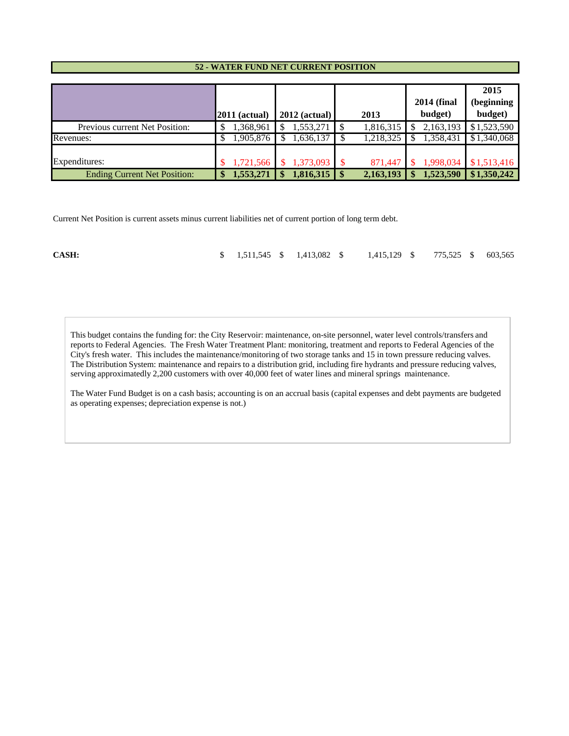## 52 - WATER FUND NET CURRENT POSITION

| | 2011 (actual) | 2012 (actual) | 2013 | 2014 (final budget) | 2015 (beginning budget) |
|---|---|---|---|---|---|
| Previous current Net Position: | $ 1,368,961 | $ 1,553,271 | $ 1,816,315 | $ 2,163,193 | $1,523,590 |
| Revenues: | $ 1,905,876 | $ 1,636,137 | $ 1,218,325 | $ 1,358,431 | $1,340,068 |
| Expenditures: | $ 1,721,566 | $ 1,373,093 | $ 871,447 | $ 1,998,034 | $1,513,416 |
| **Ending Current Net Position:** | **$ 1,553,271** | **$ 1,816,315** | **$ 2,163,193** | **$ 1,523,590** | **$1,350,242** |

Current Net Position is current assets minus current liabilities net of current portion of long term debt.

| | | | | | |
|---|---|---|---|---|---|
| **CASH:** | $ 1,511,545 | $ 1,413,082 | $ 1,415,129 | $ 775,525 | $ 603,565 |

This budget contains the funding for: the City Reservoir: maintenance, on-site personnel, water level controls/transfers and reports to Federal Agencies. The Fresh Water Treatment Plant: monitoring, treatment and reports to Federal Agencies of the City's fresh water. This includes the maintenance/monitoring of two storage tanks and 15 in town pressure reducing valves. The Distribution System: maintenance and repairs to a distribution grid, including fire hydrants and pressure reducing valves, serving approximatedly 2,200 customers with over 40,000 feet of water lines and mineral springs maintenance.

The Water Fund Budget is on a cash basis; accounting is on an accrual basis (capital expenses and debt payments are budgeted as operating expenses; depreciation expense is not.)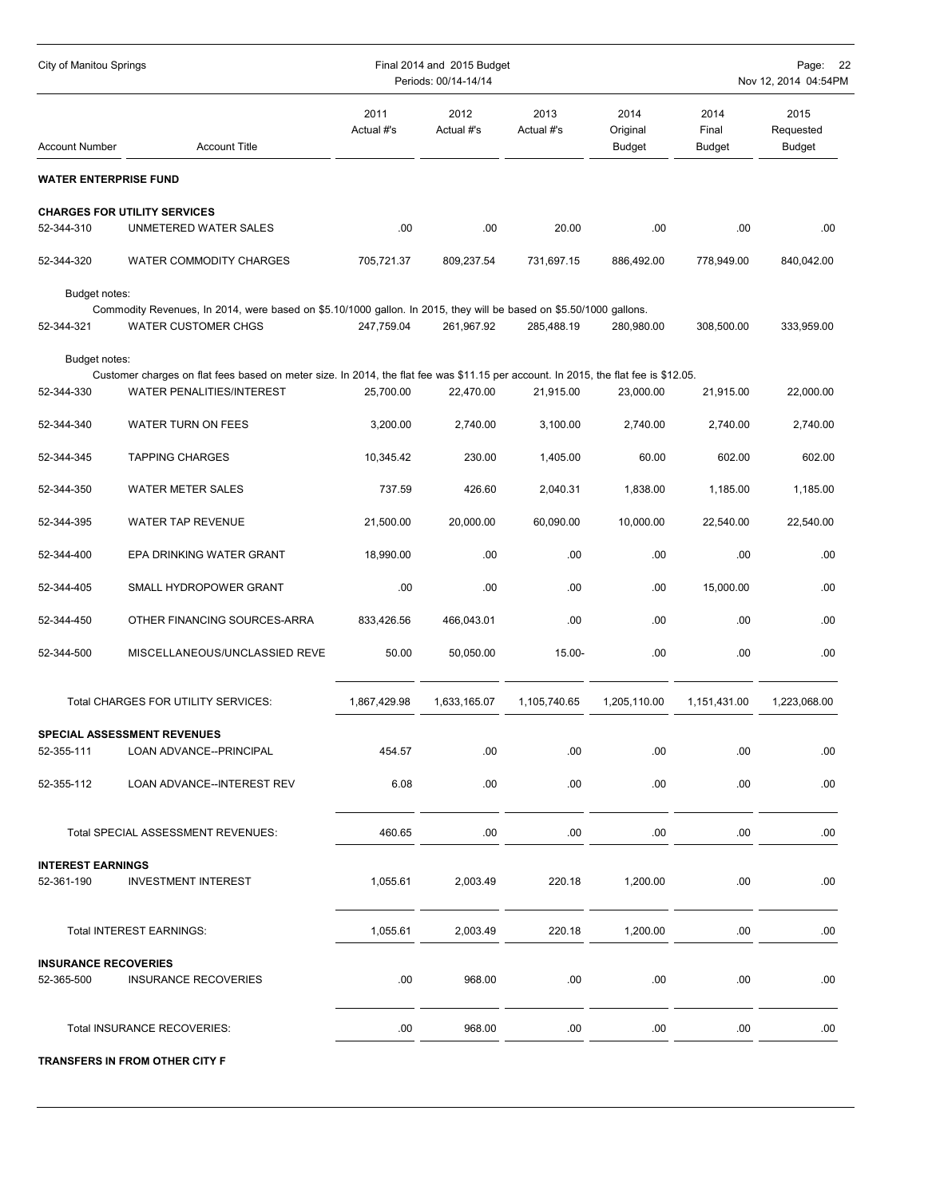## WATER ENTERPRISE FUND

| Account Number | Account Title | 2011 Actual #'s | 2012 Actual #'s | 2013 Actual #'s | 2014 Original Budget | 2014 Final Budget | 2015 Requested Budget |
|---|---|---|---|---|---|---|---|
| **CHARGES FOR UTILITY SERVICES** | | | | | | | |
| 52-344-310 | UNMETERED WATER SALES | .00 | .00 | 20.00 | .00 | .00 | .00 |
| 52-344-320 | WATER COMMODITY CHARGES | 705,721.37 | 809,237.54 | 731,697.15 | 886,492.00 | 778,949.00 | 840,042.00 |
| Budget notes: | Commodity Revenues, In 2014, were based on $5.10/1000 gallon. In 2015, they will be based on $5.50/1000 gallons. | | | | | | |
| 52-344-321 | WATER CUSTOMER CHGS | 247,759.04 | 261,967.92 | 285,488.19 | 280,980.00 | 308,500.00 | 333,959.00 |
| Budget notes: | Customer charges on flat fees based on meter size. In 2014, the flat fee was $11.15 per account. In 2015, the flat fee is $12.05. | | | | | | |
| 52-344-330 | WATER PENALITIES/INTEREST | 25,700.00 | 22,470.00 | 21,915.00 | 23,000.00 | 21,915.00 | 22,000.00 |
| 52-344-340 | WATER TURN ON FEES | 3,200.00 | 2,740.00 | 3,100.00 | 2,740.00 | 2,740.00 | 2,740.00 |
| 52-344-345 | TAPPING CHARGES | 10,345.42 | 230.00 | 1,405.00 | 60.00 | 602.00 | 602.00 |
| 52-344-350 | WATER METER SALES | 737.59 | 426.60 | 2,040.31 | 1,838.00 | 1,185.00 | 1,185.00 |
| 52-344-395 | WATER TAP REVENUE | 21,500.00 | 20,000.00 | 60,090.00 | 10,000.00 | 22,540.00 | 22,540.00 |
| 52-344-400 | EPA DRINKING WATER GRANT | 18,990.00 | .00 | .00 | .00 | .00 | .00 |
| 52-344-405 | SMALL HYDROPOWER GRANT | .00 | .00 | .00 | .00 | 15,000.00 | .00 |
| 52-344-450 | OTHER FINANCING SOURCES-ARRA | 833,426.56 | 466,043.01 | .00 | .00 | .00 | .00 |
| 52-344-500 | MISCELLANEOUS/UNCLASSIED REVE | 50.00 | 50,050.00 | 15.00- | .00 | .00 | .00 |
| | Total CHARGES FOR UTILITY SERVICES: | 1,867,429.98 | 1,633,165.07 | 1,105,740.65 | 1,205,110.00 | 1,151,431.00 | 1,223,068.00 |
| **SPECIAL ASSESSMENT REVENUES** | | | | | | | |
| 52-355-111 | LOAN ADVANCE--PRINCIPAL | 454.57 | .00 | .00 | .00 | .00 | .00 |
| 52-355-112 | LOAN ADVANCE--INTEREST REV | 6.08 | .00 | .00 | .00 | .00 | .00 |
| | Total SPECIAL ASSESSMENT REVENUES: | 460.65 | .00 | .00 | .00 | .00 | .00 |
| **INTEREST EARNINGS** | | | | | | | |
| 52-361-190 | INVESTMENT INTEREST | 1,055.61 | 2,003.49 | 220.18 | 1,200.00 | .00 | .00 |
| | Total INTEREST EARNINGS: | 1,055.61 | 2,003.49 | 220.18 | 1,200.00 | .00 | .00 |
| **INSURANCE RECOVERIES** | | | | | | | |
| 52-365-500 | INSURANCE RECOVERIES | .00 | 968.00 | .00 | .00 | .00 | .00 |
| | Total INSURANCE RECOVERIES: | .00 | 968.00 | .00 | .00 | .00 | .00 |

**TRANSFERS IN FROM OTHER CITY F**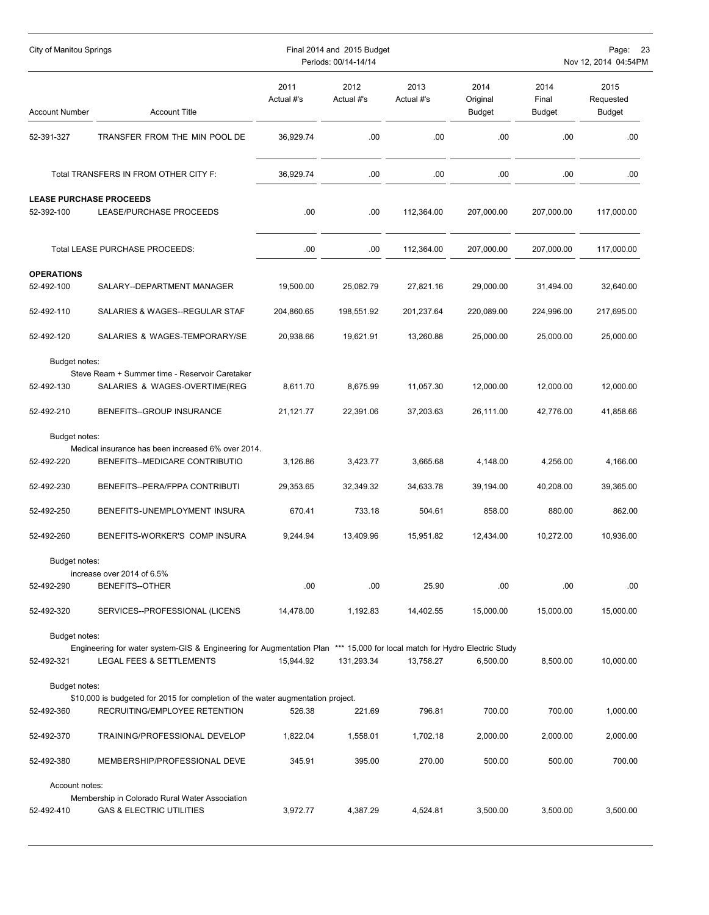| Account Number | Account Title | 2011 Actual #'s | 2012 Actual #'s | 2013 Actual #'s | 2014 Original Budget | 2014 Final Budget | 2015 Requested Budget |
|---|---|---|---|---|---|---|---|
| 52-391-327 | TRANSFER FROM THE MIN POOL DE | 36,929.74 | .00 | .00 | .00 | .00 | .00 |
| | Total TRANSFERS IN FROM OTHER CITY F: | 36,929.74 | .00 | .00 | .00 | .00 | .00 |
| **LEASE PURCHASE PROCEEDS** | | | | | | | |
| 52-392-100 | LEASE/PURCHASE PROCEEDS | .00 | .00 | 112,364.00 | 207,000.00 | 207,000.00 | 117,000.00 |
| | Total LEASE PURCHASE PROCEEDS: | .00 | .00 | 112,364.00 | 207,000.00 | 207,000.00 | 117,000.00 |
| **OPERATIONS** | | | | | | | |
| 52-492-100 | SALARY--DEPARTMENT MANAGER | 19,500.00 | 25,082.79 | 27,821.16 | 29,000.00 | 31,494.00 | 32,640.00 |
| 52-492-110 | SALARIES & WAGES--REGULAR STAF | 204,860.65 | 198,551.92 | 201,237.64 | 220,089.00 | 224,996.00 | 217,695.00 |
| 52-492-120 | SALARIES & WAGES-TEMPORARY/SE | 20,938.66 | 19,621.91 | 13,260.88 | 25,000.00 | 25,000.00 | 25,000.00 |
| Budget notes: | Steve Ream + Summer time - Reservoir Caretaker | | | | | | |
| 52-492-130 | SALARIES & WAGES-OVERTIME(REG | 8,611.70 | 8,675.99 | 11,057.30 | 12,000.00 | 12,000.00 | 12,000.00 |
| 52-492-210 | BENEFITS--GROUP INSURANCE | 21,121.77 | 22,391.06 | 37,203.63 | 26,111.00 | 42,776.00 | 41,858.66 |
| Budget notes: | Medical insurance has been increased 6% over 2014. | | | | | | |
| 52-492-220 | BENEFITS--MEDICARE CONTRIBUTIO | 3,126.86 | 3,423.77 | 3,665.68 | 4,148.00 | 4,256.00 | 4,166.00 |
| 52-492-230 | BENEFITS--PERA/FPPA CONTRIBUTI | 29,353.65 | 32,349.32 | 34,633.78 | 39,194.00 | 40,208.00 | 39,365.00 |
| 52-492-250 | BENEFITS-UNEMPLOYMENT INSURA | 670.41 | 733.18 | 504.61 | 858.00 | 880.00 | 862.00 |
| 52-492-260 | BENEFITS-WORKER'S COMP INSURA | 9,244.94 | 13,409.96 | 15,951.82 | 12,434.00 | 10,272.00 | 10,936.00 |
| Budget notes: | increase over 2014 of 6.5% | | | | | | |
| 52-492-290 | BENEFITS--OTHER | .00 | .00 | 25.90 | .00 | .00 | .00 |
| 52-492-320 | SERVICES--PROFESSIONAL (LICENS | 14,478.00 | 1,192.83 | 14,402.55 | 15,000.00 | 15,000.00 | 15,000.00 |
| Budget notes: | Engineering for water system-GIS & Engineering for Augmentation Plan *** 15,000 for local match for Hydro Electric Study | | | | | | |
| 52-492-321 | LEGAL FEES & SETTLEMENTS | 15,944.92 | 131,293.34 | 13,758.27 | 6,500.00 | 8,500.00 | 10,000.00 |
| Budget notes: | $10,000 is budgeted for 2015 for completion of the water augmentation project. | | | | | | |
| 52-492-360 | RECRUITING/EMPLOYEE RETENTION | 526.38 | 221.69 | 796.81 | 700.00 | 700.00 | 1,000.00 |
| 52-492-370 | TRAINING/PROFESSIONAL DEVELOP | 1,822.04 | 1,558.01 | 1,702.18 | 2,000.00 | 2,000.00 | 2,000.00 |
| 52-492-380 | MEMBERSHIP/PROFESSIONAL DEVE | 345.91 | 395.00 | 270.00 | 500.00 | 500.00 | 700.00 |
| Account notes: | Membership in Colorado Rural Water Association | | | | | | |
| 52-492-410 | GAS & ELECTRIC UTILITIES | 3,972.77 | 4,387.29 | 4,524.81 | 3,500.00 | 3,500.00 | 3,500.00 |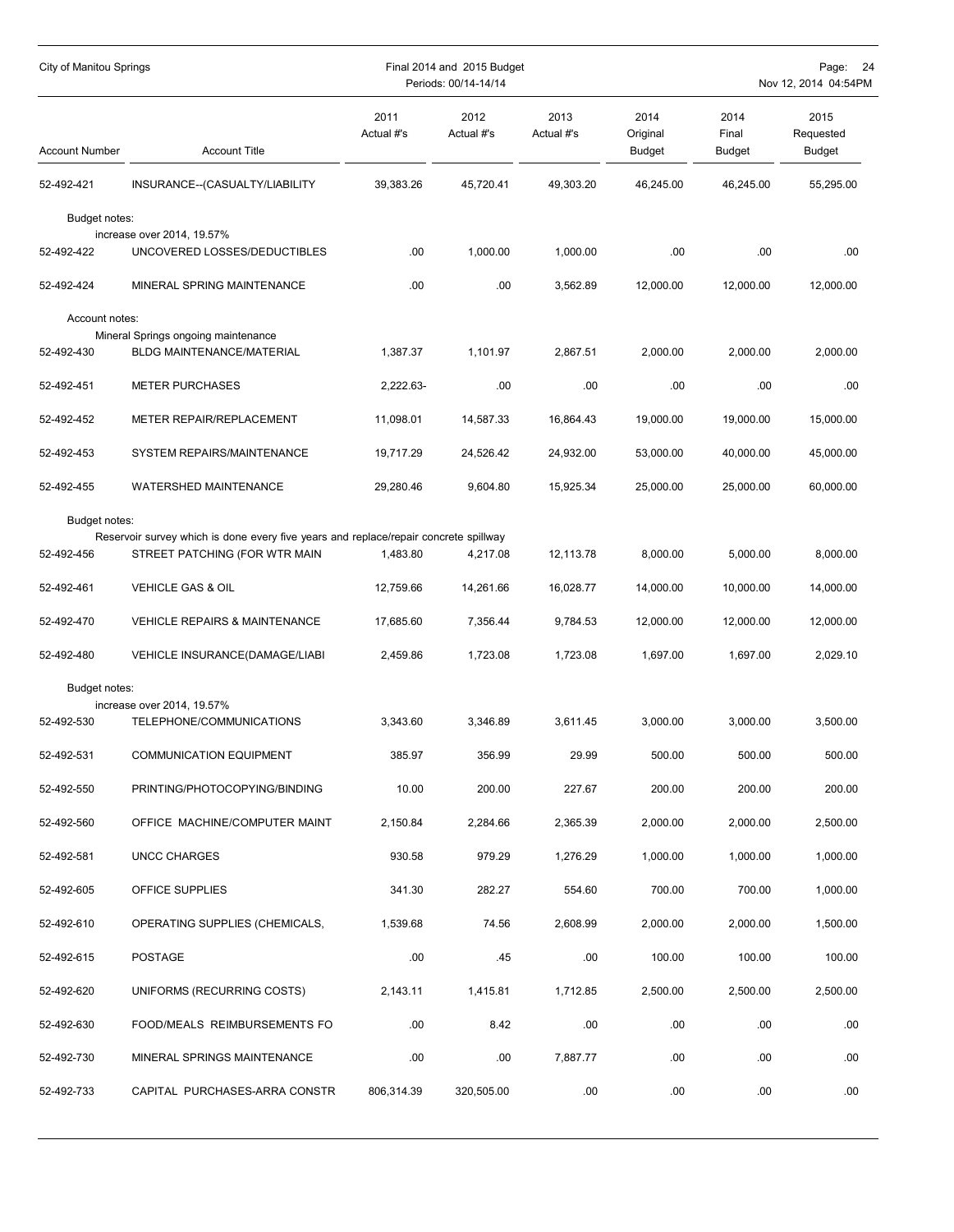| Account Number | Account Title | 2011 Actual #'s | 2012 Actual #'s | 2013 Actual #'s | 2014 Original Budget | 2014 Final Budget | 2015 Requested Budget |
|---|---|---|---|---|---|---|---|
| 52-492-421 | INSURANCE--(CASUALTY/LIABILITY | 39,383.26 | 45,720.41 | 49,303.20 | 46,245.00 | 46,245.00 | 55,295.00 |
| Budget notes: | increase over 2014, 19.57% | | | | | | |
| 52-492-422 | UNCOVERED LOSSES/DEDUCTIBLES | .00 | 1,000.00 | 1,000.00 | .00 | .00 | .00 |
| 52-492-424 | MINERAL SPRING MAINTENANCE | .00 | .00 | 3,562.89 | 12,000.00 | 12,000.00 | 12,000.00 |
| Account notes: | Mineral Springs ongoing maintenance | | | | | | |
| 52-492-430 | BLDG MAINTENANCE/MATERIAL | 1,387.37 | 1,101.97 | 2,867.51 | 2,000.00 | 2,000.00 | 2,000.00 |
| 52-492-451 | METER PURCHASES | 2,222.63- | .00 | .00 | .00 | .00 | .00 |
| 52-492-452 | METER REPAIR/REPLACEMENT | 11,098.01 | 14,587.33 | 16,864.43 | 19,000.00 | 19,000.00 | 15,000.00 |
| 52-492-453 | SYSTEM REPAIRS/MAINTENANCE | 19,717.29 | 24,526.42 | 24,932.00 | 53,000.00 | 40,000.00 | 45,000.00 |
| 52-492-455 | WATERSHED MAINTENANCE | 29,280.46 | 9,604.80 | 15,925.34 | 25,000.00 | 25,000.00 | 60,000.00 |
| Budget notes: | Reservoir survey which is done every five years and replace/repair concrete spillway | | | | | | |
| 52-492-456 | STREET PATCHING (FOR WTR MAIN | 1,483.80 | 4,217.08 | 12,113.78 | 8,000.00 | 5,000.00 | 8,000.00 |
| 52-492-461 | VEHICLE GAS & OIL | 12,759.66 | 14,261.66 | 16,028.77 | 14,000.00 | 10,000.00 | 14,000.00 |
| 52-492-470 | VEHICLE REPAIRS & MAINTENANCE | 17,685.60 | 7,356.44 | 9,784.53 | 12,000.00 | 12,000.00 | 12,000.00 |
| 52-492-480 | VEHICLE INSURANCE(DAMAGE/LIABI | 2,459.86 | 1,723.08 | 1,723.08 | 1,697.00 | 1,697.00 | 2,029.10 |
| Budget notes: | increase over 2014, 19.57% | | | | | | |
| 52-492-530 | TELEPHONE/COMMUNICATIONS | 3,343.60 | 3,346.89 | 3,611.45 | 3,000.00 | 3,000.00 | 3,500.00 |
| 52-492-531 | COMMUNICATION EQUIPMENT | 385.97 | 356.99 | 29.99 | 500.00 | 500.00 | 500.00 |
| 52-492-550 | PRINTING/PHOTOCOPYING/BINDING | 10.00 | 200.00 | 227.67 | 200.00 | 200.00 | 200.00 |
| 52-492-560 | OFFICE MACHINE/COMPUTER MAINT | 2,150.84 | 2,284.66 | 2,365.39 | 2,000.00 | 2,000.00 | 2,500.00 |
| 52-492-581 | UNCC CHARGES | 930.58 | 979.29 | 1,276.29 | 1,000.00 | 1,000.00 | 1,000.00 |
| 52-492-605 | OFFICE SUPPLIES | 341.30 | 282.27 | 554.60 | 700.00 | 700.00 | 1,000.00 |
| 52-492-610 | OPERATING SUPPLIES (CHEMICALS, | 1,539.68 | 74.56 | 2,608.99 | 2,000.00 | 2,000.00 | 1,500.00 |
| 52-492-615 | POSTAGE | .00 | .45 | .00 | 100.00 | 100.00 | 100.00 |
| 52-492-620 | UNIFORMS (RECURRING COSTS) | 2,143.11 | 1,415.81 | 1,712.85 | 2,500.00 | 2,500.00 | 2,500.00 |
| 52-492-630 | FOOD/MEALS REIMBURSEMENTS FO | .00 | 8.42 | .00 | .00 | .00 | .00 |
| 52-492-730 | MINERAL SPRINGS MAINTENANCE | .00 | .00 | 7,887.77 | .00 | .00 | .00 |
| 52-492-733 | CAPITAL PURCHASES-ARRA CONSTR | 806,314.39 | 320,505.00 | .00 | .00 | .00 | .00 |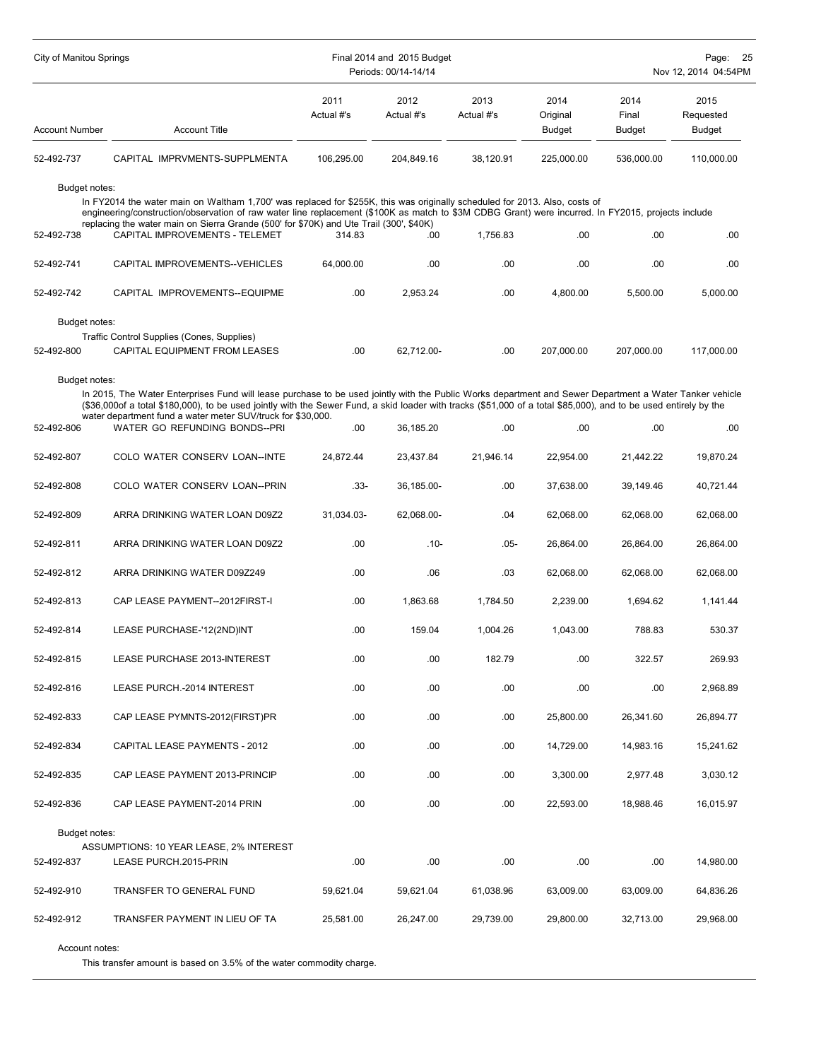| Account Number | Account Title | 2011 Actual #'s | 2012 Actual #'s | 2013 Actual #'s | 2014 Original Budget | 2014 Final Budget | 2015 Requested Budget |
|---|---|---|---|---|---|---|---|
| 52-492-737 | CAPITAL IMPRVMENTS-SUPPLMENTA | 106,295.00 | 204,849.16 | 38,120.91 | 225,000.00 | 536,000.00 | 110,000.00 |

Budget notes:

In FY2014 the water main on Waltham 1,700' was replaced for $255K, this was originally scheduled for 2013. Also, costs of engineering/construction/observation of raw water line replacement ($100K as match to $3M CDBG Grant) were incurred. In FY2015, projects include replacing the water main on Sierra Grande (500' for $70K) and Ute Trail (300', $40K)

| Account Number | Account Title | 2011 Actual #'s | 2012 Actual #'s | 2013 Actual #'s | 2014 Original Budget | 2014 Final Budget | 2015 Requested Budget |
|---|---|---|---|---|---|---|---|
| 52-492-738 | CAPITAL IMPROVEMENTS - TELEMET | 314.83 | .00 | 1,756.83 | .00 | .00 | .00 |
| 52-492-741 | CAPITAL IMPROVEMENTS--VEHICLES | 64,000.00 | .00 | .00 | .00 | .00 | .00 |
| 52-492-742 | CAPITAL IMPROVEMENTS--EQUIPME | .00 | 2,953.24 | .00 | 4,800.00 | 5,500.00 | 5,000.00 |

Budget notes:

Traffic Control Supplies (Cones, Supplies)

| Account Number | Account Title | 2011 Actual #'s | 2012 Actual #'s | 2013 Actual #'s | 2014 Original Budget | 2014 Final Budget | 2015 Requested Budget |
|---|---|---|---|---|---|---|---|
| 52-492-800 | CAPITAL EQUIPMENT FROM LEASES | .00 | 62,712.00- | .00 | 207,000.00 | 207,000.00 | 117,000.00 |

Budget notes:

In 2015, The Water Enterprises Fund will lease purchase to be used jointly with the Public Works department and Sewer Department a Water Tanker vehicle ($36,000of a total $180,000), to be used jointly with the Sewer Fund, a skid loader with tracks ($51,000 of a total $85,000), and to be used entirely by the water department fund a water meter SUV/truck for $30,000.

| Account Number | Account Title | 2011 Actual #'s | 2012 Actual #'s | 2013 Actual #'s | 2014 Original Budget | 2014 Final Budget | 2015 Requested Budget |
|---|---|---|---|---|---|---|---|
| 52-492-806 | WATER GO REFUNDING BONDS--PRI | .00 | 36,185.20 | .00 | .00 | .00 | .00 |
| 52-492-807 | COLO WATER CONSERV LOAN--INTE | 24,872.44 | 23,437.84 | 21,946.14 | 22,954.00 | 21,442.22 | 19,870.24 |
| 52-492-808 | COLO WATER CONSERV LOAN--PRIN | .33- | 36,185.00- | .00 | 37,638.00 | 39,149.46 | 40,721.44 |
| 52-492-809 | ARRA DRINKING WATER LOAN D09Z2 | 31,034.03- | 62,068.00- | .04 | 62,068.00 | 62,068.00 | 62,068.00 |
| 52-492-811 | ARRA DRINKING WATER LOAN D09Z2 | .00 | .10- | .05- | 26,864.00 | 26,864.00 | 26,864.00 |
| 52-492-812 | ARRA DRINKING WATER D09Z249 | .00 | .06 | .03 | 62,068.00 | 62,068.00 | 62,068.00 |
| 52-492-813 | CAP LEASE PAYMENT--2012FIRST-I | .00 | 1,863.68 | 1,784.50 | 2,239.00 | 1,694.62 | 1,141.44 |
| 52-492-814 | LEASE PURCHASE-'12(2ND)INT | .00 | 159.04 | 1,004.26 | 1,043.00 | 788.83 | 530.37 |
| 52-492-815 | LEASE PURCHASE 2013-INTEREST | .00 | .00 | 182.79 | .00 | 322.57 | 269.93 |
| 52-492-816 | LEASE PURCH.-2014 INTEREST | .00 | .00 | .00 | .00 | .00 | 2,968.89 |
| 52-492-833 | CAP LEASE PYMNTS-2012(FIRST)PR | .00 | .00 | .00 | 25,800.00 | 26,341.60 | 26,894.77 |
| 52-492-834 | CAPITAL LEASE PAYMENTS - 2012 | .00 | .00 | .00 | 14,729.00 | 14,983.16 | 15,241.62 |
| 52-492-835 | CAP LEASE PAYMENT 2013-PRINCIP | .00 | .00 | .00 | 3,300.00 | 2,977.48 | 3,030.12 |
| 52-492-836 | CAP LEASE PAYMENT-2014 PRIN | .00 | .00 | .00 | 22,593.00 | 18,988.46 | 16,015.97 |

Budget notes:

ASSUMPTIONS: 10 YEAR LEASE, 2% INTEREST

| Account Number | Account Title | 2011 Actual #'s | 2012 Actual #'s | 2013 Actual #'s | 2014 Original Budget | 2014 Final Budget | 2015 Requested Budget |
|---|---|---|---|---|---|---|---|
| 52-492-837 | LEASE PURCH.2015-PRIN | .00 | .00 | .00 | .00 | .00 | 14,980.00 |
| 52-492-910 | TRANSFER TO GENERAL FUND | 59,621.04 | 59,621.04 | 61,038.96 | 63,009.00 | 63,009.00 | 64,836.26 |
| 52-492-912 | TRANSFER PAYMENT IN LIEU OF TA | 25,581.00 | 26,247.00 | 29,739.00 | 29,800.00 | 32,713.00 | 29,968.00 |

Account notes:

This transfer amount is based on 3.5% of the water commodity charge.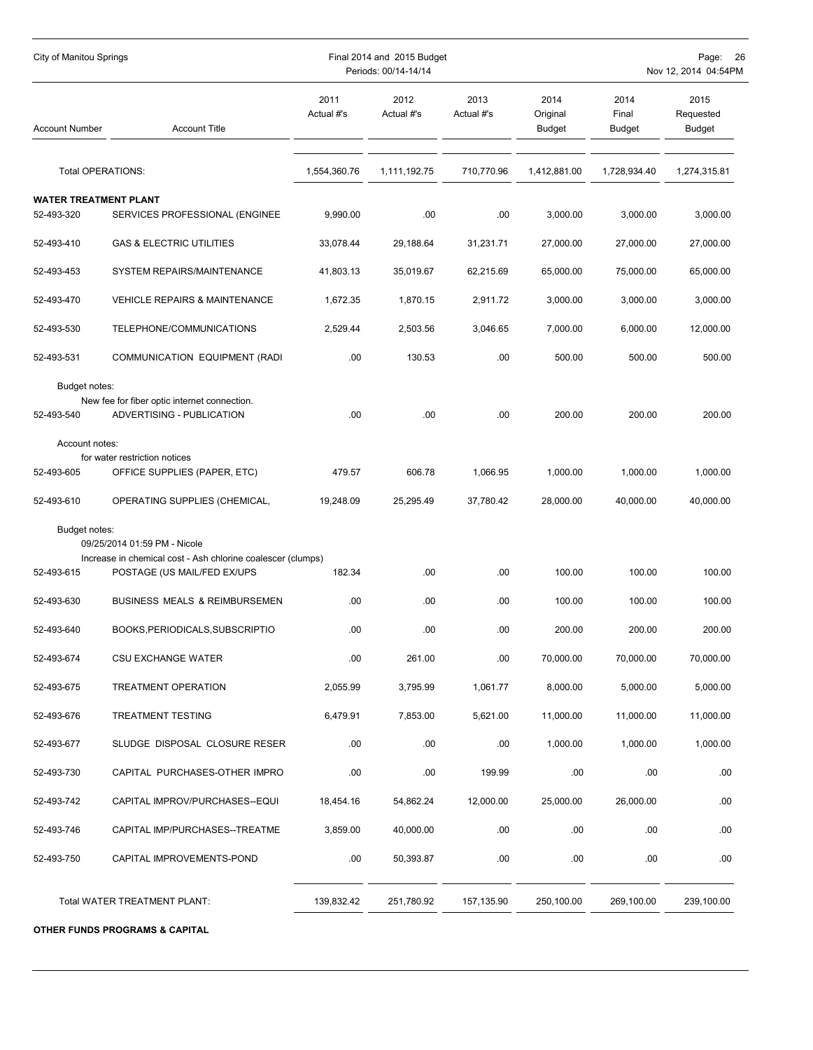| Account Number | Account Title | 2011 Actual #'s | 2012 Actual #'s | 2013 Actual #'s | 2014 Original Budget | 2014 Final Budget | 2015 Requested Budget |
|---|---|---|---|---|---|---|---|
| | Total OPERATIONS: | 1,554,360.76 | 1,111,192.75 | 710,770.96 | 1,412,881.00 | 1,728,934.40 | 1,274,315.81 |
| **WATER TREATMENT PLANT** | | | | | | | |
| 52-493-320 | SERVICES PROFESSIONAL (ENGINEE | 9,990.00 | .00 | .00 | 3,000.00 | 3,000.00 | 3,000.00 |
| 52-493-410 | GAS & ELECTRIC UTILITIES | 33,078.44 | 29,188.64 | 31,231.71 | 27,000.00 | 27,000.00 | 27,000.00 |
| 52-493-453 | SYSTEM REPAIRS/MAINTENANCE | 41,803.13 | 35,019.67 | 62,215.69 | 65,000.00 | 75,000.00 | 65,000.00 |
| 52-493-470 | VEHICLE REPAIRS & MAINTENANCE | 1,672.35 | 1,870.15 | 2,911.72 | 3,000.00 | 3,000.00 | 3,000.00 |
| 52-493-530 | TELEPHONE/COMMUNICATIONS | 2,529.44 | 2,503.56 | 3,046.65 | 7,000.00 | 6,000.00 | 12,000.00 |
| 52-493-531 | COMMUNICATION EQUIPMENT (RADI | .00 | 130.53 | .00 | 500.00 | 500.00 | 500.00 |
| Budget notes: | New fee for fiber optic internet connection. | | | | | | |
| 52-493-540 | ADVERTISING - PUBLICATION | .00 | .00 | .00 | 200.00 | 200.00 | 200.00 |
| Account notes: | for water restriction notices | | | | | | |
| 52-493-605 | OFFICE SUPPLIES (PAPER, ETC) | 479.57 | 606.78 | 1,066.95 | 1,000.00 | 1,000.00 | 1,000.00 |
| 52-493-610 | OPERATING SUPPLIES (CHEMICAL, | 19,248.09 | 25,295.49 | 37,780.42 | 28,000.00 | 40,000.00 | 40,000.00 |
| Budget notes: | 09/25/2014 01:59 PM - Nicole<br>Increase in chemical cost - Ash chlorine coalescer (clumps) | | | | | | |
| 52-493-615 | POSTAGE (US MAIL/FED EX/UPS | 182.34 | .00 | .00 | 100.00 | 100.00 | 100.00 |
| 52-493-630 | BUSINESS MEALS & REIMBURSEMEN | .00 | .00 | .00 | 100.00 | 100.00 | 100.00 |
| 52-493-640 | BOOKS,PERIODICALS,SUBSCRIPTIO | .00 | .00 | .00 | 200.00 | 200.00 | 200.00 |
| 52-493-674 | CSU EXCHANGE WATER | .00 | 261.00 | .00 | 70,000.00 | 70,000.00 | 70,000.00 |
| 52-493-675 | TREATMENT OPERATION | 2,055.99 | 3,795.99 | 1,061.77 | 8,000.00 | 5,000.00 | 5,000.00 |
| 52-493-676 | TREATMENT TESTING | 6,479.91 | 7,853.00 | 5,621.00 | 11,000.00 | 11,000.00 | 11,000.00 |
| 52-493-677 | SLUDGE DISPOSAL CLOSURE RESER | .00 | .00 | .00 | 1,000.00 | 1,000.00 | 1,000.00 |
| 52-493-730 | CAPITAL PURCHASES-OTHER IMPRO | .00 | .00 | 199.99 | .00 | .00 | .00 |
| 52-493-742 | CAPITAL IMPROV/PURCHASES--EQUI | 18,454.16 | 54,862.24 | 12,000.00 | 25,000.00 | 26,000.00 | .00 |
| 52-493-746 | CAPITAL IMP/PURCHASES--TREATME | 3,859.00 | 40,000.00 | .00 | .00 | .00 | .00 |
| 52-493-750 | CAPITAL IMPROVEMENTS-POND | .00 | 50,393.87 | .00 | .00 | .00 | .00 |
| | Total WATER TREATMENT PLANT: | 139,832.42 | 251,780.92 | 157,135.90 | 250,100.00 | 269,100.00 | 239,100.00 |

**OTHER FUNDS PROGRAMS & CAPITAL**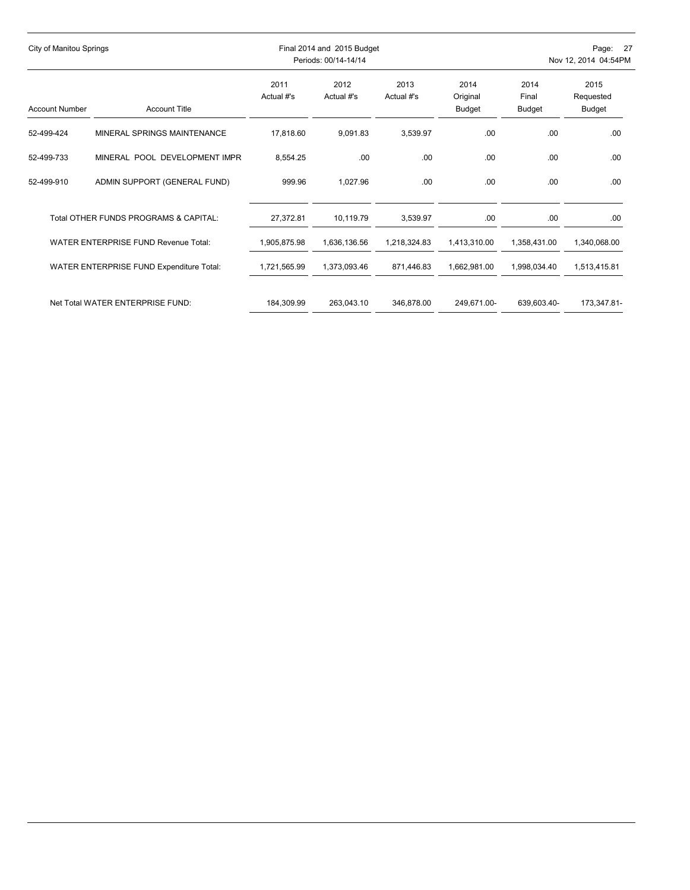| Account Number | Account Title | 2011 Actual #'s | 2012 Actual #'s | 2013 Actual #'s | 2014 Original Budget | 2014 Final Budget | 2015 Requested Budget |
|---|---|---|---|---|---|---|---|
| 52-499-424 | MINERAL SPRINGS MAINTENANCE | 17,818.60 | 9,091.83 | 3,539.97 | .00 | .00 | .00 |
| 52-499-733 | MINERAL POOL DEVELOPMENT IMPR | 8,554.25 | .00 | .00 | .00 | .00 | .00 |
| 52-499-910 | ADMIN SUPPORT (GENERAL FUND) | 999.96 | 1,027.96 | .00 | .00 | .00 | .00 |
| | Total OTHER FUNDS PROGRAMS & CAPITAL: | 27,372.81 | 10,119.79 | 3,539.97 | .00 | .00 | .00 |
| | WATER ENTERPRISE FUND Revenue Total: | 1,905,875.98 | 1,636,136.56 | 1,218,324.83 | 1,413,310.00 | 1,358,431.00 | 1,340,068.00 |
| | WATER ENTERPRISE FUND Expenditure Total: | 1,721,565.99 | 1,373,093.46 | 871,446.83 | 1,662,981.00 | 1,998,034.40 | 1,513,415.81 |
| | Net Total WATER ENTERPRISE FUND: | 184,309.99 | 263,043.10 | 346,878.00 | 249,671.00- | 639,603.40- | 173,347.81- |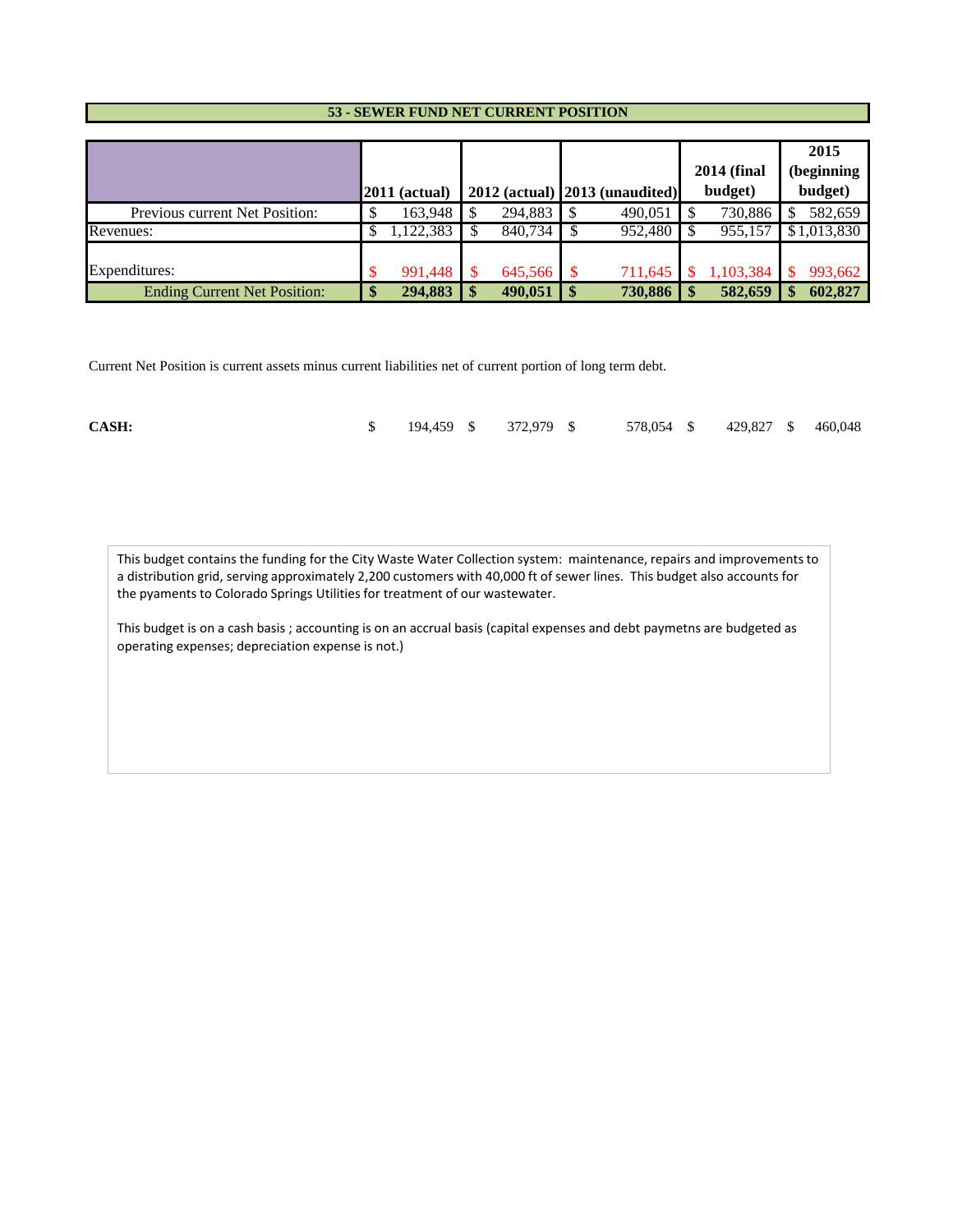## 53 - SEWER FUND NET CURRENT POSITION

| | 2011 (actual) | 2012 (actual) | 2013 (unaudited) | 2014 (final budget) | 2015 (beginning budget) |
|---|---|---|---|---|---|
| Previous current Net Position: | $ 163,948 | $ 294,883 | $ 490,051 | $ 730,886 | $ 582,659 |
| Revenues: | $ 1,122,383 | $ 840,734 | $ 952,480 | $ 955,157 | $ 1,013,830 |
| Expenditures: | $ 991,448 | $ 645,566 | $ 711,645 | $ 1,103,384 | $ 993,662 |
| **Ending Current Net Position:** | **$ 294,883** | **$ 490,051** | **$ 730,886** | **$ 582,659** | **$ 602,827** |

Current Net Position is current assets minus current liabilities net of current portion of long term debt.

| | | | | | |
|---|---|---|---|---|---|
| **CASH:** | $ 194,459 | $ 372,979 | $ 578,054 | $ 429,827 | $ 460,048 |

This budget contains the funding for the City Waste Water Collection system: maintenance, repairs and improvements to a distribution grid, serving approximately 2,200 customers with 40,000 ft of sewer lines. This budget also accounts for the pyaments to Colorado Springs Utilities for treatment of our wastewater.

This budget is on a cash basis ; accounting is on an accrual basis (capital expenses and debt paymetns are budgeted as operating expenses; depreciation expense is not.)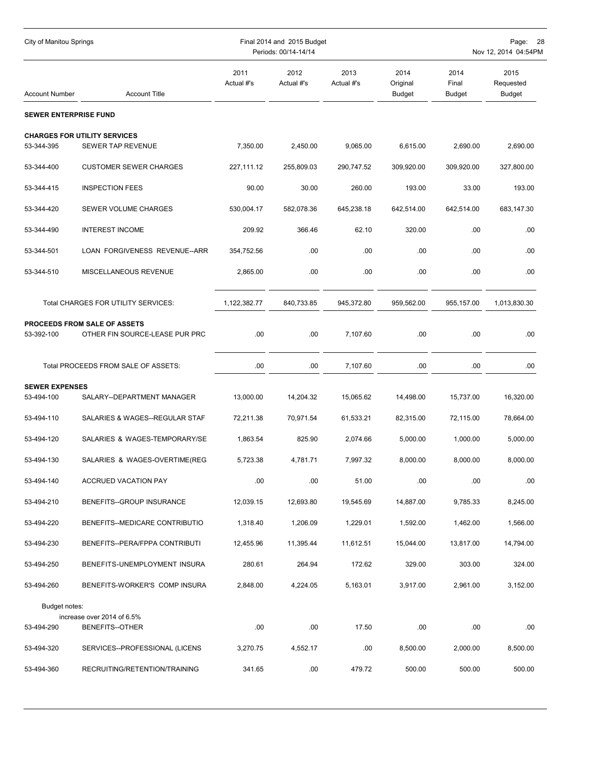| Account Number | Account Title | 2011 Actual #'s | 2012 Actual #'s | 2013 Actual #'s | 2014 Original Budget | 2014 Final Budget | 2015 Requested Budget |
|---|---|---|---|---|---|---|---|
| **SEWER ENTERPRISE FUND** | | | | | | | |
| **CHARGES FOR UTILITY SERVICES** | | | | | | | |
| 53-344-395 | SEWER TAP REVENUE | 7,350.00 | 2,450.00 | 9,065.00 | 6,615.00 | 2,690.00 | 2,690.00 |
| 53-344-400 | CUSTOMER SEWER CHARGES | 227,111.12 | 255,809.03 | 290,747.52 | 309,920.00 | 309,920.00 | 327,800.00 |
| 53-344-415 | INSPECTION FEES | 90.00 | 30.00 | 260.00 | 193.00 | 33.00 | 193.00 |
| 53-344-420 | SEWER VOLUME CHARGES | 530,004.17 | 582,078.36 | 645,238.18 | 642,514.00 | 642,514.00 | 683,147.30 |
| 53-344-490 | INTEREST INCOME | 209.92 | 366.46 | 62.10 | 320.00 | .00 | .00 |
| 53-344-501 | LOAN FORGIVENESS REVENUE--ARR | 354,752.56 | .00 | .00 | .00 | .00 | .00 |
| 53-344-510 | MISCELLANEOUS REVENUE | 2,865.00 | .00 | .00 | .00 | .00 | .00 |
| | Total CHARGES FOR UTILITY SERVICES: | 1,122,382.77 | 840,733.85 | 945,372.80 | 959,562.00 | 955,157.00 | 1,013,830.30 |
| **PROCEEDS FROM SALE OF ASSETS** | | | | | | | |
| 53-392-100 | OTHER FIN SOURCE-LEASE PUR PRC | .00 | .00 | 7,107.60 | .00 | .00 | .00 |
| | Total PROCEEDS FROM SALE OF ASSETS: | .00 | .00 | 7,107.60 | .00 | .00 | .00 |
| **SEWER EXPENSES** | | | | | | | |
| 53-494-100 | SALARY--DEPARTMENT MANAGER | 13,000.00 | 14,204.32 | 15,065.62 | 14,498.00 | 15,737.00 | 16,320.00 |
| 53-494-110 | SALARIES & WAGES--REGULAR STAF | 72,211.38 | 70,971.54 | 61,533.21 | 82,315.00 | 72,115.00 | 78,664.00 |
| 53-494-120 | SALARIES & WAGES-TEMPORARY/SE | 1,863.54 | 825.90 | 2,074.66 | 5,000.00 | 1,000.00 | 5,000.00 |
| 53-494-130 | SALARIES & WAGES-OVERTIME(REG | 5,723.38 | 4,781.71 | 7,997.32 | 8,000.00 | 8,000.00 | 8,000.00 |
| 53-494-140 | ACCRUED VACATION PAY | .00 | .00 | 51.00 | .00 | .00 | .00 |
| 53-494-210 | BENEFITS--GROUP INSURANCE | 12,039.15 | 12,693.80 | 19,545.69 | 14,887.00 | 9,785.33 | 8,245.00 |
| 53-494-220 | BENEFITS--MEDICARE CONTRIBUTIO | 1,318.40 | 1,206.09 | 1,229.01 | 1,592.00 | 1,462.00 | 1,566.00 |
| 53-494-230 | BENEFITS--PERA/FPPA CONTRIBUTI | 12,455.96 | 11,395.44 | 11,612.51 | 15,044.00 | 13,817.00 | 14,794.00 |
| 53-494-250 | BENEFITS-UNEMPLOYMENT INSURA | 280.61 | 264.94 | 172.62 | 329.00 | 303.00 | 324.00 |
| 53-494-260 | BENEFITS-WORKER'S COMP INSURA | 2,848.00 | 4,224.05 | 5,163.01 | 3,917.00 | 2,961.00 | 3,152.00 |
| Budget notes: | increase over 2014 of 6.5% | | | | | | |
| 53-494-290 | BENEFITS--OTHER | .00 | .00 | 17.50 | .00 | .00 | .00 |
| 53-494-320 | SERVICES--PROFESSIONAL (LICENS | 3,270.75 | 4,552.17 | .00 | 8,500.00 | 2,000.00 | 8,500.00 |
| 53-494-360 | RECRUITING/RETENTION/TRAINING | 341.65 | .00 | 479.72 | 500.00 | 500.00 | 500.00 |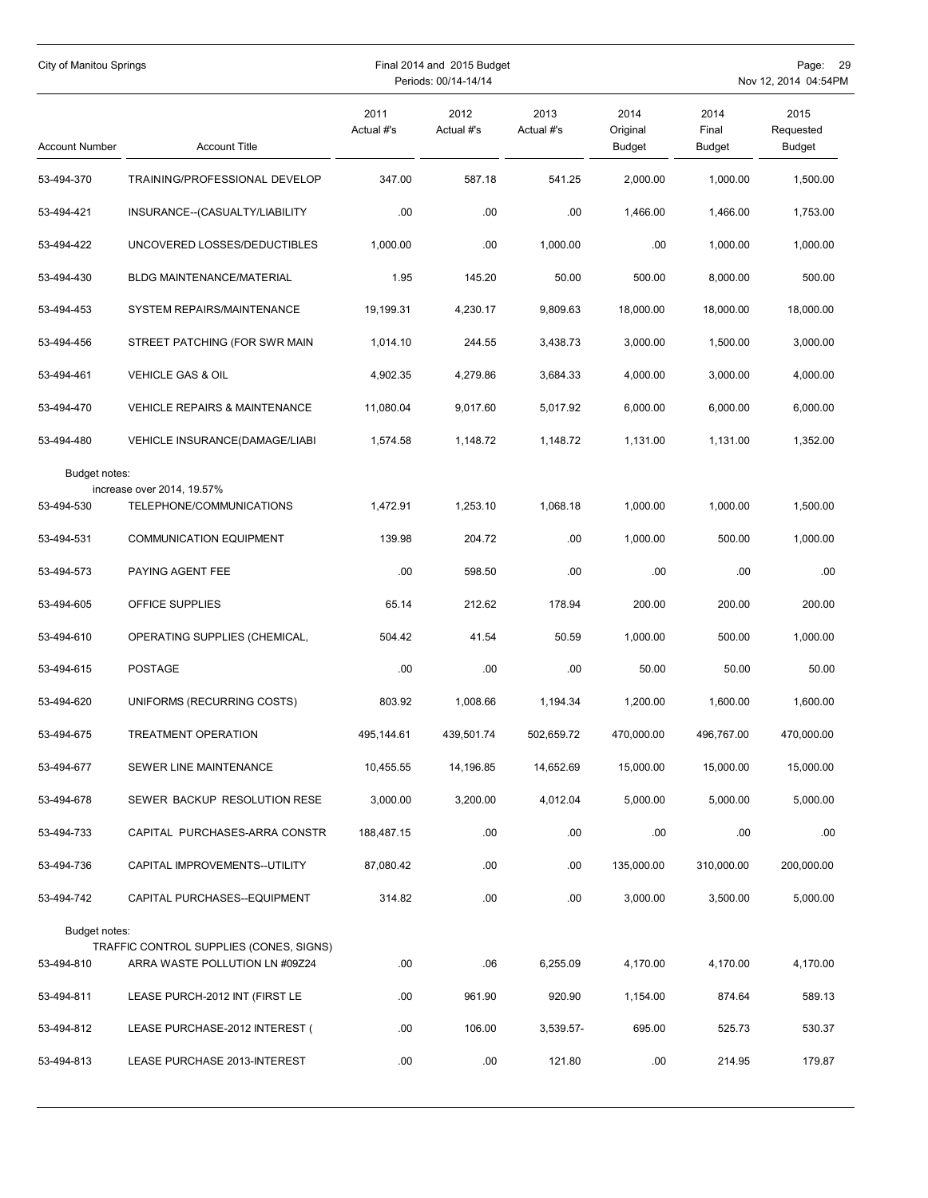| Account Number | Account Title | 2011 Actual #'s | 2012 Actual #'s | 2013 Actual #'s | 2014 Original Budget | 2014 Final Budget | 2015 Requested Budget |
|---|---|---|---|---|---|---|---|
| 53-494-370 | TRAINING/PROFESSIONAL DEVELOP | 347.00 | 587.18 | 541.25 | 2,000.00 | 1,000.00 | 1,500.00 |
| 53-494-421 | INSURANCE--(CASUALTY/LIABILITY | .00 | .00 | .00 | 1,466.00 | 1,466.00 | 1,753.00 |
| 53-494-422 | UNCOVERED LOSSES/DEDUCTIBLES | 1,000.00 | .00 | 1,000.00 | .00 | 1,000.00 | 1,000.00 |
| 53-494-430 | BLDG MAINTENANCE/MATERIAL | 1.95 | 145.20 | 50.00 | 500.00 | 8,000.00 | 500.00 |
| 53-494-453 | SYSTEM REPAIRS/MAINTENANCE | 19,199.31 | 4,230.17 | 9,809.63 | 18,000.00 | 18,000.00 | 18,000.00 |
| 53-494-456 | STREET PATCHING (FOR SWR MAIN | 1,014.10 | 244.55 | 3,438.73 | 3,000.00 | 1,500.00 | 3,000.00 |
| 53-494-461 | VEHICLE GAS & OIL | 4,902.35 | 4,279.86 | 3,684.33 | 4,000.00 | 3,000.00 | 4,000.00 |
| 53-494-470 | VEHICLE REPAIRS & MAINTENANCE | 11,080.04 | 9,017.60 | 5,017.92 | 6,000.00 | 6,000.00 | 6,000.00 |
| 53-494-480 | VEHICLE INSURANCE(DAMAGE/LIABI | 1,574.58 | 1,148.72 | 1,148.72 | 1,131.00 | 1,131.00 | 1,352.00 |
| Budget notes: | increase over 2014, 19.57% | | | | | | |
| 53-494-530 | TELEPHONE/COMMUNICATIONS | 1,472.91 | 1,253.10 | 1,068.18 | 1,000.00 | 1,000.00 | 1,500.00 |
| 53-494-531 | COMMUNICATION EQUIPMENT | 139.98 | 204.72 | .00 | 1,000.00 | 500.00 | 1,000.00 |
| 53-494-573 | PAYING AGENT FEE | .00 | 598.50 | .00 | .00 | .00 | .00 |
| 53-494-605 | OFFICE SUPPLIES | 65.14 | 212.62 | 178.94 | 200.00 | 200.00 | 200.00 |
| 53-494-610 | OPERATING SUPPLIES (CHEMICAL, | 504.42 | 41.54 | 50.59 | 1,000.00 | 500.00 | 1,000.00 |
| 53-494-615 | POSTAGE | .00 | .00 | .00 | 50.00 | 50.00 | 50.00 |
| 53-494-620 | UNIFORMS (RECURRING COSTS) | 803.92 | 1,008.66 | 1,194.34 | 1,200.00 | 1,600.00 | 1,600.00 |
| 53-494-675 | TREATMENT OPERATION | 495,144.61 | 439,501.74 | 502,659.72 | 470,000.00 | 496,767.00 | 470,000.00 |
| 53-494-677 | SEWER LINE MAINTENANCE | 10,455.55 | 14,196.85 | 14,652.69 | 15,000.00 | 15,000.00 | 15,000.00 |
| 53-494-678 | SEWER BACKUP RESOLUTION RESE | 3,000.00 | 3,200.00 | 4,012.04 | 5,000.00 | 5,000.00 | 5,000.00 |
| 53-494-733 | CAPITAL PURCHASES-ARRA CONSTR | 188,487.15 | .00 | .00 | .00 | .00 | .00 |
| 53-494-736 | CAPITAL IMPROVEMENTS--UTILITY | 87,080.42 | .00 | .00 | 135,000.00 | 310,000.00 | 200,000.00 |
| 53-494-742 | CAPITAL PURCHASES--EQUIPMENT | 314.82 | .00 | .00 | 3,000.00 | 3,500.00 | 5,000.00 |
| Budget notes: | TRAFFIC CONTROL SUPPLIES (CONES, SIGNS) | | | | | | |
| 53-494-810 | ARRA WASTE POLLUTION LN #09Z24 | .00 | .06 | 6,255.09 | 4,170.00 | 4,170.00 | 4,170.00 |
| 53-494-811 | LEASE PURCH-2012 INT (FIRST LE | .00 | 961.90 | 920.90 | 1,154.00 | 874.64 | 589.13 |
| 53-494-812 | LEASE PURCHASE-2012 INTEREST ( | .00 | 106.00 | 3,539.57- | 695.00 | 525.73 | 530.37 |
| 53-494-813 | LEASE PURCHASE 2013-INTEREST | .00 | .00 | 121.80 | .00 | 214.95 | 179.87 |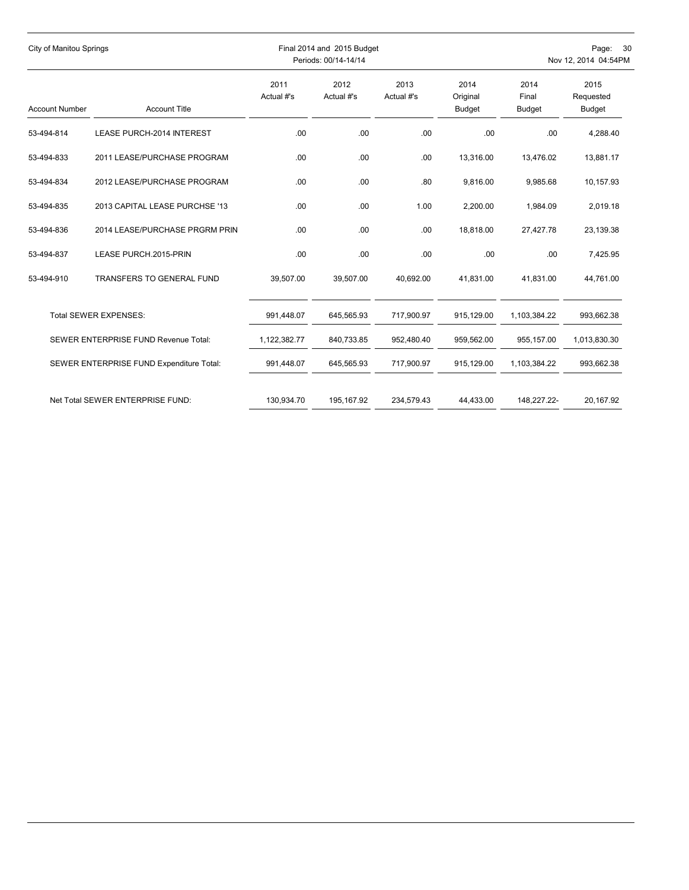| Account Number | Account Title | 2011 Actual #'s | 2012 Actual #'s | 2013 Actual #'s | 2014 Original Budget | 2014 Final Budget | 2015 Requested Budget |
|---|---|---|---|---|---|---|---|
| 53-494-814 | LEASE PURCH-2014 INTEREST | .00 | .00 | .00 | .00 | .00 | 4,288.40 |
| 53-494-833 | 2011 LEASE/PURCHASE PROGRAM | .00 | .00 | .00 | 13,316.00 | 13,476.02 | 13,881.17 |
| 53-494-834 | 2012 LEASE/PURCHASE PROGRAM | .00 | .00 | .80 | 9,816.00 | 9,985.68 | 10,157.93 |
| 53-494-835 | 2013 CAPITAL LEASE PURCHSE '13 | .00 | .00 | 1.00 | 2,200.00 | 1,984.09 | 2,019.18 |
| 53-494-836 | 2014 LEASE/PURCHASE PRGRM PRIN | .00 | .00 | .00 | 18,818.00 | 27,427.78 | 23,139.38 |
| 53-494-837 | LEASE PURCH.2015-PRIN | .00 | .00 | .00 | .00 | .00 | 7,425.95 |
| 53-494-910 | TRANSFERS TO GENERAL FUND | 39,507.00 | 39,507.00 | 40,692.00 | 41,831.00 | 41,831.00 | 44,761.00 |
| | Total SEWER EXPENSES: | 991,448.07 | 645,565.93 | 717,900.97 | 915,129.00 | 1,103,384.22 | 993,662.38 |
| | SEWER ENTERPRISE FUND Revenue Total: | 1,122,382.77 | 840,733.85 | 952,480.40 | 959,562.00 | 955,157.00 | 1,013,830.30 |
| | SEWER ENTERPRISE FUND Expenditure Total: | 991,448.07 | 645,565.93 | 717,900.97 | 915,129.00 | 1,103,384.22 | 993,662.38 |
| | Net Total SEWER ENTERPRISE FUND: | 130,934.70 | 195,167.92 | 234,579.43 | 44,433.00 | 148,227.22- | 20,167.92 |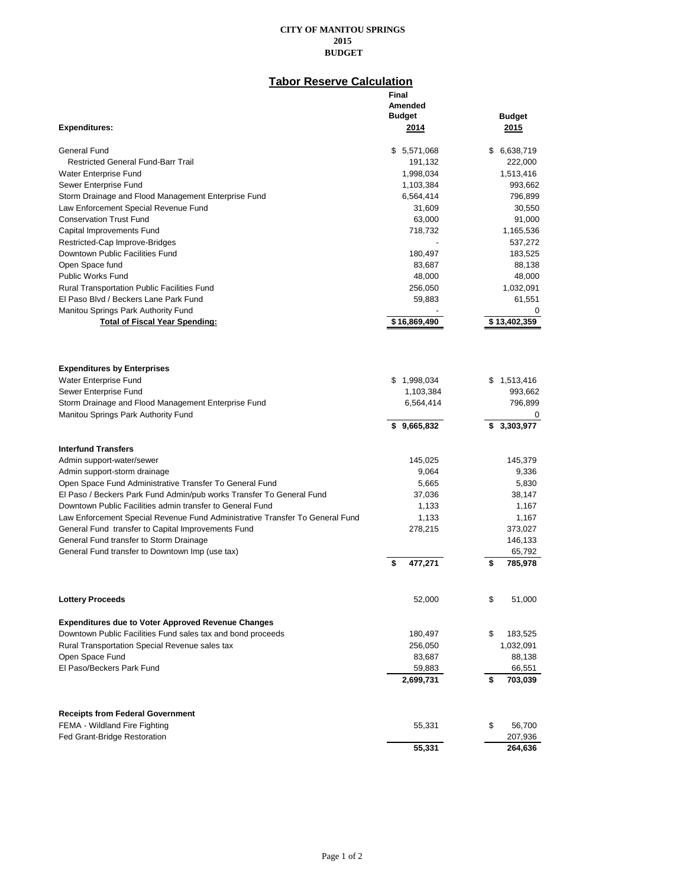**CITY OF MANITOU SPRINGS**
**2015**
**BUDGET**

## Tabor Reserve Calculation

| **Expenditures:** | **Final Amended Budget 2014** | **Budget 2015** |
|---|---|---|
| General Fund | $ 5,571,068 | $ 6,638,719 |
| Restricted General Fund-Barr Trail | 191,132 | 222,000 |
| Water Enterprise Fund | 1,998,034 | 1,513,416 |
| Sewer Enterprise Fund | 1,103,384 | 993,662 |
| Storm Drainage and Flood Management Enterprise Fund | 6,564,414 | 796,899 |
| Law Enforcement Special Revenue Fund | 31,609 | 30,550 |
| Conservation Trust Fund | 63,000 | 91,000 |
| Capital Improvements Fund | 718,732 | 1,165,536 |
| Restricted-Cap Improve-Bridges | - | 537,272 |
| Downtown Public Facilities Fund | 180,497 | 183,525 |
| Open Space fund | 83,687 | 88,138 |
| Public Works Fund | 48,000 | 48,000 |
| Rural Transportation Public Facilities Fund | 256,050 | 1,032,091 |
| El Paso Blvd / Beckers Lane Park Fund | 59,883 | 61,551 |
| Manitou Springs Park Authority Fund | - | 0 |
| **Total of Fiscal Year Spending:** | **$ 16,869,490** | **$ 13,402,359** |

| **Expenditures by Enterprises** | | |
|---|---|---|
| Water Enterprise Fund | $ 1,998,034 | $ 1,513,416 |
| Sewer Enterprise Fund | 1,103,384 | 993,662 |
| Storm Drainage and Flood Management Enterprise Fund | 6,564,414 | 796,899 |
| Manitou Springs Park Authority Fund | | 0 |
| | **$ 9,665,832** | **$ 3,303,977** |

| **Interfund Transfers** | | |
|---|---|---|
| Admin support-water/sewer | 145,025 | 145,379 |
| Admin support-storm drainage | 9,064 | 9,336 |
| Open Space Fund Administrative Transfer To General Fund | 5,665 | 5,830 |
| El Paso / Beckers Park Fund Admin/pub works Transfer To General Fund | 37,036 | 38,147 |
| Downtown Public Facilities admin transfer to General Fund | 1,133 | 1,167 |
| Law Enforcement Special Revenue Fund Administrative Transfer To General Fund | 1,133 | 1,167 |
| General Fund transfer to Capital Improvements Fund | 278,215 | 373,027 |
| General Fund transfer to Storm Drainage | | 146,133 |
| General Fund transfer to Downtown Imp (use tax) | | 65,792 |
| | **$ 477,271** | **$ 785,978** |

| **Lottery Proceeds** | 52,000 | $ 51,000 |
|---|---|---|

| **Expenditures due to Voter Approved Revenue Changes** | | |
|---|---|---|
| Downtown Public Facilities Fund sales tax and bond proceeds | 180,497 | $ 183,525 |
| Rural Transportation Special Revenue sales tax | 256,050 | 1,032,091 |
| Open Space Fund | 83,687 | 88,138 |
| El Paso/Beckers Park Fund | 59,883 | 66,551 |
| | **2,699,731** | **$ 703,039** |

| **Receipts from Federal Government** | | |
|---|---|---|
| FEMA - Wildland Fire Fighting | 55,331 | $ 56,700 |
| Fed Grant-Bridge Restoration | | 207,936 |
| | **55,331** | **264,636** |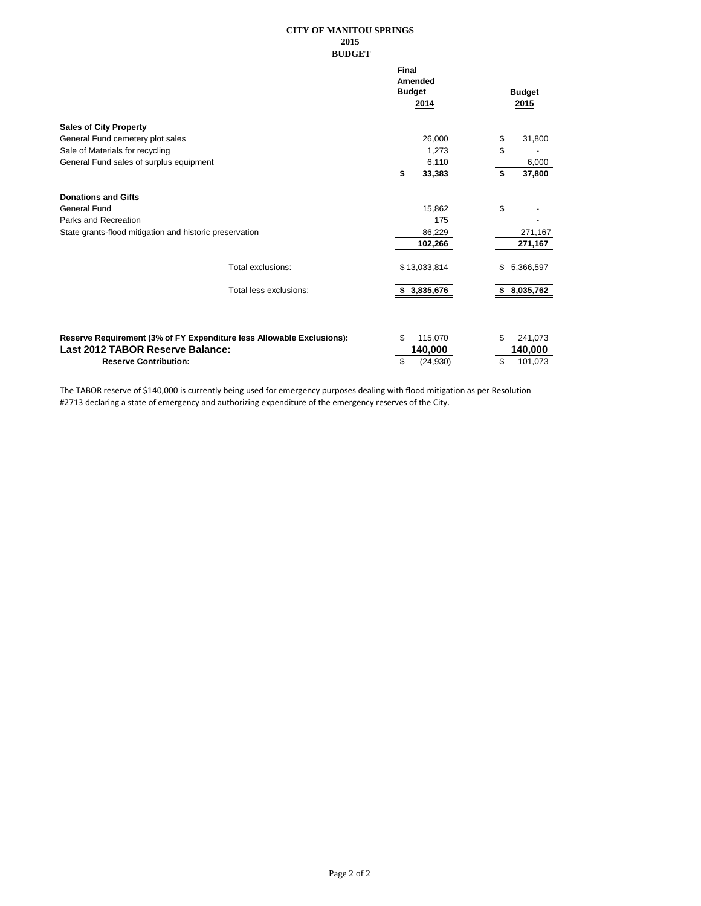**CITY OF MANITOU SPRINGS**
**2015**
**BUDGET**

| | Final Amended Budget 2014 | Budget 2015 |
|---|---|---|
| **Sales of City Property** | | |
| General Fund cemetery plot sales | 26,000 | $ 31,800 |
| Sale of Materials for recycling | 1,273 | $ - |
| General Fund sales of surplus equipment | 6,110 | 6,000 |
| | **$ 33,383** | **$ 37,800** |
| **Donations and Gifts** | | |
| General Fund | 15,862 | $ - |
| Parks and Recreation | 175 | - |
| State grants-flood mitigation and historic preservation | 86,229 | 271,167 |
| | **102,266** | **271,167** |
| Total exclusions: | $ 13,033,814 | $ 5,366,597 |
| Total less exclusions: | **$ 3,835,676** | **$ 8,035,762** |
| **Reserve Requirement (3% of FY Expenditure less Allowable Exclusions):** | $ 115,070 | $ 241,073 |
| **Last 2012 TABOR Reserve Balance:** | **140,000** | **140,000** |
| **Reserve Contribution:** | $ (24,930) | $ 101,073 |

The TABOR reserve of $140,000 is currently being used for emergency purposes dealing with flood mitigation as per Resolution #2713 declaring a state of emergency and authorizing expenditure of the emergency reserves of the City.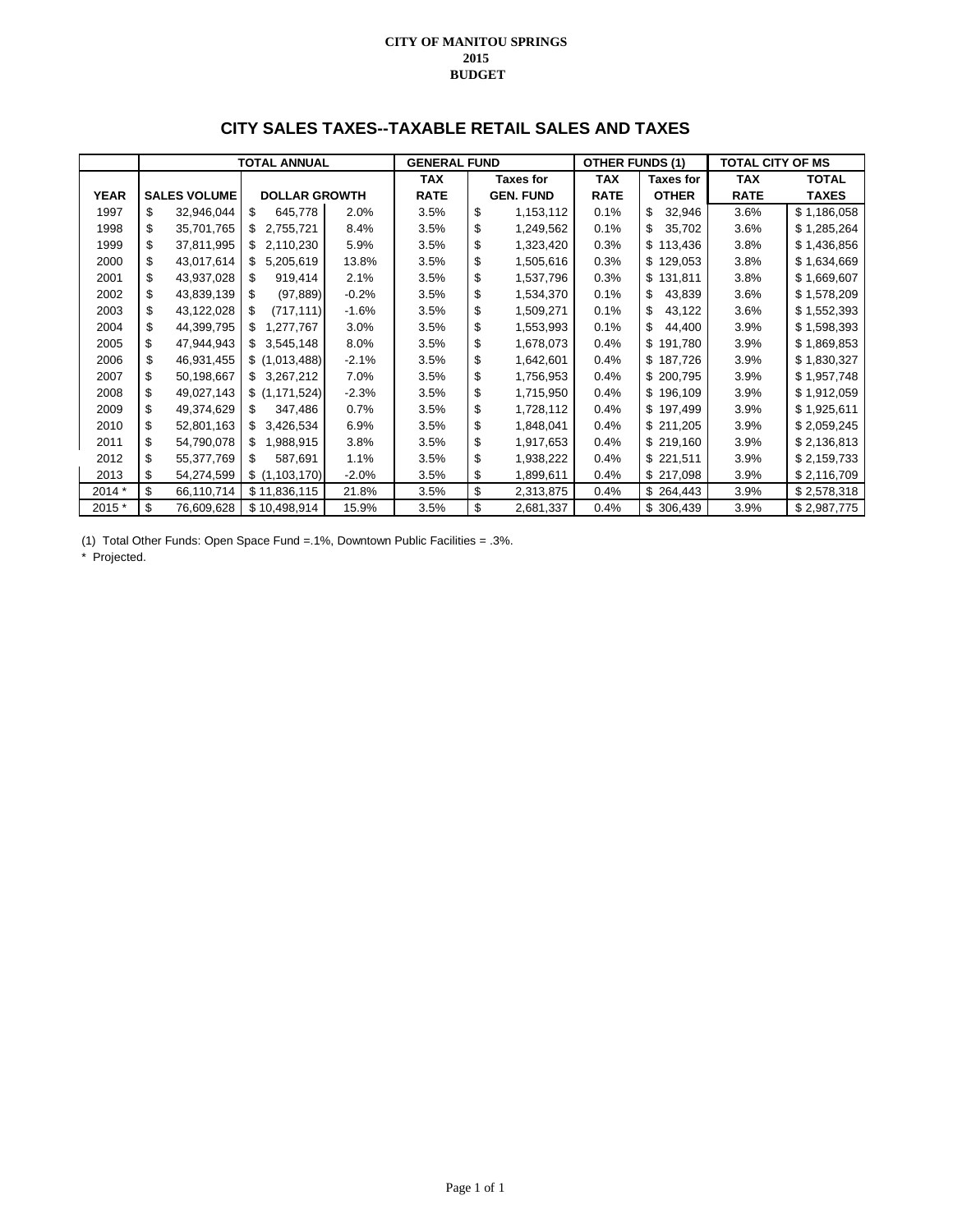CITY OF MANITOU SPRINGS
2015
BUDGET

## CITY SALES TAXES--TAXABLE RETAIL SALES AND TAXES

| | TOTAL ANNUAL | | | GENERAL FUND | | OTHER FUNDS (1) | | TOTAL CITY OF MS | |
|---|---|---|---|---|---|---|---|---|---|
| | | | | TAX | Taxes for | TAX | Taxes for | TAX | TOTAL |
| YEAR | SALES VOLUME | DOLLAR GROWTH | | RATE | GEN. FUND | RATE | OTHER | RATE | TAXES |
| 1997 | $ 32,946,044 | $ 645,778 | 2.0% | 3.5% | $ 1,153,112 | 0.1% | $ 32,946 | 3.6% | $ 1,186,058 |
| 1998 | $ 35,701,765 | $ 2,755,721 | 8.4% | 3.5% | $ 1,249,562 | 0.1% | $ 35,702 | 3.6% | $ 1,285,264 |
| 1999 | $ 37,811,995 | $ 2,110,230 | 5.9% | 3.5% | $ 1,323,420 | 0.3% | $ 113,436 | 3.8% | $ 1,436,856 |
| 2000 | $ 43,017,614 | $ 5,205,619 | 13.8% | 3.5% | $ 1,505,616 | 0.3% | $ 129,053 | 3.8% | $ 1,634,669 |
| 2001 | $ 43,937,028 | $ 919,414 | 2.1% | 3.5% | $ 1,537,796 | 0.3% | $ 131,811 | 3.8% | $ 1,669,607 |
| 2002 | $ 43,839,139 | $ (97,889) | -0.2% | 3.5% | $ 1,534,370 | 0.1% | $ 43,839 | 3.6% | $ 1,578,209 |
| 2003 | $ 43,122,028 | $ (717,111) | -1.6% | 3.5% | $ 1,509,271 | 0.1% | $ 43,122 | 3.6% | $ 1,552,393 |
| 2004 | $ 44,399,795 | $ 1,277,767 | 3.0% | 3.5% | $ 1,553,993 | 0.1% | $ 44,400 | 3.9% | $ 1,598,393 |
| 2005 | $ 47,944,943 | $ 3,545,148 | 8.0% | 3.5% | $ 1,678,073 | 0.4% | $ 191,780 | 3.9% | $ 1,869,853 |
| 2006 | $ 46,931,455 | $ (1,013,488) | -2.1% | 3.5% | $ 1,642,601 | 0.4% | $ 187,726 | 3.9% | $ 1,830,327 |
| 2007 | $ 50,198,667 | $ 3,267,212 | 7.0% | 3.5% | $ 1,756,953 | 0.4% | $ 200,795 | 3.9% | $ 1,957,748 |
| 2008 | $ 49,027,143 | $ (1,171,524) | -2.3% | 3.5% | $ 1,715,950 | 0.4% | $ 196,109 | 3.9% | $ 1,912,059 |
| 2009 | $ 49,374,629 | $ 347,486 | 0.7% | 3.5% | $ 1,728,112 | 0.4% | $ 197,499 | 3.9% | $ 1,925,611 |
| 2010 | $ 52,801,163 | $ 3,426,534 | 6.9% | 3.5% | $ 1,848,041 | 0.4% | $ 211,205 | 3.9% | $ 2,059,245 |
| 2011 | $ 54,790,078 | $ 1,988,915 | 3.8% | 3.5% | $ 1,917,653 | 0.4% | $ 219,160 | 3.9% | $ 2,136,813 |
| 2012 | $ 55,377,769 | $ 587,691 | 1.1% | 3.5% | $ 1,938,222 | 0.4% | $ 221,511 | 3.9% | $ 2,159,733 |
| 2013 | $ 54,274,599 | $ (1,103,170) | -2.0% | 3.5% | $ 1,899,611 | 0.4% | $ 217,098 | 3.9% | $ 2,116,709 |
| 2014 * | $ 66,110,714 | $ 11,836,115 | 21.8% | 3.5% | $ 2,313,875 | 0.4% | $ 264,443 | 3.9% | $ 2,578,318 |
| 2015 * | $ 76,609,628 | $ 10,498,914 | 15.9% | 3.5% | $ 2,681,337 | 0.4% | $ 306,439 | 3.9% | $ 2,987,775 |

(1) Total Other Funds: Open Space Fund =.1%, Downtown Public Facilities = .3%.

* Projected.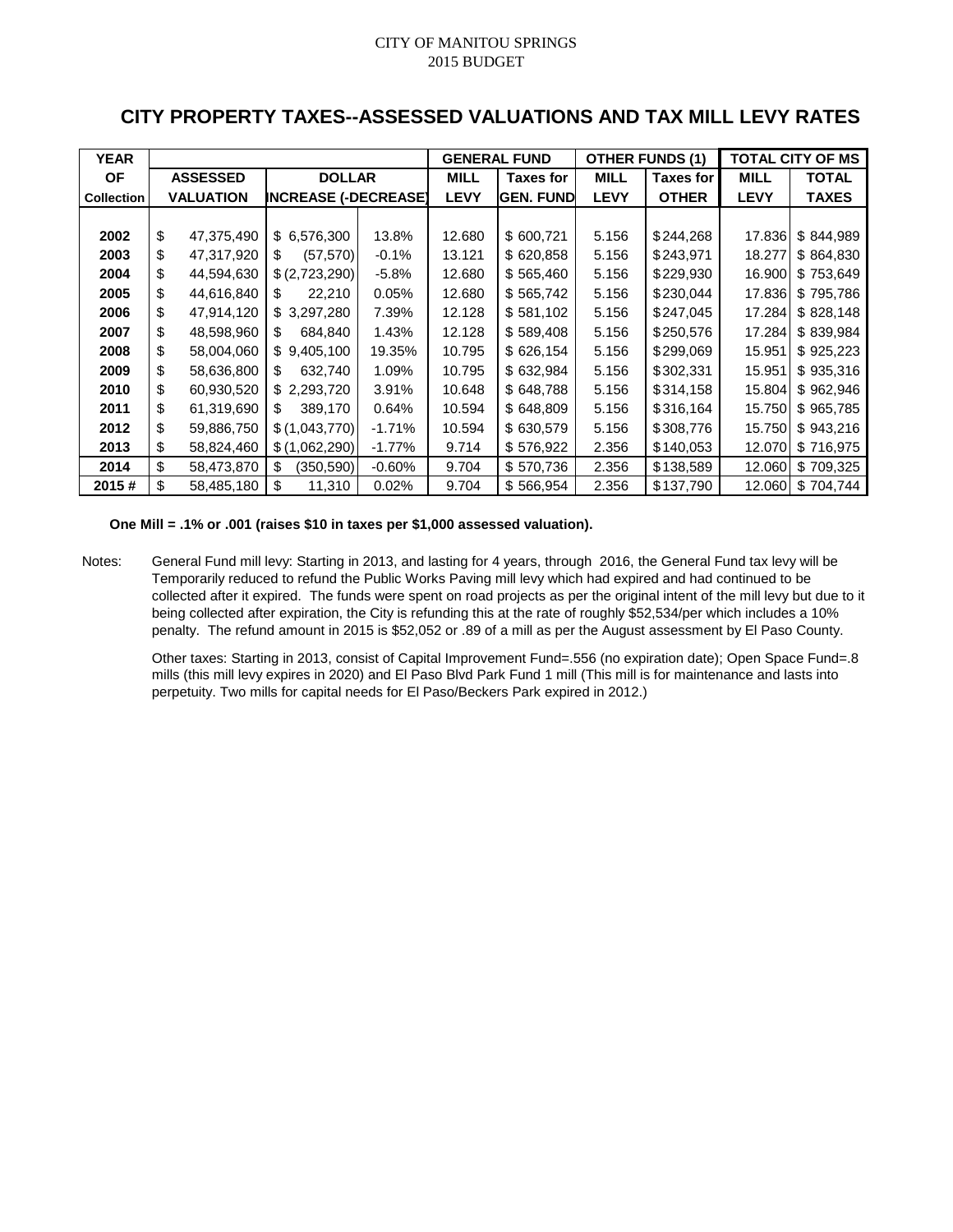CITY OF MANITOU SPRINGS
2015 BUDGET

# CITY PROPERTY TAXES--ASSESSED VALUATIONS AND TAX MILL LEVY RATES

| YEAR OF Collection | ASSESSED VALUATION | DOLLAR INCREASE (-DECREASE) | | GENERAL FUND MILL LEVY | GENERAL FUND Taxes for GEN. FUND | OTHER FUNDS (1) MILL LEVY | OTHER FUNDS (1) Taxes for OTHER | TOTAL CITY OF MS MILL LEVY | TOTAL CITY OF MS TOTAL TAXES |
|---|---|---|---|---|---|---|---|---|---|
| 2002 | $ 47,375,490 | $ 6,576,300 | 13.8% | 12.680 | $ 600,721 | 5.156 | $244,268 | 17.836 | $ 844,989 |
| 2003 | $ 47,317,920 | $ (57,570) | -0.1% | 13.121 | $ 620,858 | 5.156 | $243,971 | 18.277 | $ 864,830 |
| 2004 | $ 44,594,630 | $ (2,723,290) | -5.8% | 12.680 | $ 565,460 | 5.156 | $229,930 | 16.900 | $ 753,649 |
| 2005 | $ 44,616,840 | $ 22,210 | 0.05% | 12.680 | $ 565,742 | 5.156 | $230,044 | 17.836 | $ 795,786 |
| 2006 | $ 47,914,120 | $ 3,297,280 | 7.39% | 12.128 | $ 581,102 | 5.156 | $247,045 | 17.284 | $ 828,148 |
| 2007 | $ 48,598,960 | $ 684,840 | 1.43% | 12.128 | $ 589,408 | 5.156 | $250,576 | 17.284 | $ 839,984 |
| 2008 | $ 58,004,060 | $ 9,405,100 | 19.35% | 10.795 | $ 626,154 | 5.156 | $299,069 | 15.951 | $ 925,223 |
| 2009 | $ 58,636,800 | $ 632,740 | 1.09% | 10.795 | $ 632,984 | 5.156 | $302,331 | 15.951 | $ 935,316 |
| 2010 | $ 60,930,520 | $ 2,293,720 | 3.91% | 10.648 | $ 648,788 | 5.156 | $314,158 | 15.804 | $ 962,946 |
| 2011 | $ 61,319,690 | $ 389,170 | 0.64% | 10.594 | $ 648,809 | 5.156 | $316,164 | 15.750 | $ 965,785 |
| 2012 | $ 59,886,750 | $ (1,043,770) | -1.71% | 10.594 | $ 630,579 | 5.156 | $308,776 | 15.750 | $ 943,216 |
| 2013 | $ 58,824,460 | $ (1,062,290) | -1.77% | 9.714 | $ 576,922 | 2.356 | $140,053 | 12.070 | $ 716,975 |
| 2014 | $ 58,473,870 | $ (350,590) | -0.60% | 9.704 | $ 570,736 | 2.356 | $138,589 | 12.060 | $ 709,325 |
| 2015 # | $ 58,485,180 | $ 11,310 | 0.02% | 9.704 | $ 566,954 | 2.356 | $137,790 | 12.060 | $ 704,744 |

**One Mill = .1% or .001 (raises $10 in taxes per $1,000 assessed valuation).**

Notes: General Fund mill levy: Starting in 2013, and lasting for 4 years, through 2016, the General Fund tax levy will be Temporarily reduced to refund the Public Works Paving mill levy which had expired and had continued to be collected after it expired. The funds were spent on road projects as per the original intent of the mill levy but due to it being collected after expiration, the City is refunding this at the rate of roughly $52,534/per which includes a 10% penalty. The refund amount in 2015 is $52,052 or .89 of a mill as per the August assessment by El Paso County.

Other taxes: Starting in 2013, consist of Capital Improvement Fund=.556 (no expiration date); Open Space Fund=.8 mills (this mill levy expires in 2020) and El Paso Blvd Park Fund 1 mill (This mill is for maintenance and lasts into perpetuity. Two mills for capital needs for El Paso/Beckers Park expired in 2012.)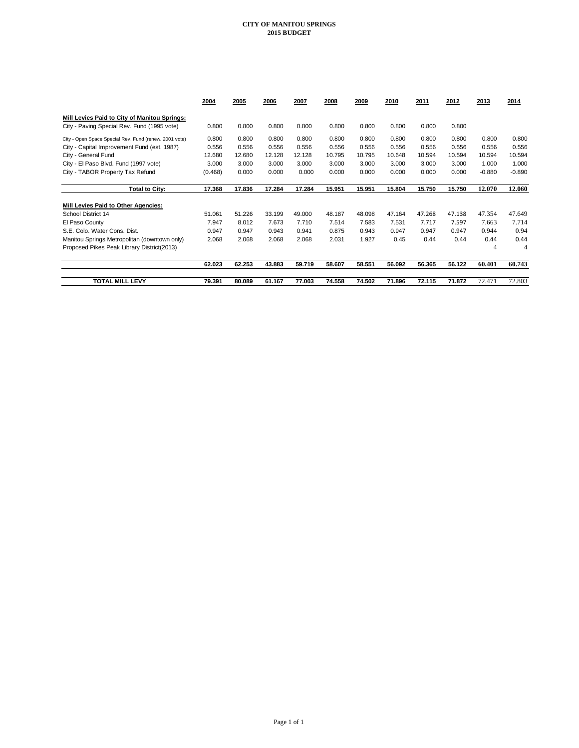**CITY OF MANITOU SPRINGS**
**2015 BUDGET**

| | 2004 | 2005 | 2006 | 2007 | 2008 | 2009 | 2010 | 2011 | 2012 | 2013 | 2014 |
|---|---|---|---|---|---|---|---|---|---|---|---|
| **Mill Levies Paid to City of Manitou Springs:** | | | | | | | | | | | |
| City - Paving Special Rev. Fund (1995 vote) | 0.800 | 0.800 | 0.800 | 0.800 | 0.800 | 0.800 | 0.800 | 0.800 | 0.800 | | |
| City - Open Space Special Rev. Fund (renew. 2001 vote) | 0.800 | 0.800 | 0.800 | 0.800 | 0.800 | 0.800 | 0.800 | 0.800 | 0.800 | 0.800 | 0.800 |
| City - Capital Improvement Fund (est. 1987) | 0.556 | 0.556 | 0.556 | 0.556 | 0.556 | 0.556 | 0.556 | 0.556 | 0.556 | 0.556 | 0.556 |
| City - General Fund | 12.680 | 12.680 | 12.128 | 12.128 | 10.795 | 10.795 | 10.648 | 10.594 | 10.594 | 10.594 | 10.594 |
| City - El Paso Blvd. Fund (1997 vote) | 3.000 | 3.000 | 3.000 | 3.000 | 3.000 | 3.000 | 3.000 | 3.000 | 3.000 | 1.000 | 1.000 |
| City - TABOR Property Tax Refund | (0.468) | 0.000 | 0.000 | 0.000 | 0.000 | 0.000 | 0.000 | 0.000 | 0.000 | -0.880 | -0.890 |
| **Total to City:** | **17.368** | **17.836** | **17.284** | **17.284** | **15.951** | **15.951** | **15.804** | **15.750** | **15.750** | **12.070** | **12.060** |
| **Mill Levies Paid to Other Agencies:** | | | | | | | | | | | |
| School District 14 | 51.061 | 51.226 | 33.199 | 49.000 | 48.187 | 48.098 | 47.164 | 47.268 | 47.138 | 47.354 | 47.649 |
| El Paso County | 7.947 | 8.012 | 7.673 | 7.710 | 7.514 | 7.583 | 7.531 | 7.717 | 7.597 | 7.663 | 7.714 |
| S.E. Colo. Water Cons. Dist. | 0.947 | 0.947 | 0.943 | 0.941 | 0.875 | 0.943 | 0.947 | 0.947 | 0.947 | 0.944 | 0.94 |
| Manitou Springs Metropolitan (downtown only) | 2.068 | 2.068 | 2.068 | 2.068 | 2.031 | 1.927 | 0.45 | 0.44 | 0.44 | 0.44 | 0.44 |
| Proposed Pikes Peak Library District(2013) | | | | | | | | | | 4 | 4 |
| | **62.023** | **62.253** | **43.883** | **59.719** | **58.607** | **58.551** | **56.092** | **56.365** | **56.122** | **60.401** | **60.743** |
| **TOTAL MILL LEVY** | **79.391** | **80.089** | **61.167** | **77.003** | **74.558** | **74.502** | **71.896** | **72.115** | **71.872** | 72.471 | 72.803 |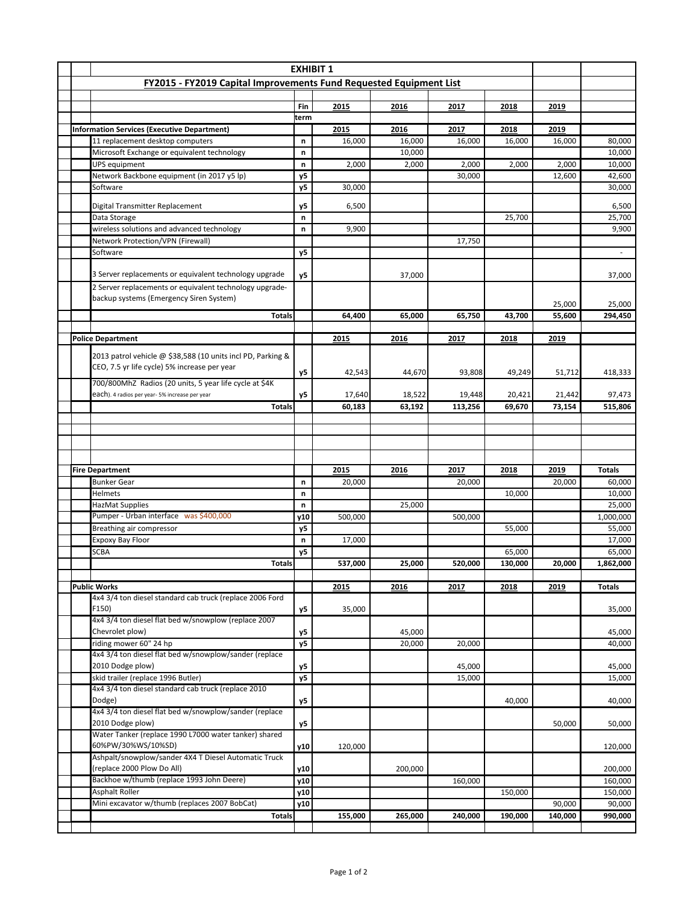# EXHIBIT 1

## FY2015 - FY2019 Capital Improvements Fund Requested Equipment List

| | Fin term | 2015 | 2016 | 2017 | 2018 | 2019 | |
|---|---|---|---|---|---|---|---|
| **Information Services (Executive Department)** | | 2015 | 2016 | 2017 | 2018 | 2019 | |
| 11 replacement desktop computers | n | 16,000 | 16,000 | 16,000 | 16,000 | 16,000 | 80,000 |
| Microsoft Exchange or equivalent technology | n | | 10,000 | | | | 10,000 |
| UPS equipment | n | 2,000 | 2,000 | 2,000 | 2,000 | 2,000 | 10,000 |
| Network Backbone equipment (in 2017 y5 lp) | y5 | | | 30,000 | | 12,600 | 42,600 |
| Software | y5 | 30,000 | | | | | 30,000 |
| Digital Transmitter Replacement | y5 | 6,500 | | | | | 6,500 |
| Data Storage | n | | | | 25,700 | | 25,700 |
| wireless solutions and advanced technology | n | 9,900 | | | | | 9,900 |
| Network Protection/VPN (Firewall) | | | | 17,750 | | | |
| Software | y5 | | | | | | - |
| 3 Server replacements or equivalent technology upgrade | y5 | | 37,000 | | | | 37,000 |
| 2 Server replacements or equivalent technology upgrade-backup systems (Emergency Siren System) | | | | | | 25,000 | 25,000 |
| **Totals** | | **64,400** | **65,000** | **65,750** | **43,700** | **55,600** | **294,450** |
| **Police Department** | | 2015 | 2016 | 2017 | 2018 | 2019 | |
| 2013 patrol vehicle @ $38,588 (10 units incl PD, Parking & CEO, 7.5 yr life cycle) 5% increase per year | y5 | 42,543 | 44,670 | 93,808 | 49,249 | 51,712 | 418,333 |
| 700/800MhZ Radios (20 units, 5 year life cycle at $4K each). 4 radios per year- 5% increase per year | y5 | 17,640 | 18,522 | 19,448 | 20,421 | 21,442 | 97,473 |
| **Totals** | | **60,183** | **63,192** | **113,256** | **69,670** | **73,154** | **515,806** |
| **Fire Department** | | 2015 | 2016 | 2017 | 2018 | 2019 | **Totals** |
| Bunker Gear | n | 20,000 | | 20,000 | | 20,000 | 60,000 |
| Helmets | n | | | | 10,000 | | 10,000 |
| HazMat Supplies | n | | 25,000 | | | | 25,000 |
| Pumper - Urban interface was $400,000 | y10 | 500,000 | | 500,000 | | | 1,000,000 |
| Breathing air compressor | y5 | | | | 55,000 | | 55,000 |
| Expoxy Bay Floor | n | 17,000 | | | | | 17,000 |
| SCBA | y5 | | | | 65,000 | | 65,000 |
| **Totals** | | **537,000** | **25,000** | **520,000** | **130,000** | **20,000** | **1,862,000** |
| **Public Works** | | 2015 | 2016 | 2017 | 2018 | 2019 | **Totals** |
| 4x4 3/4 ton diesel standard cab truck (replace 2006 Ford F150) | y5 | 35,000 | | | | | 35,000 |
| 4x4 3/4 ton diesel flat bed w/snowplow (replace 2007 Chevrolet plow) | y5 | | 45,000 | | | | 45,000 |
| riding mower 60" 24 hp | y5 | | 20,000 | 20,000 | | | 40,000 |
| 4x4 3/4 ton diesel flat bed w/snowplow/sander (replace 2010 Dodge plow) | y5 | | | 45,000 | | | 45,000 |
| skid trailer (replace 1996 Butler) | y5 | | | 15,000 | | | 15,000 |
| 4x4 3/4 ton diesel standard cab truck (replace 2010 Dodge) | y5 | | | | 40,000 | | 40,000 |
| 4x4 3/4 ton diesel flat bed w/snowplow/sander (replace 2010 Dodge plow) | y5 | | | | | 50,000 | 50,000 |
| Water Tanker (replace 1990 L7000 water tanker) shared 60%PW/30%WS/10%SD) | y10 | 120,000 | | | | | 120,000 |
| Ashpalt/snowplow/sander 4X4 T Diesel Automatic Truck (replace 2000 Plow Do All) | y10 | | 200,000 | | | | 200,000 |
| Backhoe w/thumb (replace 1993 John Deere) | y10 | | | 160,000 | | | 160,000 |
| Asphalt Roller | y10 | | | | 150,000 | | 150,000 |
| Mini excavator w/thumb (replaces 2007 BobCat) | y10 | | | | | 90,000 | 90,000 |
| **Totals** | | **155,000** | **265,000** | **240,000** | **190,000** | **140,000** | **990,000** |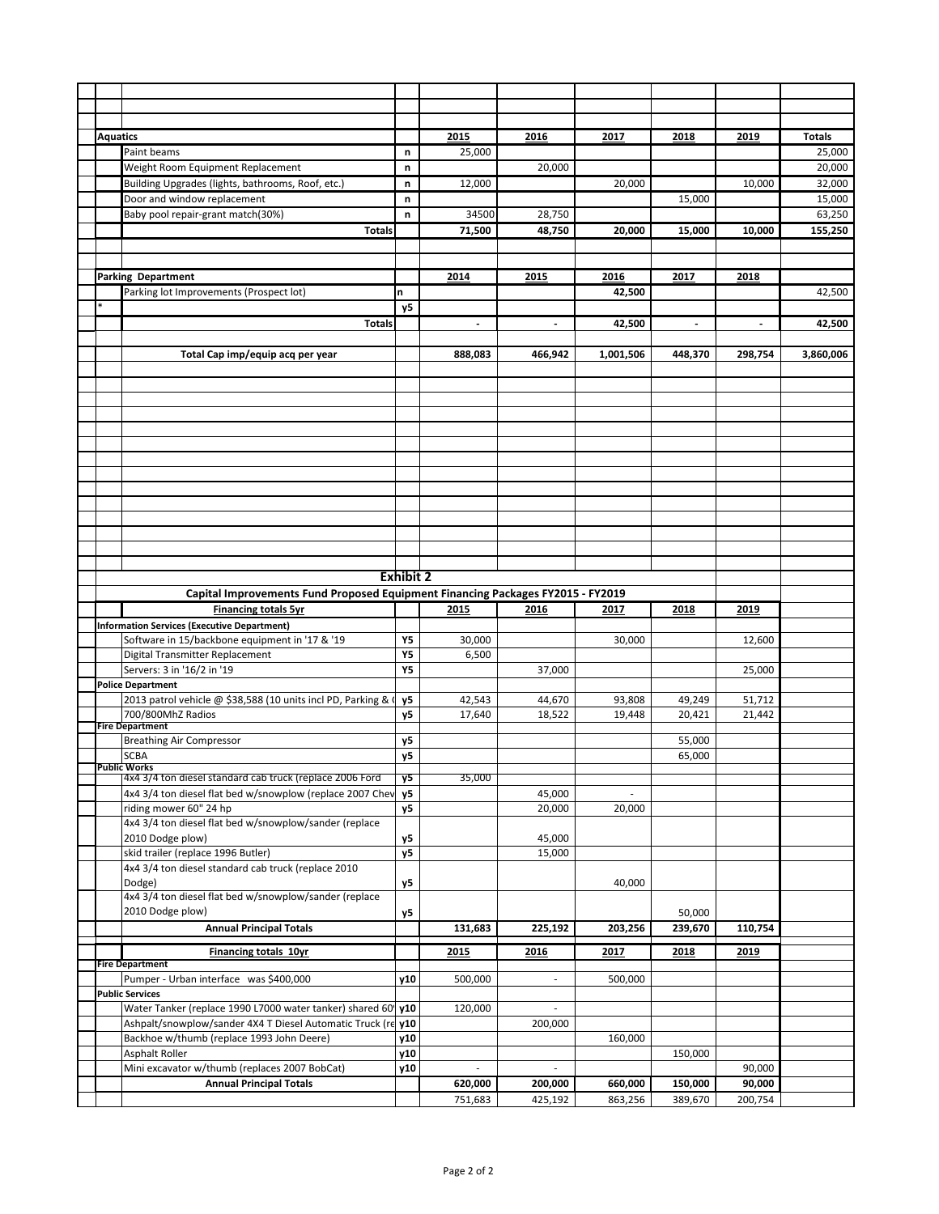| Aquatics | | 2015 | 2016 | 2017 | 2018 | 2019 | Totals |
|---|---|---|---|---|---|---|---|
| Paint beams | n | 25,000 | | | | | 25,000 |
| Weight Room Equipment Replacement | n | | 20,000 | | | | 20,000 |
| Building Upgrades (lights, bathrooms, Roof, etc.) | n | 12,000 | | 20,000 | | 10,000 | 32,000 |
| Door and window replacement | n | | | | 15,000 | | 15,000 |
| Baby pool repair-grant match(30%) | n | 34500 | 28,750 | | | | 63,250 |
| **Totals** | | **71,500** | **48,750** | **20,000** | **15,000** | **10,000** | **155,250** |

| Parking Department | | 2014 | 2015 | 2016 | 2017 | 2018 | |
|---|---|---|---|---|---|---|---|
| Parking lot Improvements (Prospect lot) | n | | | **42,500** | | | 42,500 |
| * | y5 | | | | | | |
| **Totals** | | **-** | **-** | **42,500** | **-** | **-** | **42,500** |
| **Total Cap imp/equip acq per year** | | **888,083** | **466,942** | **1,001,506** | **448,370** | **298,754** | **3,860,006** |

## Exhibit 2

### Capital Improvements Fund Proposed Equipment Financing Packages FY2015 - FY2019

| Financing totals 5yr | | 2015 | 2016 | 2017 | 2018 | 2019 |
|---|---|---|---|---|---|---|
| **Information Services (Executive Department)** | | | | | | |
| Software in 15/backbone equipment in '17 & '19 | Y5 | 30,000 | | 30,000 | | 12,600 |
| Digital Transmitter Replacement | Y5 | 6,500 | | | | |
| Servers: 3 in '16/2 in '19 | Y5 | | 37,000 | | | 25,000 |
| **Police Department** | | | | | | |
| 2013 patrol vehicle @ $38,588 (10 units incl PD, Parking & ( | y5 | 42,543 | 44,670 | 93,808 | 49,249 | 51,712 |
| 700/800MhZ Radios | y5 | 17,640 | 18,522 | 19,448 | 20,421 | 21,442 |
| **Fire Department** | | | | | | |
| Breathing Air Compressor | y5 | | | | 55,000 | |
| SCBA | y5 | | | | 65,000 | |
| **Public Works** | | | | | | |
| 4x4 3/4 ton diesel standard cab truck (replace 2006 Ford | y5 | 35,000 | | | | |
| 4x4 3/4 ton diesel flat bed w/snowplow (replace 2007 Chev | y5 | | 45,000 | - | | |
| riding mower 60" 24 hp | y5 | | 20,000 | 20,000 | | |
| 4x4 3/4 ton diesel flat bed w/snowplow/sander (replace 2010 Dodge plow) | y5 | | 45,000 | | | |
| skid trailer (replace 1996 Butler) | y5 | | 15,000 | | | |
| 4x4 3/4 ton diesel standard cab truck (replace 2010 Dodge) | y5 | | | 40,000 | | |
| 4x4 3/4 ton diesel flat bed w/snowplow/sander (replace 2010 Dodge plow) | y5 | | | | 50,000 | |
| **Annual Principal Totals** | | **131,683** | **225,192** | **203,256** | **239,670** | **110,754** |
| **Financing totals 10yr** | | **2015** | **2016** | **2017** | **2018** | **2019** |
| **Fire Department** | | | | | | |
| Pumper - Urban interface was $400,000 | y10 | 500,000 | - | 500,000 | | |
| **Public Services** | | | | | | |
| Water Tanker (replace 1990 L7000 water tanker) shared 60' | y10 | 120,000 | - | | | |
| Ashpalt/snowplow/sander 4X4 T Diesel Automatic Truck (re | y10 | | 200,000 | | | |
| Backhoe w/thumb (replace 1993 John Deere) | y10 | | | 160,000 | | |
| Asphalt Roller | y10 | | | | 150,000 | |
| Mini excavator w/thumb (replaces 2007 BobCat) | y10 | - | - | | | 90,000 |
| **Annual Principal Totals** | | **620,000** | **200,000** | **660,000** | **150,000** | **90,000** |
| | | 751,683 | 425,192 | 863,256 | 389,670 | 200,754 |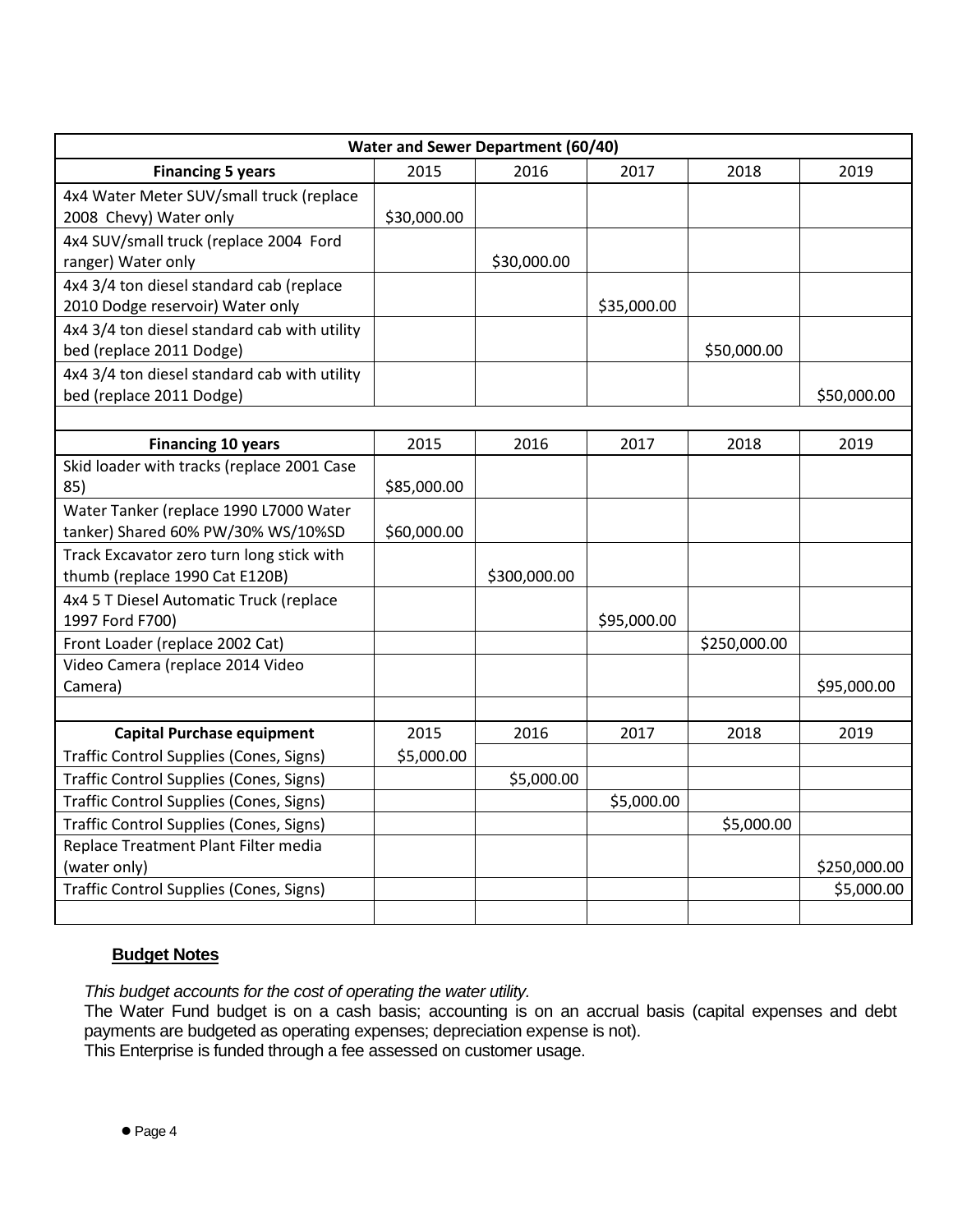| Water and Sewer Department (60/40) | | | | | |
|---|---|---|---|---|---|
| **Financing 5 years** | 2015 | 2016 | 2017 | 2018 | 2019 |
| 4x4 Water Meter SUV/small truck (replace 2008 Chevy) Water only | $30,000.00 | | | | |
| 4x4 SUV/small truck (replace 2004 Ford ranger) Water only | | $30,000.00 | | | |
| 4x4 3/4 ton diesel standard cab (replace 2010 Dodge reservoir) Water only | | | $35,000.00 | | |
| 4x4 3/4 ton diesel standard cab with utility bed (replace 2011 Dodge) | | | | $50,000.00 | |
| 4x4 3/4 ton diesel standard cab with utility bed (replace 2011 Dodge) | | | | | $50,000.00 |
| | | | | | |
| **Financing 10 years** | 2015 | 2016 | 2017 | 2018 | 2019 |
| Skid loader with tracks (replace 2001 Case 85) | $85,000.00 | | | | |
| Water Tanker (replace 1990 L7000 Water tanker) Shared 60% PW/30% WS/10%SD | $60,000.00 | | | | |
| Track Excavator zero turn long stick with thumb (replace 1990 Cat E120B) | | $300,000.00 | | | |
| 4x4 5 T Diesel Automatic Truck (replace 1997 Ford F700) | | | $95,000.00 | | |
| Front Loader (replace 2002 Cat) | | | | $250,000.00 | |
| Video Camera (replace 2014 Video Camera) | | | | | $95,000.00 |
| | | | | | |
| **Capital Purchase equipment** | 2015 | 2016 | 2017 | 2018 | 2019 |
| Traffic Control Supplies (Cones, Signs) | $5,000.00 | | | | |
| Traffic Control Supplies (Cones, Signs) | | $5,000.00 | | | |
| Traffic Control Supplies (Cones, Signs) | | | $5,000.00 | | |
| Traffic Control Supplies (Cones, Signs) | | | | $5,000.00 | |
| Replace Treatment Plant Filter media (water only) | | | | | $250,000.00 |
| Traffic Control Supplies (Cones, Signs) | | | | | $5,000.00 |
| | | | | | |

**Budget Notes**

*This budget accounts for the cost of operating the water utility.*

The Water Fund budget is on a cash basis; accounting is on an accrual basis (capital expenses and debt payments are budgeted as operating expenses; depreciation expense is not).

This Enterprise is funded through a fee assessed on customer usage.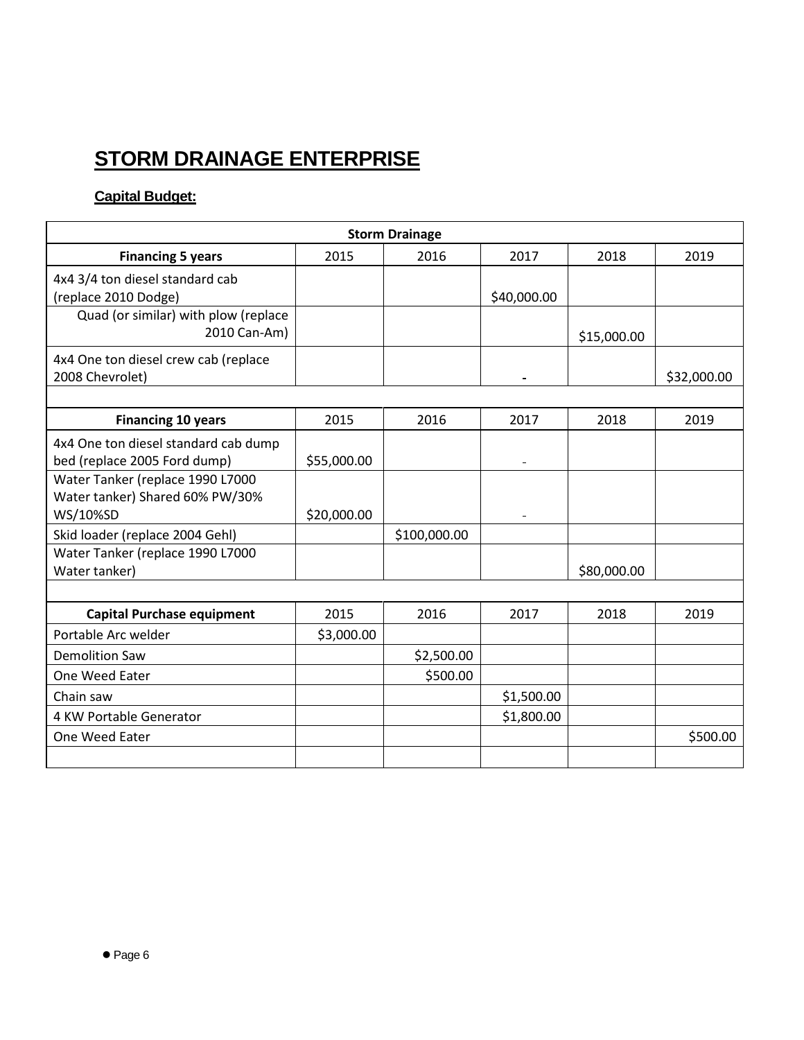# STORM DRAINAGE ENTERPRISE

## Capital Budget:

| Storm Drainage | | | | | |
|---|---|---|---|---|---|
| **Financing 5 years** | 2015 | 2016 | 2017 | 2018 | 2019 |
| 4x4 3/4 ton diesel standard cab (replace 2010 Dodge) | | | $40,000.00 | | |
| Quad (or similar) with plow (replace 2010 Can-Am) | | | | $15,000.00 | |
| 4x4 One ton diesel crew cab (replace 2008 Chevrolet) | | | - | | $32,000.00 |
| | | | | | |
| **Financing 10 years** | 2015 | 2016 | 2017 | 2018 | 2019 |
| 4x4 One ton diesel standard cab dump bed (replace 2005 Ford dump) | $55,000.00 | | - | | |
| Water Tanker (replace 1990 L7000 Water tanker) Shared 60% PW/30% WS/10%SD | $20,000.00 | | - | | |
| Skid loader (replace 2004 Gehl) | | $100,000.00 | | | |
| Water Tanker (replace 1990 L7000 Water tanker) | | | | $80,000.00 | |
| | | | | | |
| **Capital Purchase equipment** | 2015 | 2016 | 2017 | 2018 | 2019 |
| Portable Arc welder | $3,000.00 | | | | |
| Demolition Saw | | $2,500.00 | | | |
| One Weed Eater | | $500.00 | | | |
| Chain saw | | | $1,500.00 | | |
| 4 KW Portable Generator | | | $1,800.00 | | |
| One Weed Eater | | | | | $500.00 |
| | | | | | |